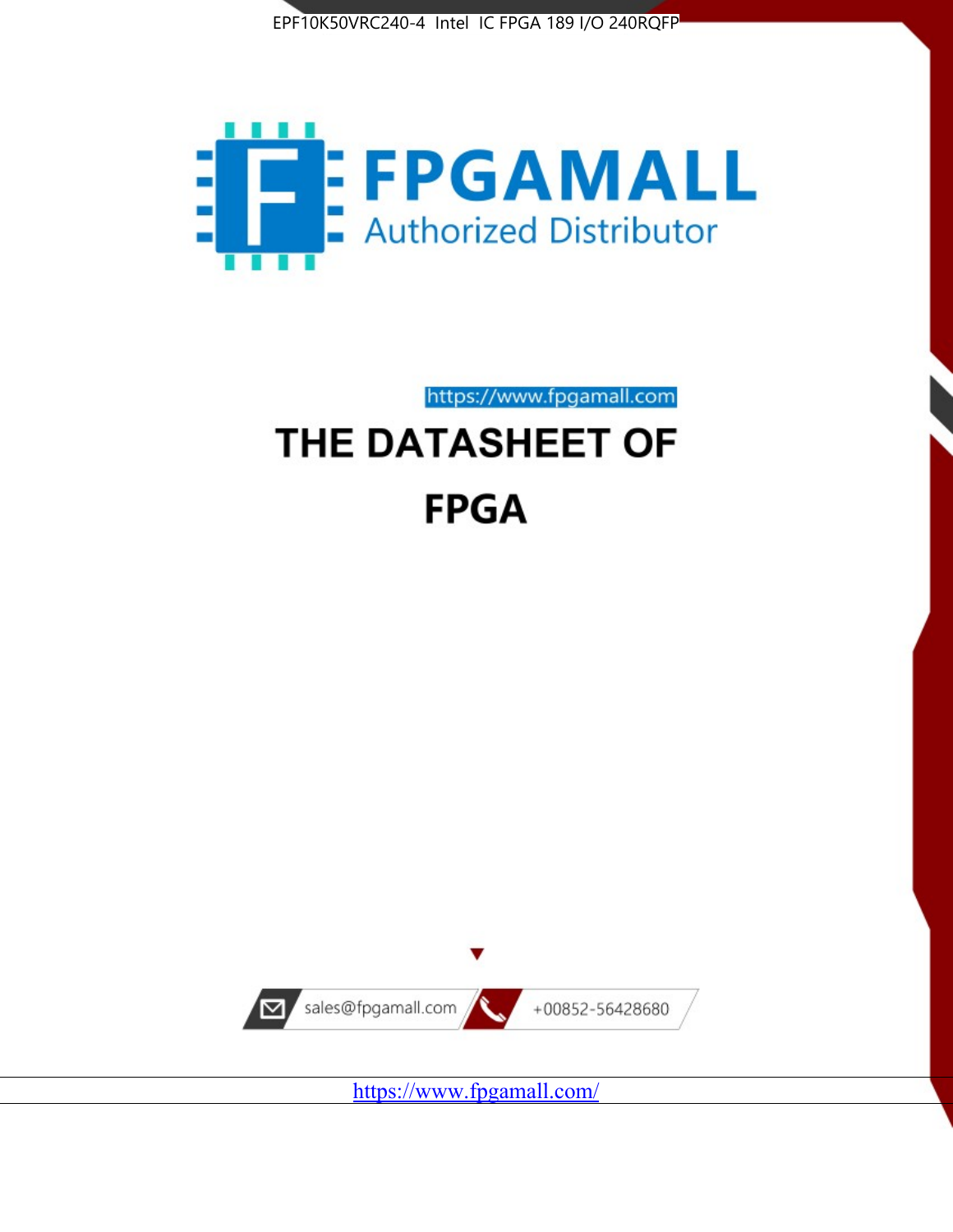EPF10K50VRC240-4 Intel IC FPGA 189 I/O 240RQFP

FPGAMALL

Authorized Distributor

https://www.fpgamall.com

# THE DATASHEET OF

# FPGA

sales@fpgamall.com

+00852-56428680

https://www.fpgamall.com/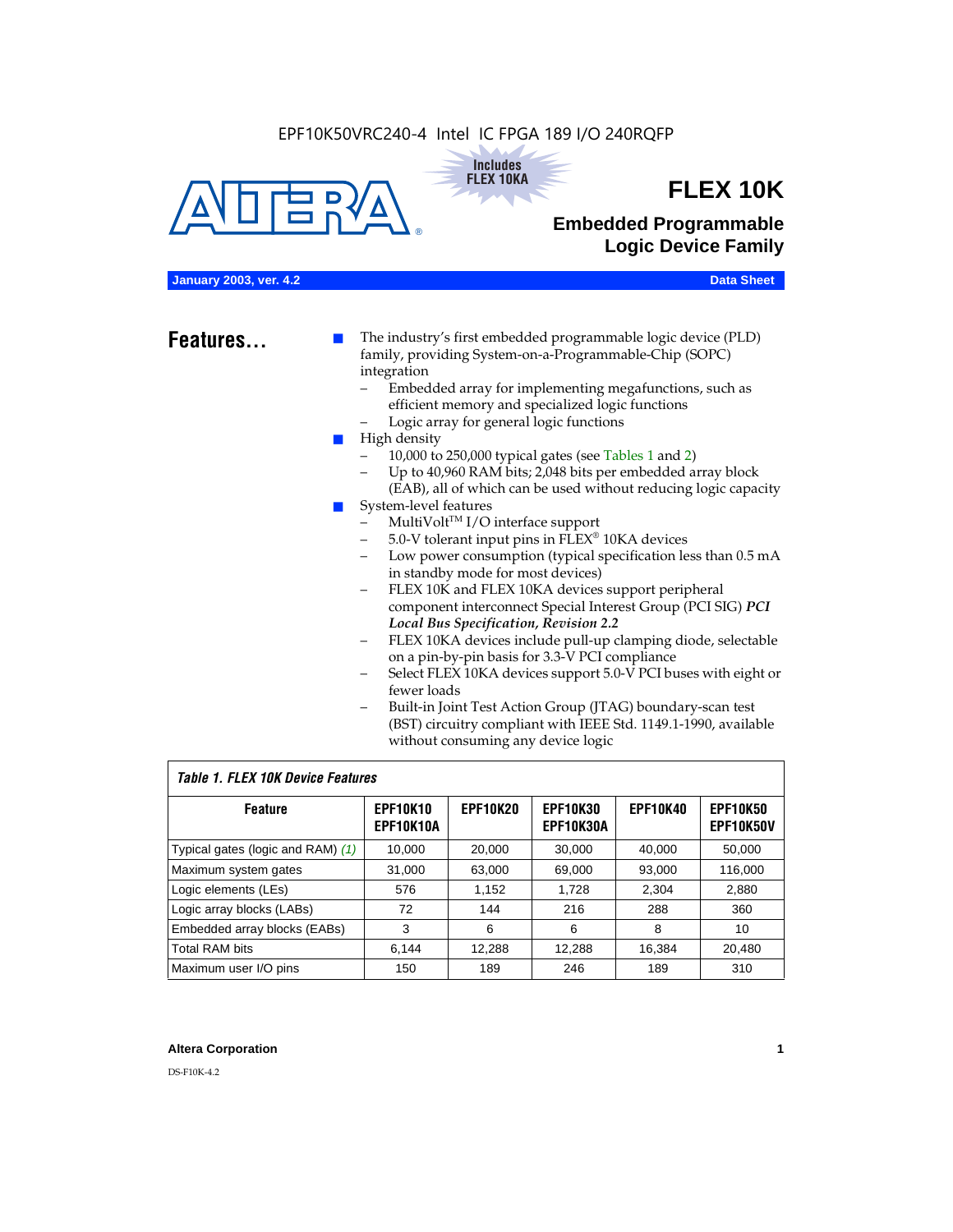EPF10K50VRC240-4 Intel IC FPGA 189 I/O 240RQFP

Includes FLEX 10KA

# FLEX 10K

## Embedded Programmable Logic Device Family

**January 2003, ver. 4.2** **Data Sheet**

## Features...

- The industry's first embedded programmable logic device (PLD) family, providing System-on-a-Programmable-Chip (SOPC) integration
  - Embedded array for implementing megafunctions, such as efficient memory and specialized logic functions
  - Logic array for general logic functions
- High density
  - 10,000 to 250,000 typical gates (see Tables 1 and 2)
  - Up to 40,960 RAM bits; 2,048 bits per embedded array block (EAB), all of which can be used without reducing logic capacity
- System-level features
  - MultiVolt™ I/O interface support
  - 5.0-V tolerant input pins in FLEX® 10KA devices
  - Low power consumption (typical specification less than 0.5 mA in standby mode for most devices)
  - FLEX 10K and FLEX 10KA devices support peripheral component interconnect Special Interest Group (PCI SIG) ***PCI Local Bus Specification, Revision 2.2***
  - FLEX 10KA devices include pull-up clamping diode, selectable on a pin-by-pin basis for 3.3-V PCI compliance
  - Select FLEX 10KA devices support 5.0-V PCI buses with eight or fewer loads
  - Built-in Joint Test Action Group (JTAG) boundary-scan test (BST) circuitry compliant with IEEE Std. 1149.1-1990, available without consuming any device logic

*Table 1. FLEX 10K Device Features*

| Feature | EPF10K10 EPF10K10A | EPF10K20 | EPF10K30 EPF10K30A | EPF10K40 | EPF10K50 EPF10K50V |
|---|---|---|---|---|---|
| Typical gates (logic and RAM) *(1)* | 10,000 | 20,000 | 30,000 | 40,000 | 50,000 |
| Maximum system gates | 31,000 | 63,000 | 69,000 | 93,000 | 116,000 |
| Logic elements (LEs) | 576 | 1,152 | 1,728 | 2,304 | 2,880 |
| Logic array blocks (LABs) | 72 | 144 | 216 | 288 | 360 |
| Embedded array blocks (EABs) | 3 | 6 | 6 | 8 | 10 |
| Total RAM bits | 6,144 | 12,288 | 12,288 | 16,384 | 20,480 |
| Maximum user I/O pins | 150 | 189 | 246 | 189 | 310 |

**Altera Corporation**

DS-F10K-4.2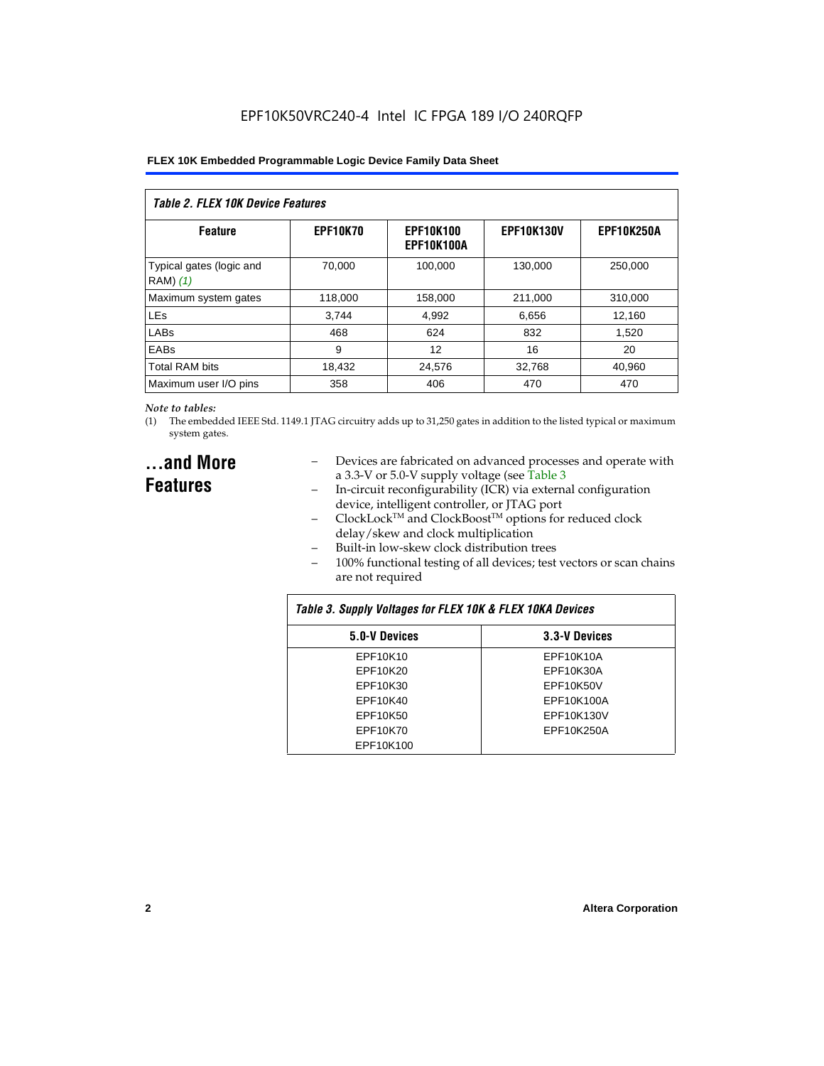*Table 2. FLEX 10K Device Features*

| Feature | EPF10K70 | EPF10K100 EPF10K100A | EPF10K130V | EPF10K250A |
|---|---|---|---|---|
| Typical gates (logic and RAM) *(1)* | 70,000 | 100,000 | 130,000 | 250,000 |
| Maximum system gates | 118,000 | 158,000 | 211,000 | 310,000 |
| LEs | 3,744 | 4,992 | 6,656 | 12,160 |
| LABs | 468 | 624 | 832 | 1,520 |
| EABs | 9 | 12 | 16 | 20 |
| Total RAM bits | 18,432 | 24,576 | 32,768 | 40,960 |
| Maximum user I/O pins | 358 | 406 | 470 | 470 |

*Note to tables:*

(1) The embedded IEEE Std. 1149.1 JTAG circuitry adds up to 31,250 gates in addition to the listed typical or maximum system gates.

## ...and More Features

- Devices are fabricated on advanced processes and operate with a 3.3-V or 5.0-V supply voltage (see Table 3
- In-circuit reconfigurability (ICR) via external configuration device, intelligent controller, or JTAG port
- ClockLock™ and ClockBoost™ options for reduced clock delay/skew and clock multiplication
- Built-in low-skew clock distribution trees
- 100% functional testing of all devices; test vectors or scan chains are not required

*Table 3. Supply Voltages for FLEX 10K & FLEX 10KA Devices*

| 5.0-V Devices | 3.3-V Devices |
|---|---|
| EPF10K10 | EPF10K10A |
| EPF10K20 | EPF10K30A |
| EPF10K30 | EPF10K50V |
| EPF10K40 | EPF10K100A |
| EPF10K50 | EPF10K130V |
| EPF10K70 | EPF10K250A |
| EPF10K100 | |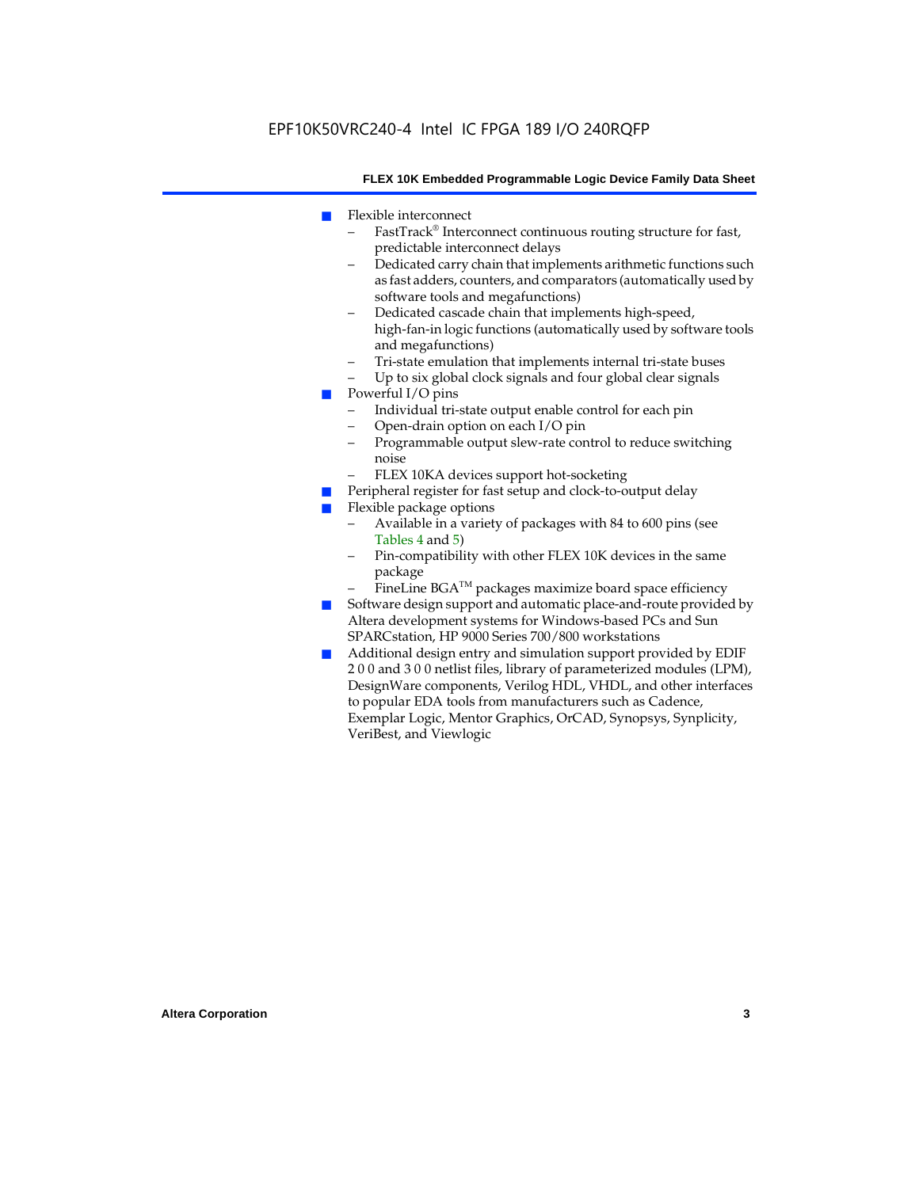- Flexible interconnect
  - FastTrack® Interconnect continuous routing structure for fast, predictable interconnect delays
  - Dedicated carry chain that implements arithmetic functions such as fast adders, counters, and comparators (automatically used by software tools and megafunctions)
  - Dedicated cascade chain that implements high-speed, high-fan-in logic functions (automatically used by software tools and megafunctions)
  - Tri-state emulation that implements internal tri-state buses
  - Up to six global clock signals and four global clear signals
- Powerful I/O pins
  - Individual tri-state output enable control for each pin
  - Open-drain option on each I/O pin
  - Programmable output slew-rate control to reduce switching noise
  - FLEX 10KA devices support hot-socketing
- Peripheral register for fast setup and clock-to-output delay
- Flexible package options
  - Available in a variety of packages with 84 to 600 pins (see Tables 4 and 5)
  - Pin-compatibility with other FLEX 10K devices in the same package
  - FineLine BGA™ packages maximize board space efficiency
- Software design support and automatic place-and-route provided by Altera development systems for Windows-based PCs and Sun SPARCstation, HP 9000 Series 700/800 workstations
- Additional design entry and simulation support provided by EDIF 2 0 0 and 3 0 0 netlist files, library of parameterized modules (LPM), DesignWare components, Verilog HDL, VHDL, and other interfaces to popular EDA tools from manufacturers such as Cadence, Exemplar Logic, Mentor Graphics, OrCAD, Synopsys, Synplicity, VeriBest, and Viewlogic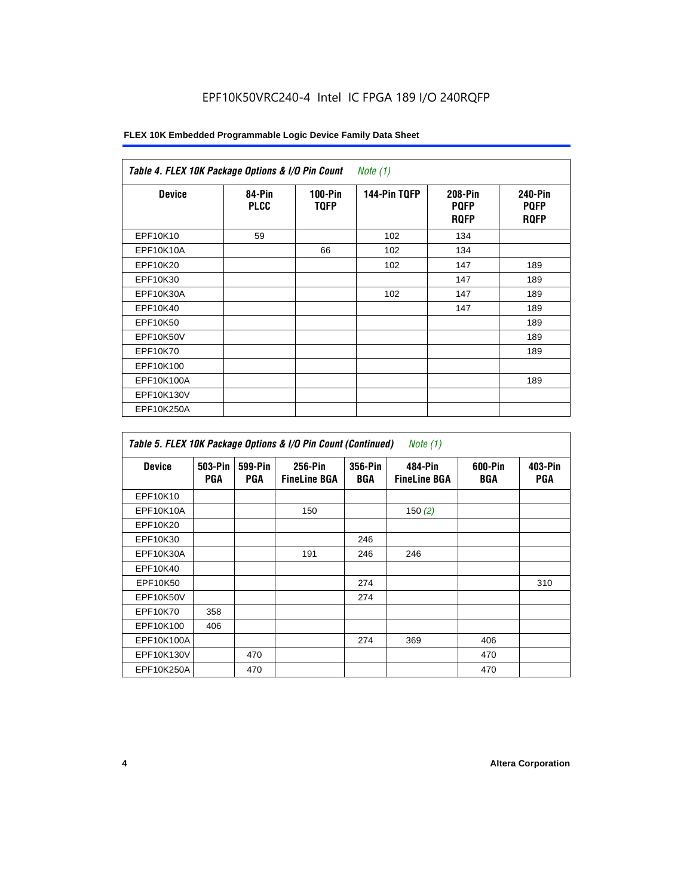EPF10K50VRC240-4 Intel IC FPGA 189 I/O 240RQFP

| *Table 4. FLEX 10K Package Options & I/O Pin Count* *Note (1)* | | | | | |
|---|---|---|---|---|---|
| **Device** | **84-Pin PLCC** | **100-Pin TQFP** | **144-Pin TQFP** | **208-Pin PQFP RQFP** | **240-Pin PQFP RQFP** |
| EPF10K10 | 59 | | 102 | 134 | |
| EPF10K10A | | 66 | 102 | 134 | |
| EPF10K20 | | | 102 | 147 | 189 |
| EPF10K30 | | | | 147 | 189 |
| EPF10K30A | | | 102 | 147 | 189 |
| EPF10K40 | | | | 147 | 189 |
| EPF10K50 | | | | | 189 |
| EPF10K50V | | | | | 189 |
| EPF10K70 | | | | | 189 |
| EPF10K100 | | | | | |
| EPF10K100A | | | | | 189 |
| EPF10K130V | | | | | |
| EPF10K250A | | | | | |

| *Table 5. FLEX 10K Package Options & I/O Pin Count (Continued)* *Note (1)* | | | | | | | |
|---|---|---|---|---|---|---|---|
| **Device** | **503-Pin PGA** | **599-Pin PGA** | **256-Pin FineLine BGA** | **356-Pin BGA** | **484-Pin FineLine BGA** | **600-Pin BGA** | **403-Pin PGA** |
| EPF10K10 | | | | | | | |
| EPF10K10A | | | 150 | | 150 *(2)* | | |
| EPF10K20 | | | | | | | |
| EPF10K30 | | | | 246 | | | |
| EPF10K30A | | | 191 | 246 | 246 | | |
| EPF10K40 | | | | | | | |
| EPF10K50 | | | | 274 | | | 310 |
| EPF10K50V | | | | 274 | | | |
| EPF10K70 | 358 | | | | | | |
| EPF10K100 | 406 | | | | | | |
| EPF10K100A | | | | 274 | 369 | 406 | |
| EPF10K130V | | 470 | | | | 470 | |
| EPF10K250A | | 470 | | | | 470 | |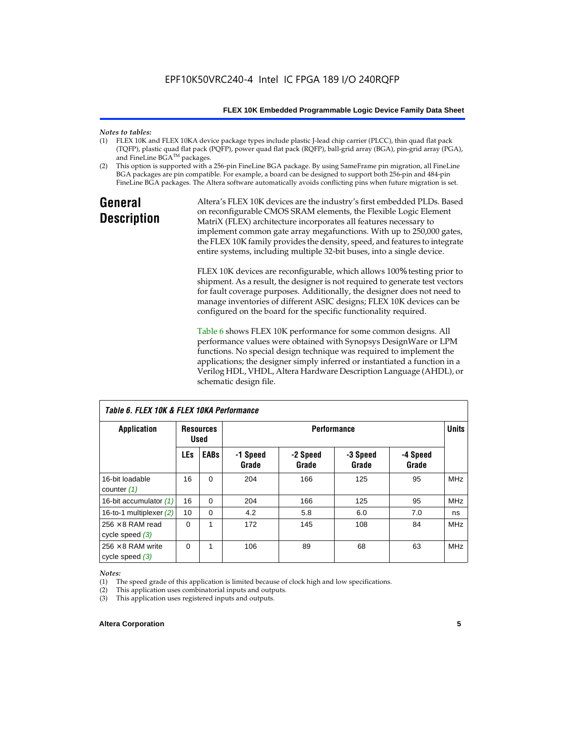*Notes to tables:*

(1) FLEX 10K and FLEX 10KA device package types include plastic J-lead chip carrier (PLCC), thin quad flat pack (TQFP), plastic quad flat pack (PQFP), power quad flat pack (RQFP), ball-grid array (BGA), pin-grid array (PGA), and FineLine BGA™ packages.

(2) This option is supported with a 256-pin FineLine BGA package. By using SameFrame pin migration, all FineLine BGA packages are pin compatible. For example, a board can be designed to support both 256-pin and 484-pin FineLine BGA packages. The Altera software automatically avoids conflicting pins when future migration is set.

## General Description

Altera's FLEX 10K devices are the industry's first embedded PLDs. Based on reconfigurable CMOS SRAM elements, the Flexible Logic Element MatriX (FLEX) architecture incorporates all features necessary to implement common gate array megafunctions. With up to 250,000 gates, the FLEX 10K family provides the density, speed, and features to integrate entire systems, including multiple 32-bit buses, into a single device.

FLEX 10K devices are reconfigurable, which allows 100% testing prior to shipment. As a result, the designer is not required to generate test vectors for fault coverage purposes. Additionally, the designer does not need to manage inventories of different ASIC designs; FLEX 10K devices can be configured on the board for the specific functionality required.

Table 6 shows FLEX 10K performance for some common designs. All performance values were obtained with Synopsys DesignWare or LPM functions. No special design technique was required to implement the applications; the designer simply inferred or instantiated a function in a Verilog HDL, VHDL, Altera Hardware Description Language (AHDL), or schematic design file.

*Table 6. FLEX 10K & FLEX 10KA Performance*

| Application | Resources Used | | Performance | | | | Units |
|---|---|---|---|---|---|---|---|
| | LEs | EABs | -1 Speed Grade | -2 Speed Grade | -3 Speed Grade | -4 Speed Grade | |
| 16-bit loadable counter *(1)* | 16 | 0 | 204 | 166 | 125 | 95 | MHz |
| 16-bit accumulator *(1)* | 16 | 0 | 204 | 166 | 125 | 95 | MHz |
| 16-to-1 multiplexer *(2)* | 10 | 0 | 4.2 | 5.8 | 6.0 | 7.0 | ns |
| 256 × 8 RAM read cycle speed *(3)* | 0 | 1 | 172 | 145 | 108 | 84 | MHz |
| 256 × 8 RAM write cycle speed *(3)* | 0 | 1 | 106 | 89 | 68 | 63 | MHz |

*Notes:*

(1) The speed grade of this application is limited because of clock high and low specifications.

(2) This application uses combinatorial inputs and outputs.

(3) This application uses registered inputs and outputs.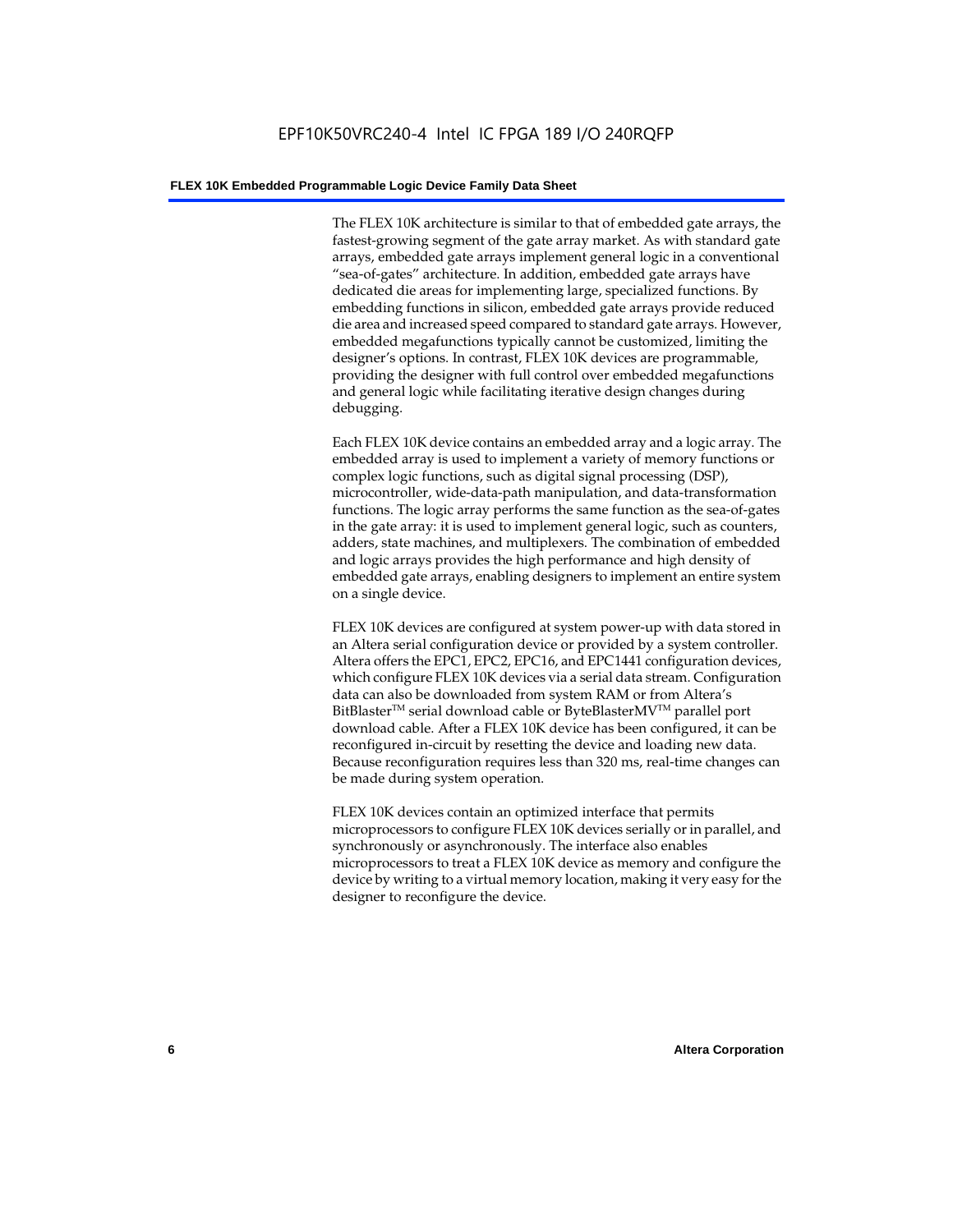The FLEX 10K architecture is similar to that of embedded gate arrays, the fastest-growing segment of the gate array market. As with standard gate arrays, embedded gate arrays implement general logic in a conventional "sea-of-gates" architecture. In addition, embedded gate arrays have dedicated die areas for implementing large, specialized functions. By embedding functions in silicon, embedded gate arrays provide reduced die area and increased speed compared to standard gate arrays. However, embedded megafunctions typically cannot be customized, limiting the designer's options. In contrast, FLEX 10K devices are programmable, providing the designer with full control over embedded megafunctions and general logic while facilitating iterative design changes during debugging.

Each FLEX 10K device contains an embedded array and a logic array. The embedded array is used to implement a variety of memory functions or complex logic functions, such as digital signal processing (DSP), microcontroller, wide-data-path manipulation, and data-transformation functions. The logic array performs the same function as the sea-of-gates in the gate array: it is used to implement general logic, such as counters, adders, state machines, and multiplexers. The combination of embedded and logic arrays provides the high performance and high density of embedded gate arrays, enabling designers to implement an entire system on a single device.

FLEX 10K devices are configured at system power-up with data stored in an Altera serial configuration device or provided by a system controller. Altera offers the EPC1, EPC2, EPC16, and EPC1441 configuration devices, which configure FLEX 10K devices via a serial data stream. Configuration data can also be downloaded from system RAM or from Altera's BitBlaster™ serial download cable or ByteBlasterMV™ parallel port download cable. After a FLEX 10K device has been configured, it can be reconfigured in-circuit by resetting the device and loading new data. Because reconfiguration requires less than 320 ms, real-time changes can be made during system operation.

FLEX 10K devices contain an optimized interface that permits microprocessors to configure FLEX 10K devices serially or in parallel, and synchronously or asynchronously. The interface also enables microprocessors to treat a FLEX 10K device as memory and configure the device by writing to a virtual memory location, making it very easy for the designer to reconfigure the device.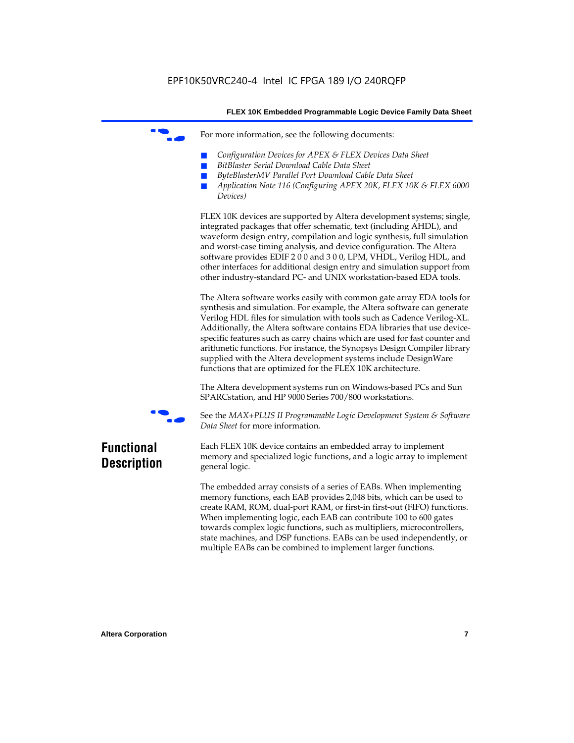For more information, see the following documents:

- *Configuration Devices for APEX & FLEX Devices Data Sheet*
- *BitBlaster Serial Download Cable Data Sheet*
- *ByteBlasterMV Parallel Port Download Cable Data Sheet*
- *Application Note 116 (Configuring APEX 20K, FLEX 10K & FLEX 6000 Devices)*

FLEX 10K devices are supported by Altera development systems; single, integrated packages that offer schematic, text (including AHDL), and waveform design entry, compilation and logic synthesis, full simulation and worst-case timing analysis, and device configuration. The Altera software provides EDIF 2 0 0 and 3 0 0, LPM, VHDL, Verilog HDL, and other interfaces for additional design entry and simulation support from other industry-standard PC- and UNIX workstation-based EDA tools.

The Altera software works easily with common gate array EDA tools for synthesis and simulation. For example, the Altera software can generate Verilog HDL files for simulation with tools such as Cadence Verilog-XL. Additionally, the Altera software contains EDA libraries that use device-specific features such as carry chains which are used for fast counter and arithmetic functions. For instance, the Synopsys Design Compiler library supplied with the Altera development systems include DesignWare functions that are optimized for the FLEX 10K architecture.

The Altera development systems run on Windows-based PCs and Sun SPARCstation, and HP 9000 Series 700/800 workstations.

See the *MAX+PLUS II Programmable Logic Development System & Software Data Sheet* for more information.

## Functional Description

Each FLEX 10K device contains an embedded array to implement memory and specialized logic functions, and a logic array to implement general logic.

The embedded array consists of a series of EABs. When implementing memory functions, each EAB provides 2,048 bits, which can be used to create RAM, ROM, dual-port RAM, or first-in first-out (FIFO) functions. When implementing logic, each EAB can contribute 100 to 600 gates towards complex logic functions, such as multipliers, microcontrollers, state machines, and DSP functions. EABs can be used independently, or multiple EABs can be combined to implement larger functions.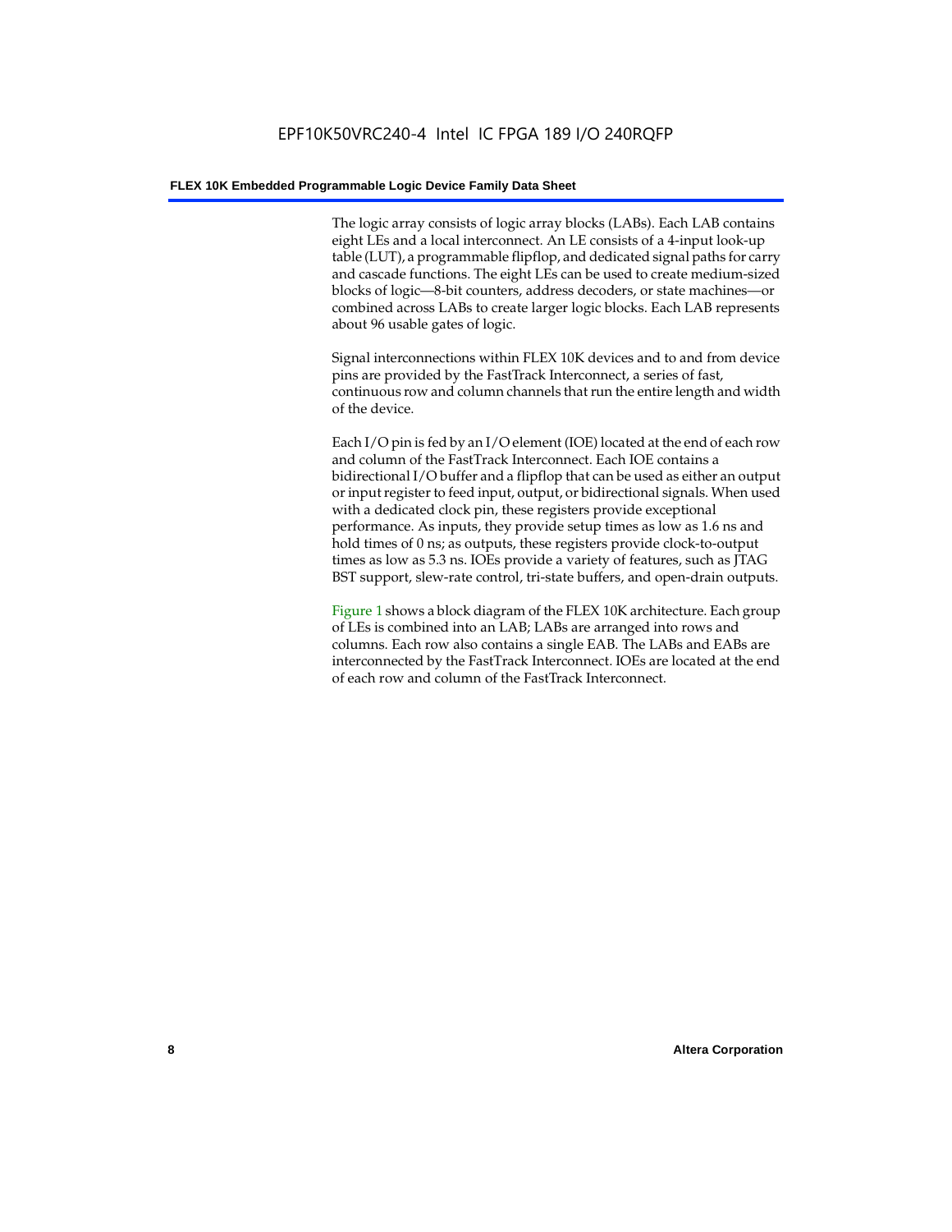The logic array consists of logic array blocks (LABs). Each LAB contains eight LEs and a local interconnect. An LE consists of a 4-input look-up table (LUT), a programmable flipflop, and dedicated signal paths for carry and cascade functions. The eight LEs can be used to create medium-sized blocks of logic—8-bit counters, address decoders, or state machines—or combined across LABs to create larger logic blocks. Each LAB represents about 96 usable gates of logic.

Signal interconnections within FLEX 10K devices and to and from device pins are provided by the FastTrack Interconnect, a series of fast, continuous row and column channels that run the entire length and width of the device.

Each I/O pin is fed by an I/O element (IOE) located at the end of each row and column of the FastTrack Interconnect. Each IOE contains a bidirectional I/O buffer and a flipflop that can be used as either an output or input register to feed input, output, or bidirectional signals. When used with a dedicated clock pin, these registers provide exceptional performance. As inputs, they provide setup times as low as 1.6 ns and hold times of 0 ns; as outputs, these registers provide clock-to-output times as low as 5.3 ns. IOEs provide a variety of features, such as JTAG BST support, slew-rate control, tri-state buffers, and open-drain outputs.

Figure 1 shows a block diagram of the FLEX 10K architecture. Each group of LEs is combined into an LAB; LABs are arranged into rows and columns. Each row also contains a single EAB. The LABs and EABs are interconnected by the FastTrack Interconnect. IOEs are located at the end of each row and column of the FastTrack Interconnect.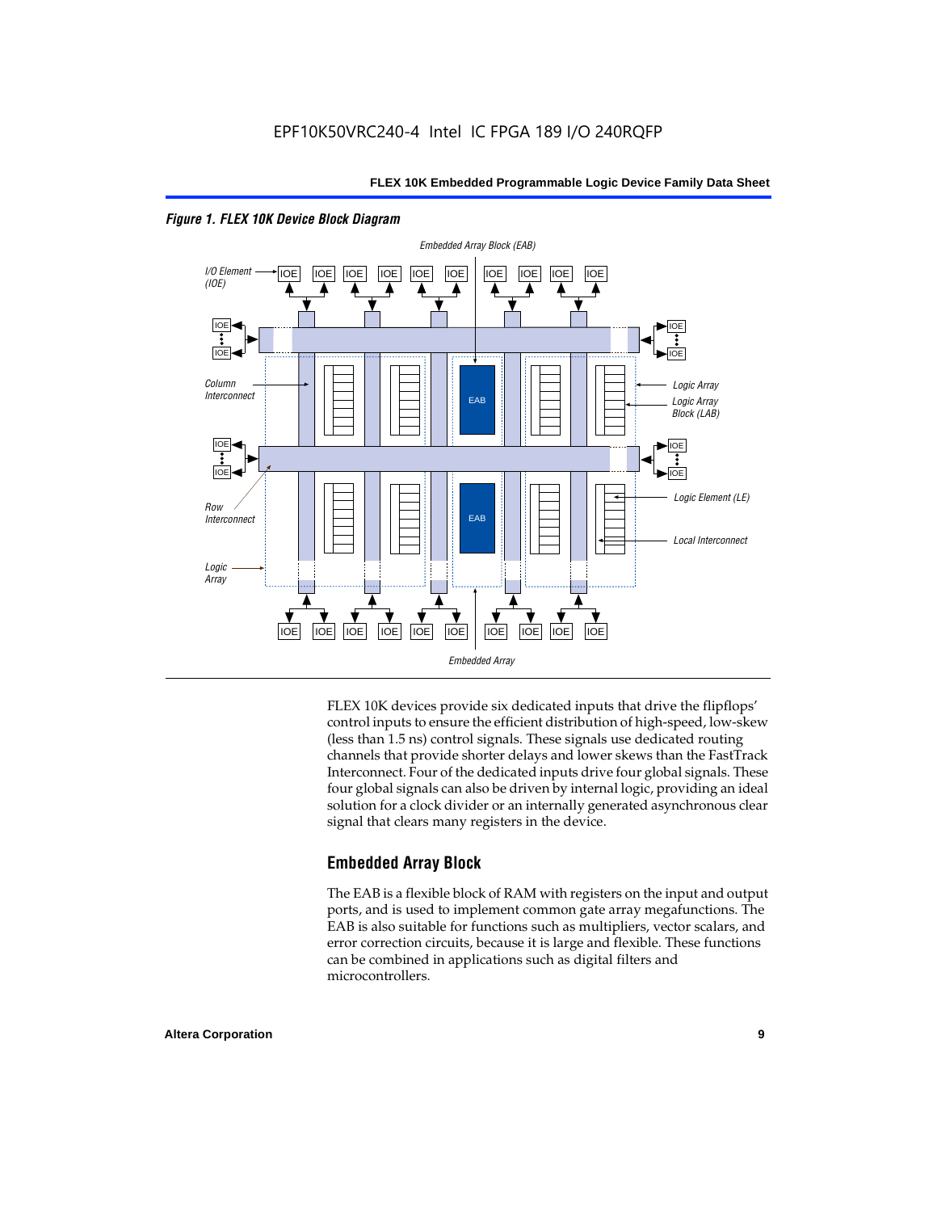*Figure 1. FLEX 10K Device Block Diagram*

FLEX 10K devices provide six dedicated inputs that drive the flipflops' control inputs to ensure the efficient distribution of high-speed, low-skew (less than 1.5 ns) control signals. These signals use dedicated routing channels that provide shorter delays and lower skews than the FastTrack Interconnect. Four of the dedicated inputs drive four global signals. These four global signals can also be driven by internal logic, providing an ideal solution for a clock divider or an internally generated asynchronous clear signal that clears many registers in the device.

## Embedded Array Block

The EAB is a flexible block of RAM with registers on the input and output ports, and is used to implement common gate array megafunctions. The EAB is also suitable for functions such as multipliers, vector scalars, and error correction circuits, because it is large and flexible. These functions can be combined in applications such as digital filters and microcontrollers.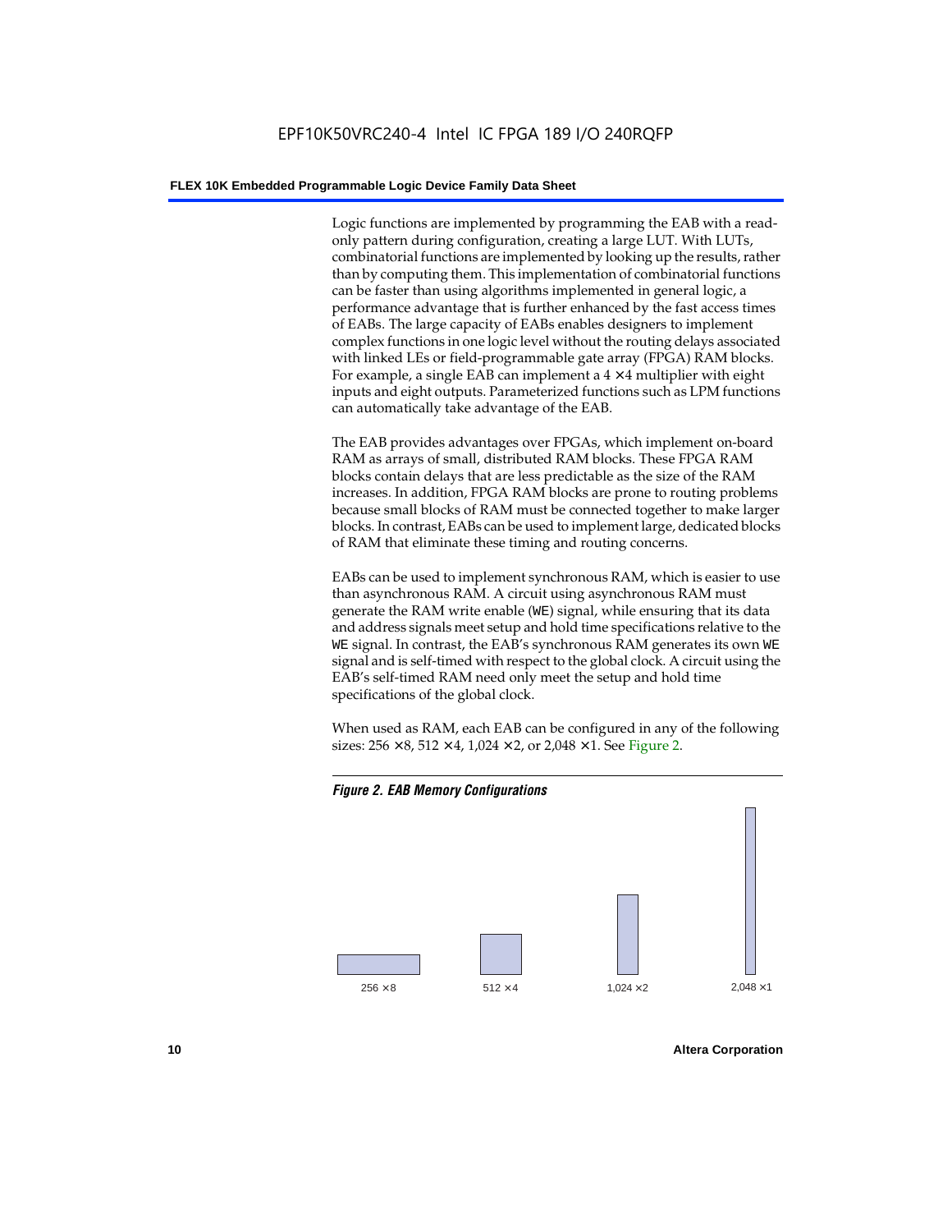Logic functions are implemented by programming the EAB with a read-only pattern during configuration, creating a large LUT. With LUTs, combinatorial functions are implemented by looking up the results, rather than by computing them. This implementation of combinatorial functions can be faster than using algorithms implemented in general logic, a performance advantage that is further enhanced by the fast access times of EABs. The large capacity of EABs enables designers to implement complex functions in one logic level without the routing delays associated with linked LEs or field-programmable gate array (FPGA) RAM blocks. For example, a single EAB can implement a 4 × 4 multiplier with eight inputs and eight outputs. Parameterized functions such as LPM functions can automatically take advantage of the EAB.

The EAB provides advantages over FPGAs, which implement on-board RAM as arrays of small, distributed RAM blocks. These FPGA RAM blocks contain delays that are less predictable as the size of the RAM increases. In addition, FPGA RAM blocks are prone to routing problems because small blocks of RAM must be connected together to make larger blocks. In contrast, EABs can be used to implement large, dedicated blocks of RAM that eliminate these timing and routing concerns.

EABs can be used to implement synchronous RAM, which is easier to use than asynchronous RAM. A circuit using asynchronous RAM must generate the RAM write enable (`WE`) signal, while ensuring that its data and address signals meet setup and hold time specifications relative to the `WE` signal. In contrast, the EAB's synchronous RAM generates its own `WE` signal and is self-timed with respect to the global clock. A circuit using the EAB's self-timed RAM need only meet the setup and hold time specifications of the global clock.

When used as RAM, each EAB can be configured in any of the following sizes: 256 × 8, 512 × 4, 1,024 × 2, or 2,048 × 1. See Figure 2.

*Figure 2. EAB Memory Configurations*

256 × 8    512 × 4    1,024 × 2    2,048 × 1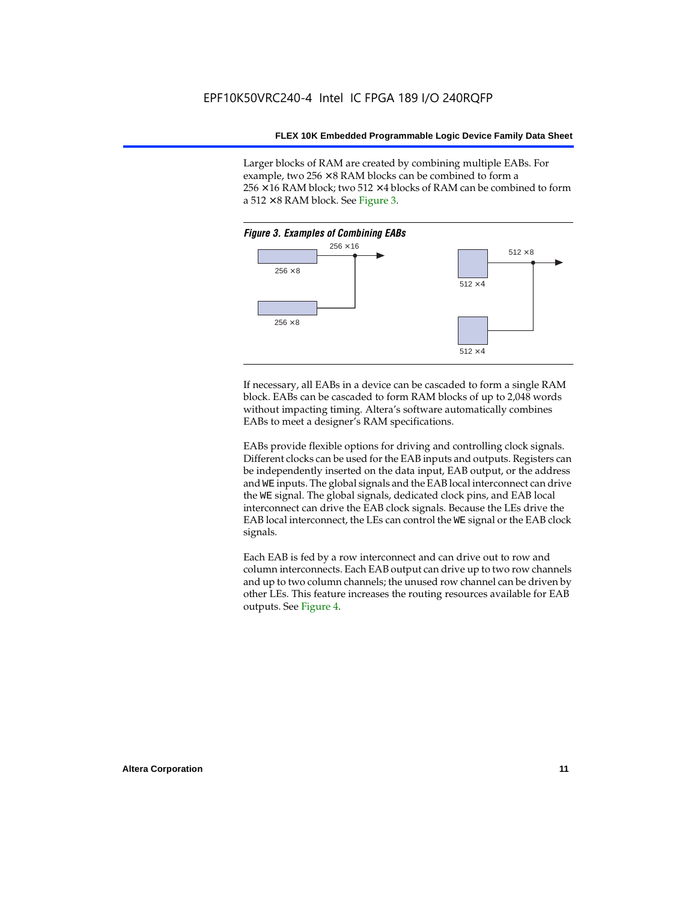Larger blocks of RAM are created by combining multiple EABs. For example, two 256 × 8 RAM blocks can be combined to form a 256 × 16 RAM block; two 512 × 4 blocks of RAM can be combined to form a 512 × 8 RAM block. See Figure 3.

*Figure 3. Examples of Combining EABs*

256 × 16

256 × 8

256 × 8

512 × 8

512 × 4

512 × 4

If necessary, all EABs in a device can be cascaded to form a single RAM block. EABs can be cascaded to form RAM blocks of up to 2,048 words without impacting timing. Altera's software automatically combines EABs to meet a designer's RAM specifications.

EABs provide flexible options for driving and controlling clock signals. Different clocks can be used for the EAB inputs and outputs. Registers can be independently inserted on the data input, EAB output, or the address and WE inputs. The global signals and the EAB local interconnect can drive the WE signal. The global signals, dedicated clock pins, and EAB local interconnect can drive the EAB clock signals. Because the LEs drive the EAB local interconnect, the LEs can control the WE signal or the EAB clock signals.

Each EAB is fed by a row interconnect and can drive out to row and column interconnects. Each EAB output can drive up to two row channels and up to two column channels; the unused row channel can be driven by other LEs. This feature increases the routing resources available for EAB outputs. See Figure 4.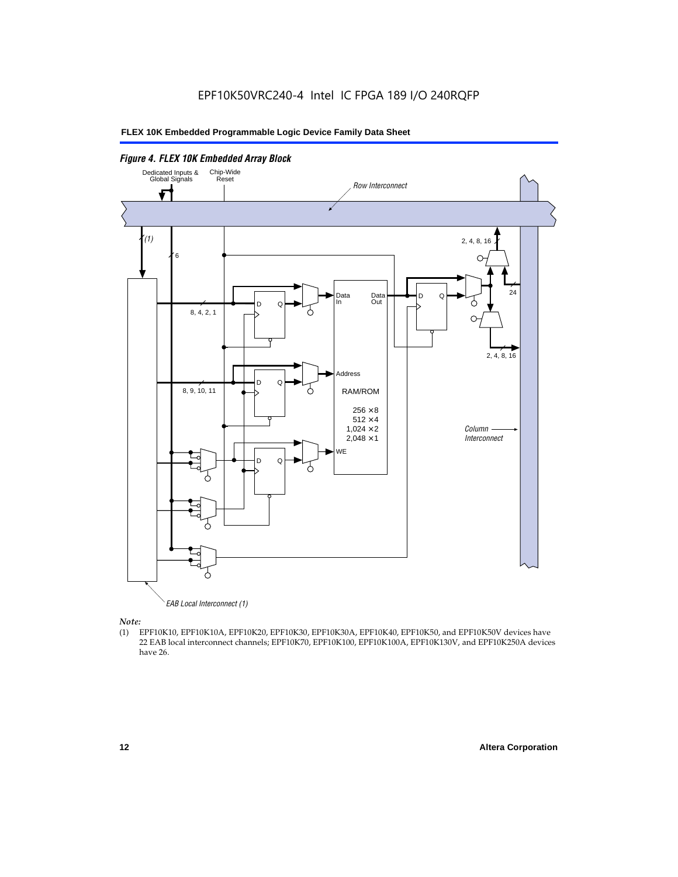*Figure 4. FLEX 10K Embedded Array Block*

Dedicated Inputs & Global Signals

Chip-Wide Reset

Row Interconnect

(1)

6

2, 4, 8, 16

24

Data In

Data Out

D Q

8, 4, 2, 1

2, 4, 8, 16

Address

8, 9, 10, 11

RAM/ROM

256 × 8
512 × 4
1,024 × 2
2,048 × 1

Column Interconnect

WE

EAB Local Interconnect (1)

*Note:*

(1) EPF10K10, EPF10K10A, EPF10K20, EPF10K30, EPF10K30A, EPF10K40, EPF10K50, and EPF10K50V devices have 22 EAB local interconnect channels; EPF10K70, EPF10K100, EPF10K100A, EPF10K130V, and EPF10K250A devices have 26.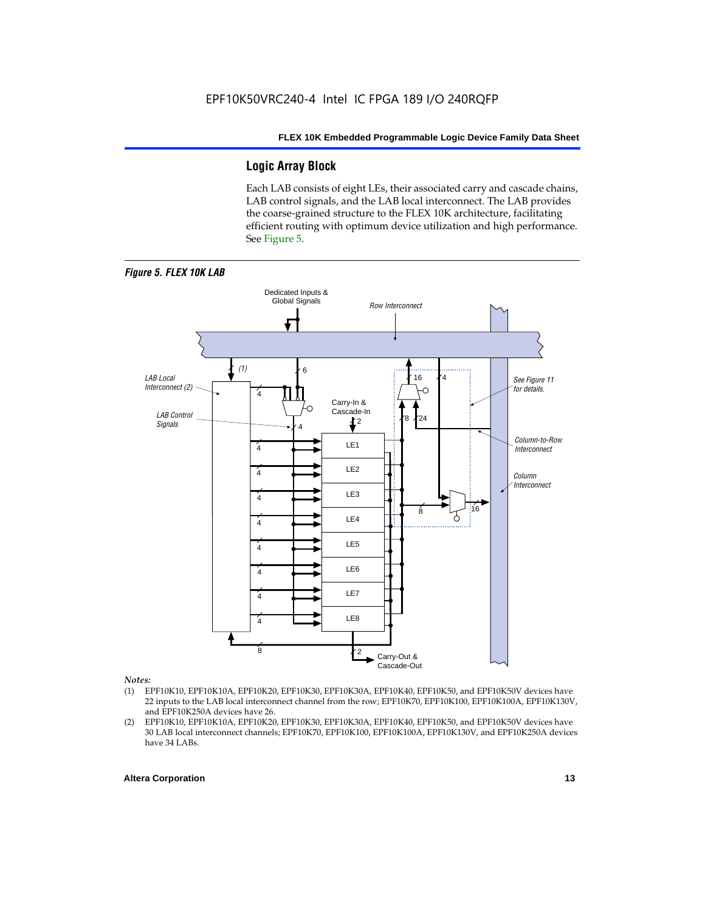## Logic Array Block

Each LAB consists of eight LEs, their associated carry and cascade chains, LAB control signals, and the LAB local interconnect. The LAB provides the coarse-grained structure to the FLEX 10K architecture, facilitating efficient routing with optimum device utilization and high performance. See Figure 5.

*Figure 5. FLEX 10K LAB*

*Notes:*

(1) EPF10K10, EPF10K10A, EPF10K20, EPF10K30, EPF10K30A, EPF10K40, EPF10K50, and EPF10K50V devices have 22 inputs to the LAB local interconnect channel from the row; EPF10K70, EPF10K100, EPF10K100A, EPF10K130V, and EPF10K250A devices have 26.

(2) EPF10K10, EPF10K10A, EPF10K20, EPF10K30, EPF10K30A, EPF10K40, EPF10K50, and EPF10K50V devices have 30 LAB local interconnect channels; EPF10K70, EPF10K100, EPF10K100A, EPF10K130V, and EPF10K250A devices have 34 LABs.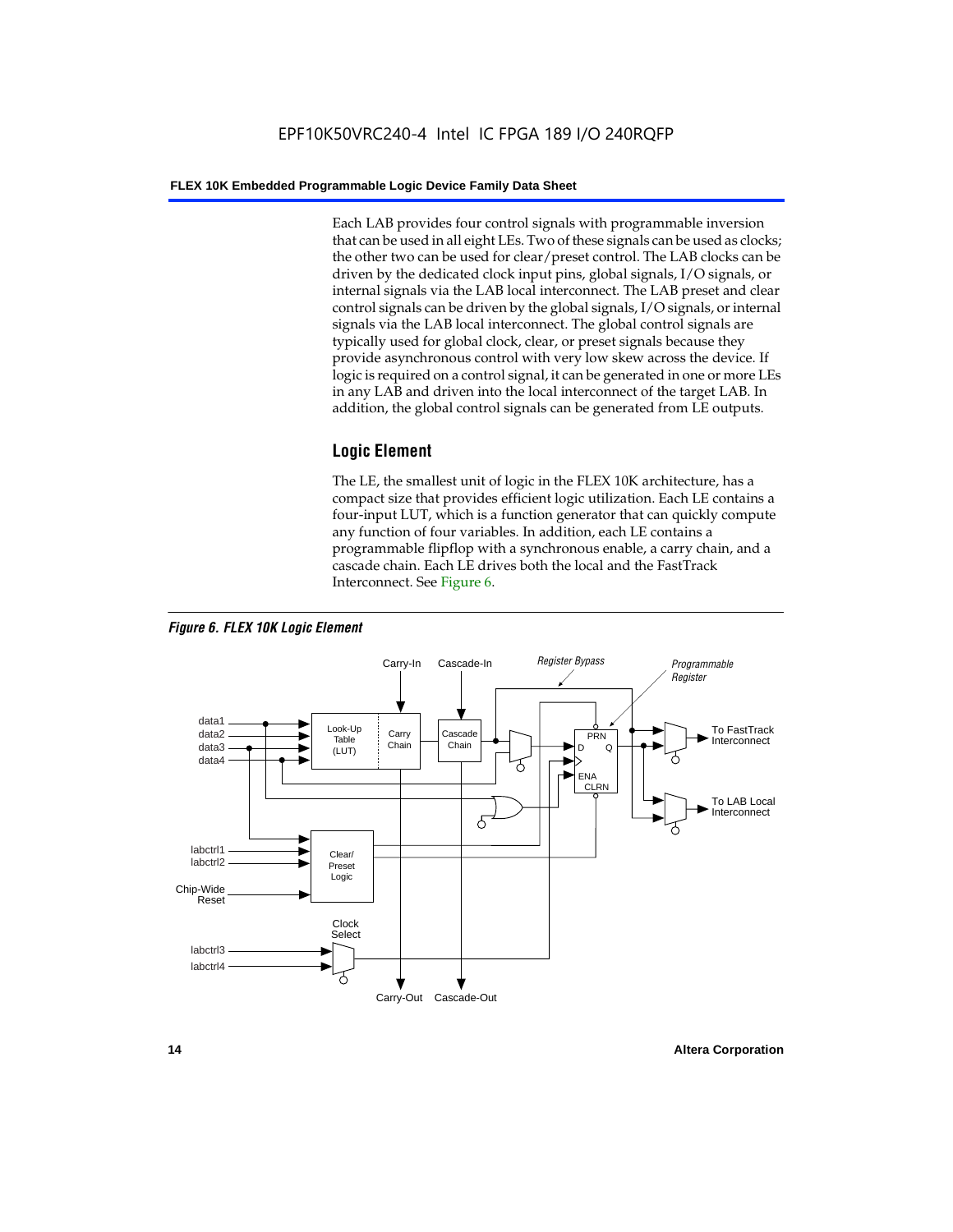Each LAB provides four control signals with programmable inversion that can be used in all eight LEs. Two of these signals can be used as clocks; the other two can be used for clear/preset control. The LAB clocks can be driven by the dedicated clock input pins, global signals, I/O signals, or internal signals via the LAB local interconnect. The LAB preset and clear control signals can be driven by the global signals, I/O signals, or internal signals via the LAB local interconnect. The global control signals are typically used for global clock, clear, or preset signals because they provide asynchronous control with very low skew across the device. If logic is required on a control signal, it can be generated in one or more LEs in any LAB and driven into the local interconnect of the target LAB. In addition, the global control signals can be generated from LE outputs.

## Logic Element

The LE, the smallest unit of logic in the FLEX 10K architecture, has a compact size that provides efficient logic utilization. Each LE contains a four-input LUT, which is a function generator that can quickly compute any function of four variables. In addition, each LE contains a programmable flipflop with a synchronous enable, a carry chain, and a cascade chain. Each LE drives both the local and the FastTrack Interconnect. See Figure 6.

*Figure 6. FLEX 10K Logic Element*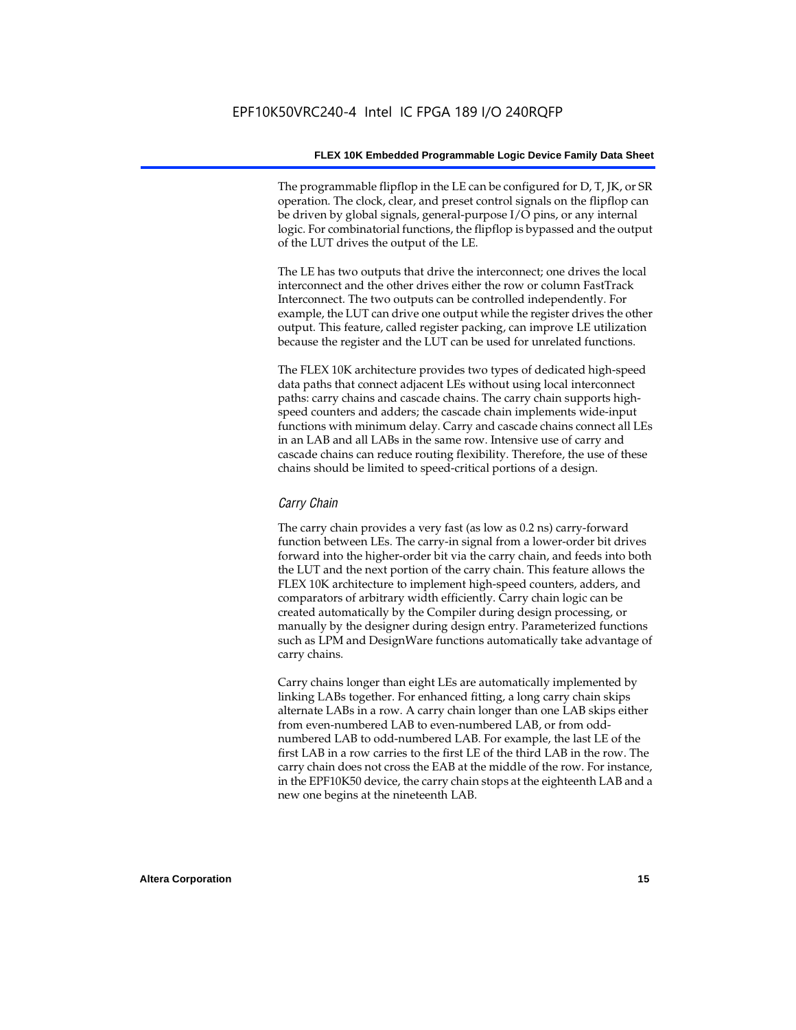The programmable flipflop in the LE can be configured for D, T, JK, or SR operation. The clock, clear, and preset control signals on the flipflop can be driven by global signals, general-purpose I/O pins, or any internal logic. For combinatorial functions, the flipflop is bypassed and the output of the LUT drives the output of the LE.

The LE has two outputs that drive the interconnect; one drives the local interconnect and the other drives either the row or column FastTrack Interconnect. The two outputs can be controlled independently. For example, the LUT can drive one output while the register drives the other output. This feature, called register packing, can improve LE utilization because the register and the LUT can be used for unrelated functions.

The FLEX 10K architecture provides two types of dedicated high-speed data paths that connect adjacent LEs without using local interconnect paths: carry chains and cascade chains. The carry chain supports high-speed counters and adders; the cascade chain implements wide-input functions with minimum delay. Carry and cascade chains connect all LEs in an LAB and all LABs in the same row. Intensive use of carry and cascade chains can reduce routing flexibility. Therefore, the use of these chains should be limited to speed-critical portions of a design.

### *Carry Chain*

The carry chain provides a very fast (as low as 0.2 ns) carry-forward function between LEs. The carry-in signal from a lower-order bit drives forward into the higher-order bit via the carry chain, and feeds into both the LUT and the next portion of the carry chain. This feature allows the FLEX 10K architecture to implement high-speed counters, adders, and comparators of arbitrary width efficiently. Carry chain logic can be created automatically by the Compiler during design processing, or manually by the designer during design entry. Parameterized functions such as LPM and DesignWare functions automatically take advantage of carry chains.

Carry chains longer than eight LEs are automatically implemented by linking LABs together. For enhanced fitting, a long carry chain skips alternate LABs in a row. A carry chain longer than one LAB skips either from even-numbered LAB to even-numbered LAB, or from odd-numbered LAB to odd-numbered LAB. For example, the last LE of the first LAB in a row carries to the first LE of the third LAB in the row. The carry chain does not cross the EAB at the middle of the row. For instance, in the EPF10K50 device, the carry chain stops at the eighteenth LAB and a new one begins at the nineteenth LAB.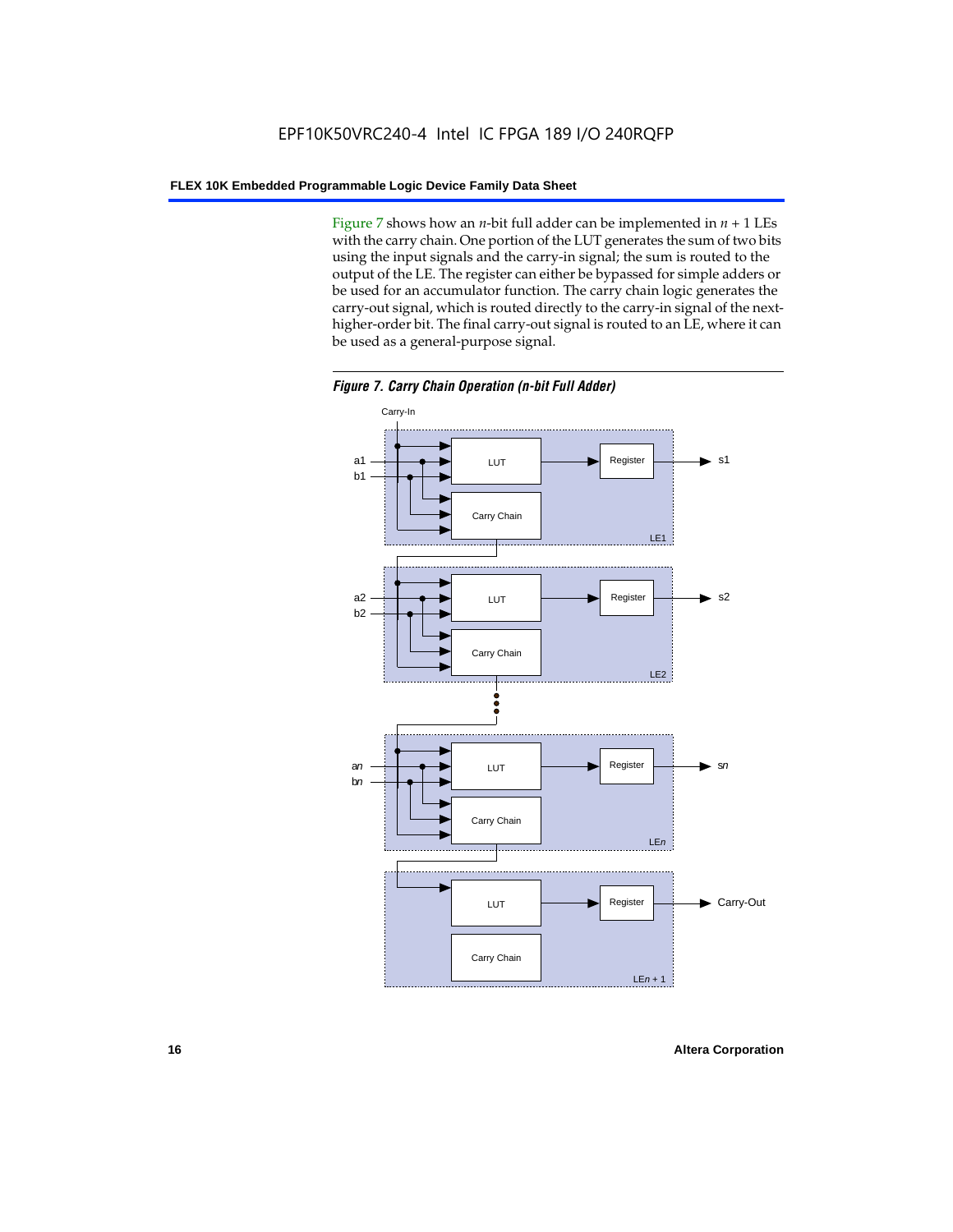Figure 7 shows how an $n$-bit full adder can be implemented in $n + 1$ LEs with the carry chain. One portion of the LUT generates the sum of two bits using the input signals and the carry-in signal; the sum is routed to the output of the LE. The register can either be bypassed for simple adders or be used for an accumulator function. The carry chain logic generates the carry-out signal, which is routed directly to the carry-in signal of the next-higher-order bit. The final carry-out signal is routed to an LE, where it can be used as a general-purpose signal.

***Figure 7. Carry Chain Operation (n-bit Full Adder)***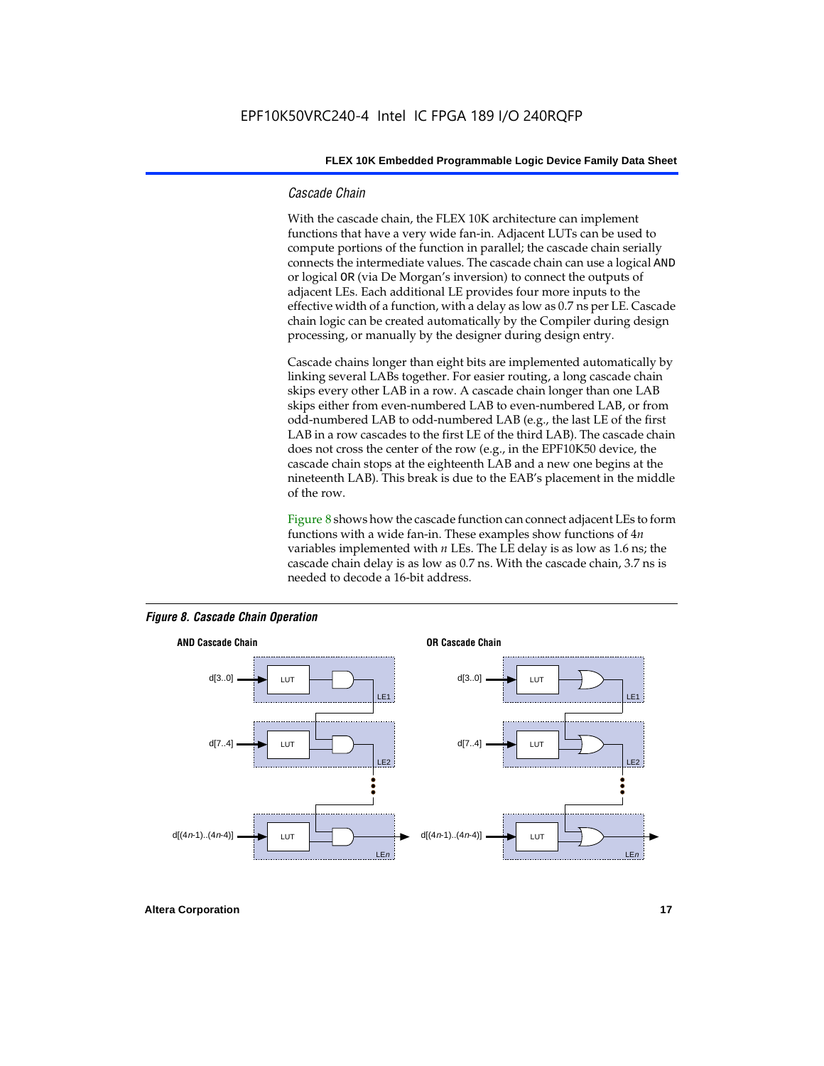### *Cascade Chain*

With the cascade chain, the FLEX 10K architecture can implement functions that have a very wide fan-in. Adjacent LUTs can be used to compute portions of the function in parallel; the cascade chain serially connects the intermediate values. The cascade chain can use a logical `AND` or logical `OR` (via De Morgan's inversion) to connect the outputs of adjacent LEs. Each additional LE provides four more inputs to the effective width of a function, with a delay as low as 0.7 ns per LE. Cascade chain logic can be created automatically by the Compiler during design processing, or manually by the designer during design entry.

Cascade chains longer than eight bits are implemented automatically by linking several LABs together. For easier routing, a long cascade chain skips every other LAB in a row. A cascade chain longer than one LAB skips either from even-numbered LAB to even-numbered LAB, or from odd-numbered LAB to odd-numbered LAB (e.g., the last LE of the first LAB in a row cascades to the first LE of the third LAB). The cascade chain does not cross the center of the row (e.g., in the EPF10K50 device, the cascade chain stops at the eighteenth LAB and a new one begins at the nineteenth LAB). This break is due to the EAB's placement in the middle of the row.

Figure 8 shows how the cascade function can connect adjacent LEs to form functions with a wide fan-in. These examples show functions of $4n$ variables implemented with $n$ LEs. The LE delay is as low as 1.6 ns; the cascade chain delay is as low as 0.7 ns. With the cascade chain, 3.7 ns is needed to decode a 16-bit address.

***Figure 8. Cascade Chain Operation***

**AND Cascade Chain**

d[3..0] → LUT → AND (LE1)
d[7..4] → LUT → AND (LE2)
d[(4n-1)..(4n-4)] → LUT → AND (LEn)

**OR Cascade Chain**

d[3..0] → LUT → OR (LE1)
d[7..4] → LUT → OR (LE2)
d[(4n-1)..(4n-4)] → LUT → OR (LEn)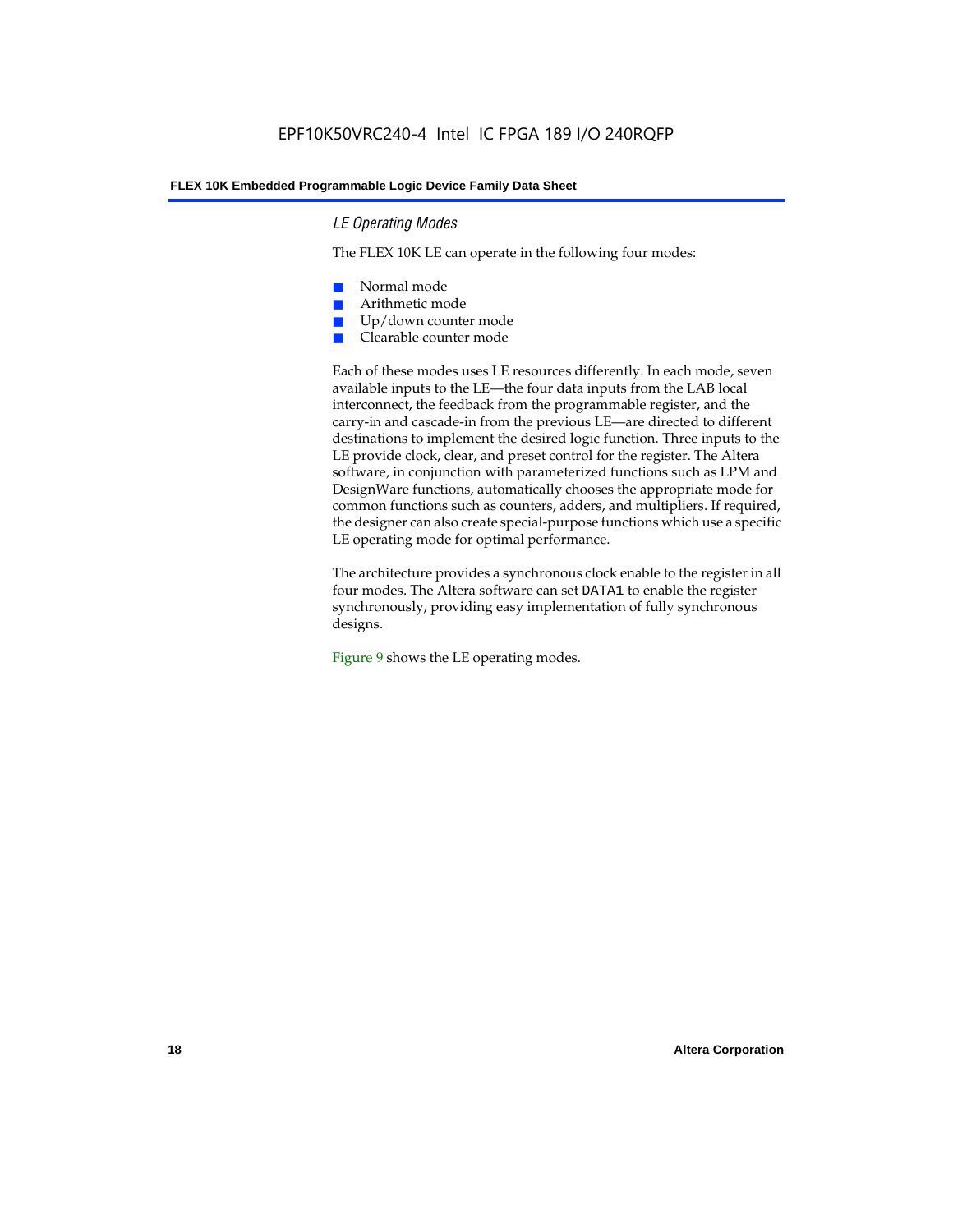### *LE Operating Modes*

The FLEX 10K LE can operate in the following four modes:

- Normal mode
- Arithmetic mode
- Up/down counter mode
- Clearable counter mode

Each of these modes uses LE resources differently. In each mode, seven available inputs to the LE—the four data inputs from the LAB local interconnect, the feedback from the programmable register, and the carry-in and cascade-in from the previous LE—are directed to different destinations to implement the desired logic function. Three inputs to the LE provide clock, clear, and preset control for the register. The Altera software, in conjunction with parameterized functions such as LPM and DesignWare functions, automatically chooses the appropriate mode for common functions such as counters, adders, and multipliers. If required, the designer can also create special-purpose functions which use a specific LE operating mode for optimal performance.

The architecture provides a synchronous clock enable to the register in all four modes. The Altera software can set `DATA1` to enable the register synchronously, providing easy implementation of fully synchronous designs.

Figure 9 shows the LE operating modes.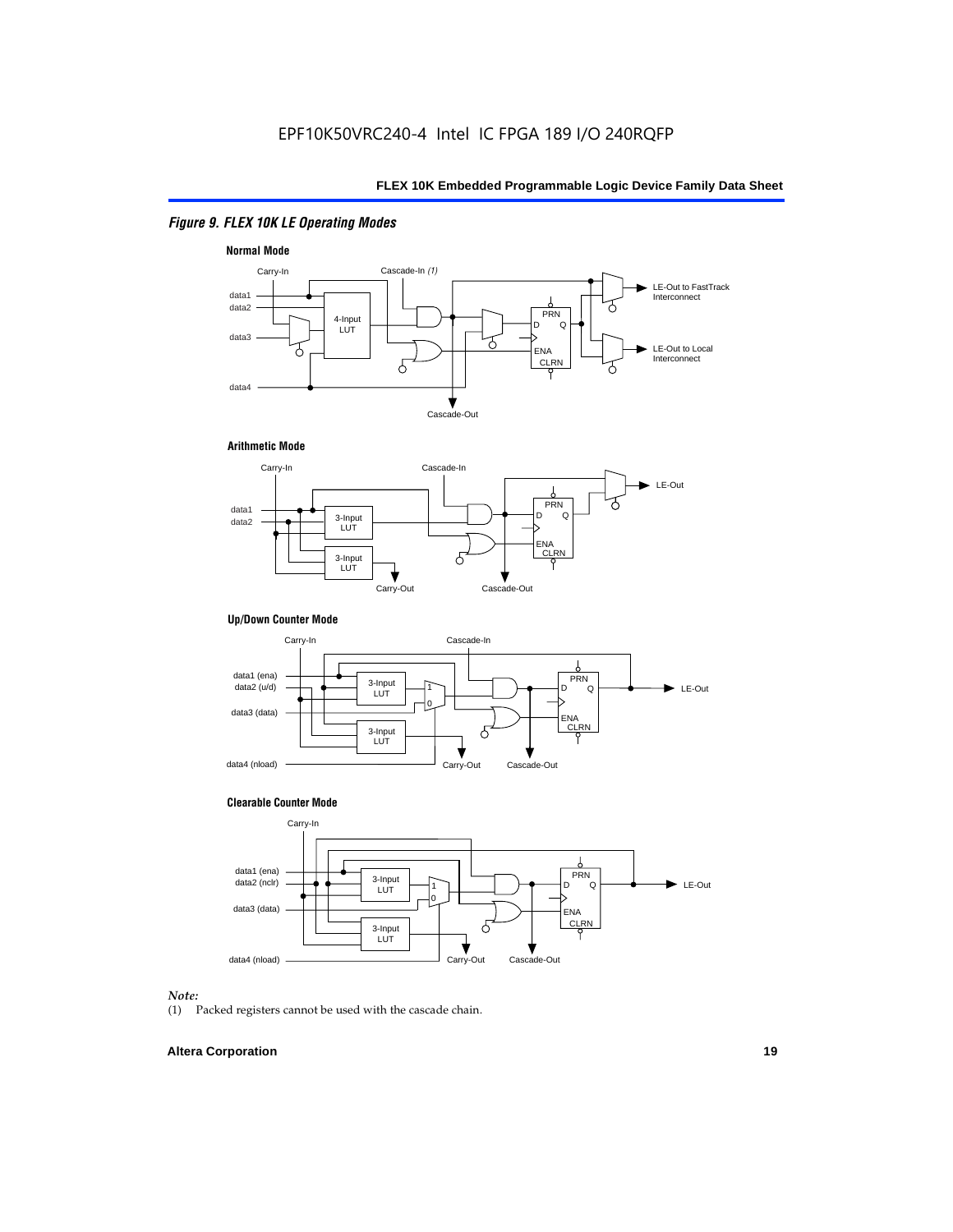*Figure 9. FLEX 10K LE Operating Modes*

**Normal Mode**

Carry-In, Cascade-In *(1)*, data1, data2, data3, data4, 4-Input LUT, PRN, D, Q, ENA, CLRN, LE-Out to FastTrack Interconnect, LE-Out to Local Interconnect, Cascade-Out

**Arithmetic Mode**

Carry-In, Cascade-In, data1, data2, 3-Input LUT, 3-Input LUT, PRN, D, Q, ENA, CLRN, LE-Out, Carry-Out, Cascade-Out

**Up/Down Counter Mode**

Carry-In, Cascade-In, data1 (ena), data2 (u/d), data3 (data), data4 (nload), 3-Input LUT, 3-Input LUT, 1, 0, PRN, D, Q, ENA, CLRN, LE-Out, Carry-Out, Cascade-Out

**Clearable Counter Mode**

Carry-In, data1 (ena), data2 (nclr), data3 (data), data4 (nload), 3-Input LUT, 3-Input LUT, 1, 0, PRN, D, Q, ENA, CLRN, LE-Out, Carry-Out, Cascade-Out

*Note:*

(1) Packed registers cannot be used with the cascade chain.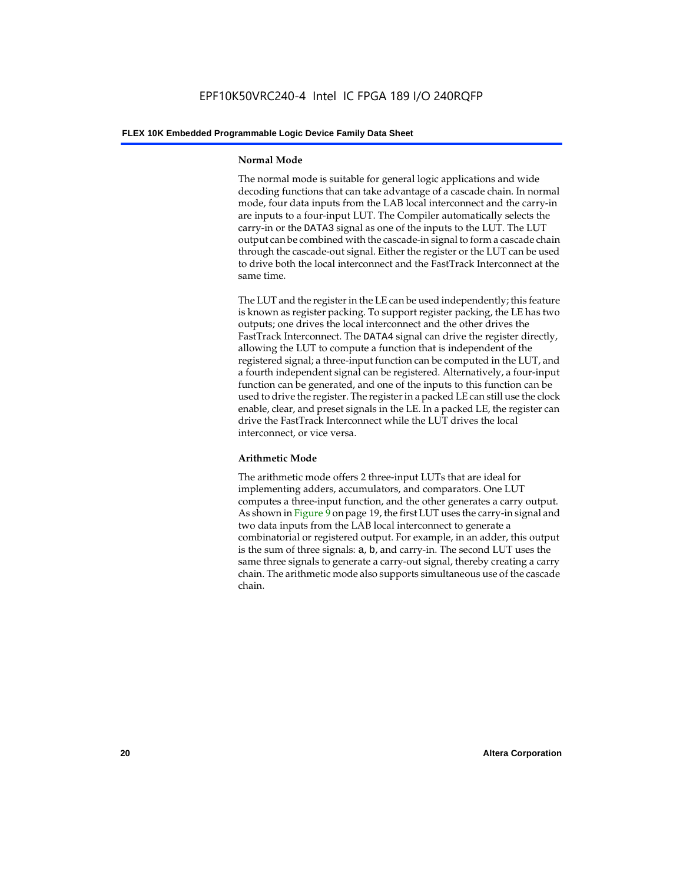### Normal Mode

The normal mode is suitable for general logic applications and wide decoding functions that can take advantage of a cascade chain. In normal mode, four data inputs from the LAB local interconnect and the carry-in are inputs to a four-input LUT. The Compiler automatically selects the carry-in or the DATA3 signal as one of the inputs to the LUT. The LUT output can be combined with the cascade-in signal to form a cascade chain through the cascade-out signal. Either the register or the LUT can be used to drive both the local interconnect and the FastTrack Interconnect at the same time.

The LUT and the register in the LE can be used independently; this feature is known as register packing. To support register packing, the LE has two outputs; one drives the local interconnect and the other drives the FastTrack Interconnect. The DATA4 signal can drive the register directly, allowing the LUT to compute a function that is independent of the registered signal; a three-input function can be computed in the LUT, and a fourth independent signal can be registered. Alternatively, a four-input function can be generated, and one of the inputs to this function can be used to drive the register. The register in a packed LE can still use the clock enable, clear, and preset signals in the LE. In a packed LE, the register can drive the FastTrack Interconnect while the LUT drives the local interconnect, or vice versa.

### Arithmetic Mode

The arithmetic mode offers 2 three-input LUTs that are ideal for implementing adders, accumulators, and comparators. One LUT computes a three-input function, and the other generates a carry output. As shown in Figure 9 on page 19, the first LUT uses the carry-in signal and two data inputs from the LAB local interconnect to generate a combinatorial or registered output. For example, in an adder, this output is the sum of three signals: a, b, and carry-in. The second LUT uses the same three signals to generate a carry-out signal, thereby creating a carry chain. The arithmetic mode also supports simultaneous use of the cascade chain.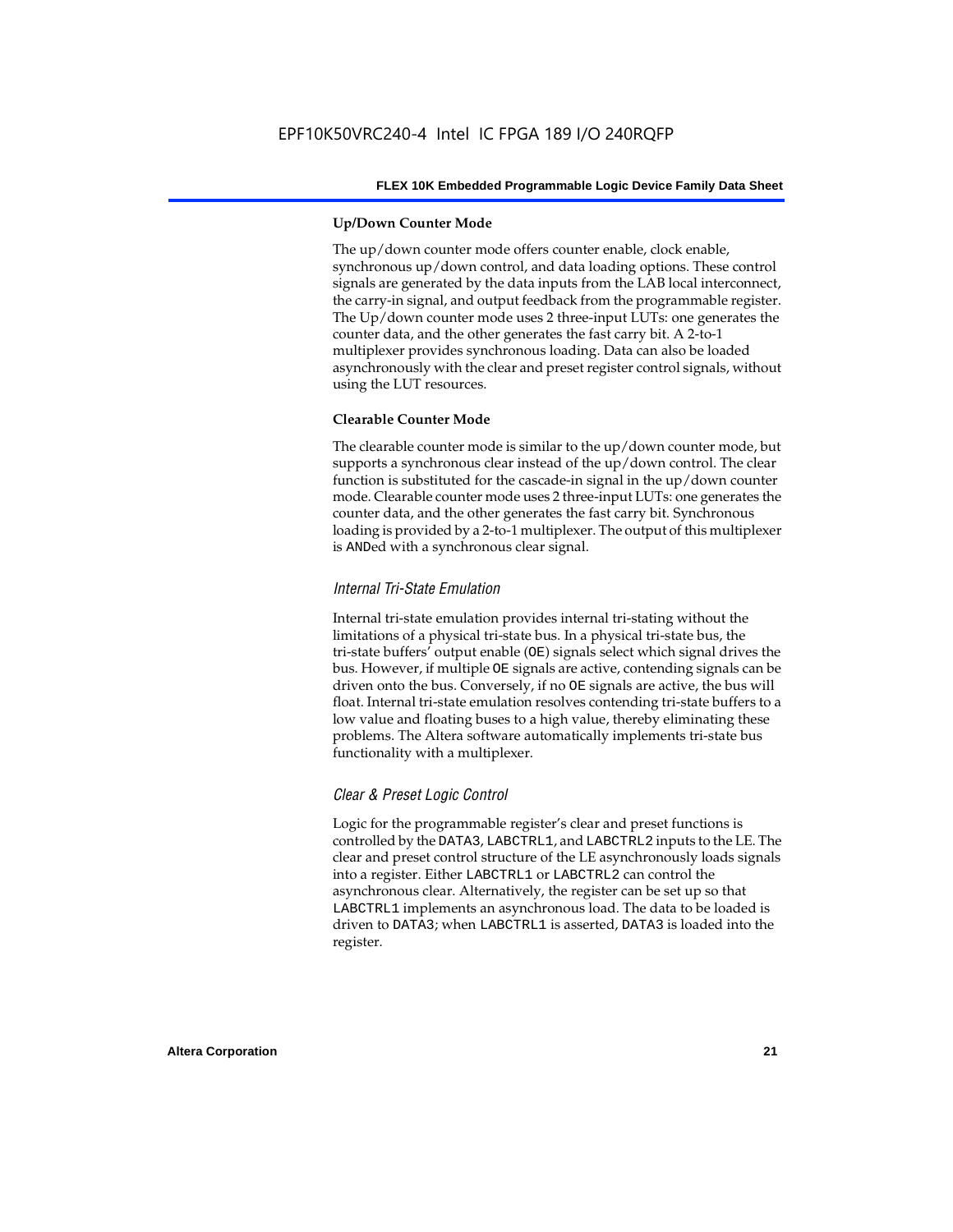#### Up/Down Counter Mode

The up/down counter mode offers counter enable, clock enable, synchronous up/down control, and data loading options. These control signals are generated by the data inputs from the LAB local interconnect, the carry-in signal, and output feedback from the programmable register. The Up/down counter mode uses 2 three-input LUTs: one generates the counter data, and the other generates the fast carry bit. A 2-to-1 multiplexer provides synchronous loading. Data can also be loaded asynchronously with the clear and preset register control signals, without using the LUT resources.

#### Clearable Counter Mode

The clearable counter mode is similar to the up/down counter mode, but supports a synchronous clear instead of the up/down control. The clear function is substituted for the cascade-in signal in the up/down counter mode. Clearable counter mode uses 2 three-input LUTs: one generates the counter data, and the other generates the fast carry bit. Synchronous loading is provided by a 2-to-1 multiplexer. The output of this multiplexer is ANDed with a synchronous clear signal.

### *Internal Tri-State Emulation*

Internal tri-state emulation provides internal tri-stating without the limitations of a physical tri-state bus. In a physical tri-state bus, the tri-state buffers' output enable (OE) signals select which signal drives the bus. However, if multiple OE signals are active, contending signals can be driven onto the bus. Conversely, if no OE signals are active, the bus will float. Internal tri-state emulation resolves contending tri-state buffers to a low value and floating buses to a high value, thereby eliminating these problems. The Altera software automatically implements tri-state bus functionality with a multiplexer.

### *Clear & Preset Logic Control*

Logic for the programmable register's clear and preset functions is controlled by the DATA3, LABCTRL1, and LABCTRL2 inputs to the LE. The clear and preset control structure of the LE asynchronously loads signals into a register. Either LABCTRL1 or LABCTRL2 can control the asynchronous clear. Alternatively, the register can be set up so that LABCTRL1 implements an asynchronous load. The data to be loaded is driven to DATA3; when LABCTRL1 is asserted, DATA3 is loaded into the register.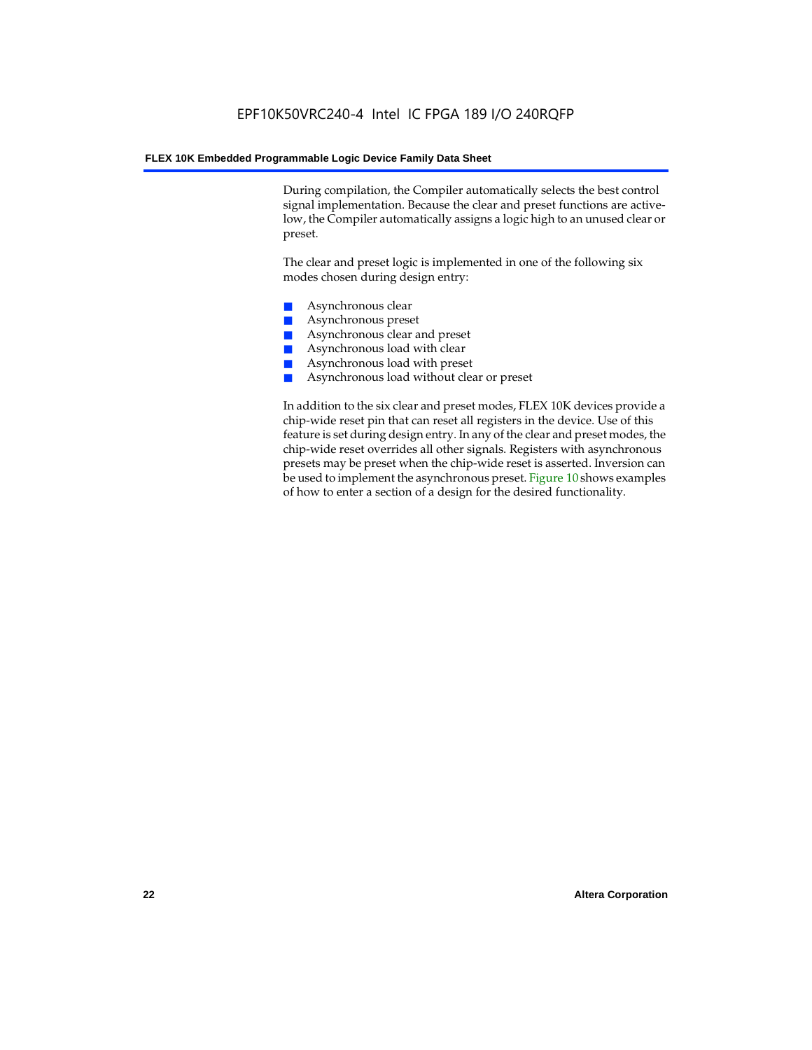During compilation, the Compiler automatically selects the best control signal implementation. Because the clear and preset functions are active-low, the Compiler automatically assigns a logic high to an unused clear or preset.

The clear and preset logic is implemented in one of the following six modes chosen during design entry:

- Asynchronous clear
- Asynchronous preset
- Asynchronous clear and preset
- Asynchronous load with clear
- Asynchronous load with preset
- Asynchronous load without clear or preset

In addition to the six clear and preset modes, FLEX 10K devices provide a chip-wide reset pin that can reset all registers in the device. Use of this feature is set during design entry. In any of the clear and preset modes, the chip-wide reset overrides all other signals. Registers with asynchronous presets may be preset when the chip-wide reset is asserted. Inversion can be used to implement the asynchronous preset. Figure 10 shows examples of how to enter a section of a design for the desired functionality.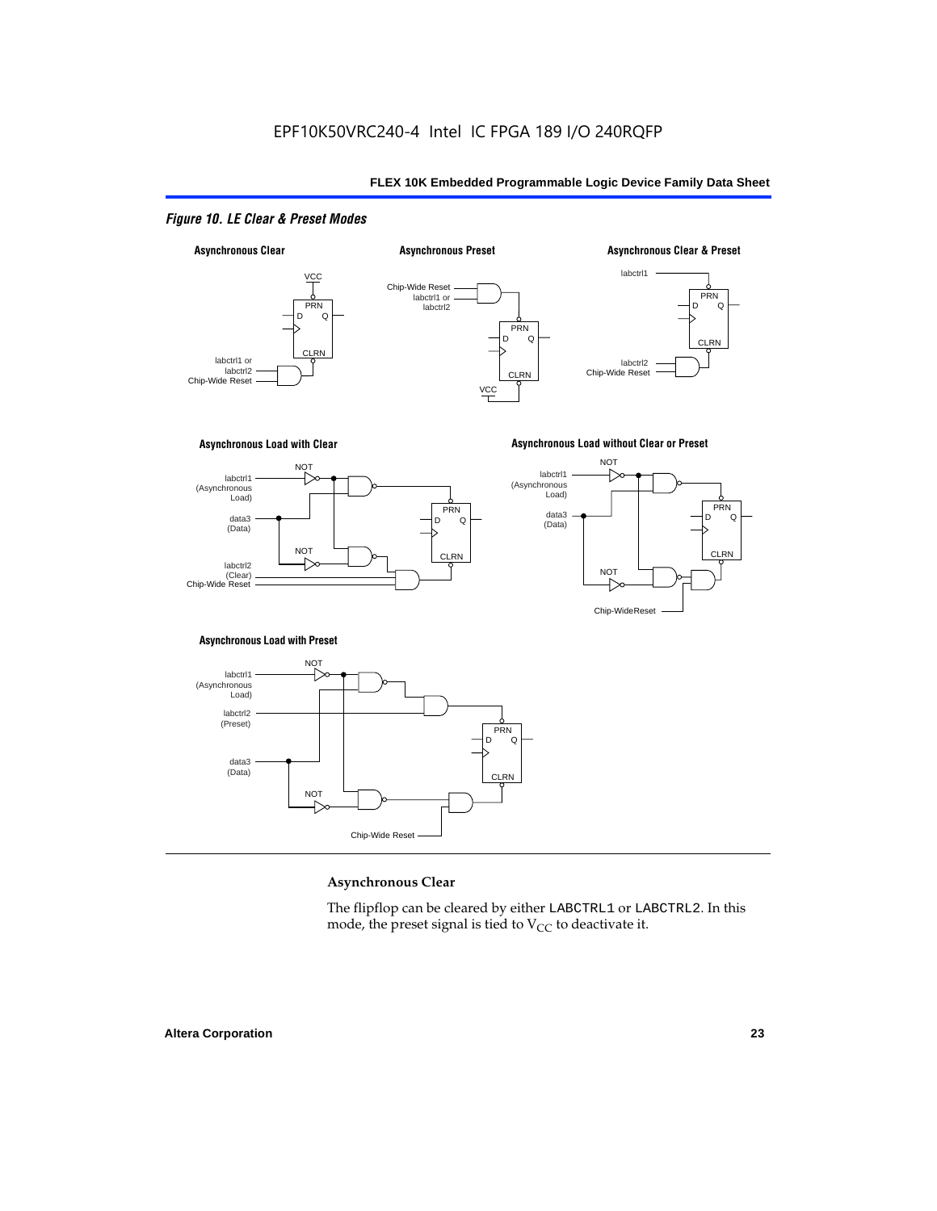*Figure 10. LE Clear & Preset Modes*

**Asynchronous Clear**

**Asynchronous Preset**

**Asynchronous Clear & Preset**

**Asynchronous Load with Clear**

**Asynchronous Load without Clear or Preset**

**Asynchronous Load with Preset**

### Asynchronous Clear

The flipflop can be cleared by either LABCTRL1 or LABCTRL2. In this mode, the preset signal is tied to $V_{CC}$ to deactivate it.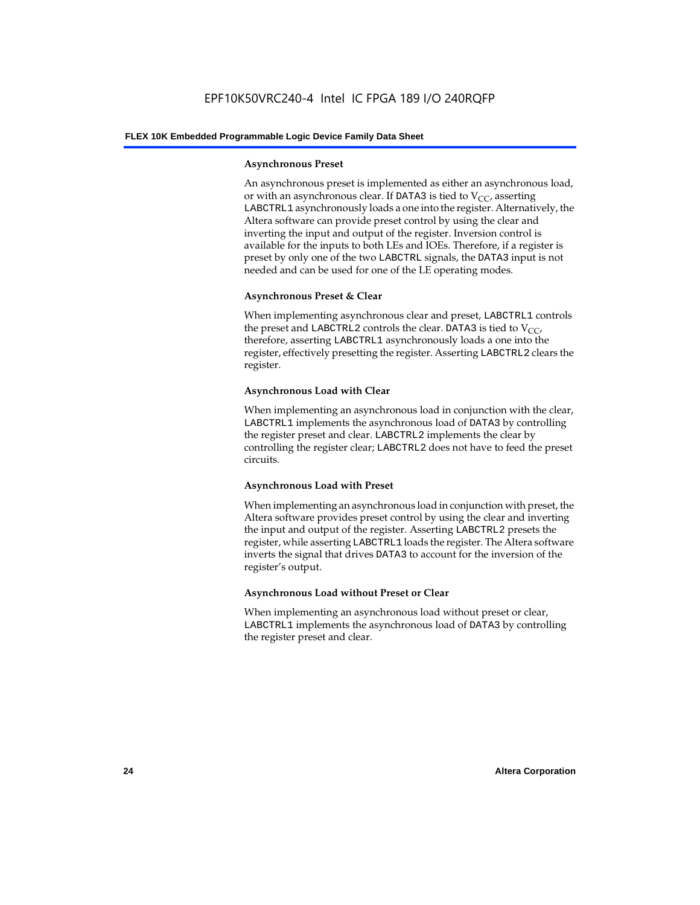#### Asynchronous Preset

An asynchronous preset is implemented as either an asynchronous load, or with an asynchronous clear. If DATA3 is tied to $V_{CC}$, asserting LABCTRL1 asynchronously loads a one into the register. Alternatively, the Altera software can provide preset control by using the clear and inverting the input and output of the register. Inversion control is available for the inputs to both LEs and IOEs. Therefore, if a register is preset by only one of the two LABCTRL signals, the DATA3 input is not needed and can be used for one of the LE operating modes.

#### Asynchronous Preset & Clear

When implementing asynchronous clear and preset, LABCTRL1 controls the preset and LABCTRL2 controls the clear. DATA3 is tied to $V_{CC}$, therefore, asserting LABCTRL1 asynchronously loads a one into the register, effectively presetting the register. Asserting LABCTRL2 clears the register.

#### Asynchronous Load with Clear

When implementing an asynchronous load in conjunction with the clear, LABCTRL1 implements the asynchronous load of DATA3 by controlling the register preset and clear. LABCTRL2 implements the clear by controlling the register clear; LABCTRL2 does not have to feed the preset circuits.

#### Asynchronous Load with Preset

When implementing an asynchronous load in conjunction with preset, the Altera software provides preset control by using the clear and inverting the input and output of the register. Asserting LABCTRL2 presets the register, while asserting LABCTRL1 loads the register. The Altera software inverts the signal that drives DATA3 to account for the inversion of the register's output.

#### Asynchronous Load without Preset or Clear

When implementing an asynchronous load without preset or clear, LABCTRL1 implements the asynchronous load of DATA3 by controlling the register preset and clear.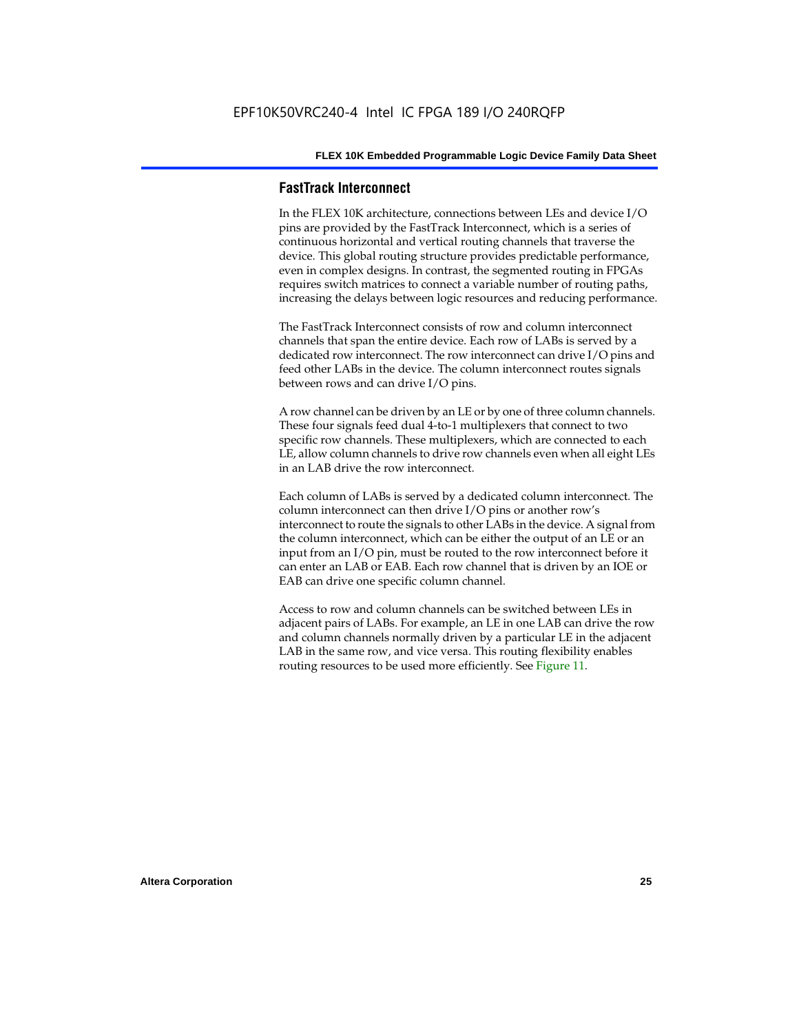## FastTrack Interconnect

In the FLEX 10K architecture, connections between LEs and device I/O pins are provided by the FastTrack Interconnect, which is a series of continuous horizontal and vertical routing channels that traverse the device. This global routing structure provides predictable performance, even in complex designs. In contrast, the segmented routing in FPGAs requires switch matrices to connect a variable number of routing paths, increasing the delays between logic resources and reducing performance.

The FastTrack Interconnect consists of row and column interconnect channels that span the entire device. Each row of LABs is served by a dedicated row interconnect. The row interconnect can drive I/O pins and feed other LABs in the device. The column interconnect routes signals between rows and can drive I/O pins.

A row channel can be driven by an LE or by one of three column channels. These four signals feed dual 4-to-1 multiplexers that connect to two specific row channels. These multiplexers, which are connected to each LE, allow column channels to drive row channels even when all eight LEs in an LAB drive the row interconnect.

Each column of LABs is served by a dedicated column interconnect. The column interconnect can then drive I/O pins or another row's interconnect to route the signals to other LABs in the device. A signal from the column interconnect, which can be either the output of an LE or an input from an I/O pin, must be routed to the row interconnect before it can enter an LAB or EAB. Each row channel that is driven by an IOE or EAB can drive one specific column channel.

Access to row and column channels can be switched between LEs in adjacent pairs of LABs. For example, an LE in one LAB can drive the row and column channels normally driven by a particular LE in the adjacent LAB in the same row, and vice versa. This routing flexibility enables routing resources to be used more efficiently. See Figure 11.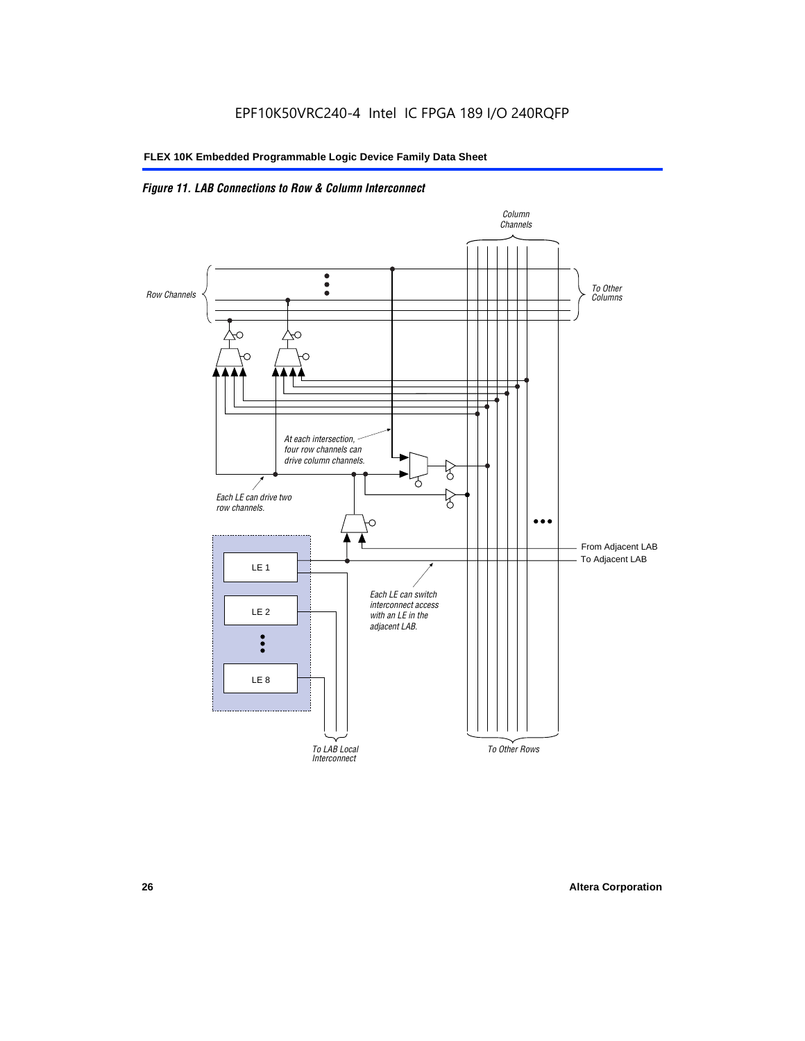*Figure 11. LAB Connections to Row & Column Interconnect*

Column Channels

Row Channels

To Other Columns

At each intersection, four row channels can drive column channels.

Each LE can drive two row channels.

From Adjacent LAB

To Adjacent LAB

LE 1

LE 2

LE 8

Each LE can switch interconnect access with an LE in the adjacent LAB.

To LAB Local Interconnect

To Other Rows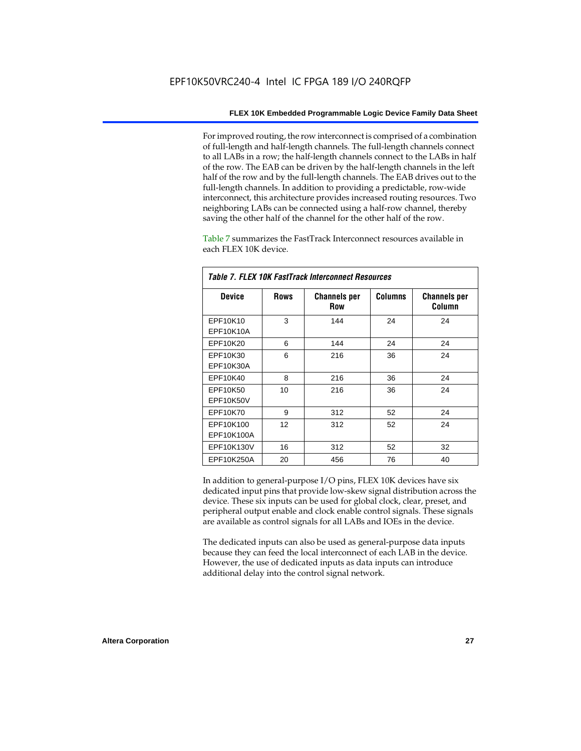For improved routing, the row interconnect is comprised of a combination of full-length and half-length channels. The full-length channels connect to all LABs in a row; the half-length channels connect to the LABs in half of the row. The EAB can be driven by the half-length channels in the left half of the row and by the full-length channels. The EAB drives out to the full-length channels. In addition to providing a predictable, row-wide interconnect, this architecture provides increased routing resources. Two neighboring LABs can be connected using a half-row channel, thereby saving the other half of the channel for the other half of the row.

Table 7 summarizes the FastTrack Interconnect resources available in each FLEX 10K device.

*Table 7. FLEX 10K FastTrack Interconnect Resources*

| Device | Rows | Channels per Row | Columns | Channels per Column |
|---|---|---|---|---|
| EPF10K10<br>EPF10K10A | 3 | 144 | 24 | 24 |
| EPF10K20 | 6 | 144 | 24 | 24 |
| EPF10K30<br>EPF10K30A | 6 | 216 | 36 | 24 |
| EPF10K40 | 8 | 216 | 36 | 24 |
| EPF10K50<br>EPF10K50V | 10 | 216 | 36 | 24 |
| EPF10K70 | 9 | 312 | 52 | 24 |
| EPF10K100<br>EPF10K100A | 12 | 312 | 52 | 24 |
| EPF10K130V | 16 | 312 | 52 | 32 |
| EPF10K250A | 20 | 456 | 76 | 40 |

In addition to general-purpose I/O pins, FLEX 10K devices have six dedicated input pins that provide low-skew signal distribution across the device. These six inputs can be used for global clock, clear, preset, and peripheral output enable and clock enable control signals. These signals are available as control signals for all LABs and IOEs in the device.

The dedicated inputs can also be used as general-purpose data inputs because they can feed the local interconnect of each LAB in the device. However, the use of dedicated inputs as data inputs can introduce additional delay into the control signal network.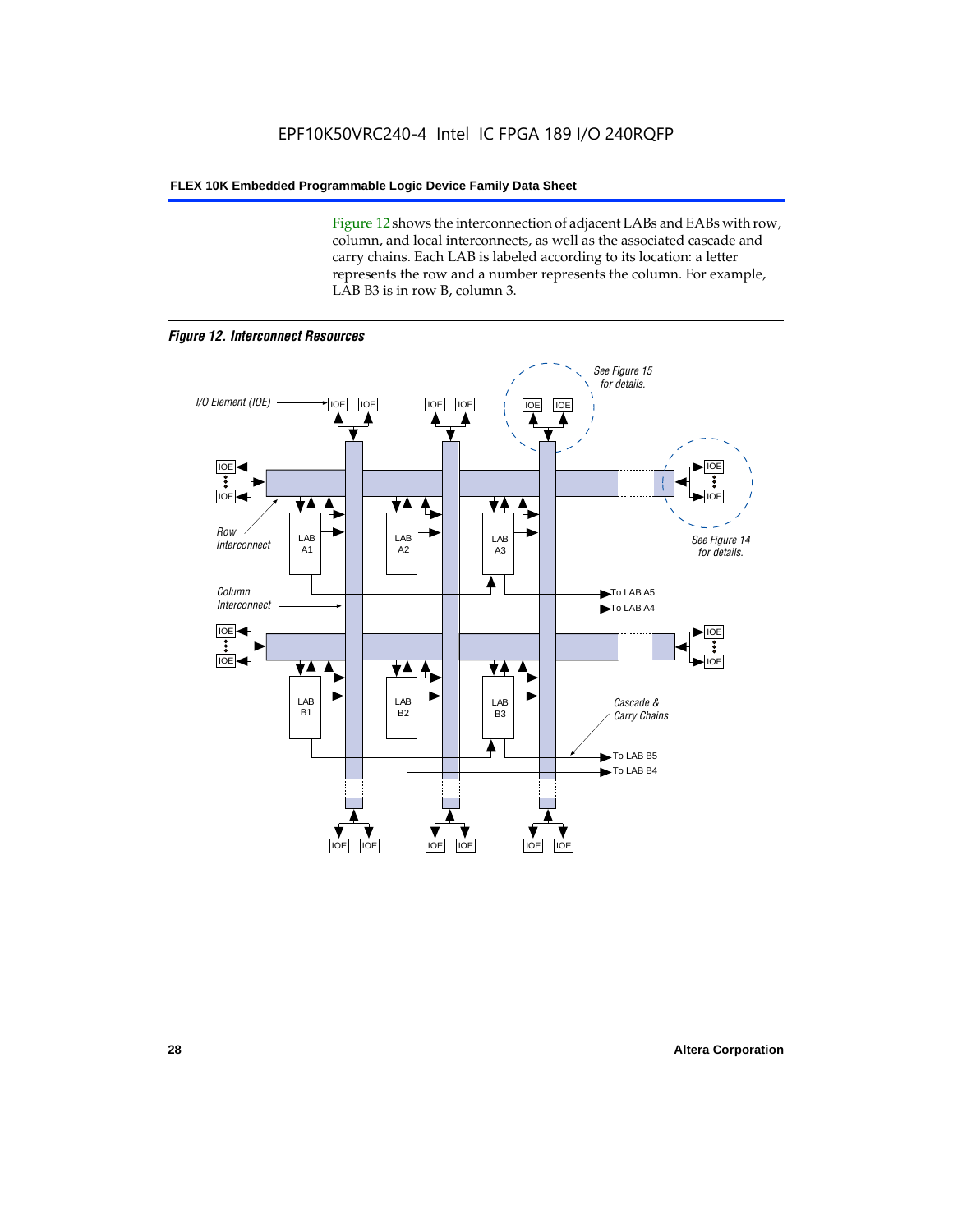Figure 12 shows the interconnection of adjacent LABs and EABs with row, column, and local interconnects, as well as the associated cascade and carry chains. Each LAB is labeled according to its location: a letter represents the row and a number represents the column. For example, LAB B3 is in row B, column 3.

*Figure 12. Interconnect Resources*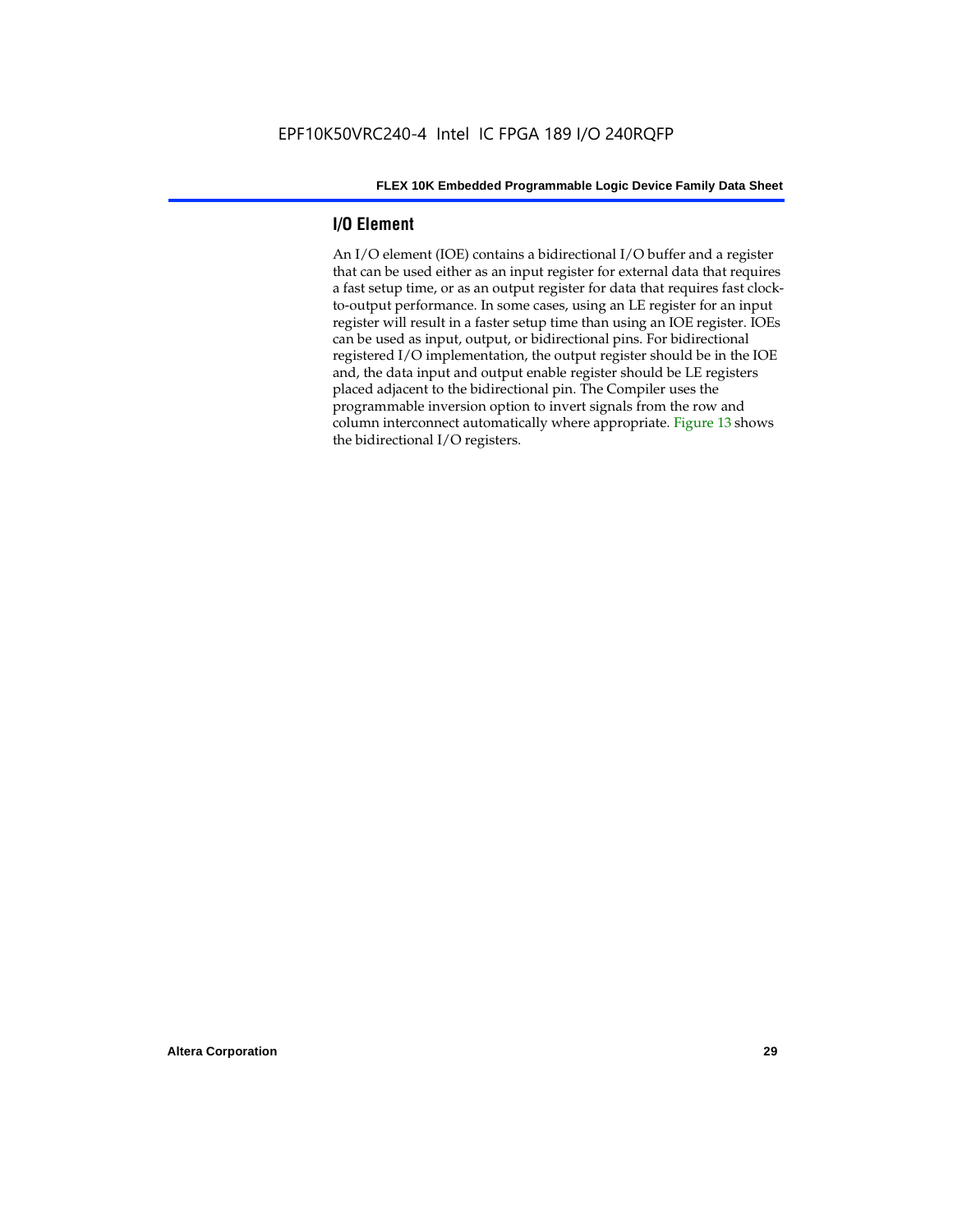## I/O Element

An I/O element (IOE) contains a bidirectional I/O buffer and a register that can be used either as an input register for external data that requires a fast setup time, or as an output register for data that requires fast clock-to-output performance. In some cases, using an LE register for an input register will result in a faster setup time than using an IOE register. IOEs can be used as input, output, or bidirectional pins. For bidirectional registered I/O implementation, the output register should be in the IOE and, the data input and output enable register should be LE registers placed adjacent to the bidirectional pin. The Compiler uses the programmable inversion option to invert signals from the row and column interconnect automatically where appropriate. Figure 13 shows the bidirectional I/O registers.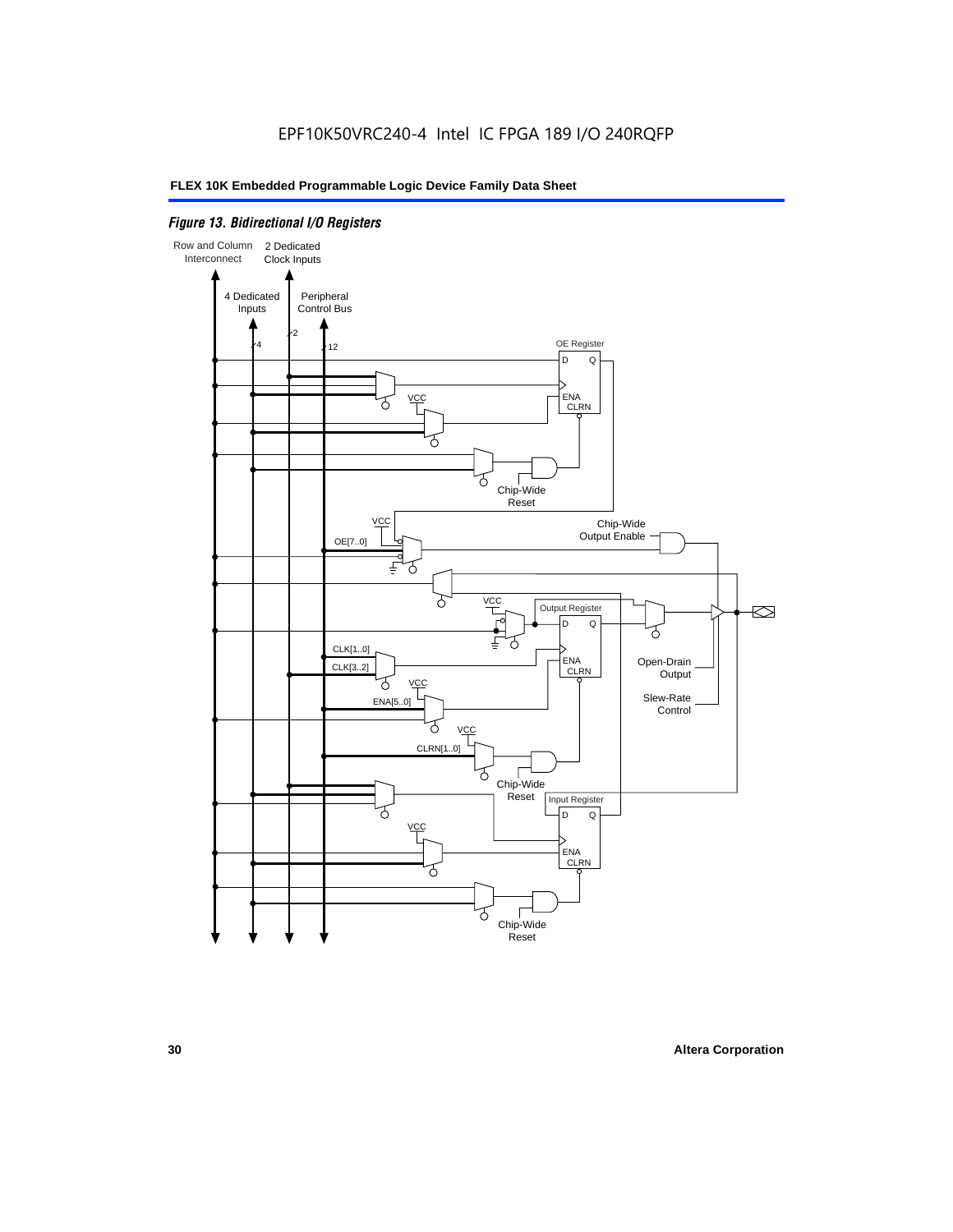# Figure 13. Bidirectional I/O Registers

Row and Column Interconnect

2 Dedicated Clock Inputs

4 Dedicated Inputs

Peripheral Control Bus

4

2

12

OE Register

D Q

ENA CLRN

VCC

Chip-Wide Reset

VCC

Chip-Wide Output Enable

OE[7..0]

VCC

Output Register

D Q

CLK[1..0]

CLK[3..2]

ENA CLRN

Open-Drain Output

VCC

ENA[5..0]

Slew-Rate Control

VCC

CLRN[1..0]

Chip-Wide Reset

Input Register

D Q

VCC

ENA CLRN

Chip-Wide Reset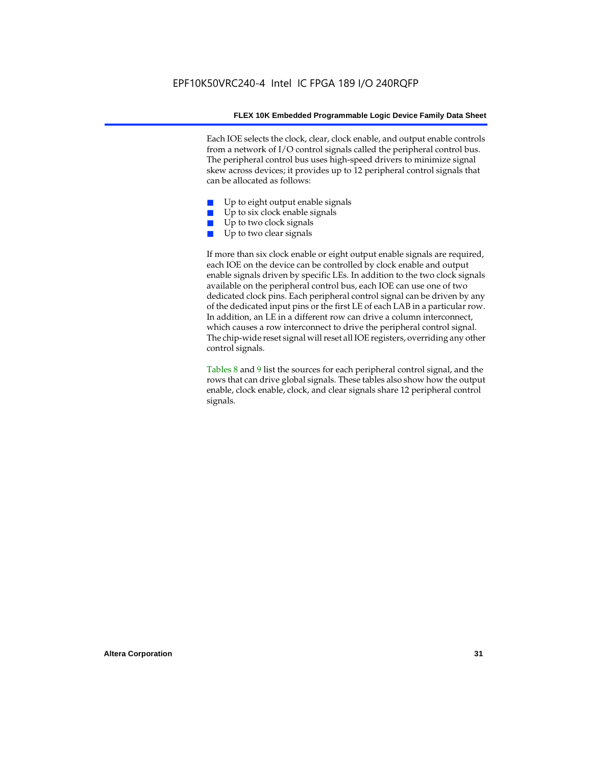Each IOE selects the clock, clear, clock enable, and output enable controls from a network of I/O control signals called the peripheral control bus. The peripheral control bus uses high-speed drivers to minimize signal skew across devices; it provides up to 12 peripheral control signals that can be allocated as follows:

- Up to eight output enable signals
- Up to six clock enable signals
- Up to two clock signals
- Up to two clear signals

If more than six clock enable or eight output enable signals are required, each IOE on the device can be controlled by clock enable and output enable signals driven by specific LEs. In addition to the two clock signals available on the peripheral control bus, each IOE can use one of two dedicated clock pins. Each peripheral control signal can be driven by any of the dedicated input pins or the first LE of each LAB in a particular row. In addition, an LE in a different row can drive a column interconnect, which causes a row interconnect to drive the peripheral control signal. The chip-wide reset signal will reset all IOE registers, overriding any other control signals.

Tables 8 and 9 list the sources for each peripheral control signal, and the rows that can drive global signals. These tables also show how the output enable, clock enable, clock, and clear signals share 12 peripheral control signals.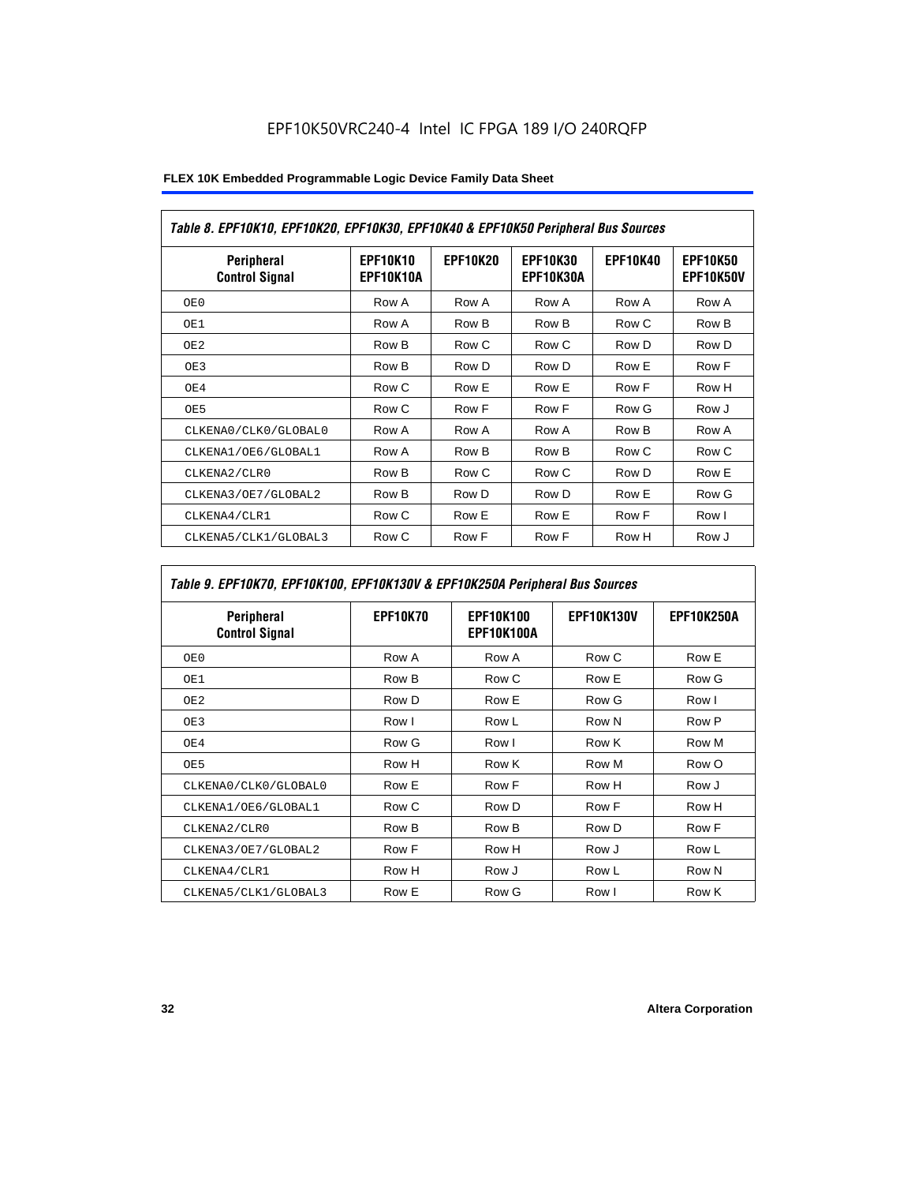Table 8. EPF10K10, EPF10K20, EPF10K30, EPF10K40 & EPF10K50 Peripheral Bus Sources

| Peripheral Control Signal | EPF10K10 EPF10K10A | EPF10K20 | EPF10K30 EPF10K30A | EPF10K40 | EPF10K50 EPF10K50V |
|---|---|---|---|---|---|
| OE0 | Row A | Row A | Row A | Row A | Row A |
| OE1 | Row A | Row B | Row B | Row C | Row B |
| OE2 | Row B | Row C | Row C | Row D | Row D |
| OE3 | Row B | Row D | Row D | Row E | Row F |
| OE4 | Row C | Row E | Row E | Row F | Row H |
| OE5 | Row C | Row F | Row F | Row G | Row J |
| CLKENA0/CLK0/GLOBAL0 | Row A | Row A | Row A | Row B | Row A |
| CLKENA1/OE6/GLOBAL1 | Row A | Row B | Row B | Row C | Row C |
| CLKENA2/CLR0 | Row B | Row C | Row C | Row D | Row E |
| CLKENA3/OE7/GLOBAL2 | Row B | Row D | Row D | Row E | Row G |
| CLKENA4/CLR1 | Row C | Row E | Row E | Row F | Row I |
| CLKENA5/CLK1/GLOBAL3 | Row C | Row F | Row F | Row H | Row J |

Table 9. EPF10K70, EPF10K100, EPF10K130V & EPF10K250A Peripheral Bus Sources

| Peripheral Control Signal | EPF10K70 | EPF10K100 EPF10K100A | EPF10K130V | EPF10K250A |
|---|---|---|---|---|
| OE0 | Row A | Row A | Row C | Row E |
| OE1 | Row B | Row C | Row E | Row G |
| OE2 | Row D | Row E | Row G | Row I |
| OE3 | Row I | Row L | Row N | Row P |
| OE4 | Row G | Row I | Row K | Row M |
| OE5 | Row H | Row K | Row M | Row O |
| CLKENA0/CLK0/GLOBAL0 | Row E | Row F | Row H | Row J |
| CLKENA1/OE6/GLOBAL1 | Row C | Row D | Row F | Row H |
| CLKENA2/CLR0 | Row B | Row B | Row D | Row F |
| CLKENA3/OE7/GLOBAL2 | Row F | Row H | Row J | Row L |
| CLKENA4/CLR1 | Row H | Row J | Row L | Row N |
| CLKENA5/CLK1/GLOBAL3 | Row E | Row G | Row I | Row K |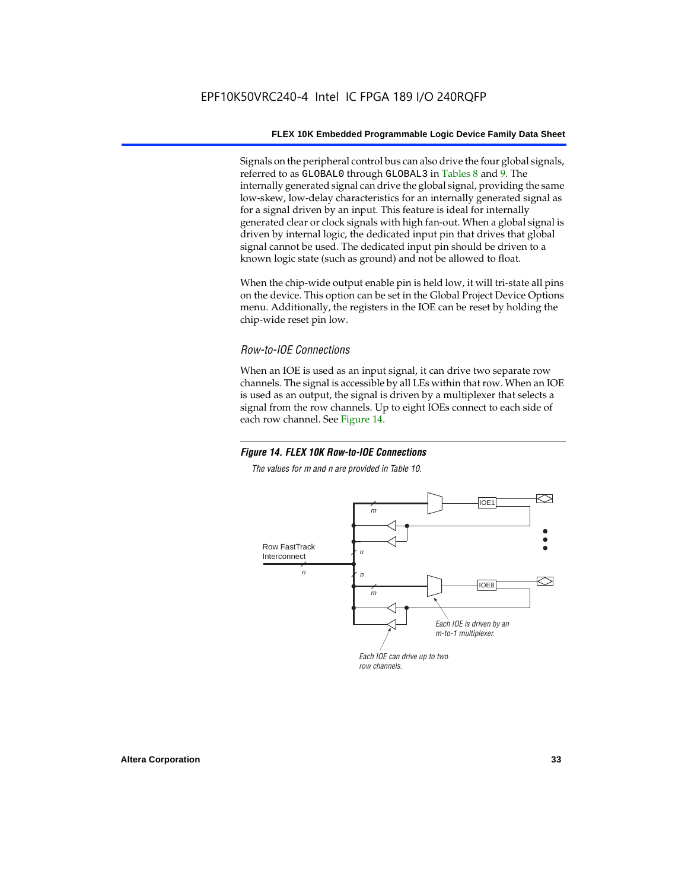Signals on the peripheral control bus can also drive the four global signals, referred to as GLOBAL0 through GLOBAL3 in Tables 8 and 9. The internally generated signal can drive the global signal, providing the same low-skew, low-delay characteristics for an internally generated signal as for a signal driven by an input. This feature is ideal for internally generated clear or clock signals with high fan-out. When a global signal is driven by internal logic, the dedicated input pin that drives that global signal cannot be used. The dedicated input pin should be driven to a known logic state (such as ground) and not be allowed to float.

When the chip-wide output enable pin is held low, it will tri-state all pins on the device. This option can be set in the Global Project Device Options menu. Additionally, the registers in the IOE can be reset by holding the chip-wide reset pin low.

### *Row-to-IOE Connections*

When an IOE is used as an input signal, it can drive two separate row channels. The signal is accessible by all LEs within that row. When an IOE is used as an output, the signal is driven by a multiplexer that selects a signal from the row channels. Up to eight IOEs connect to each side of each row channel. See Figure 14.

***Figure 14. FLEX 10K Row-to-IOE Connections***

*The values for m and n are provided in Table 10.*

Row FastTrack Interconnect

n

n

n

m

m

IOE1

IOE8

*Each IOE is driven by an m-to-1 multiplexer.*

*Each IOE can drive up to two row channels.*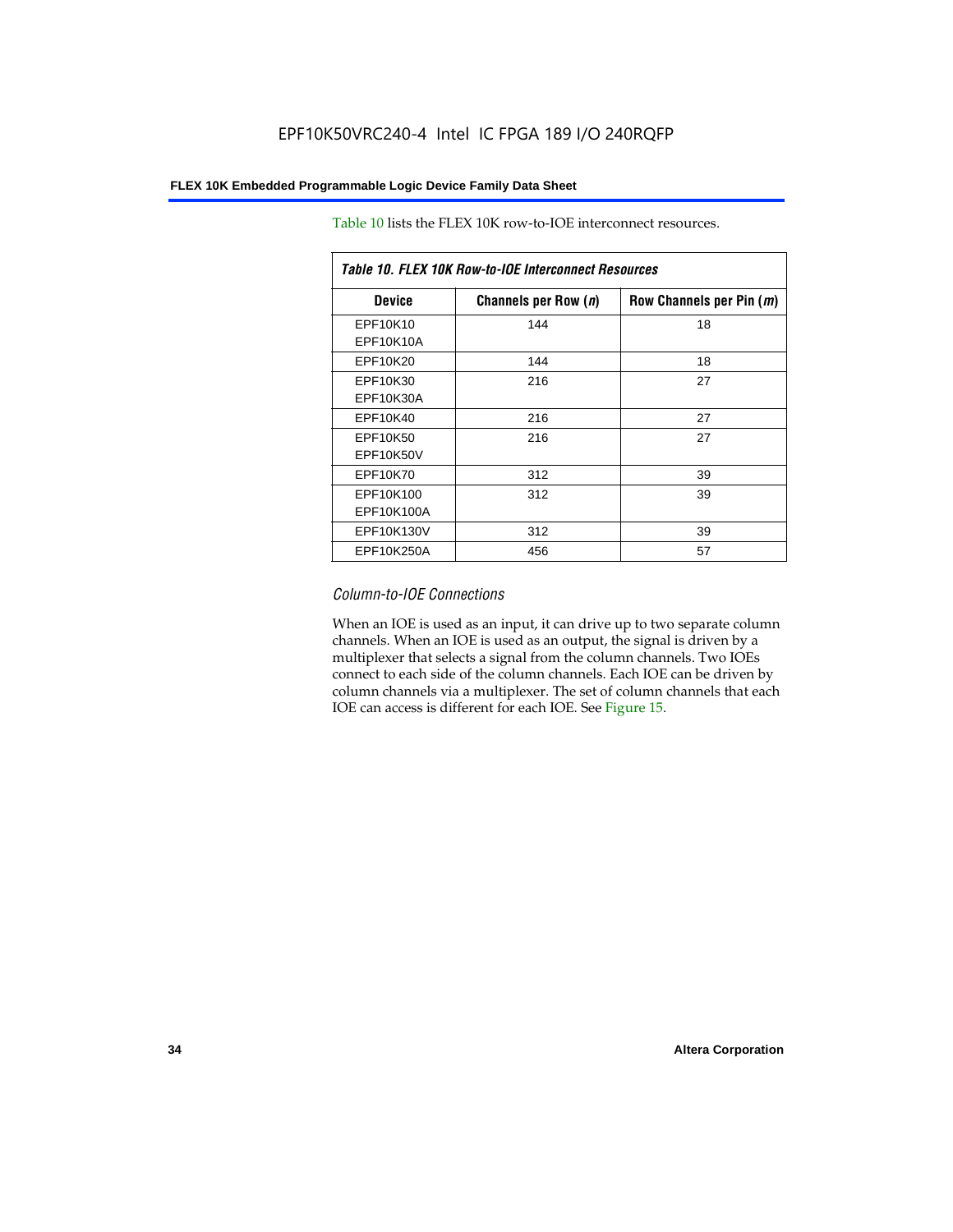Table 10 lists the FLEX 10K row-to-IOE interconnect resources.

| *Table 10. FLEX 10K Row-to-IOE Interconnect Resources* | | |
|---|---|---|
| **Device** | **Channels per Row (*n*)** | **Row Channels per Pin (*m*)** |
| EPF10K10<br>EPF10K10A | 144 | 18 |
| EPF10K20 | 144 | 18 |
| EPF10K30<br>EPF10K30A | 216 | 27 |
| EPF10K40 | 216 | 27 |
| EPF10K50<br>EPF10K50V | 216 | 27 |
| EPF10K70 | 312 | 39 |
| EPF10K100<br>EPF10K100A | 312 | 39 |
| EPF10K130V | 312 | 39 |
| EPF10K250A | 456 | 57 |

### *Column-to-IOE Connections*

When an IOE is used as an input, it can drive up to two separate column channels. When an IOE is used as an output, the signal is driven by a multiplexer that selects a signal from the column channels. Two IOEs connect to each side of the column channels. Each IOE can be driven by column channels via a multiplexer. The set of column channels that each IOE can access is different for each IOE. See Figure 15.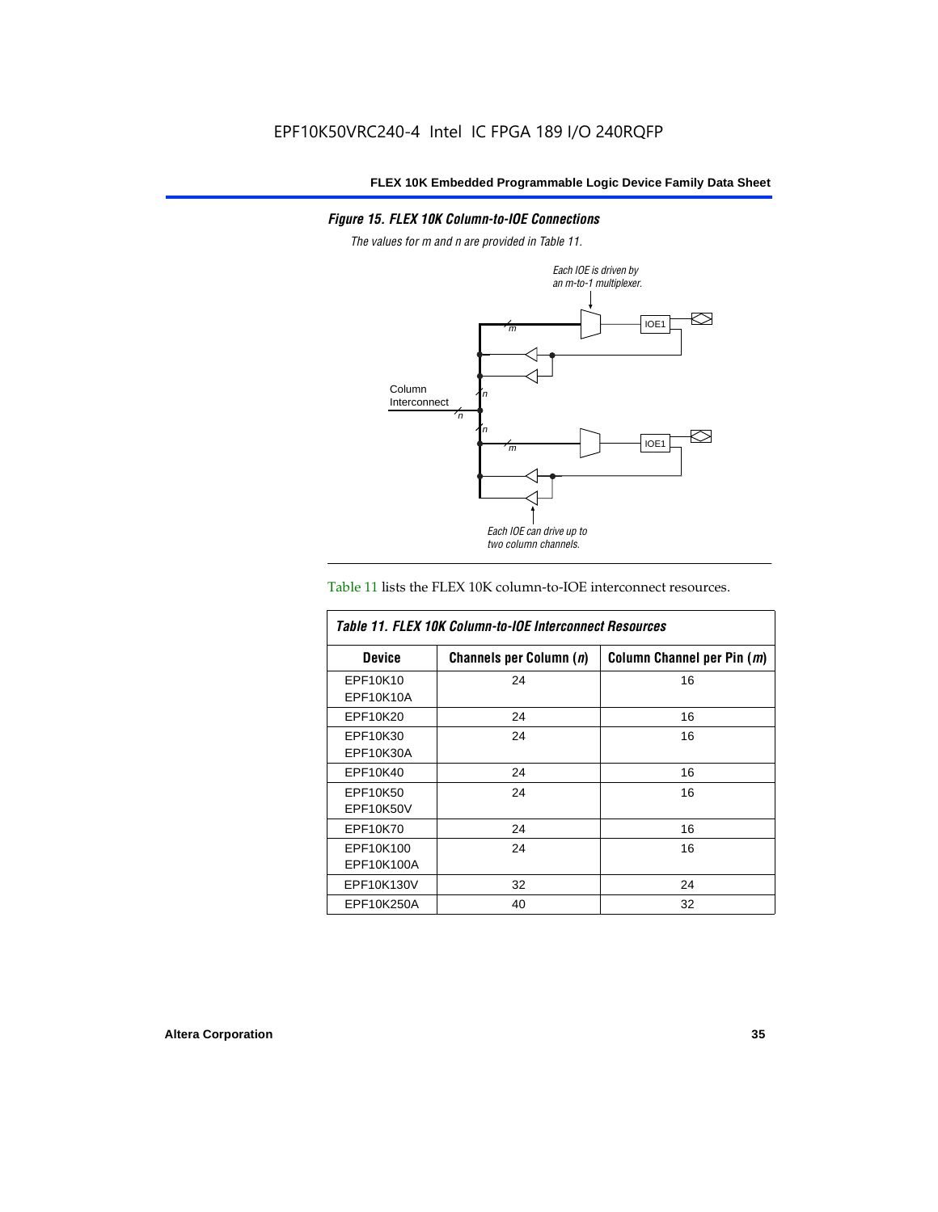*Figure 15. FLEX 10K Column-to-IOE Connections*

*The values for m and n are provided in Table 11.*

*Each IOE is driven by an m-to-1 multiplexer.*

Column Interconnect

IOE1

IOE1

*Each IOE can drive up to two column channels.*

Table 11 lists the FLEX 10K column-to-IOE interconnect resources.

*Table 11. FLEX 10K Column-to-IOE Interconnect Resources*

| Device | Channels per Column (*n*) | Column Channel per Pin (*m*) |
|---|---|---|
| EPF10K10<br>EPF10K10A | 24 | 16 |
| EPF10K20 | 24 | 16 |
| EPF10K30<br>EPF10K30A | 24 | 16 |
| EPF10K40 | 24 | 16 |
| EPF10K50<br>EPF10K50V | 24 | 16 |
| EPF10K70 | 24 | 16 |
| EPF10K100<br>EPF10K100A | 24 | 16 |
| EPF10K130V | 32 | 24 |
| EPF10K250A | 40 | 32 |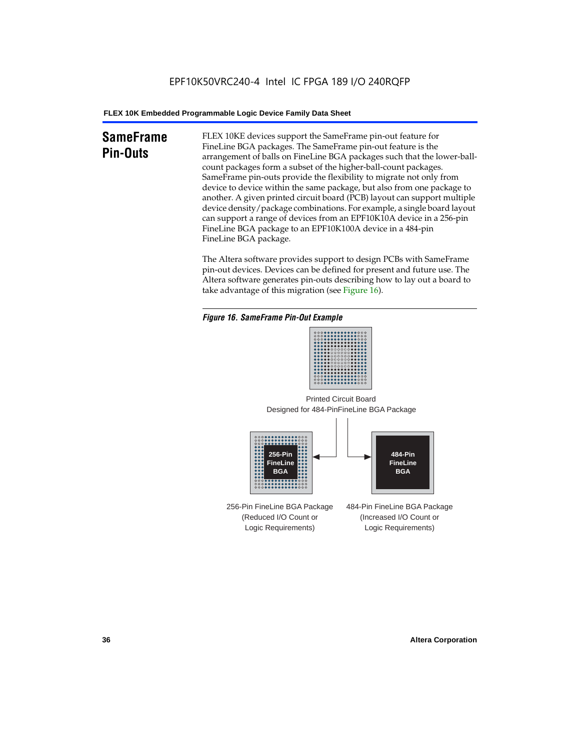## SameFrame Pin-Outs

FLEX 10KE devices support the SameFrame pin-out feature for FineLine BGA packages. The SameFrame pin-out feature is the arrangement of balls on FineLine BGA packages such that the lower-ball-count packages form a subset of the higher-ball-count packages. SameFrame pin-outs provide the flexibility to migrate not only from device to device within the same package, but also from one package to another. A given printed circuit board (PCB) layout can support multiple device density/package combinations. For example, a single board layout can support a range of devices from an EPF10K10A device in a 256-pin FineLine BGA package to an EPF10K100A device in a 484-pin FineLine BGA package.

The Altera software provides support to design PCBs with SameFrame pin-out devices. Devices can be defined for present and future use. The Altera software generates pin-outs describing how to lay out a board to take advantage of this migration (see Figure 16).

*Figure 16. SameFrame Pin-Out Example*

Printed Circuit Board
Designed for 484-PinFineLine BGA Package

256-Pin FineLine BGA

484-Pin FineLine BGA

256-Pin FineLine BGA Package (Reduced I/O Count or Logic Requirements)

484-Pin FineLine BGA Package (Increased I/O Count or Logic Requirements)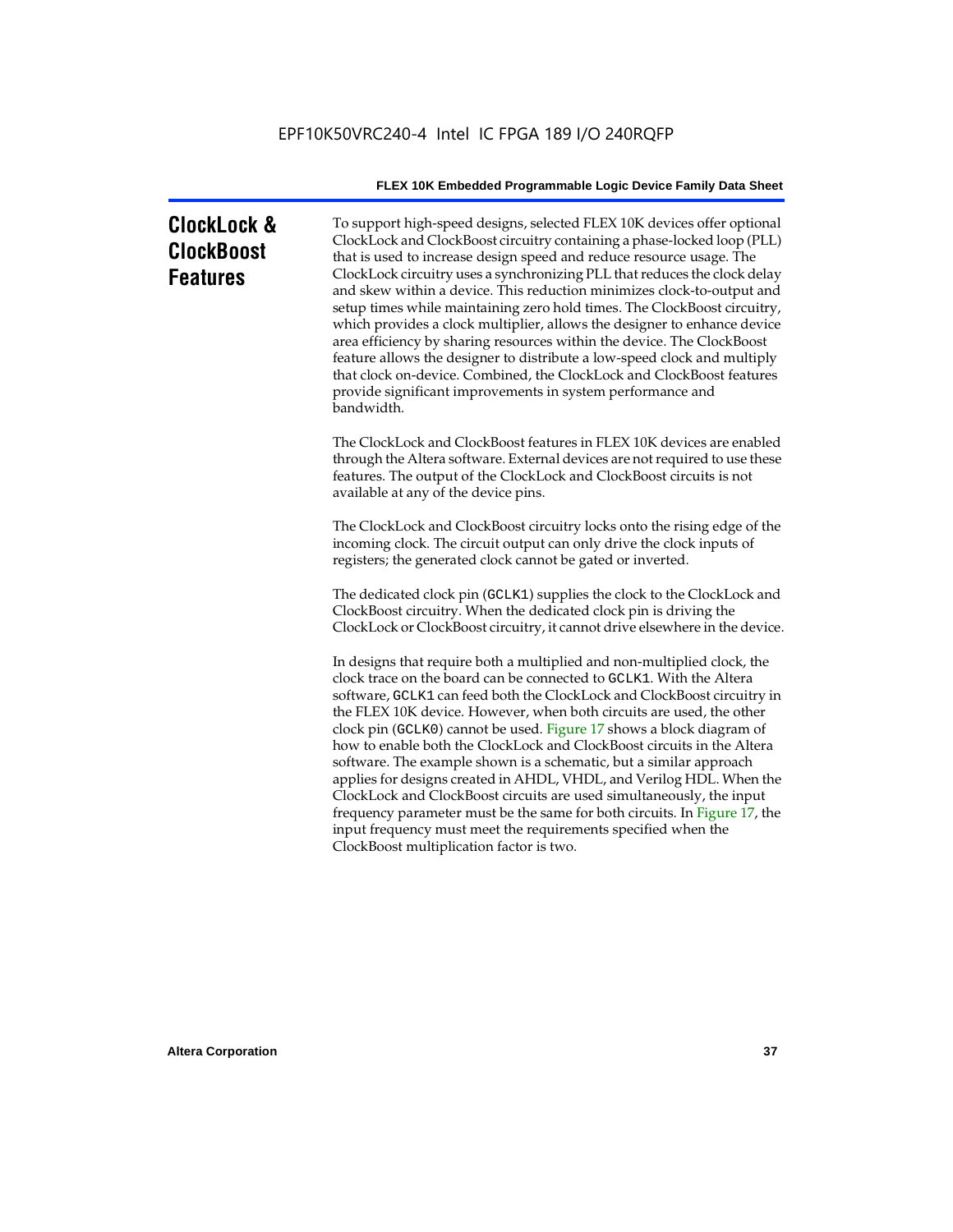## ClockLock & ClockBoost Features

To support high-speed designs, selected FLEX 10K devices offer optional ClockLock and ClockBoost circuitry containing a phase-locked loop (PLL) that is used to increase design speed and reduce resource usage. The ClockLock circuitry uses a synchronizing PLL that reduces the clock delay and skew within a device. This reduction minimizes clock-to-output and setup times while maintaining zero hold times. The ClockBoost circuitry, which provides a clock multiplier, allows the designer to enhance device area efficiency by sharing resources within the device. The ClockBoost feature allows the designer to distribute a low-speed clock and multiply that clock on-device. Combined, the ClockLock and ClockBoost features provide significant improvements in system performance and bandwidth.

The ClockLock and ClockBoost features in FLEX 10K devices are enabled through the Altera software. External devices are not required to use these features. The output of the ClockLock and ClockBoost circuits is not available at any of the device pins.

The ClockLock and ClockBoost circuitry locks onto the rising edge of the incoming clock. The circuit output can only drive the clock inputs of registers; the generated clock cannot be gated or inverted.

The dedicated clock pin (`GCLK1`) supplies the clock to the ClockLock and ClockBoost circuitry. When the dedicated clock pin is driving the ClockLock or ClockBoost circuitry, it cannot drive elsewhere in the device.

In designs that require both a multiplied and non-multiplied clock, the clock trace on the board can be connected to `GCLK1`. With the Altera software, `GCLK1` can feed both the ClockLock and ClockBoost circuitry in the FLEX 10K device. However, when both circuits are used, the other clock pin (`GCLK0`) cannot be used. Figure 17 shows a block diagram of how to enable both the ClockLock and ClockBoost circuits in the Altera software. The example shown is a schematic, but a similar approach applies for designs created in AHDL, VHDL, and Verilog HDL. When the ClockLock and ClockBoost circuits are used simultaneously, the input frequency parameter must be the same for both circuits. In Figure 17, the input frequency must meet the requirements specified when the ClockBoost multiplication factor is two.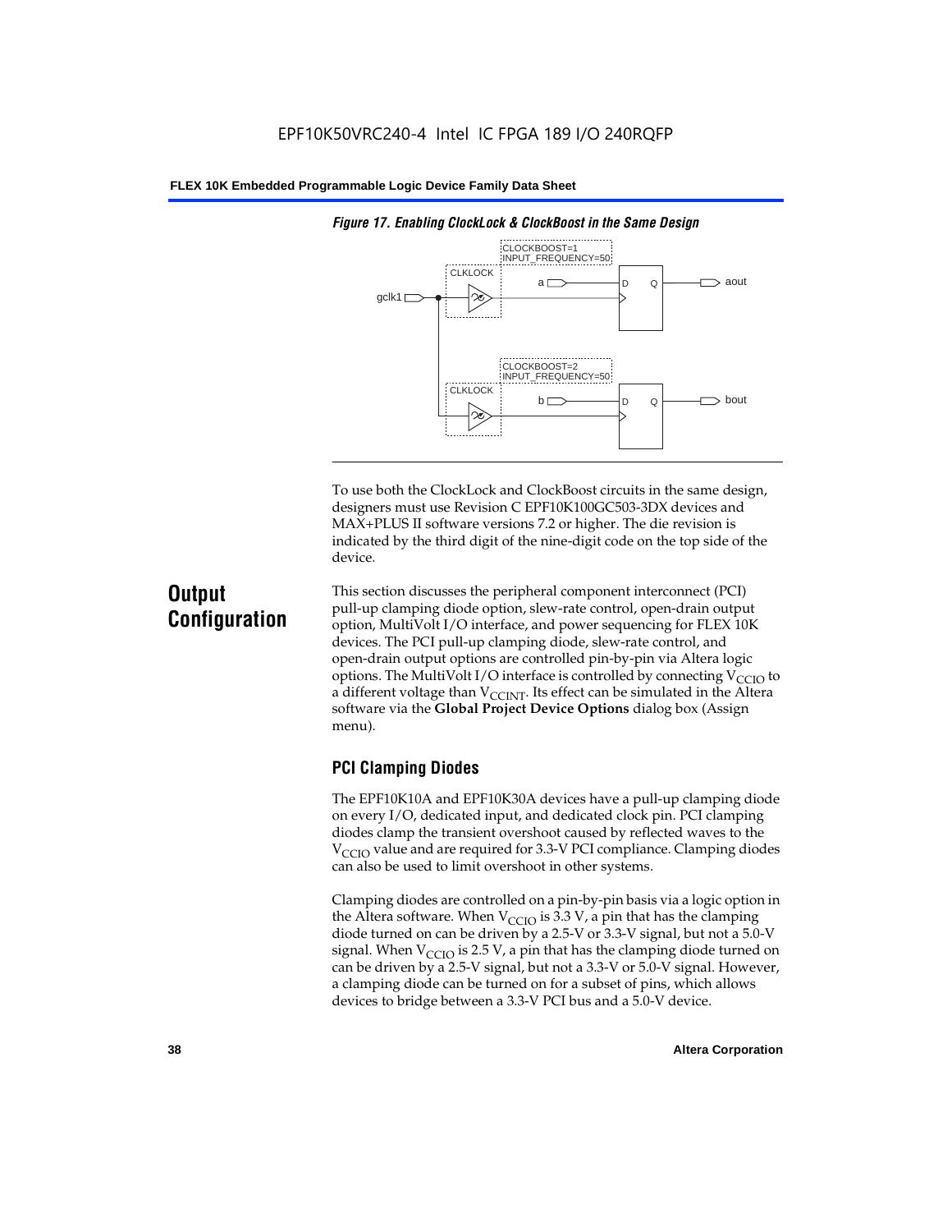*Figure 17. Enabling ClockLock & ClockBoost in the Same Design*

To use both the ClockLock and ClockBoost circuits in the same design, designers must use Revision C EPF10K100GC503-3DX devices and MAX+PLUS II software versions 7.2 or higher. The die revision is indicated by the third digit of the nine-digit code on the top side of the device.

# Output Configuration

This section discusses the peripheral component interconnect (PCI) pull-up clamping diode option, slew-rate control, open-drain output option, MultiVolt I/O interface, and power sequencing for FLEX 10K devices. The PCI pull-up clamping diode, slew-rate control, and open-drain output options are controlled pin-by-pin via Altera logic options. The MultiVolt I/O interface is controlled by connecting $V_{CCIO}$ to a different voltage than $V_{CCINT}$. Its effect can be simulated in the Altera software via the **Global Project Device Options** dialog box (Assign menu).

## PCI Clamping Diodes

The EPF10K10A and EPF10K30A devices have a pull-up clamping diode on every I/O, dedicated input, and dedicated clock pin. PCI clamping diodes clamp the transient overshoot caused by reflected waves to the $V_{CCIO}$ value and are required for 3.3-V PCI compliance. Clamping diodes can also be used to limit overshoot in other systems.

Clamping diodes are controlled on a pin-by-pin basis via a logic option in the Altera software. When $V_{CCIO}$ is 3.3 V, a pin that has the clamping diode turned on can be driven by a 2.5-V or 3.3-V signal, but not a 5.0-V signal. When $V_{CCIO}$ is 2.5 V, a pin that has the clamping diode turned on can be driven by a 2.5-V signal, but not a 3.3-V or 5.0-V signal. However, a clamping diode can be turned on for a subset of pins, which allows devices to bridge between a 3.3-V PCI bus and a 5.0-V device.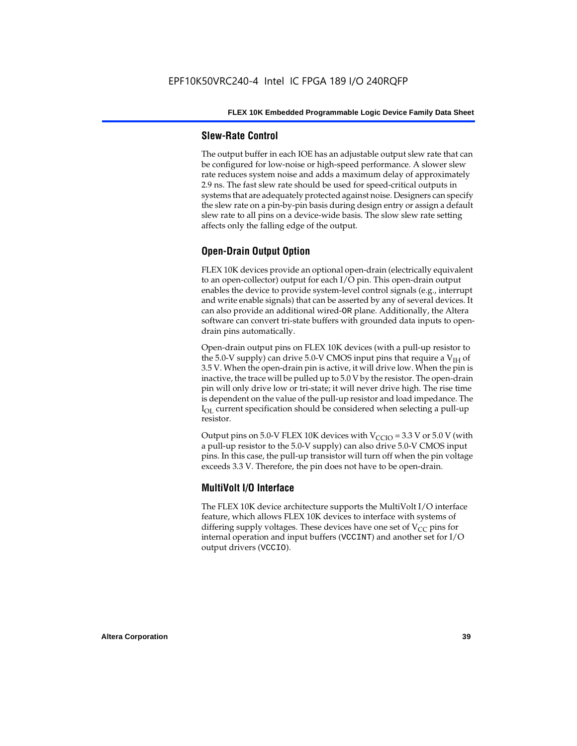### Slew-Rate Control

The output buffer in each IOE has an adjustable output slew rate that can be configured for low-noise or high-speed performance. A slower slew rate reduces system noise and adds a maximum delay of approximately 2.9 ns. The fast slew rate should be used for speed-critical outputs in systems that are adequately protected against noise. Designers can specify the slew rate on a pin-by-pin basis during design entry or assign a default slew rate to all pins on a device-wide basis. The slow slew rate setting affects only the falling edge of the output.

### Open-Drain Output Option

FLEX 10K devices provide an optional open-drain (electrically equivalent to an open-collector) output for each I/O pin. This open-drain output enables the device to provide system-level control signals (e.g., interrupt and write enable signals) that can be asserted by any of several devices. It can also provide an additional wired-`OR` plane. Additionally, the Altera software can convert tri-state buffers with grounded data inputs to open-drain pins automatically.

Open-drain output pins on FLEX 10K devices (with a pull-up resistor to the 5.0-V supply) can drive 5.0-V CMOS input pins that require a $V_{IH}$ of 3.5 V. When the open-drain pin is active, it will drive low. When the pin is inactive, the trace will be pulled up to 5.0 V by the resistor. The open-drain pin will only drive low or tri-state; it will never drive high. The rise time is dependent on the value of the pull-up resistor and load impedance. The $I_{OL}$ current specification should be considered when selecting a pull-up resistor.

Output pins on 5.0-V FLEX 10K devices with $V_{CCIO}$ = 3.3 V or 5.0 V (with a pull-up resistor to the 5.0-V supply) can also drive 5.0-V CMOS input pins. In this case, the pull-up transistor will turn off when the pin voltage exceeds 3.3 V. Therefore, the pin does not have to be open-drain.

### MultiVolt I/O Interface

The FLEX 10K device architecture supports the MultiVolt I/O interface feature, which allows FLEX 10K devices to interface with systems of differing supply voltages. These devices have one set of $V_{CC}$ pins for internal operation and input buffers (`VCCINT`) and another set for I/O output drivers (`VCCIO`).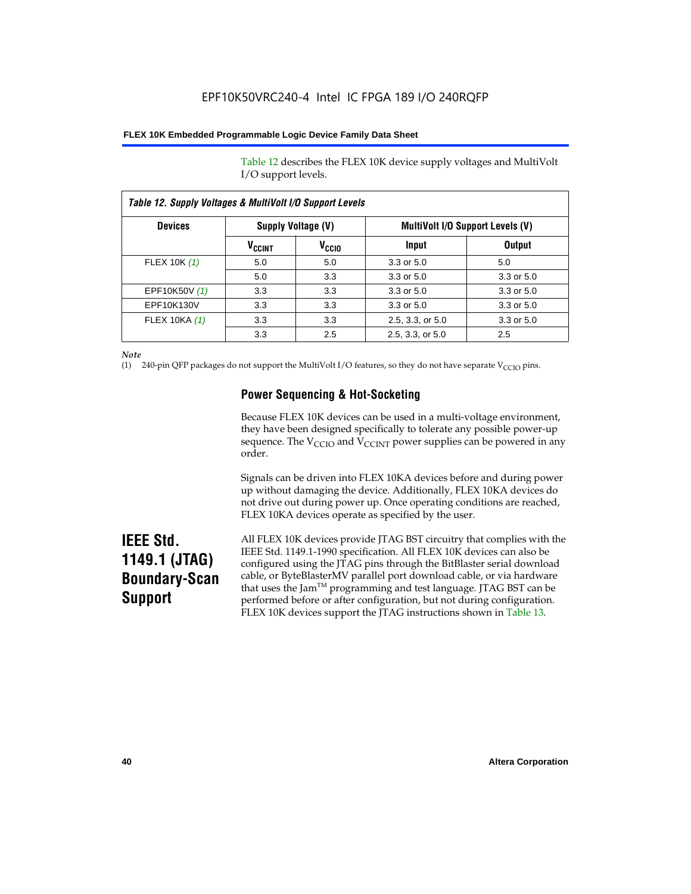Table 12 describes the FLEX 10K device supply voltages and MultiVolt I/O support levels.

| Table 12. Supply Voltages & MultiVolt I/O Support Levels | | | | |
|---|---|---|---|---|
| Devices | Supply Voltage (V) | | MultiVolt I/O Support Levels (V) | |
| | $V_{CCINT}$ | $V_{CCIO}$ | Input | Output |
| FLEX 10K *(1)* | 5.0 | 5.0 | 3.3 or 5.0 | 5.0 |
| | 5.0 | 3.3 | 3.3 or 5.0 | 3.3 or 5.0 |
| EPF10K50V *(1)* | 3.3 | 3.3 | 3.3 or 5.0 | 3.3 or 5.0 |
| EPF10K130V | 3.3 | 3.3 | 3.3 or 5.0 | 3.3 or 5.0 |
| FLEX 10KA *(1)* | 3.3 | 3.3 | 2.5, 3.3, or 5.0 | 3.3 or 5.0 |
| | 3.3 | 2.5 | 2.5, 3.3, or 5.0 | 2.5 |

*Note*

(1) 240-pin QFP packages do not support the MultiVolt I/O features, so they do not have separate $V_{CCIO}$ pins.

### Power Sequencing & Hot-Socketing

Because FLEX 10K devices can be used in a multi-voltage environment, they have been designed specifically to tolerate any possible power-up sequence. The $V_{CCIO}$ and $V_{CCINT}$ power supplies can be powered in any order.

Signals can be driven into FLEX 10KA devices before and during power up without damaging the device. Additionally, FLEX 10KA devices do not drive out during power up. Once operating conditions are reached, FLEX 10KA devices operate as specified by the user.

## IEEE Std. 1149.1 (JTAG) Boundary-Scan Support

All FLEX 10K devices provide JTAG BST circuitry that complies with the IEEE Std. 1149.1-1990 specification. All FLEX 10K devices can also be configured using the JTAG pins through the BitBlaster serial download cable, or ByteBlasterMV parallel port download cable, or via hardware that uses the Jam™ programming and test language. JTAG BST can be performed before or after configuration, but not during configuration. FLEX 10K devices support the JTAG instructions shown in Table 13.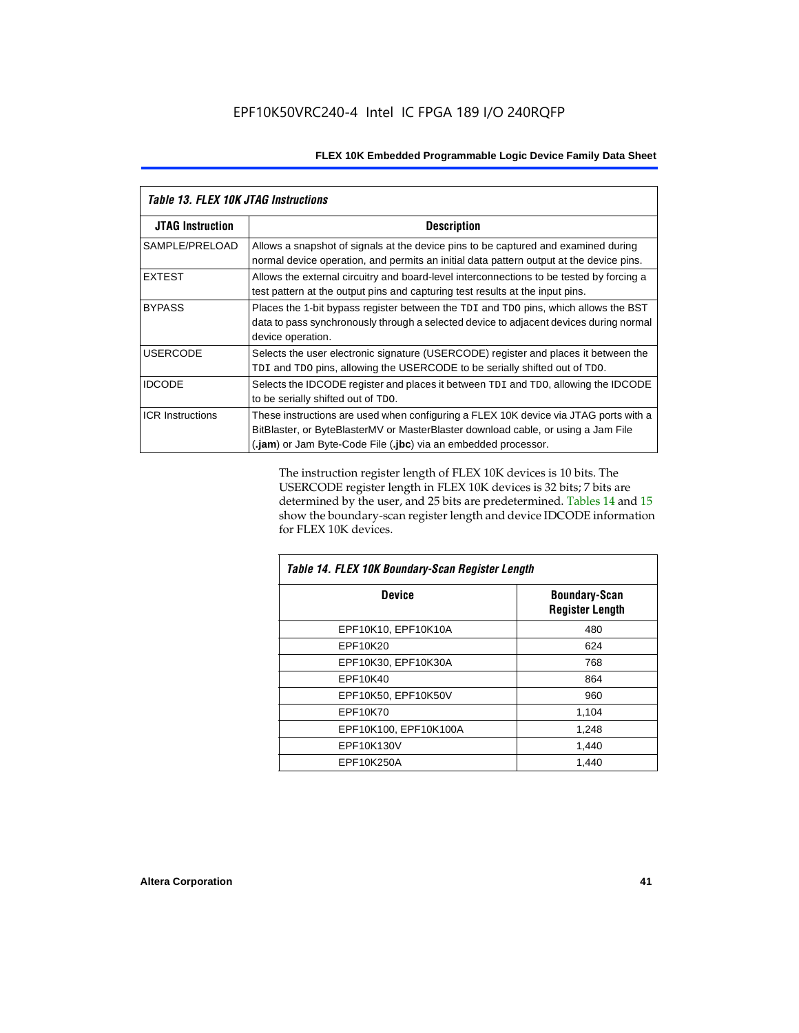*Table 13. FLEX 10K JTAG Instructions*

| JTAG Instruction | Description |
|---|---|
| SAMPLE/PRELOAD | Allows a snapshot of signals at the device pins to be captured and examined during normal device operation, and permits an initial data pattern output at the device pins. |
| EXTEST | Allows the external circuitry and board-level interconnections to be tested by forcing a test pattern at the output pins and capturing test results at the input pins. |
| BYPASS | Places the 1-bit bypass register between the `TDI` and `TDO` pins, which allows the BST data to pass synchronously through a selected device to adjacent devices during normal device operation. |
| USERCODE | Selects the user electronic signature (USERCODE) register and places it between the `TDI` and `TDO` pins, allowing the USERCODE to be serially shifted out of `TDO`. |
| IDCODE | Selects the IDCODE register and places it between `TDI` and `TDO`, allowing the IDCODE to be serially shifted out of `TDO`. |
| ICR Instructions | These instructions are used when configuring a FLEX 10K device via JTAG ports with a BitBlaster, or ByteBlasterMV or MasterBlaster download cable, or using a Jam File (**.jam**) or Jam Byte-Code File (**.jbc**) via an embedded processor. |

The instruction register length of FLEX 10K devices is 10 bits. The USERCODE register length in FLEX 10K devices is 32 bits; 7 bits are determined by the user, and 25 bits are predetermined. Tables 14 and 15 show the boundary-scan register length and device IDCODE information for FLEX 10K devices.

*Table 14. FLEX 10K Boundary-Scan Register Length*

| Device | Boundary-Scan Register Length |
|---|---|
| EPF10K10, EPF10K10A | 480 |
| EPF10K20 | 624 |
| EPF10K30, EPF10K30A | 768 |
| EPF10K40 | 864 |
| EPF10K50, EPF10K50V | 960 |
| EPF10K70 | 1,104 |
| EPF10K100, EPF10K100A | 1,248 |
| EPF10K130V | 1,440 |
| EPF10K250A | 1,440 |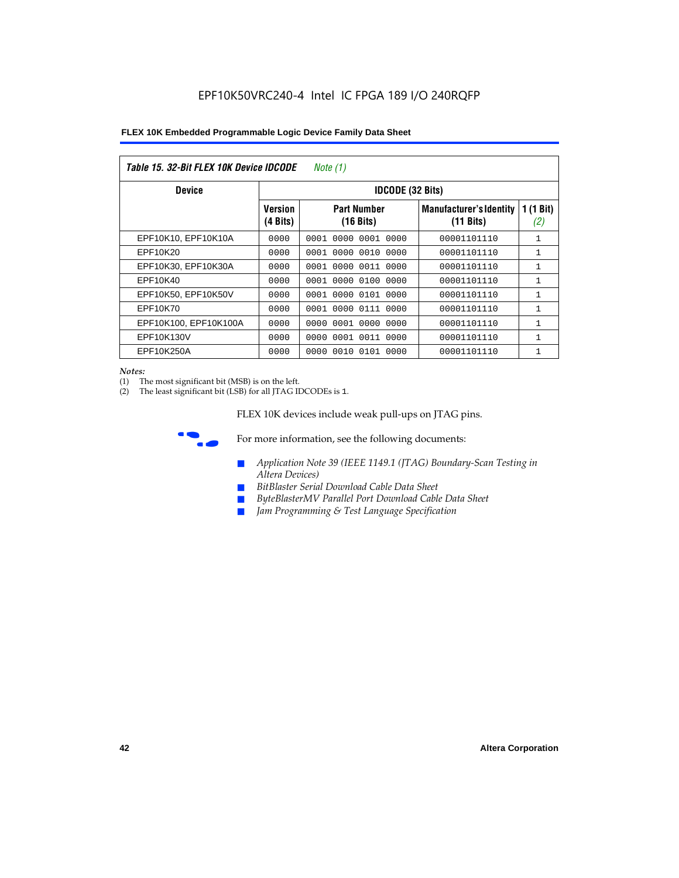EPF10K50VRC240-4 Intel IC FPGA 189 I/O 240RQFP

**Table 15. 32-Bit FLEX 10K Device IDCODE** *Note (1)*

| Device | IDCODE (32 Bits) | | | |
|---|---|---|---|---|
| | Version (4 Bits) | Part Number (16 Bits) | Manufacturer's Identity (11 Bits) | 1 (1 Bit) *(2)* |
| EPF10K10, EPF10K10A | 0000 | 0001 0000 0001 0000 | 00001101110 | 1 |
| EPF10K20 | 0000 | 0001 0000 0010 0000 | 00001101110 | 1 |
| EPF10K30, EPF10K30A | 0000 | 0001 0000 0011 0000 | 00001101110 | 1 |
| EPF10K40 | 0000 | 0001 0000 0100 0000 | 00001101110 | 1 |
| EPF10K50, EPF10K50V | 0000 | 0001 0000 0101 0000 | 00001101110 | 1 |
| EPF10K70 | 0000 | 0001 0000 0111 0000 | 00001101110 | 1 |
| EPF10K100, EPF10K100A | 0000 | 0000 0001 0000 0000 | 00001101110 | 1 |
| EPF10K130V | 0000 | 0000 0001 0011 0000 | 00001101110 | 1 |
| EPF10K250A | 0000 | 0000 0010 0101 0000 | 00001101110 | 1 |

*Notes:*
(1) The most significant bit (MSB) is on the left.
(2) The least significant bit (LSB) for all JTAG IDCODEs is 1.

FLEX 10K devices include weak pull-ups on JTAG pins.

For more information, see the following documents:

- *Application Note 39 (IEEE 1149.1 (JTAG) Boundary-Scan Testing in Altera Devices)*
- *BitBlaster Serial Download Cable Data Sheet*
- *ByteBlasterMV Parallel Port Download Cable Data Sheet*
- *Jam Programming & Test Language Specification*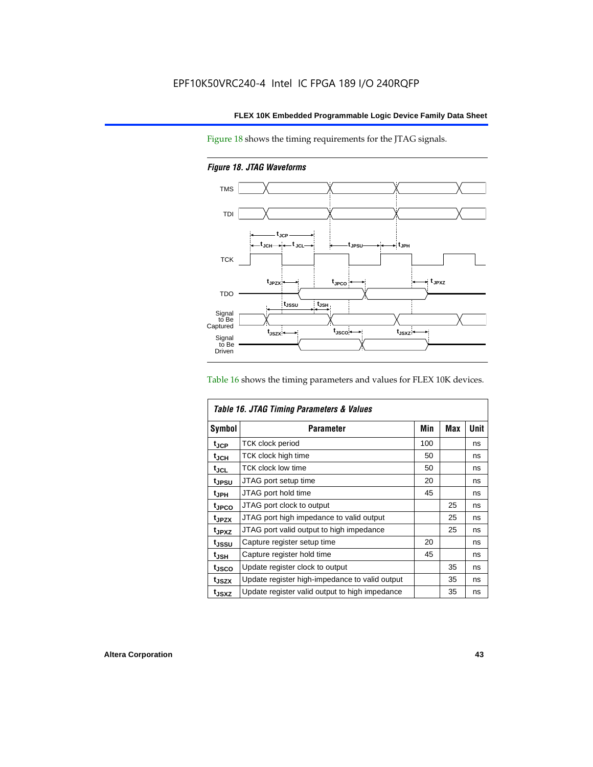Figure 18 shows the timing requirements for the JTAG signals.

*Figure 18. JTAG Waveforms*

Table 16 shows the timing parameters and values for FLEX 10K devices.

| *Table 16. JTAG Timing Parameters & Values* | | | | |
|---|---|---|---|---|
| **Symbol** | **Parameter** | **Min** | **Max** | **Unit** |
| $t_{JCP}$ | TCK clock period | 100 | | ns |
| $t_{JCH}$ | TCK clock high time | 50 | | ns |
| $t_{JCL}$ | TCK clock low time | 50 | | ns |
| $t_{JPSU}$ | JTAG port setup time | 20 | | ns |
| $t_{JPH}$ | JTAG port hold time | 45 | | ns |
| $t_{JPCO}$ | JTAG port clock to output | | 25 | ns |
| $t_{JPZX}$ | JTAG port high impedance to valid output | | 25 | ns |
| $t_{JPXZ}$ | JTAG port valid output to high impedance | | 25 | ns |
| $t_{JSSU}$ | Capture register setup time | 20 | | ns |
| $t_{JSH}$ | Capture register hold time | 45 | | ns |
| $t_{JSCO}$ | Update register clock to output | | 35 | ns |
| $t_{JSZX}$ | Update register high-impedance to valid output | | 35 | ns |
| $t_{JSXZ}$ | Update register valid output to high impedance | | 35 | ns |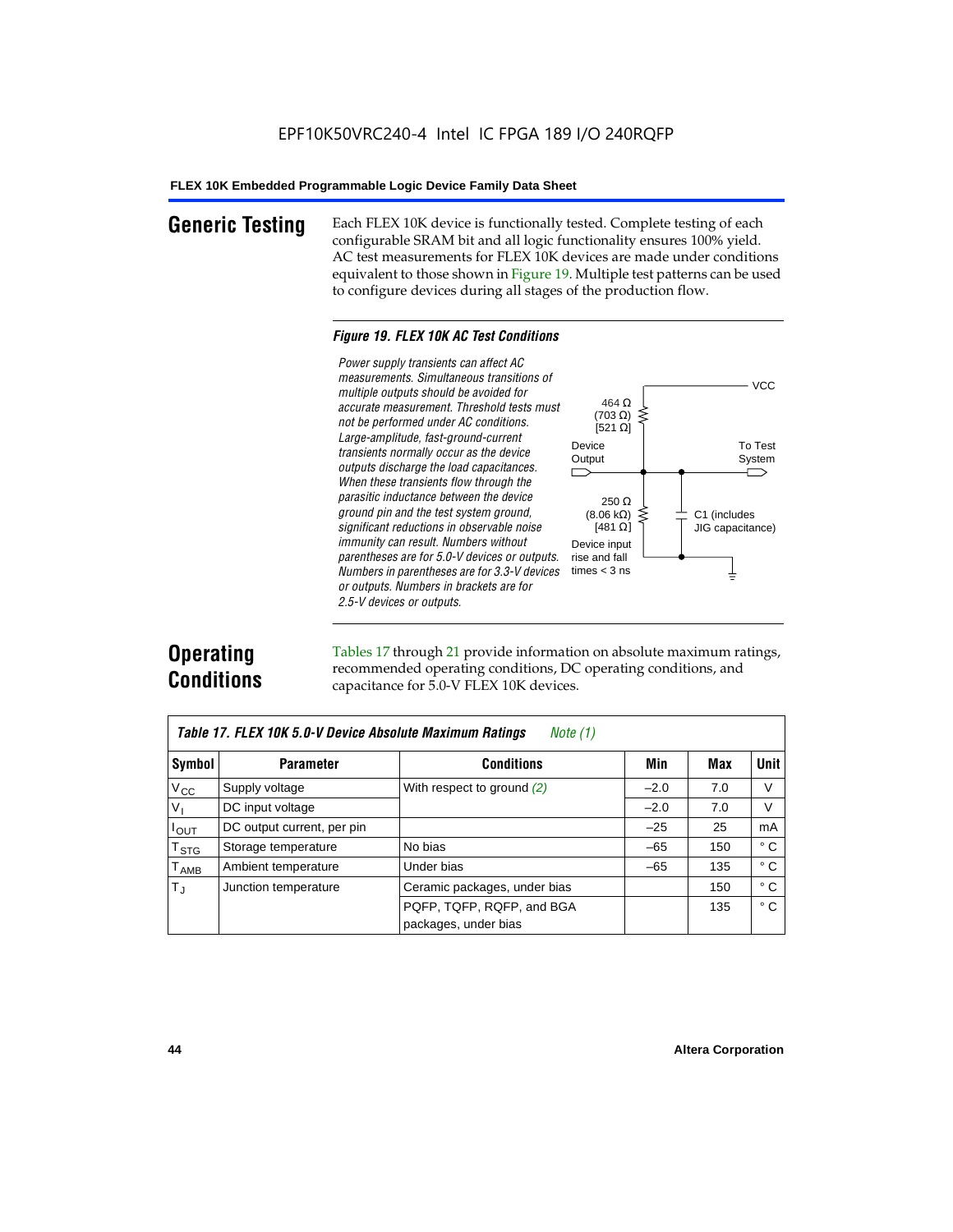## Generic Testing

Each FLEX 10K device is functionally tested. Complete testing of each configurable SRAM bit and all logic functionality ensures 100% yield. AC test measurements for FLEX 10K devices are made under conditions equivalent to those shown in Figure 19. Multiple test patterns can be used to configure devices during all stages of the production flow.

*Figure 19. FLEX 10K AC Test Conditions*

*Power supply transients can affect AC measurements. Simultaneous transitions of multiple outputs should be avoided for accurate measurement. Threshold tests must not be performed under AC conditions. Large-amplitude, fast-ground-current transients normally occur as the device outputs discharge the load capacitances. When these transients flow through the parasitic inductance between the device ground pin and the test system ground, significant reductions in observable noise immunity can result. Numbers without parentheses are for 5.0-V devices or outputs. Numbers in parentheses are for 3.3-V devices or outputs. Numbers in brackets are for 2.5-V devices or outputs.*

VCC

464 Ω (703 Ω) [521 Ω]

Device Output

To Test System

250 Ω (8.06 kΩ) [481 Ω]

C1 (includes JIG capacitance)

Device input rise and fall times < 3 ns

## Operating Conditions

Tables 17 through 21 provide information on absolute maximum ratings, recommended operating conditions, DC operating conditions, and capacitance for 5.0-V FLEX 10K devices.

*Table 17. FLEX 10K 5.0-V Device Absolute Maximum Ratings* *Note (1)*

| Symbol | Parameter | Conditions | Min | Max | Unit |
|---|---|---|---|---|---|
| $V_{CC}$ | Supply voltage | With respect to ground *(2)* | –2.0 | 7.0 | V |
| $V_I$ | DC input voltage | | –2.0 | 7.0 | V |
| $I_{OUT}$ | DC output current, per pin | | –25 | 25 | mA |
| $T_{STG}$ | Storage temperature | No bias | –65 | 150 | ° C |
| $T_{AMB}$ | Ambient temperature | Under bias | –65 | 135 | ° C |
| $T_J$ | Junction temperature | Ceramic packages, under bias | | 150 | ° C |
| | | PQFP, TQFP, RQFP, and BGA packages, under bias | | 135 | ° C |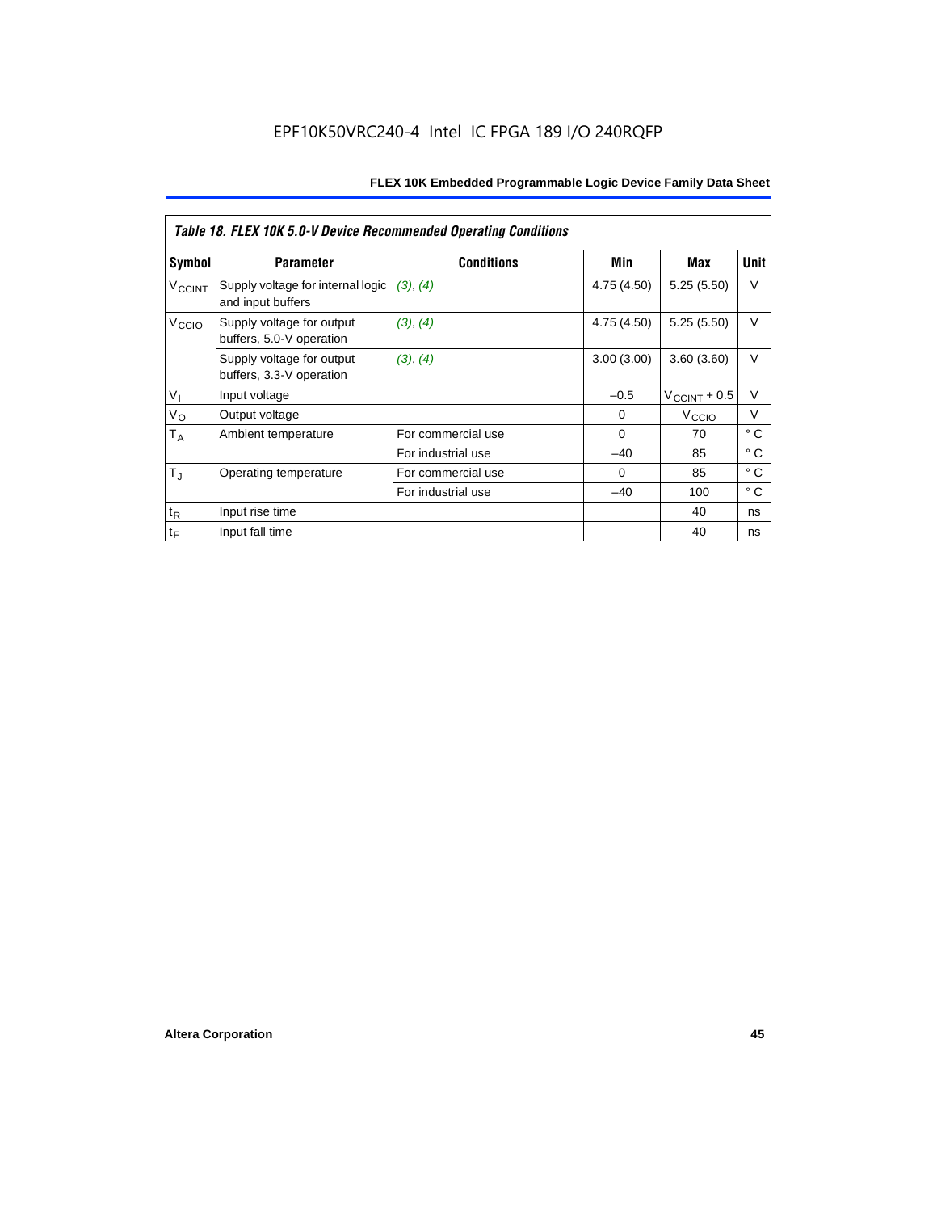EPF10K50VRC240-4 Intel IC FPGA 189 I/O 240RQFP

| Table 18. FLEX 10K 5.0-V Device Recommended Operating Conditions | | | | | |
|---|---|---|---|---|---|
| **Symbol** | **Parameter** | **Conditions** | **Min** | **Max** | **Unit** |
| $V_{CCINT}$ | Supply voltage for internal logic and input buffers | *(3)*, *(4)* | 4.75 (4.50) | 5.25 (5.50) | V |
| $V_{CCIO}$ | Supply voltage for output buffers, 5.0-V operation | *(3)*, *(4)* | 4.75 (4.50) | 5.25 (5.50) | V |
| | Supply voltage for output buffers, 3.3-V operation | *(3)*, *(4)* | 3.00 (3.00) | 3.60 (3.60) | V |
| $V_I$ | Input voltage | | –0.5 | $V_{CCINT}$ + 0.5 | V |
| $V_O$ | Output voltage | | 0 | $V_{CCIO}$ | V |
| $T_A$ | Ambient temperature | For commercial use | 0 | 70 | ° C |
| | | For industrial use | –40 | 85 | ° C |
| $T_J$ | Operating temperature | For commercial use | 0 | 85 | ° C |
| | | For industrial use | –40 | 100 | ° C |
| $t_R$ | Input rise time | | | 40 | ns |
| $t_F$ | Input fall time | | | 40 | ns |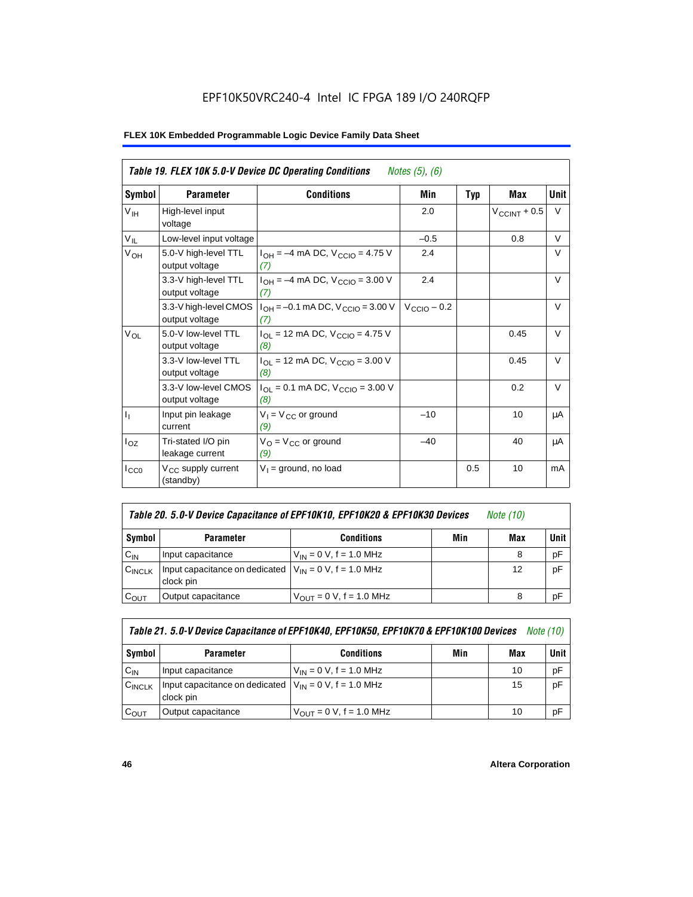EPF10K50VRC240-4 Intel IC FPGA 189 I/O 240RQFP

**FLEX 10K Embedded Programmable Logic Device Family Data Sheet**

| *Table 19. FLEX 10K 5.0-V Device DC Operating Conditions* *Notes (5), (6)* | | | | | | |
|---|---|---|---|---|---|---|
| **Symbol** | **Parameter** | **Conditions** | **Min** | **Typ** | **Max** | **Unit** |
| $V_{IH}$ | High-level input voltage | | 2.0 | | $V_{CCINT}$ + 0.5 | V |
| $V_{IL}$ | Low-level input voltage | | –0.5 | | 0.8 | V |
| $V_{OH}$ | 5.0-V high-level TTL output voltage | $I_{OH}$ = –4 mA DC, $V_{CCIO}$ = 4.75 V *(7)* | 2.4 | | | V |
| | 3.3-V high-level TTL output voltage | $I_{OH}$ = –4 mA DC, $V_{CCIO}$ = 3.00 V *(7)* | 2.4 | | | V |
| | 3.3-V high-level CMOS output voltage | $I_{OH}$ = –0.1 mA DC, $V_{CCIO}$ = 3.00 V *(7)* | $V_{CCIO}$ – 0.2 | | | V |
| $V_{OL}$ | 5.0-V low-level TTL output voltage | $I_{OL}$ = 12 mA DC, $V_{CCIO}$ = 4.75 V *(8)* | | | 0.45 | V |
| | 3.3-V low-level TTL output voltage | $I_{OL}$ = 12 mA DC, $V_{CCIO}$ = 3.00 V *(8)* | | | 0.45 | V |
| | 3.3-V low-level CMOS output voltage | $I_{OL}$ = 0.1 mA DC, $V_{CCIO}$ = 3.00 V *(8)* | | | 0.2 | V |
| $I_I$ | Input pin leakage current | $V_I$ = $V_{CC}$ or ground *(9)* | –10 | | 10 | μA |
| $I_{OZ}$ | Tri-stated I/O pin leakage current | $V_O$ = $V_{CC}$ or ground *(9)* | –40 | | 40 | μA |
| $I_{CC0}$ | $V_{CC}$ supply current (standby) | $V_I$ = ground, no load | | 0.5 | 10 | mA |

| *Table 20. 5.0-V Device Capacitance of EPF10K10, EPF10K20 & EPF10K30 Devices* *Note (10)* | | | | | |
|---|---|---|---|---|---|
| **Symbol** | **Parameter** | **Conditions** | **Min** | **Max** | **Unit** |
| $C_{IN}$ | Input capacitance | $V_{IN}$ = 0 V, f = 1.0 MHz | | 8 | pF |
| $C_{INCLK}$ | Input capacitance on dedicated clock pin | $V_{IN}$ = 0 V, f = 1.0 MHz | | 12 | pF |
| $C_{OUT}$ | Output capacitance | $V_{OUT}$ = 0 V, f = 1.0 MHz | | 8 | pF |

| *Table 21. 5.0-V Device Capacitance of EPF10K40, EPF10K50, EPF10K70 & EPF10K100 Devices* *Note (10)* | | | | | |
|---|---|---|---|---|---|
| **Symbol** | **Parameter** | **Conditions** | **Min** | **Max** | **Unit** |
| $C_{IN}$ | Input capacitance | $V_{IN}$ = 0 V, f = 1.0 MHz | | 10 | pF |
| $C_{INCLK}$ | Input capacitance on dedicated clock pin | $V_{IN}$ = 0 V, f = 1.0 MHz | | 15 | pF |
| $C_{OUT}$ | Output capacitance | $V_{OUT}$ = 0 V, f = 1.0 MHz | | 10 | pF |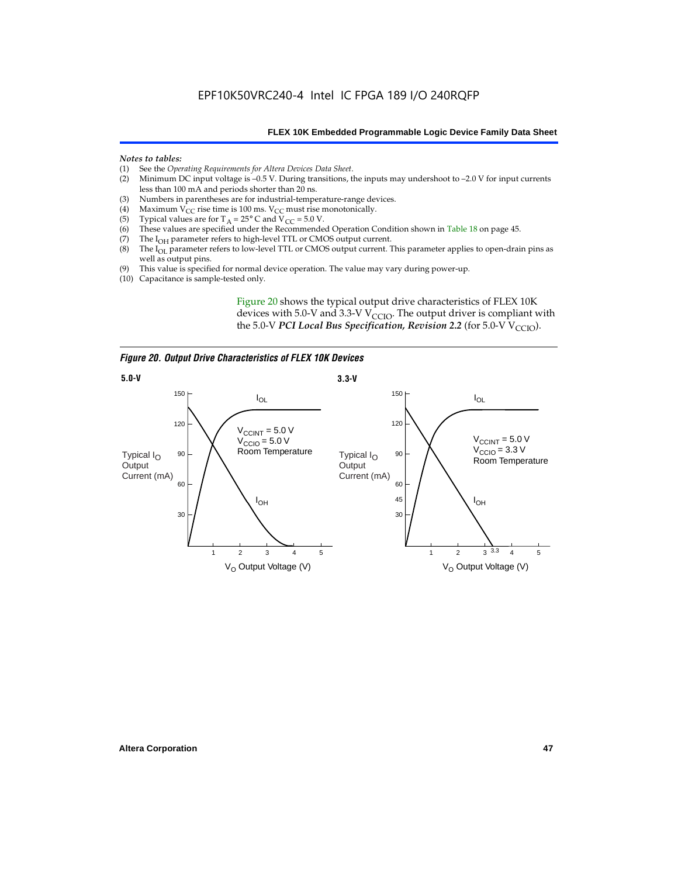*Notes to tables:*

(1) See the *Operating Requirements for Altera Devices Data Sheet*.
(2) Minimum DC input voltage is –0.5 V. During transitions, the inputs may undershoot to –2.0 V for input currents less than 100 mA and periods shorter than 20 ns.
(3) Numbers in parentheses are for industrial-temperature-range devices.
(4) Maximum $V_{CC}$ rise time is 100 ms. $V_{CC}$ must rise monotonically.
(5) Typical values are for $T_A = 25°$ C and $V_{CC} = 5.0$ V.
(6) These values are specified under the Recommended Operation Condition shown in Table 18 on page 45.
(7) The $I_{OH}$ parameter refers to high-level TTL or CMOS output current.
(8) The $I_{OL}$ parameter refers to low-level TTL or CMOS output current. This parameter applies to open-drain pins as well as output pins.
(9) This value is specified for normal device operation. The value may vary during power-up.
(10) Capacitance is sample-tested only.

Figure 20 shows the typical output drive characteristics of FLEX 10K devices with 5.0-V and 3.3-V $V_{CCIO}$. The output driver is compliant with the 5.0-V ***PCI Local Bus Specification, Revision 2.2*** (for 5.0-V $V_{CCIO}$).

***Figure 20. Output Drive Characteristics of FLEX 10K Devices***

**5.0-V**

Typical $I_O$ Output Current (mA) vs. $V_O$ Output Voltage (V); $I_{OL}$, $I_{OH}$; $V_{CCINT} = 5.0$ V, $V_{CCIO} = 5.0$ V, Room Temperature

**3.3-V**

Typical $I_O$ Output Current (mA) vs. $V_O$ Output Voltage (V); $I_{OL}$, $I_{OH}$; $V_{CCINT} = 5.0$ V, $V_{CCIO} = 3.3$ V, Room Temperature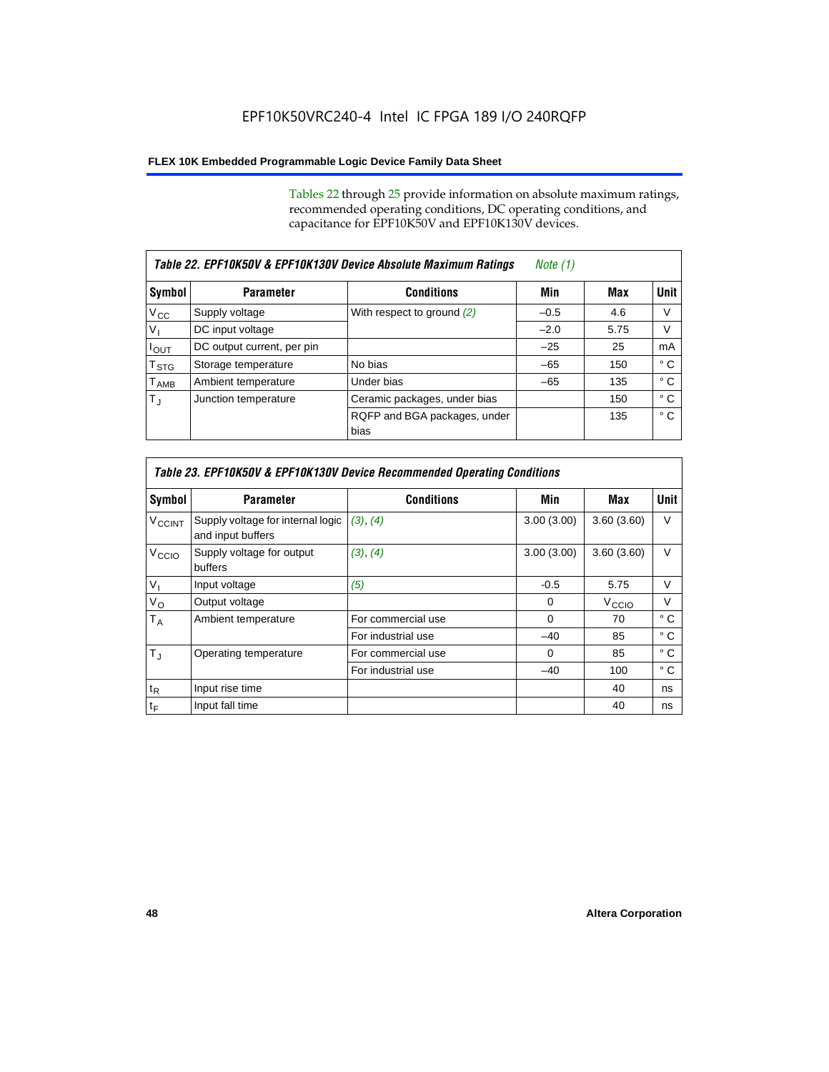Tables 22 through 25 provide information on absolute maximum ratings, recommended operating conditions, DC operating conditions, and capacitance for EPF10K50V and EPF10K130V devices.

| *Table 22. EPF10K50V & EPF10K130V Device Absolute Maximum Ratings* *Note (1)* | | | | | |
|---|---|---|---|---|---|
| **Symbol** | **Parameter** | **Conditions** | **Min** | **Max** | **Unit** |
| $V_{CC}$ | Supply voltage | With respect to ground *(2)* | –0.5 | 4.6 | V |
| $V_I$ | DC input voltage | | –2.0 | 5.75 | V |
| $I_{OUT}$ | DC output current, per pin | | –25 | 25 | mA |
| $T_{STG}$ | Storage temperature | No bias | –65 | 150 | ° C |
| $T_{AMB}$ | Ambient temperature | Under bias | –65 | 135 | ° C |
| $T_J$ | Junction temperature | Ceramic packages, under bias | | 150 | ° C |
| | | RQFP and BGA packages, under bias | | 135 | ° C |

| *Table 23. EPF10K50V & EPF10K130V Device Recommended Operating Conditions* | | | | | |
|---|---|---|---|---|---|
| **Symbol** | **Parameter** | **Conditions** | **Min** | **Max** | **Unit** |
| $V_{CCINT}$ | Supply voltage for internal logic and input buffers | *(3)*, *(4)* | 3.00 (3.00) | 3.60 (3.60) | V |
| $V_{CCIO}$ | Supply voltage for output buffers | *(3)*, *(4)* | 3.00 (3.00) | 3.60 (3.60) | V |
| $V_I$ | Input voltage | *(5)* | -0.5 | 5.75 | V |
| $V_O$ | Output voltage | | 0 | $V_{CCIO}$ | V |
| $T_A$ | Ambient temperature | For commercial use | 0 | 70 | ° C |
| | | For industrial use | –40 | 85 | ° C |
| $T_J$ | Operating temperature | For commercial use | 0 | 85 | ° C |
| | | For industrial use | –40 | 100 | ° C |
| $t_R$ | Input rise time | | | 40 | ns |
| $t_F$ | Input fall time | | | 40 | ns |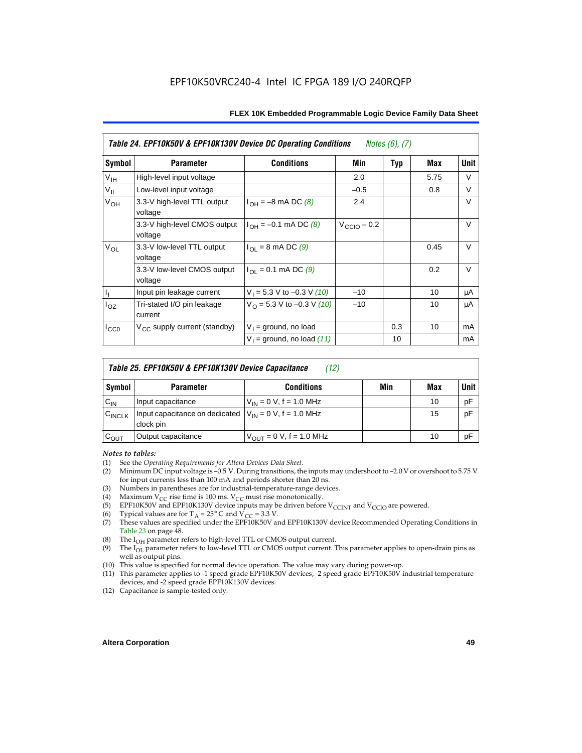**Table 24. EPF10K50V & EPF10K130V Device DC Operating Conditions** *Notes (6), (7)*

| Symbol | Parameter | Conditions | Min | Typ | Max | Unit |
|---|---|---|---|---|---|---|
| $V_{IH}$ | High-level input voltage | | 2.0 | | 5.75 | V |
| $V_{IL}$ | Low-level input voltage | | –0.5 | | 0.8 | V |
| $V_{OH}$ | 3.3-V high-level TTL output voltage | $I_{OH}$ = –8 mA DC *(8)* | 2.4 | | | V |
| | 3.3-V high-level CMOS output voltage | $I_{OH}$ = –0.1 mA DC *(8)* | $V_{CCIO}$ – 0.2 | | | V |
| $V_{OL}$ | 3.3-V low-level TTL output voltage | $I_{OL}$ = 8 mA DC *(9)* | | | 0.45 | V |
| | 3.3-V low-level CMOS output voltage | $I_{OL}$ = 0.1 mA DC *(9)* | | | 0.2 | V |
| $I_I$ | Input pin leakage current | $V_I$ = 5.3 V to –0.3 V *(10)* | –10 | | 10 | μA |
| $I_{OZ}$ | Tri-stated I/O pin leakage current | $V_O$ = 5.3 V to –0.3 V *(10)* | –10 | | 10 | μA |
| $I_{CC0}$ | $V_{CC}$ supply current (standby) | $V_I$ = ground, no load | | 0.3 | 10 | mA |
| | | $V_I$ = ground, no load *(11)* | | 10 | | mA |

**Table 25. EPF10K50V & EPF10K130V Device Capacitance** *(12)*

| Symbol | Parameter | Conditions | Min | Max | Unit |
|---|---|---|---|---|---|
| $C_{IN}$ | Input capacitance | $V_{IN}$ = 0 V, f = 1.0 MHz | | 10 | pF |
| $C_{INCLK}$ | Input capacitance on dedicated clock pin | $V_{IN}$ = 0 V, f = 1.0 MHz | | 15 | pF |
| $C_{OUT}$ | Output capacitance | $V_{OUT}$ = 0 V, f = 1.0 MHz | | 10 | pF |

*Notes to tables:*

(1) See the *Operating Requirements for Altera Devices Data Sheet*.
(2) Minimum DC input voltage is –0.5 V. During transitions, the inputs may undershoot to –2.0 V or overshoot to 5.75 V for input currents less than 100 mA and periods shorter than 20 ns.
(3) Numbers in parentheses are for industrial-temperature-range devices.
(4) Maximum $V_{CC}$ rise time is 100 ms. $V_{CC}$ must rise monotonically.
(5) EPF10K50V and EPF10K130V device inputs may be driven before $V_{CCINT}$ and $V_{CCIO}$ are powered.
(6) Typical values are for $T_A$ = 25° C and $V_{CC}$ = 3.3 V.
(7) These values are specified under the EPF10K50V and EPF10K130V device Recommended Operating Conditions in Table 23 on page 48.
(8) The $I_{OH}$ parameter refers to high-level TTL or CMOS output current.
(9) The $I_{OL}$ parameter refers to low-level TTL or CMOS output current. This parameter applies to open-drain pins as well as output pins.
(10) This value is specified for normal device operation. The value may vary during power-up.
(11) This parameter applies to -1 speed grade EPF10K50V devices, -2 speed grade EPF10K50V industrial temperature devices, and -2 speed grade EPF10K130V devices.
(12) Capacitance is sample-tested only.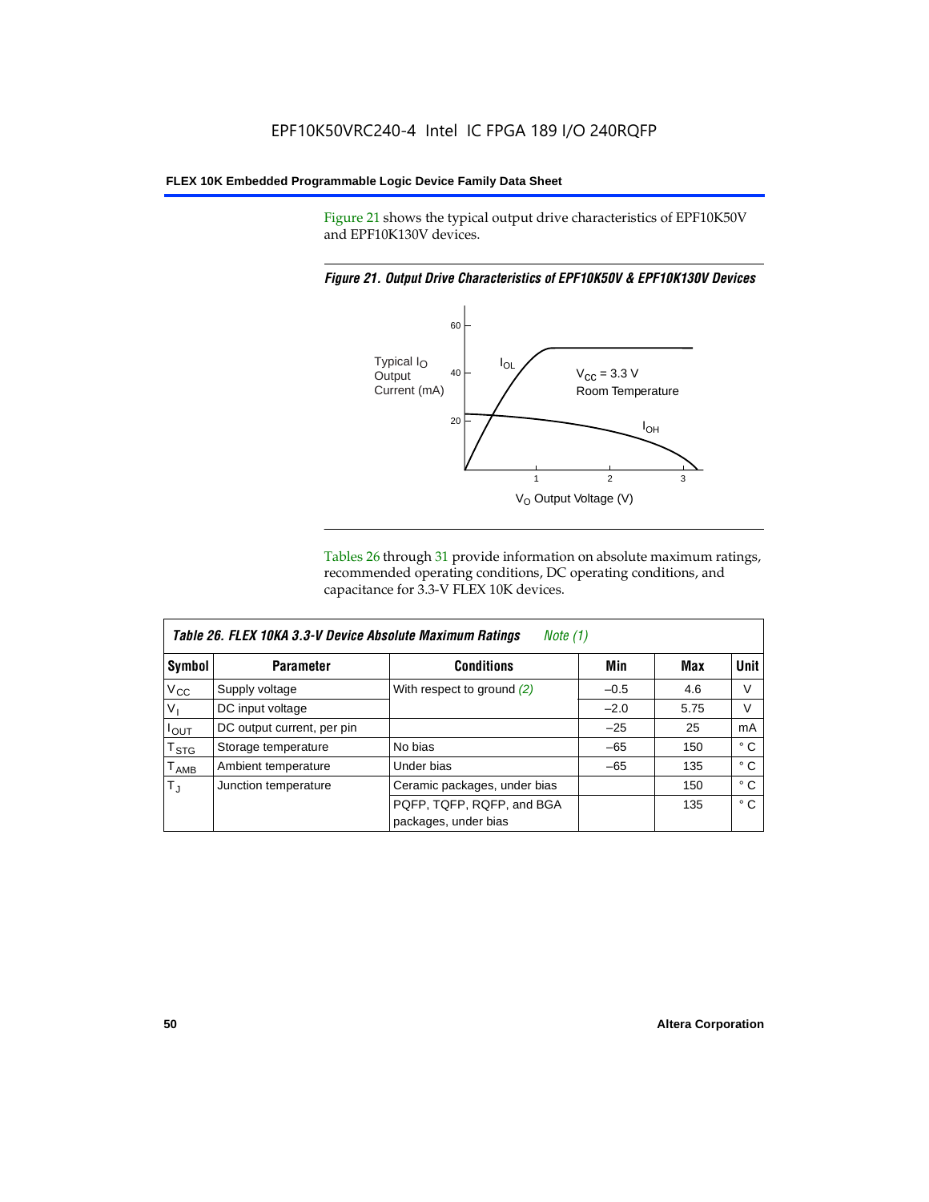Figure 21 shows the typical output drive characteristics of EPF10K50V and EPF10K130V devices.

*Figure 21. Output Drive Characteristics of EPF10K50V & EPF10K130V Devices*

Tables 26 through 31 provide information on absolute maximum ratings, recommended operating conditions, DC operating conditions, and capacitance for 3.3-V FLEX 10K devices.

| *Table 26. FLEX 10KA 3.3-V Device Absolute Maximum Ratings* *Note (1)* | | | | | |
|---|---|---|---|---|---|
| **Symbol** | **Parameter** | **Conditions** | **Min** | **Max** | **Unit** |
| $V_{CC}$ | Supply voltage | With respect to ground *(2)* | –0.5 | 4.6 | V |
| $V_I$ | DC input voltage | | –2.0 | 5.75 | V |
| $I_{OUT}$ | DC output current, per pin | | –25 | 25 | mA |
| $T_{STG}$ | Storage temperature | No bias | –65 | 150 | ° C |
| $T_{AMB}$ | Ambient temperature | Under bias | –65 | 135 | ° C |
| $T_J$ | Junction temperature | Ceramic packages, under bias | | 150 | ° C |
| | | PQFP, TQFP, RQFP, and BGA packages, under bias | | 135 | ° C |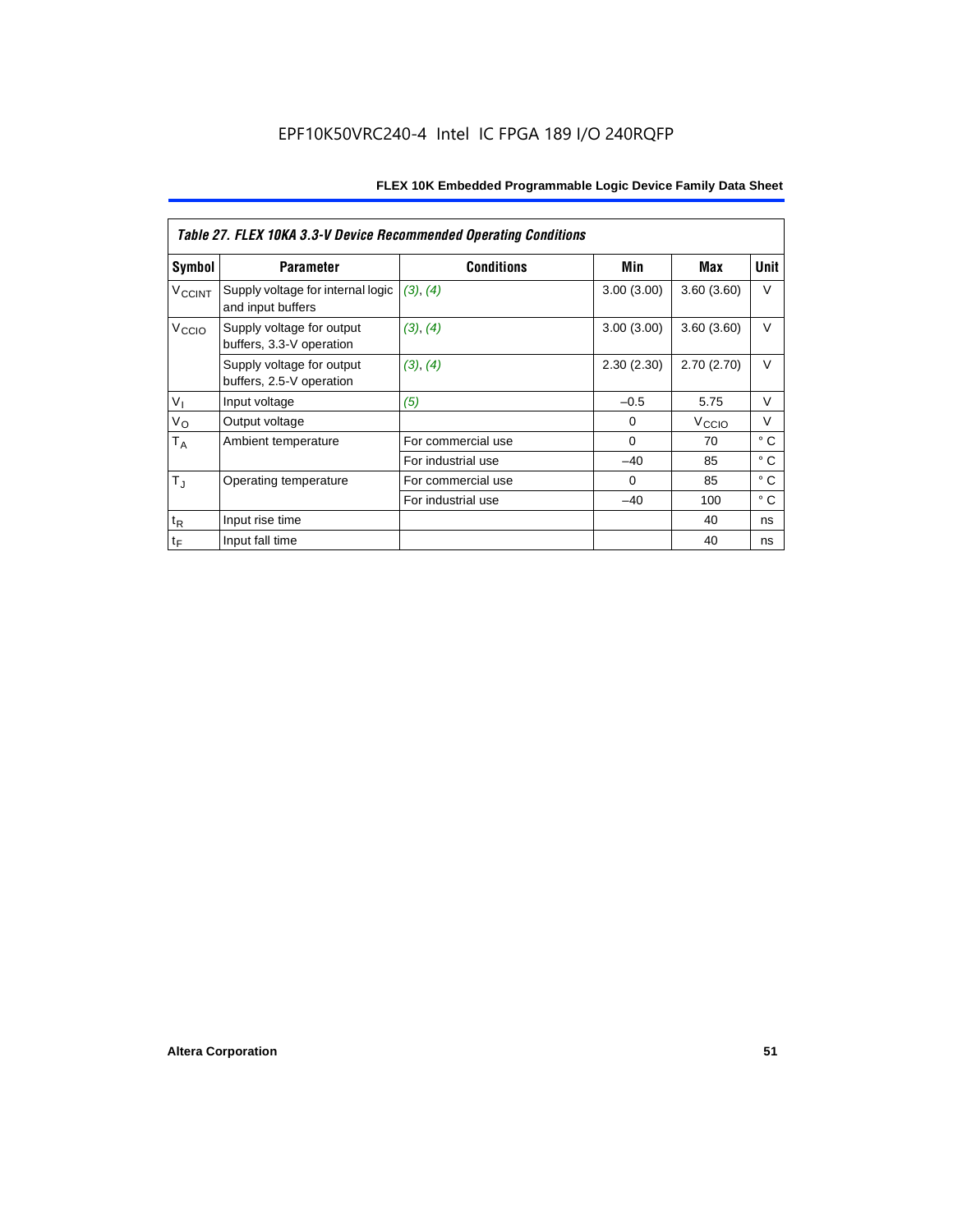EPF10K50VRC240-4 Intel IC FPGA 189 I/O 240RQFP

| *Table 27. FLEX 10KA 3.3-V Device Recommended Operating Conditions* | | | | | |
|---|---|---|---|---|---|
| **Symbol** | **Parameter** | **Conditions** | **Min** | **Max** | **Unit** |
| $V_{CCINT}$ | Supply voltage for internal logic and input buffers | *(3)*, *(4)* | 3.00 (3.00) | 3.60 (3.60) | V |
| $V_{CCIO}$ | Supply voltage for output buffers, 3.3-V operation | *(3)*, *(4)* | 3.00 (3.00) | 3.60 (3.60) | V |
| | Supply voltage for output buffers, 2.5-V operation | *(3)*, *(4)* | 2.30 (2.30) | 2.70 (2.70) | V |
| $V_I$ | Input voltage | *(5)* | –0.5 | 5.75 | V |
| $V_O$ | Output voltage | | 0 | $V_{CCIO}$ | V |
| $T_A$ | Ambient temperature | For commercial use | 0 | 70 | ° C |
| | | For industrial use | –40 | 85 | ° C |
| $T_J$ | Operating temperature | For commercial use | 0 | 85 | ° C |
| | | For industrial use | –40 | 100 | ° C |
| $t_R$ | Input rise time | | | 40 | ns |
| $t_F$ | Input fall time | | | 40 | ns |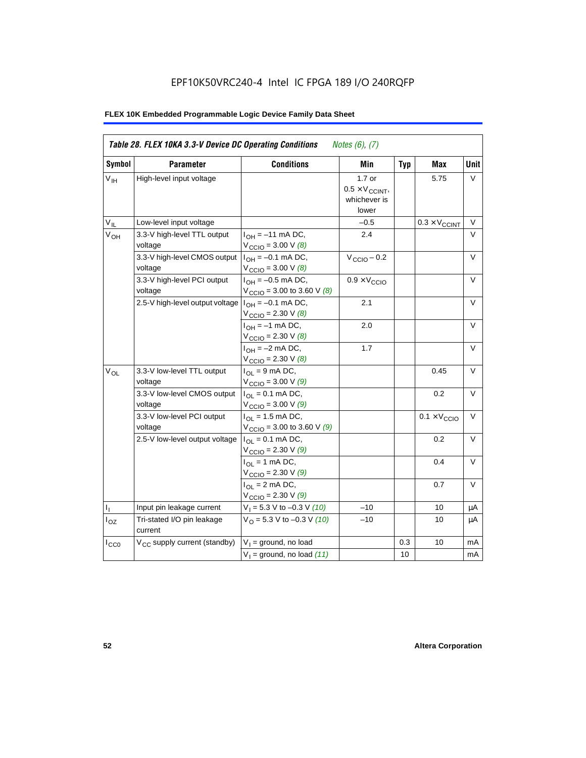EPF10K50VRC240-4 Intel IC FPGA 189 I/O 240RQFP

**FLEX 10K Embedded Programmable Logic Device Family Data Sheet**

| *Table 28. FLEX 10KA 3.3-V Device DC Operating Conditions* *Notes (6), (7)* | | | | | | |
|---|---|---|---|---|---|---|
| **Symbol** | **Parameter** | **Conditions** | **Min** | **Typ** | **Max** | **Unit** |
| $V_{IH}$ | High-level input voltage | | 1.7 or $0.5 \times V_{CCINT}$, whichever is lower | | 5.75 | V |
| $V_{IL}$ | Low-level input voltage | | –0.5 | | $0.3 \times V_{CCINT}$ | V |
| $V_{OH}$ | 3.3-V high-level TTL output voltage | $I_{OH}$ = –11 mA DC, $V_{CCIO}$ = 3.00 V *(8)* | 2.4 | | | V |
| | 3.3-V high-level CMOS output voltage | $I_{OH}$ = –0.1 mA DC, $V_{CCIO}$ = 3.00 V *(8)* | $V_{CCIO}$ – 0.2 | | | V |
| | 3.3-V high-level PCI output voltage | $I_{OH}$ = –0.5 mA DC, $V_{CCIO}$ = 3.00 to 3.60 V *(8)* | $0.9 \times V_{CCIO}$ | | | V |
| | 2.5-V high-level output voltage | $I_{OH}$ = –0.1 mA DC, $V_{CCIO}$ = 2.30 V *(8)* | 2.1 | | | V |
| | | $I_{OH}$ = –1 mA DC, $V_{CCIO}$ = 2.30 V *(8)* | 2.0 | | | V |
| | | $I_{OH}$ = –2 mA DC, $V_{CCIO}$ = 2.30 V *(8)* | 1.7 | | | V |
| $V_{OL}$ | 3.3-V low-level TTL output voltage | $I_{OL}$ = 9 mA DC, $V_{CCIO}$ = 3.00 V *(9)* | | | 0.45 | V |
| | 3.3-V low-level CMOS output voltage | $I_{OL}$ = 0.1 mA DC, $V_{CCIO}$ = 3.00 V *(9)* | | | 0.2 | V |
| | 3.3-V low-level PCI output voltage | $I_{OL}$ = 1.5 mA DC, $V_{CCIO}$ = 3.00 to 3.60 V *(9)* | | | $0.1 \times V_{CCIO}$ | V |
| | 2.5-V low-level output voltage | $I_{OL}$ = 0.1 mA DC, $V_{CCIO}$ = 2.30 V *(9)* | | | 0.2 | V |
| | | $I_{OL}$ = 1 mA DC, $V_{CCIO}$ = 2.30 V *(9)* | | | 0.4 | V |
| | | $I_{OL}$ = 2 mA DC, $V_{CCIO}$ = 2.30 V *(9)* | | | 0.7 | V |
| $I_I$ | Input pin leakage current | $V_I$ = 5.3 V to –0.3 V *(10)* | –10 | | 10 | μA |
| $I_{OZ}$ | Tri-stated I/O pin leakage current | $V_O$ = 5.3 V to –0.3 V *(10)* | –10 | | 10 | μA |
| $I_{CC0}$ | $V_{CC}$ supply current (standby) | $V_I$ = ground, no load | | 0.3 | 10 | mA |
| | | $V_I$ = ground, no load *(11)* | | 10 | | mA |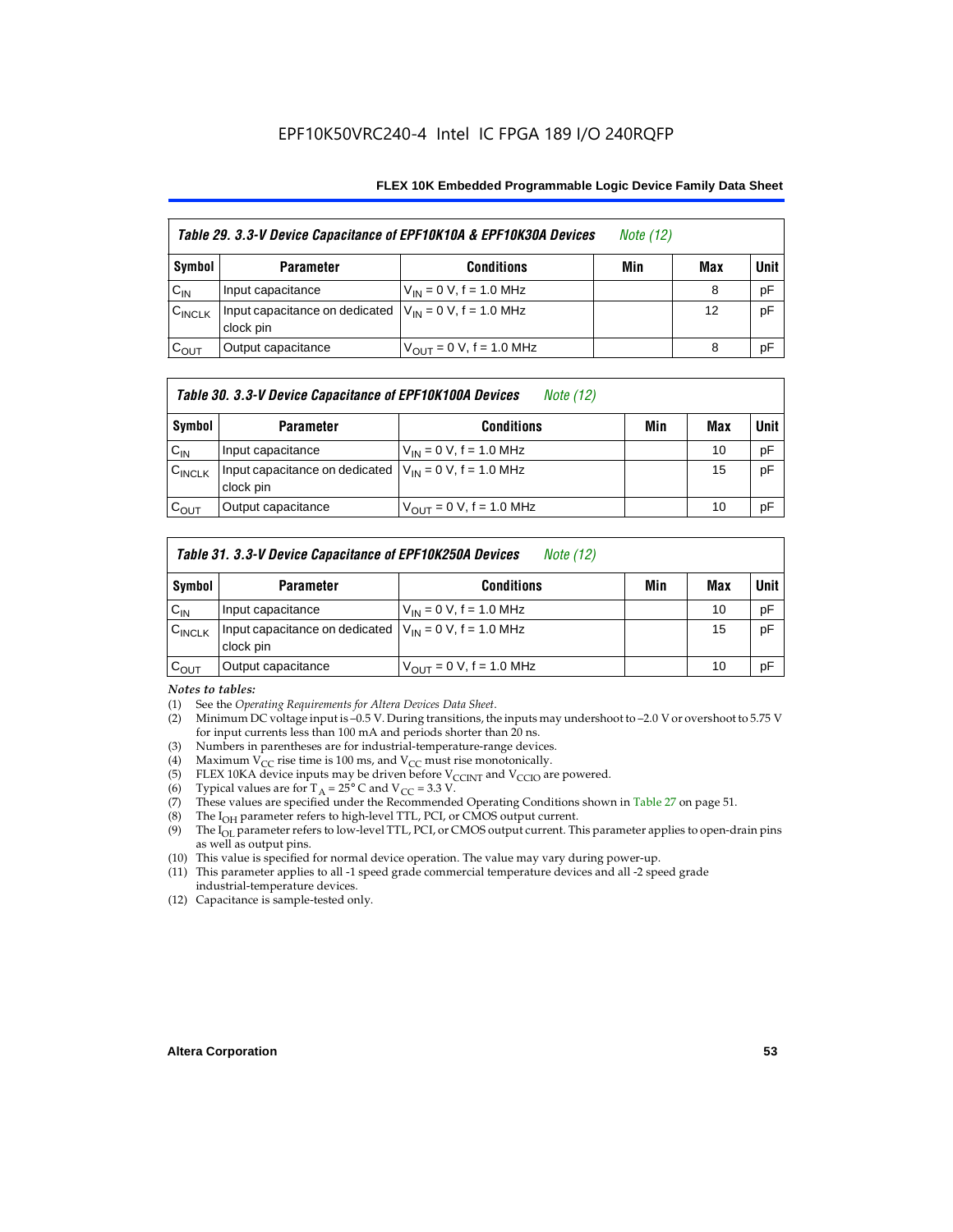### Table 29. 3.3-V Device Capacitance of EPF10K10A & EPF10K30A Devices *Note (12)*

| Symbol | Parameter | Conditions | Min | Max | Unit |
|---|---|---|---|---|---|
| $C_{IN}$ | Input capacitance | $V_{IN}$ = 0 V, f = 1.0 MHz | | 8 | pF |
| $C_{INCLK}$ | Input capacitance on dedicated clock pin | $V_{IN}$ = 0 V, f = 1.0 MHz | | 12 | pF |
| $C_{OUT}$ | Output capacitance | $V_{OUT}$ = 0 V, f = 1.0 MHz | | 8 | pF |

### Table 30. 3.3-V Device Capacitance of EPF10K100A Devices *Note (12)*

| Symbol | Parameter | Conditions | Min | Max | Unit |
|---|---|---|---|---|---|
| $C_{IN}$ | Input capacitance | $V_{IN}$ = 0 V, f = 1.0 MHz | | 10 | pF |
| $C_{INCLK}$ | Input capacitance on dedicated clock pin | $V_{IN}$ = 0 V, f = 1.0 MHz | | 15 | pF |
| $C_{OUT}$ | Output capacitance | $V_{OUT}$ = 0 V, f = 1.0 MHz | | 10 | pF |

### Table 31. 3.3-V Device Capacitance of EPF10K250A Devices *Note (12)*

| Symbol | Parameter | Conditions | Min | Max | Unit |
|---|---|---|---|---|---|
| $C_{IN}$ | Input capacitance | $V_{IN}$ = 0 V, f = 1.0 MHz | | 10 | pF |
| $C_{INCLK}$ | Input capacitance on dedicated clock pin | $V_{IN}$ = 0 V, f = 1.0 MHz | | 15 | pF |
| $C_{OUT}$ | Output capacitance | $V_{OUT}$ = 0 V, f = 1.0 MHz | | 10 | pF |

*Notes to tables:*

(1) See the *Operating Requirements for Altera Devices Data Sheet*.
(2) Minimum DC voltage input is –0.5 V. During transitions, the inputs may undershoot to –2.0 V or overshoot to 5.75 V for input currents less than 100 mA and periods shorter than 20 ns.
(3) Numbers in parentheses are for industrial-temperature-range devices.
(4) Maximum $V_{CC}$ rise time is 100 ms, and $V_{CC}$ must rise monotonically.
(5) FLEX 10KA device inputs may be driven before $V_{CCINT}$ and $V_{CCIO}$ are powered.
(6) Typical values are for $T_A$ = 25° C and $V_{CC}$ = 3.3 V.
(7) These values are specified under the Recommended Operating Conditions shown in Table 27 on page 51.
(8) The $I_{OH}$ parameter refers to high-level TTL, PCI, or CMOS output current.
(9) The $I_{OL}$ parameter refers to low-level TTL, PCI, or CMOS output current. This parameter applies to open-drain pins as well as output pins.
(10) This value is specified for normal device operation. The value may vary during power-up.
(11) This parameter applies to all -1 speed grade commercial temperature devices and all -2 speed grade industrial-temperature devices.
(12) Capacitance is sample-tested only.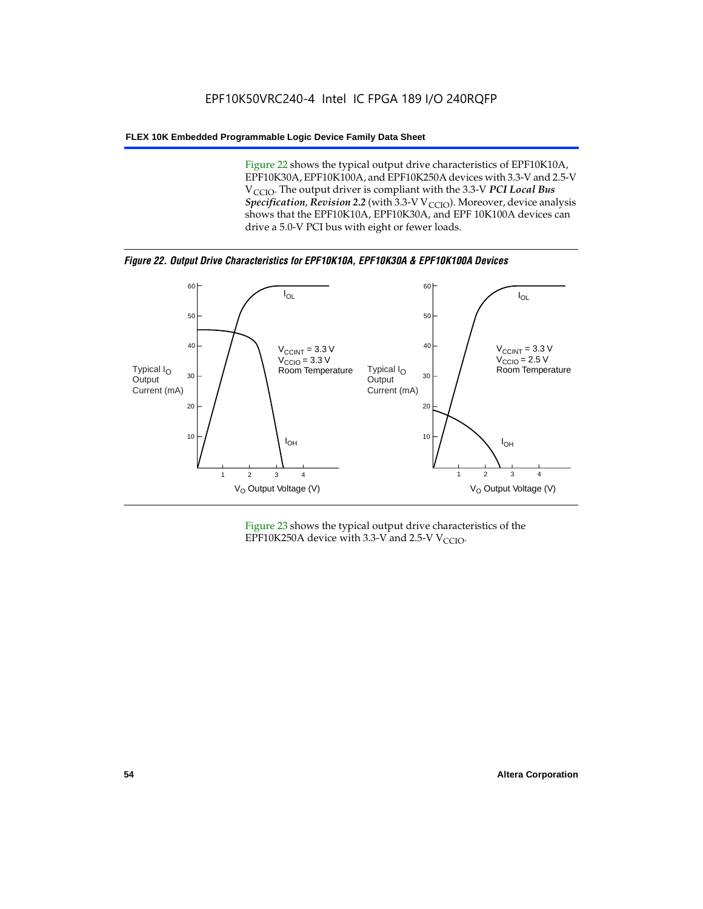Figure 22 shows the typical output drive characteristics of EPF10K10A, EPF10K30A, EPF10K100A, and EPF10K250A devices with 3.3-V and 2.5-V $V_{CCIO}$. The output driver is compliant with the 3.3-V ***PCI Local Bus Specification*, *Revision 2.2*** (with 3.3-V $V_{CCIO}$). Moreover, device analysis shows that the EPF10K10A, EPF10K30A, and EPF 10K100A devices can drive a 5.0-V PCI bus with eight or fewer loads.

***Figure 22. Output Drive Characteristics for EPF10K10A, EPF10K30A & EPF10K100A Devices***

Left graph: Typical $I_O$ Output Current (mA) vs. $V_O$ Output Voltage (V); curves $I_{OL}$ and $I_{OH}$; $V_{CCINT}$ = 3.3 V, $V_{CCIO}$ = 3.3 V, Room Temperature.

Right graph: Typical $I_O$ Output Current (mA) vs. $V_O$ Output Voltage (V); curves $I_{OL}$ and $I_{OH}$; $V_{CCINT}$ = 3.3 V, $V_{CCIO}$ = 2.5 V, Room Temperature.

Figure 23 shows the typical output drive characteristics of the EPF10K250A device with 3.3-V and 2.5-V $V_{CCIO}$.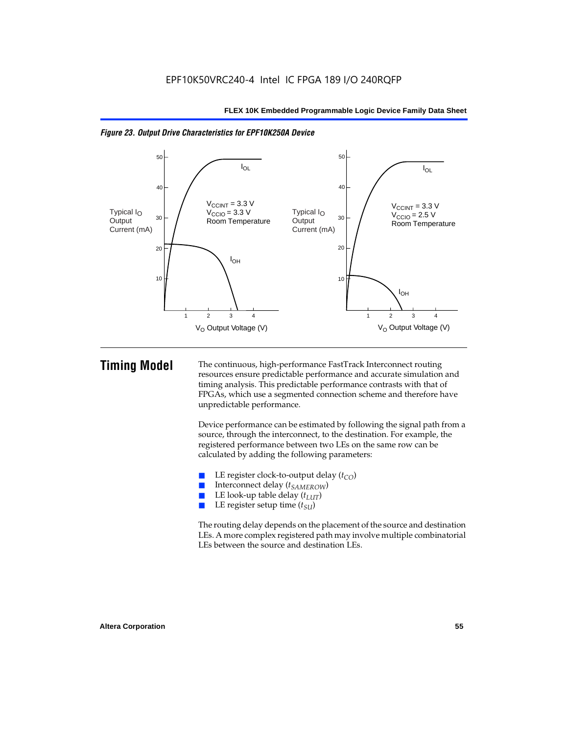*Figure 23. Output Drive Characteristics for EPF10K250A Device*

# Timing Model

The continuous, high-performance FastTrack Interconnect routing resources ensure predictable performance and accurate simulation and timing analysis. This predictable performance contrasts with that of FPGAs, which use a segmented connection scheme and therefore have unpredictable performance.

Device performance can be estimated by following the signal path from a source, through the interconnect, to the destination. For example, the registered performance between two LEs on the same row can be calculated by adding the following parameters:

- LE register clock-to-output delay ($t_{CO}$)
- Interconnect delay ($t_{SAMEROW}$)
- LE look-up table delay ($t_{LUT}$)
- LE register setup time ($t_{SU}$)

The routing delay depends on the placement of the source and destination LEs. A more complex registered path may involve multiple combinatorial LEs between the source and destination LEs.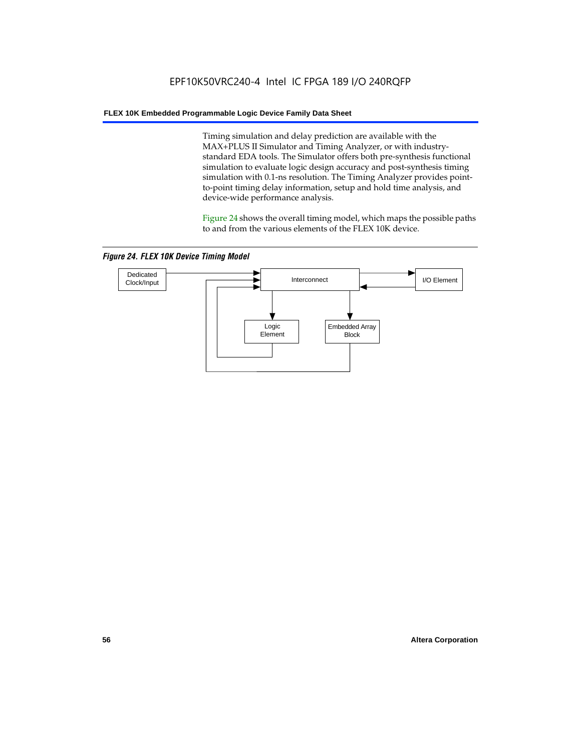Timing simulation and delay prediction are available with the MAX+PLUS II Simulator and Timing Analyzer, or with industry-standard EDA tools. The Simulator offers both pre-synthesis functional simulation to evaluate logic design accuracy and post-synthesis timing simulation with 0.1-ns resolution. The Timing Analyzer provides point-to-point timing delay information, setup and hold time analysis, and device-wide performance analysis.

Figure 24 shows the overall timing model, which maps the possible paths to and from the various elements of the FLEX 10K device.

*Figure 24. FLEX 10K Device Timing Model*

Dedicated Clock/Input

Interconnect

I/O Element

Logic Element

Embedded Array Block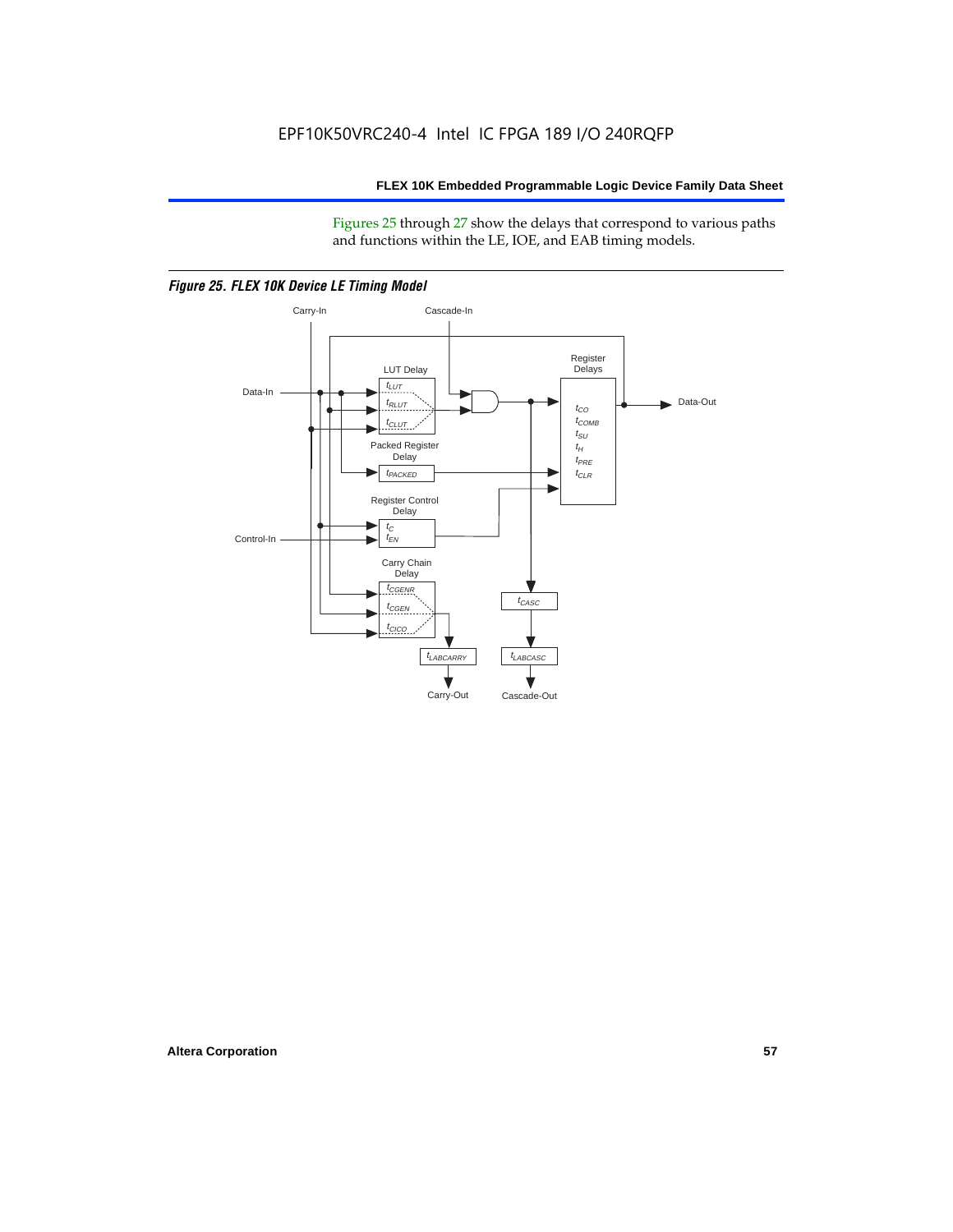Figures 25 through 27 show the delays that correspond to various paths and functions within the LE, IOE, and EAB timing models.

*Figure 25. FLEX 10K Device LE Timing Model*

Carry-In

Cascade-In

Data-In

LUT Delay

$t_{LUT}$

$t_{RLUT}$

$t_{CLUT}$

Register Delays

$t_{CO}$

$t_{COMB}$

$t_{SU}$

$t_{H}$

$t_{PRE}$

$t_{CLR}$

Data-Out

Packed Register Delay

$t_{PACKED}$

Register Control Delay

$t_{C}$

$t_{EN}$

Control-In

Carry Chain Delay

$t_{CGENR}$

$t_{CGEN}$

$t_{CICO}$

$t_{CASC}$

$t_{LABCARRY}$

$t_{LABCASC}$

Carry-Out

Cascade-Out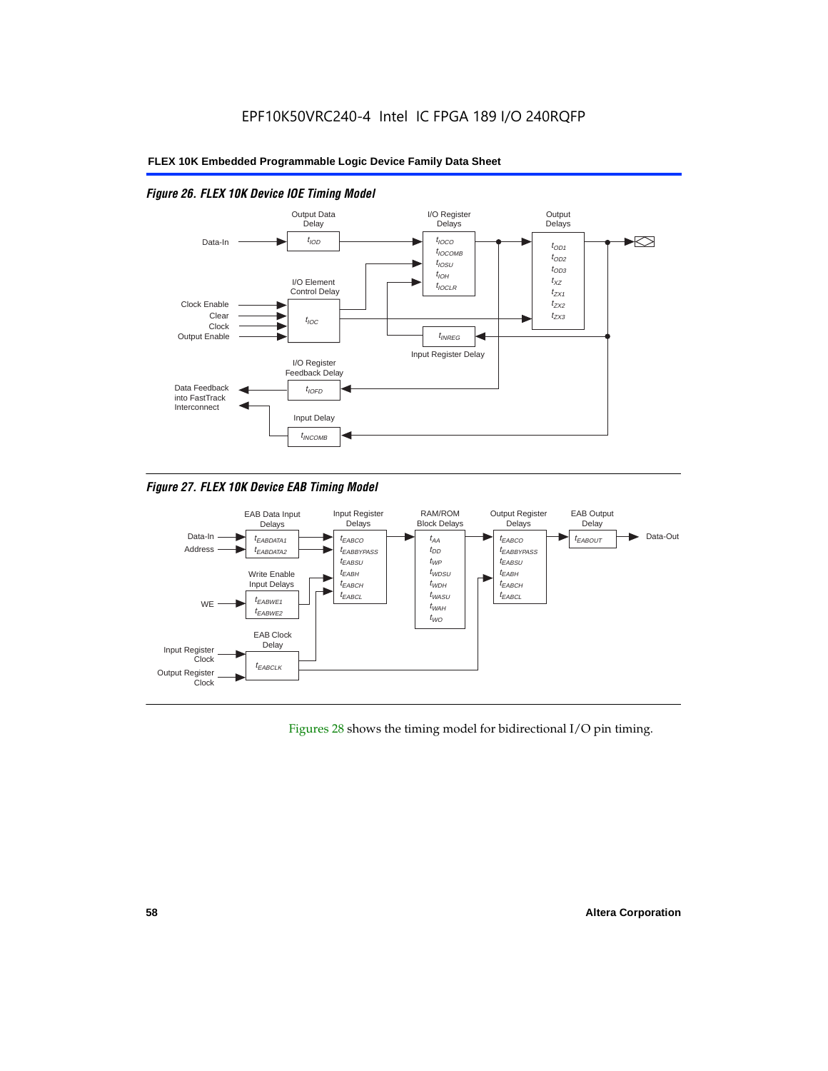*Figure 26. FLEX 10K Device IOE Timing Model*

Output Data Delay: $t_{IOD}$

I/O Register Delays: $t_{IOCO}$, $t_{IOCOMB}$, $t_{IOSU}$, $t_{IOH}$, $t_{IOCLR}$

Output Delays: $t_{OD1}$, $t_{OD2}$, $t_{OD3}$, $t_{XZ}$, $t_{ZX1}$, $t_{ZX2}$, $t_{ZX3}$

I/O Element Control Delay: $t_{IOC}$ (inputs: Clock Enable, Clear, Clock, Output Enable)

Input Register Delay: $t_{INREG}$

I/O Register Feedback Delay: $t_{IOFD}$

Input Delay: $t_{INCOMB}$

Data-In; Data Feedback into FastTrack Interconnect

*Figure 27. FLEX 10K Device EAB Timing Model*

EAB Data Input Delays: $t_{EABDATA1}$, $t_{EABDATA2}$ (inputs: Data-In, Address)

Write Enable Input Delays: $t_{EABWE1}$, $t_{EABWE2}$ (input: WE)

EAB Clock Delay: $t_{EABCLK}$ (inputs: Input Register Clock, Output Register Clock)

Input Register Delays: $t_{EABCO}$, $t_{EABBYPASS}$, $t_{EABSU}$, $t_{EABH}$, $t_{EABCH}$, $t_{EABCL}$

RAM/ROM Block Delays: $t_{AA}$, $t_{DD}$, $t_{WP}$, $t_{WDSU}$, $t_{WDH}$, $t_{WASU}$, $t_{WAH}$, $t_{WO}$

Output Register Delays: $t_{EABCO}$, $t_{EABBYPASS}$, $t_{EABSU}$, $t_{EABH}$, $t_{EABCH}$, $t_{EABCL}$

EAB Output Delay: $t_{EABOUT}$ (output: Data-Out)

Figures 28 shows the timing model for bidirectional I/O pin timing.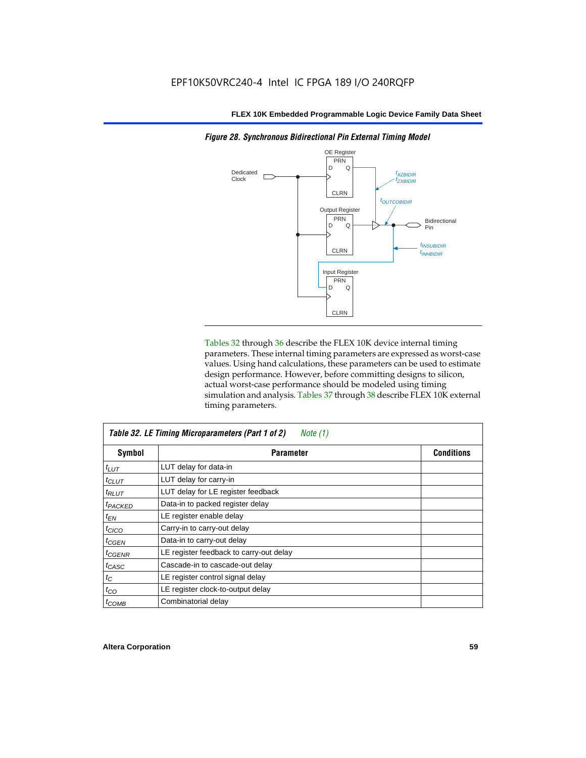EPF10K50VRC240-4 Intel IC FPGA 189 I/O 240RQFP

*Figure 28. Synchronous Bidirectional Pin External Timing Model*

Tables 32 through 36 describe the FLEX 10K device internal timing parameters. These internal timing parameters are expressed as worst-case values. Using hand calculations, these parameters can be used to estimate design performance. However, before committing designs to silicon, actual worst-case performance should be modeled using timing simulation and analysis. Tables 37 through 38 describe FLEX 10K external timing parameters.

**Table 32. LE Timing Microparameters (Part 1 of 2)** *Note (1)*

| Symbol | Parameter | Conditions |
|---|---|---|
| $t_{LUT}$ | LUT delay for data-in | |
| $t_{CLUT}$ | LUT delay for carry-in | |
| $t_{RLUT}$ | LUT delay for LE register feedback | |
| $t_{PACKED}$ | Data-in to packed register delay | |
| $t_{EN}$ | LE register enable delay | |
| $t_{CICO}$ | Carry-in to carry-out delay | |
| $t_{CGEN}$ | Data-in to carry-out delay | |
| $t_{CGENR}$ | LE register feedback to carry-out delay | |
| $t_{CASC}$ | Cascade-in to cascade-out delay | |
| $t_{C}$ | LE register control signal delay | |
| $t_{CO}$ | LE register clock-to-output delay | |
| $t_{COMB}$ | Combinatorial delay | |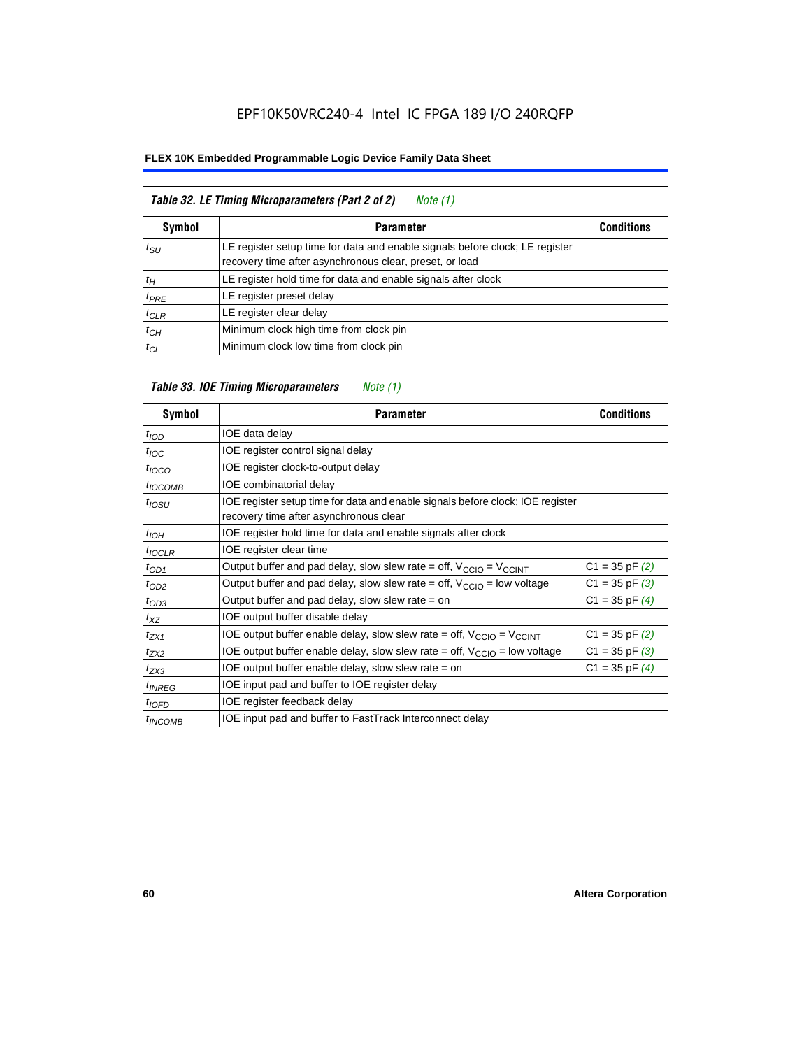| *Table 32. LE Timing Microparameters (Part 2 of 2)* *Note (1)* | | |
|---|---|---|
| **Symbol** | **Parameter** | **Conditions** |
| $t_{SU}$ | LE register setup time for data and enable signals before clock; LE register recovery time after asynchronous clear, preset, or load | |
| $t_H$ | LE register hold time for data and enable signals after clock | |
| $t_{PRE}$ | LE register preset delay | |
| $t_{CLR}$ | LE register clear delay | |
| $t_{CH}$ | Minimum clock high time from clock pin | |
| $t_{CL}$ | Minimum clock low time from clock pin | |

| *Table 33. IOE Timing Microparameters* *Note (1)* | | |
|---|---|---|
| **Symbol** | **Parameter** | **Conditions** |
| $t_{IOD}$ | IOE data delay | |
| $t_{IOC}$ | IOE register control signal delay | |
| $t_{IOCO}$ | IOE register clock-to-output delay | |
| $t_{IOCOMB}$ | IOE combinatorial delay | |
| $t_{IOSU}$ | IOE register setup time for data and enable signals before clock; IOE register recovery time after asynchronous clear | |
| $t_{IOH}$ | IOE register hold time for data and enable signals after clock | |
| $t_{IOCLR}$ | IOE register clear time | |
| $t_{OD1}$ | Output buffer and pad delay, slow slew rate = off, $V_{CCIO}$ = $V_{CCINT}$ | C1 = 35 pF *(2)* |
| $t_{OD2}$ | Output buffer and pad delay, slow slew rate = off, $V_{CCIO}$ = low voltage | C1 = 35 pF *(3)* |
| $t_{OD3}$ | Output buffer and pad delay, slow slew rate = on | C1 = 35 pF *(4)* |
| $t_{XZ}$ | IOE output buffer disable delay | |
| $t_{ZX1}$ | IOE output buffer enable delay, slow slew rate = off, $V_{CCIO}$ = $V_{CCINT}$ | C1 = 35 pF *(2)* |
| $t_{ZX2}$ | IOE output buffer enable delay, slow slew rate = off, $V_{CCIO}$ = low voltage | C1 = 35 pF *(3)* |
| $t_{ZX3}$ | IOE output buffer enable delay, slow slew rate = on | C1 = 35 pF *(4)* |
| $t_{INREG}$ | IOE input pad and buffer to IOE register delay | |
| $t_{IOFD}$ | IOE register feedback delay | |
| $t_{INCOMB}$ | IOE input pad and buffer to FastTrack Interconnect delay | |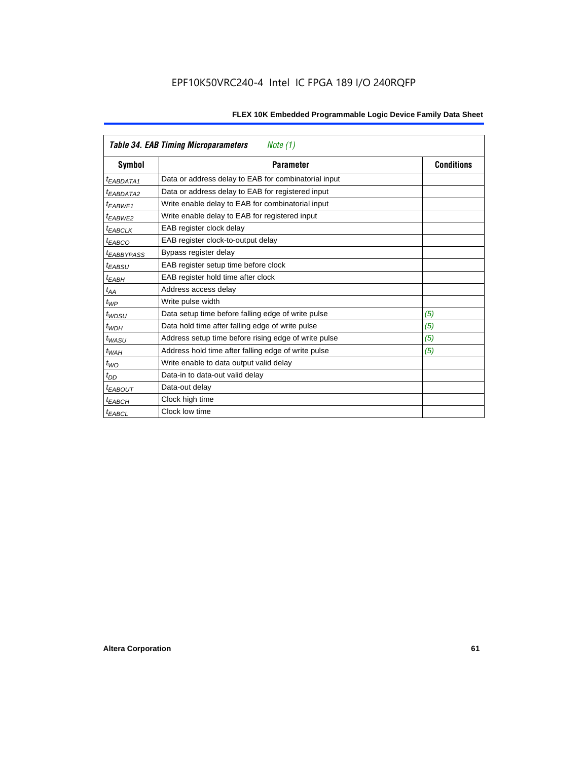**Table 34. EAB Timing Microparameters** *Note (1)*

| Symbol | Parameter | Conditions |
|---|---|---|
| $t_{EABDATA1}$ | Data or address delay to EAB for combinatorial input | |
| $t_{EABDATA2}$ | Data or address delay to EAB for registered input | |
| $t_{EABWE1}$ | Write enable delay to EAB for combinatorial input | |
| $t_{EABWE2}$ | Write enable delay to EAB for registered input | |
| $t_{EABCLK}$ | EAB register clock delay | |
| $t_{EABCO}$ | EAB register clock-to-output delay | |
| $t_{EABBYPASS}$ | Bypass register delay | |
| $t_{EABSU}$ | EAB register setup time before clock | |
| $t_{EABH}$ | EAB register hold time after clock | |
| $t_{AA}$ | Address access delay | |
| $t_{WP}$ | Write pulse width | |
| $t_{WDSU}$ | Data setup time before falling edge of write pulse | *(5)* |
| $t_{WDH}$ | Data hold time after falling edge of write pulse | *(5)* |
| $t_{WASU}$ | Address setup time before rising edge of write pulse | *(5)* |
| $t_{WAH}$ | Address hold time after falling edge of write pulse | *(5)* |
| $t_{WO}$ | Write enable to data output valid delay | |
| $t_{DD}$ | Data-in to data-out valid delay | |
| $t_{EABOUT}$ | Data-out delay | |
| $t_{EABCH}$ | Clock high time | |
| $t_{EABCL}$ | Clock low time | |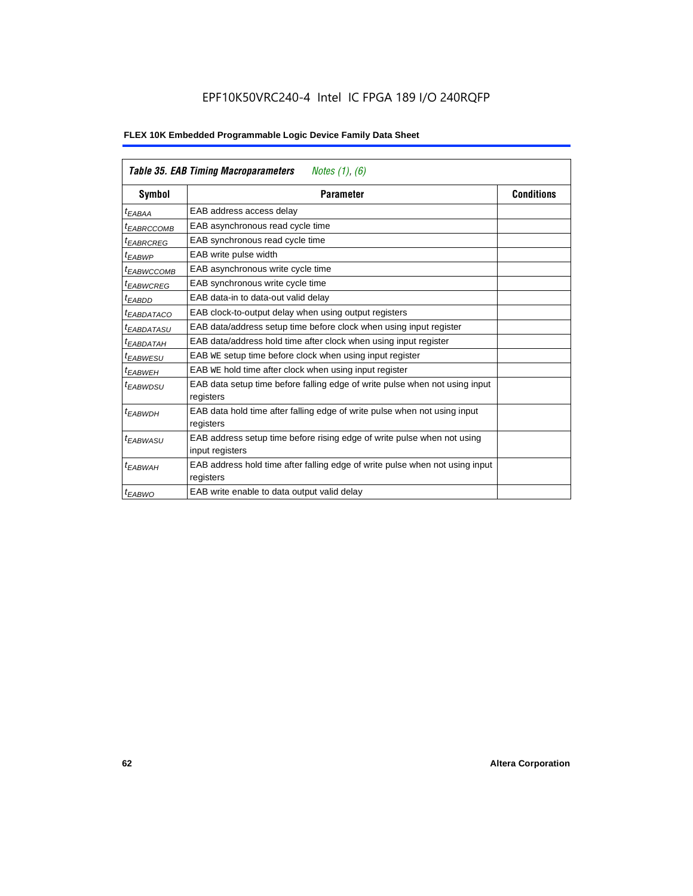**Table 35. EAB Timing Macroparameters** *Notes (1), (6)*

| Symbol | Parameter | Conditions |
|---|---|---|
| $t_{EABAA}$ | EAB address access delay | |
| $t_{EABRCCOMB}$ | EAB asynchronous read cycle time | |
| $t_{EABRCREG}$ | EAB synchronous read cycle time | |
| $t_{EABWP}$ | EAB write pulse width | |
| $t_{EABWCCOMB}$ | EAB asynchronous write cycle time | |
| $t_{EABWCREG}$ | EAB synchronous write cycle time | |
| $t_{EABDD}$ | EAB data-in to data-out valid delay | |
| $t_{EABDATACO}$ | EAB clock-to-output delay when using output registers | |
| $t_{EABDATASU}$ | EAB data/address setup time before clock when using input register | |
| $t_{EABDATAH}$ | EAB data/address hold time after clock when using input register | |
| $t_{EABWESU}$ | EAB WE setup time before clock when using input register | |
| $t_{EABWEH}$ | EAB WE hold time after clock when using input register | |
| $t_{EABWDSU}$ | EAB data setup time before falling edge of write pulse when not using input registers | |
| $t_{EABWDH}$ | EAB data hold time after falling edge of write pulse when not using input registers | |
| $t_{EABWASU}$ | EAB address setup time before rising edge of write pulse when not using input registers | |
| $t_{EABWAH}$ | EAB address hold time after falling edge of write pulse when not using input registers | |
| $t_{EABWO}$ | EAB write enable to data output valid delay | |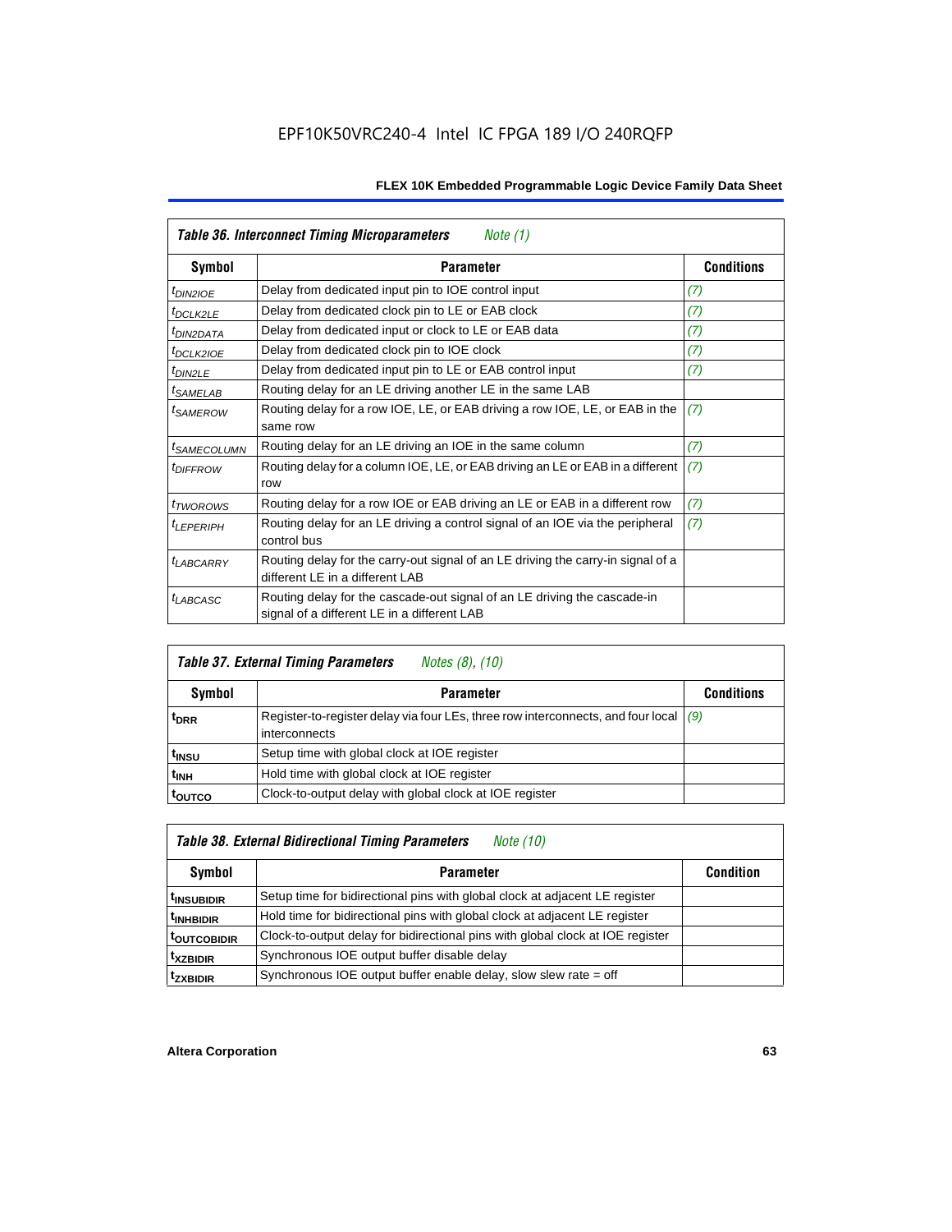| *Table 36. Interconnect Timing Microparameters* Note (1) | | |
|---|---|---|
| **Symbol** | **Parameter** | **Conditions** |
| $t_{DIN2IOE}$ | Delay from dedicated input pin to IOE control input | (7) |
| $t_{DCLK2LE}$ | Delay from dedicated clock pin to LE or EAB clock | (7) |
| $t_{DIN2DATA}$ | Delay from dedicated input or clock to LE or EAB data | (7) |
| $t_{DCLK2IOE}$ | Delay from dedicated clock pin to IOE clock | (7) |
| $t_{DIN2LE}$ | Delay from dedicated input pin to LE or EAB control input | (7) |
| $t_{SAMELAB}$ | Routing delay for an LE driving another LE in the same LAB | |
| $t_{SAMEROW}$ | Routing delay for a row IOE, LE, or EAB driving a row IOE, LE, or EAB in the same row | (7) |
| $t_{SAMECOLUMN}$ | Routing delay for an LE driving an IOE in the same column | (7) |
| $t_{DIFFROW}$ | Routing delay for a column IOE, LE, or EAB driving an LE or EAB in a different row | (7) |
| $t_{TWOROWS}$ | Routing delay for a row IOE or EAB driving an LE or EAB in a different row | (7) |
| $t_{LEPERIPH}$ | Routing delay for an LE driving a control signal of an IOE via the peripheral control bus | (7) |
| $t_{LABCARRY}$ | Routing delay for the carry-out signal of an LE driving the carry-in signal of a different LE in a different LAB | |
| $t_{LABCASC}$ | Routing delay for the cascade-out signal of an LE driving the cascade-in signal of a different LE in a different LAB | |

| *Table 37. External Timing Parameters* Notes (8), (10) | | |
|---|---|---|
| **Symbol** | **Parameter** | **Conditions** |
| $t_{DRR}$ | Register-to-register delay via four LEs, three row interconnects, and four local interconnects | (9) |
| $t_{INSU}$ | Setup time with global clock at IOE register | |
| $t_{INH}$ | Hold time with global clock at IOE register | |
| $t_{OUTCO}$ | Clock-to-output delay with global clock at IOE register | |

| *Table 38. External Bidirectional Timing Parameters* Note (10) | | |
|---|---|---|
| **Symbol** | **Parameter** | **Condition** |
| $t_{INSUBIDIR}$ | Setup time for bidirectional pins with global clock at adjacent LE register | |
| $t_{INHBIDIR}$ | Hold time for bidirectional pins with global clock at adjacent LE register | |
| $t_{OUTCOBIDIR}$ | Clock-to-output delay for bidirectional pins with global clock at IOE register | |
| $t_{XZBIDIR}$ | Synchronous IOE output buffer disable delay | |
| $t_{ZXBIDIR}$ | Synchronous IOE output buffer enable delay, slow slew rate = off | |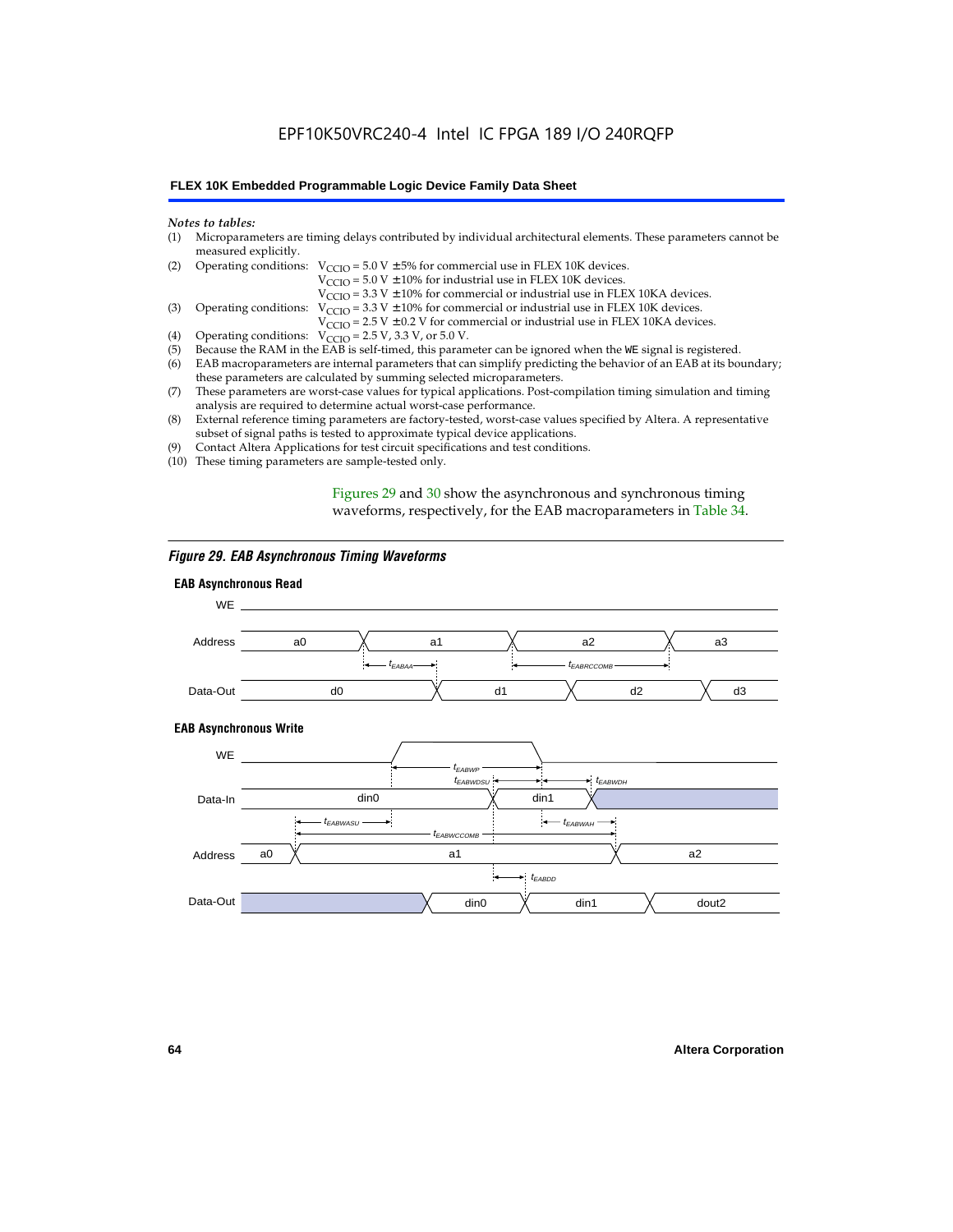*Notes to tables:*

(1) Microparameters are timing delays contributed by individual architectural elements. These parameters cannot be measured explicitly.

(2) Operating conditions: $V_{CCIO}$ = 5.0 V ± 5% for commercial use in FLEX 10K devices.
$V_{CCIO}$ = 5.0 V ± 10% for industrial use in FLEX 10K devices.
$V_{CCIO}$ = 3.3 V ± 10% for commercial or industrial use in FLEX 10KA devices.

(3) Operating conditions: $V_{CCIO}$ = 3.3 V ± 10% for commercial or industrial use in FLEX 10K devices.
$V_{CCIO}$ = 2.5 V ± 0.2 V for commercial or industrial use in FLEX 10KA devices.

(4) Operating conditions: $V_{CCIO}$ = 2.5 V, 3.3 V, or 5.0 V.

(5) Because the RAM in the EAB is self-timed, this parameter can be ignored when the WE signal is registered.

(6) EAB macroparameters are internal parameters that can simplify predicting the behavior of an EAB at its boundary; these parameters are calculated by summing selected microparameters.

(7) These parameters are worst-case values for typical applications. Post-compilation timing simulation and timing analysis are required to determine actual worst-case performance.

(8) External reference timing parameters are factory-tested, worst-case values specified by Altera. A representative subset of signal paths is tested to approximate typical device applications.

(9) Contact Altera Applications for test circuit specifications and test conditions.

(10) These timing parameters are sample-tested only.

Figures 29 and 30 show the asynchronous and synchronous timing waveforms, respectively, for the EAB macroparameters in Table 34.

*Figure 29. EAB Asynchronous Timing Waveforms*

**EAB Asynchronous Read**

**EAB Asynchronous Write**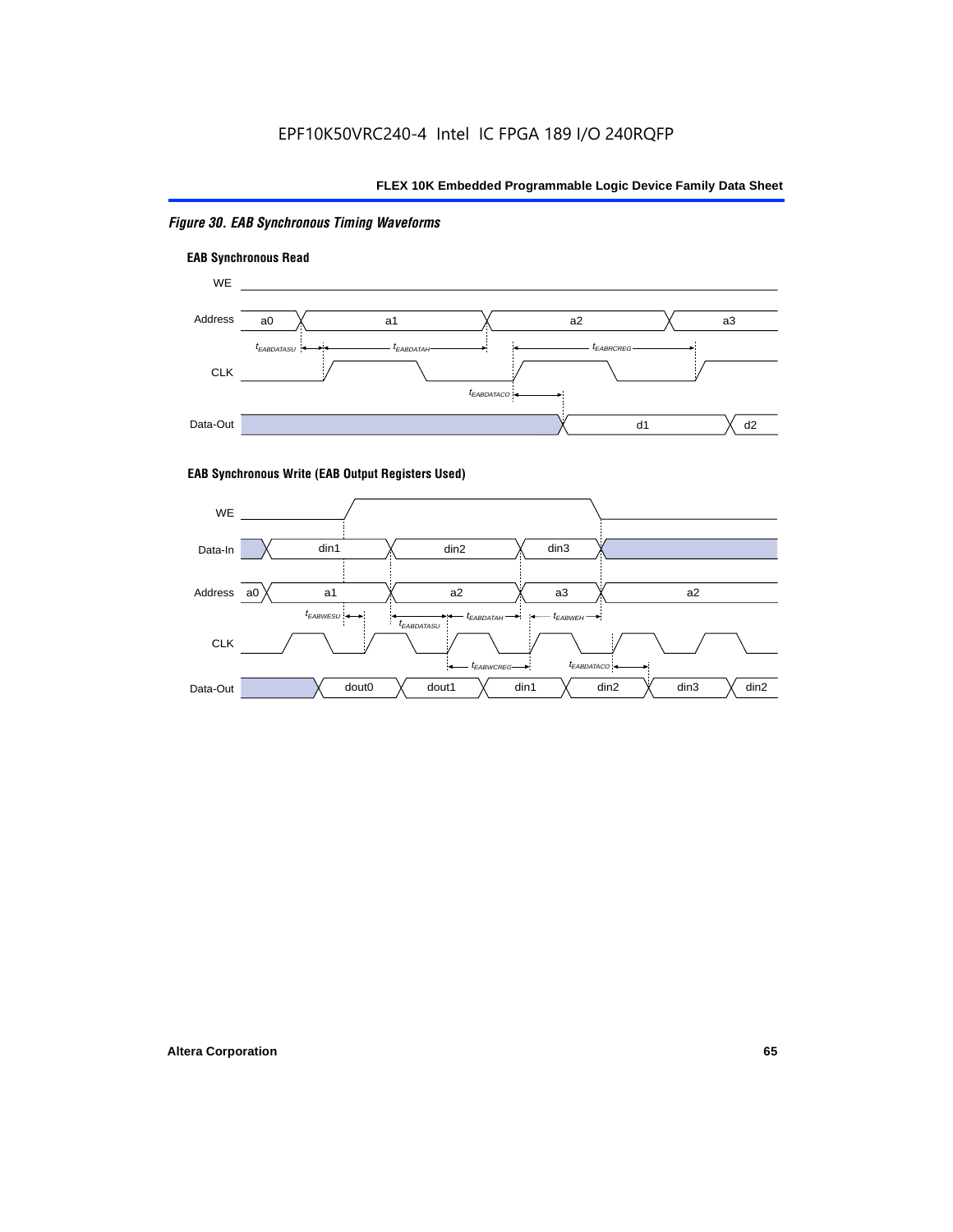*Figure 30. EAB Synchronous Timing Waveforms*

**EAB Synchronous Read**

WE

Address: a0, a1, a2, a3

$t_{EABDATASU}$ $t_{EABDATAH}$ $t_{EABRCREG}$

CLK

$t_{EABDATACO}$

Data-Out: d1, d2

**EAB Synchronous Write (EAB Output Registers Used)**

WE

Data-In: din1, din2, din3

Address: a0, a1, a2, a3, a2

$t_{EABWESU}$ $t_{EABDATASU}$ $t_{EABDATAH}$ $t_{EABWEH}$

CLK

$t_{EABWCREG}$ $t_{EABDATACO}$

Data-Out: dout0, dout1, din1, din2, din3, din2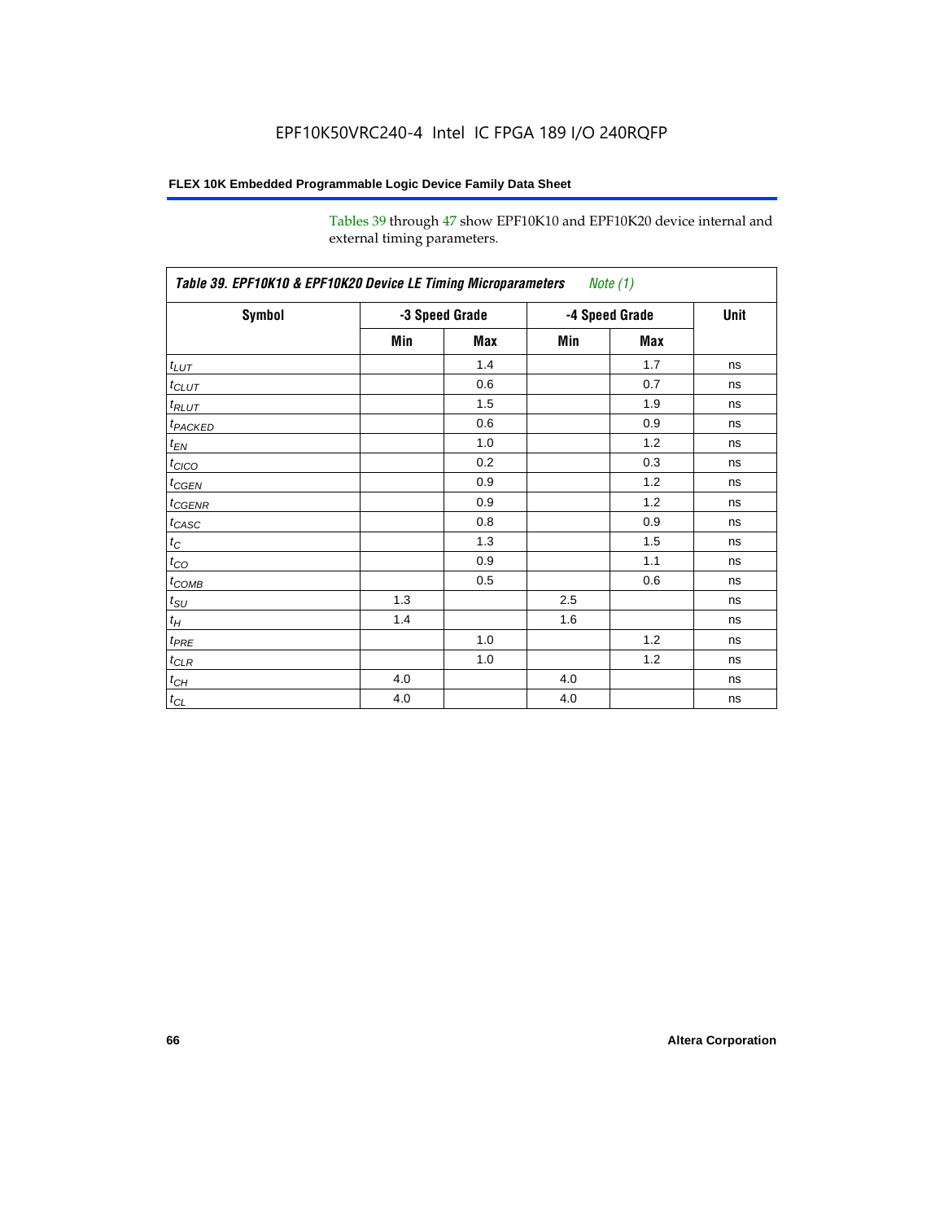Tables 39 through 47 show EPF10K10 and EPF10K20 device internal and external timing parameters.

*Table 39. EPF10K10 & EPF10K20 Device LE Timing Microparameters   Note (1)*

| Symbol | -3 Speed Grade | | -4 Speed Grade | | Unit |
|---|---|---|---|---|---|
| | Min | Max | Min | Max | |
| $t_{LUT}$ | | 1.4 | | 1.7 | ns |
| $t_{CLUT}$ | | 0.6 | | 0.7 | ns |
| $t_{RLUT}$ | | 1.5 | | 1.9 | ns |
| $t_{PACKED}$ | | 0.6 | | 0.9 | ns |
| $t_{EN}$ | | 1.0 | | 1.2 | ns |
| $t_{CICO}$ | | 0.2 | | 0.3 | ns |
| $t_{CGEN}$ | | 0.9 | | 1.2 | ns |
| $t_{CGENR}$ | | 0.9 | | 1.2 | ns |
| $t_{CASC}$ | | 0.8 | | 0.9 | ns |
| $t_{C}$ | | 1.3 | | 1.5 | ns |
| $t_{CO}$ | | 0.9 | | 1.1 | ns |
| $t_{COMB}$ | | 0.5 | | 0.6 | ns |
| $t_{SU}$ | 1.3 | | 2.5 | | ns |
| $t_{H}$ | 1.4 | | 1.6 | | ns |
| $t_{PRE}$ | | 1.0 | | 1.2 | ns |
| $t_{CLR}$ | | 1.0 | | 1.2 | ns |
| $t_{CH}$ | 4.0 | | 4.0 | | ns |
| $t_{CL}$ | 4.0 | | 4.0 | | ns |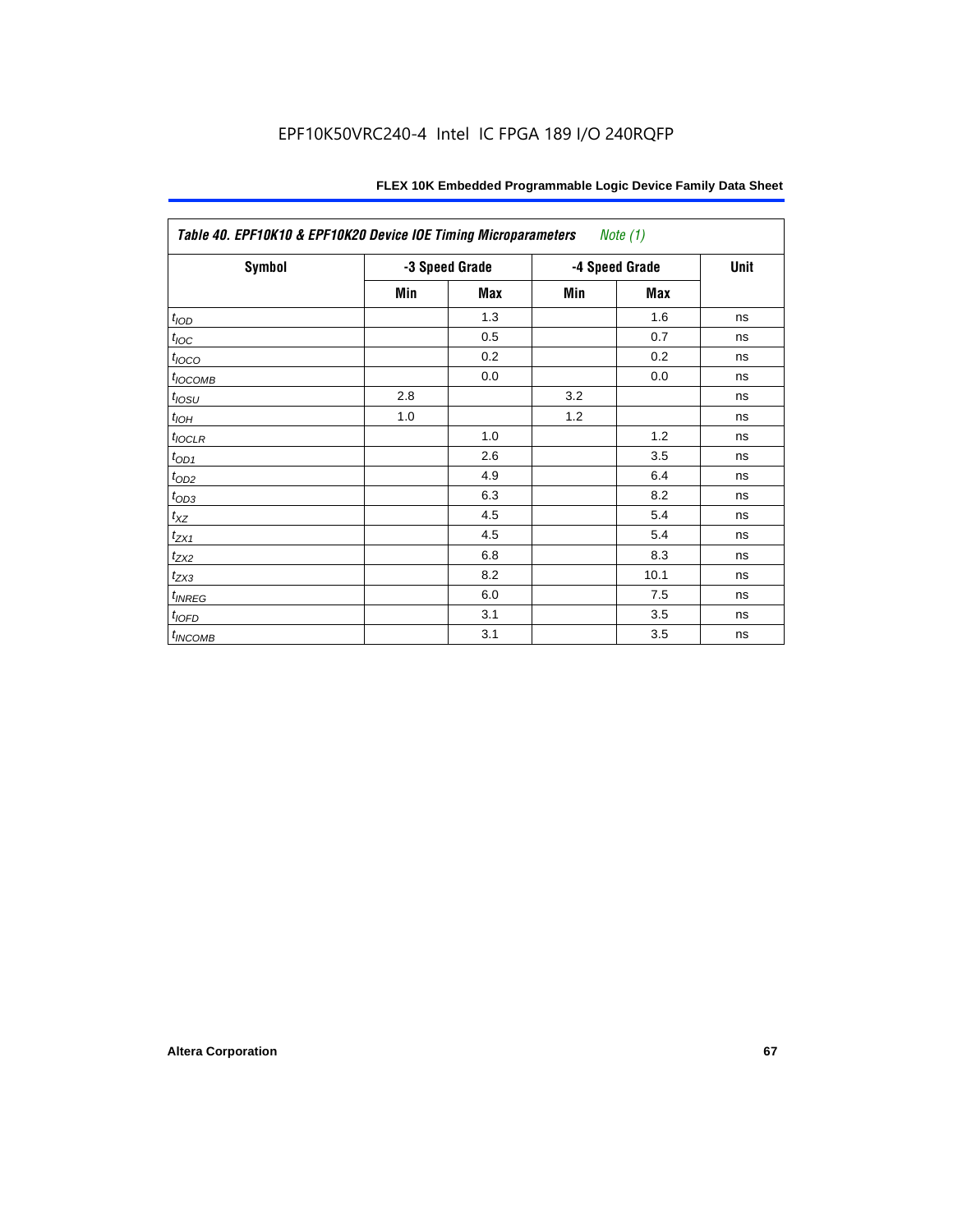*Table 40. EPF10K10 & EPF10K20 Device IOE Timing Microparameters Note (1)*

| Symbol | -3 Speed Grade | | -4 Speed Grade | | Unit |
|---|---|---|---|---|---|
| | Min | Max | Min | Max | |
| $t_{IOD}$ | | 1.3 | | 1.6 | ns |
| $t_{IOC}$ | | 0.5 | | 0.7 | ns |
| $t_{IOCO}$ | | 0.2 | | 0.2 | ns |
| $t_{IOCOMB}$ | | 0.0 | | 0.0 | ns |
| $t_{IOSU}$ | 2.8 | | 3.2 | | ns |
| $t_{IOH}$ | 1.0 | | 1.2 | | ns |
| $t_{IOCLR}$ | | 1.0 | | 1.2 | ns |
| $t_{OD1}$ | | 2.6 | | 3.5 | ns |
| $t_{OD2}$ | | 4.9 | | 6.4 | ns |
| $t_{OD3}$ | | 6.3 | | 8.2 | ns |
| $t_{XZ}$ | | 4.5 | | 5.4 | ns |
| $t_{ZX1}$ | | 4.5 | | 5.4 | ns |
| $t_{ZX2}$ | | 6.8 | | 8.3 | ns |
| $t_{ZX3}$ | | 8.2 | | 10.1 | ns |
| $t_{INREG}$ | | 6.0 | | 7.5 | ns |
| $t_{IOFD}$ | | 3.1 | | 3.5 | ns |
| $t_{INCOMB}$ | | 3.1 | | 3.5 | ns |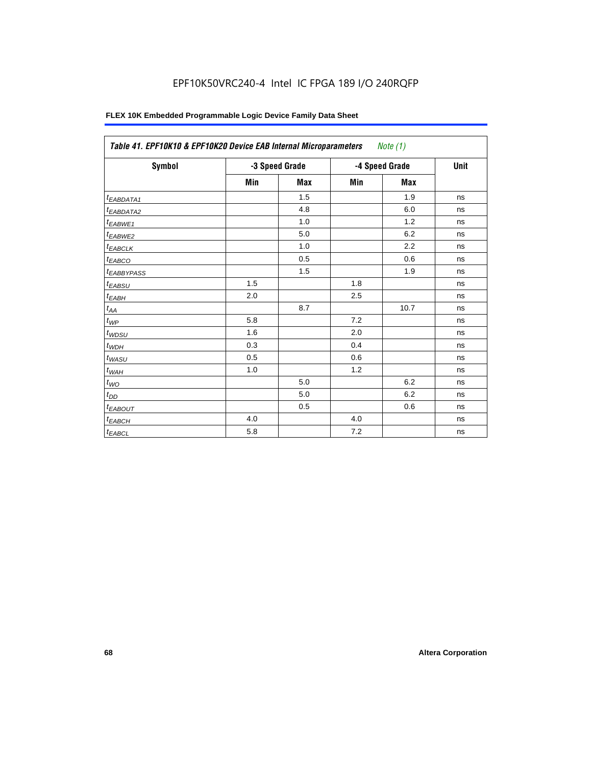| *Table 41. EPF10K10 & EPF10K20 Device EAB Internal Microparameters* *Note (1)* | | | | | |
|---|---|---|---|---|---|
| **Symbol** | **-3 Speed Grade** | | **-4 Speed Grade** | | **Unit** |
| | **Min** | **Max** | **Min** | **Max** | |
| $t_{EABDATA1}$ | | 1.5 | | 1.9 | ns |
| $t_{EABDATA2}$ | | 4.8 | | 6.0 | ns |
| $t_{EABWE1}$ | | 1.0 | | 1.2 | ns |
| $t_{EABWE2}$ | | 5.0 | | 6.2 | ns |
| $t_{EABCLK}$ | | 1.0 | | 2.2 | ns |
| $t_{EABCO}$ | | 0.5 | | 0.6 | ns |
| $t_{EABBYPASS}$ | | 1.5 | | 1.9 | ns |
| $t_{EABSU}$ | 1.5 | | 1.8 | | ns |
| $t_{EABH}$ | 2.0 | | 2.5 | | ns |
| $t_{AA}$ | | 8.7 | | 10.7 | ns |
| $t_{WP}$ | 5.8 | | 7.2 | | ns |
| $t_{WDSU}$ | 1.6 | | 2.0 | | ns |
| $t_{WDH}$ | 0.3 | | 0.4 | | ns |
| $t_{WASU}$ | 0.5 | | 0.6 | | ns |
| $t_{WAH}$ | 1.0 | | 1.2 | | ns |
| $t_{WO}$ | | 5.0 | | 6.2 | ns |
| $t_{DD}$ | | 5.0 | | 6.2 | ns |
| $t_{EABOUT}$ | | 0.5 | | 0.6 | ns |
| $t_{EABCH}$ | 4.0 | | 4.0 | | ns |
| $t_{EABCL}$ | 5.8 | | 7.2 | | ns |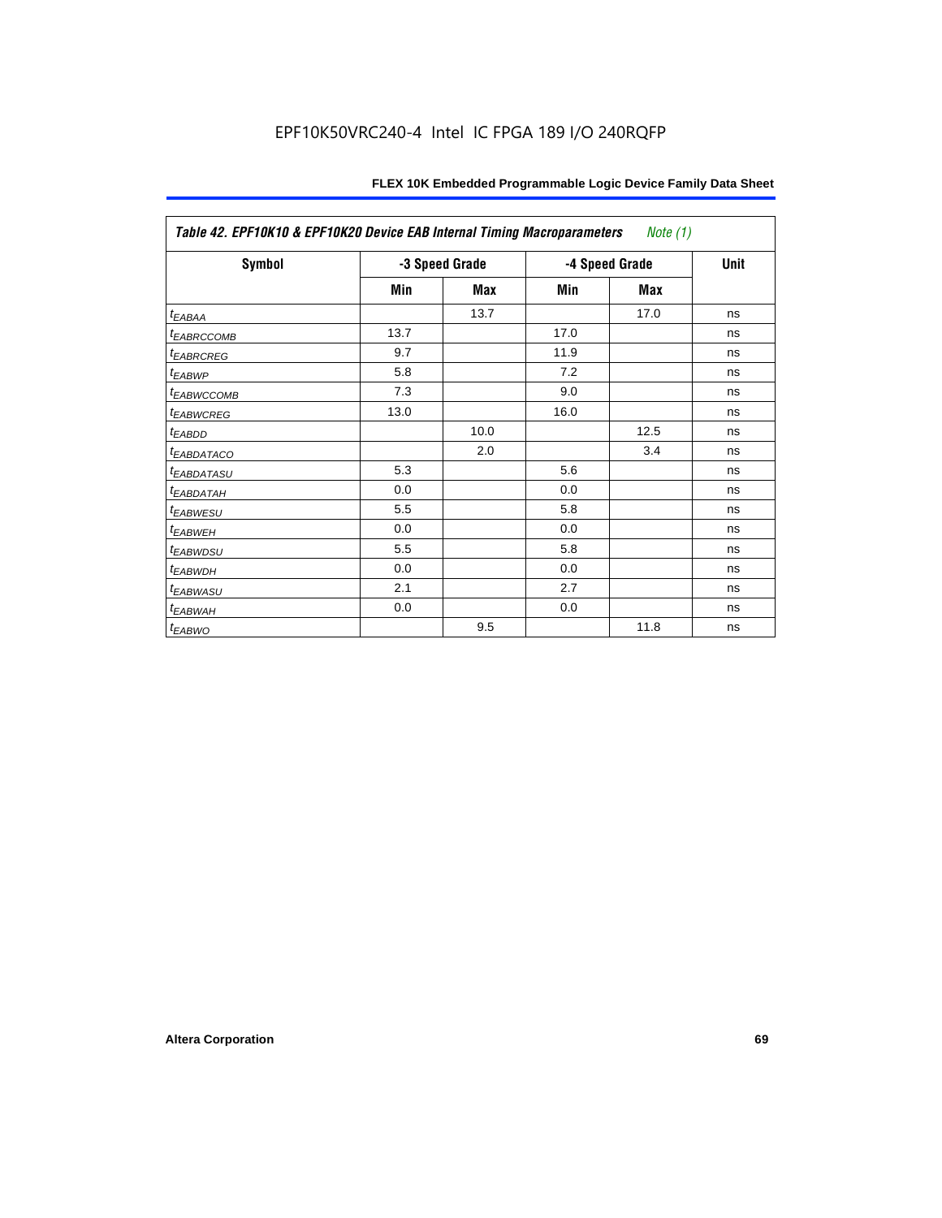| Table 42. EPF10K10 & EPF10K20 Device EAB Internal Timing Macroparameters *Note (1)* | | | | | |
|---|---|---|---|---|---|
| **Symbol** | **-3 Speed Grade** | | **-4 Speed Grade** | | **Unit** |
| | **Min** | **Max** | **Min** | **Max** | |
| $t_{EABAA}$ | | 13.7 | | 17.0 | ns |
| $t_{EABRCCOMB}$ | 13.7 | | 17.0 | | ns |
| $t_{EABRCREG}$ | 9.7 | | 11.9 | | ns |
| $t_{EABWP}$ | 5.8 | | 7.2 | | ns |
| $t_{EABWCCOMB}$ | 7.3 | | 9.0 | | ns |
| $t_{EABWCREG}$ | 13.0 | | 16.0 | | ns |
| $t_{EABDD}$ | | 10.0 | | 12.5 | ns |
| $t_{EABDATACO}$ | | 2.0 | | 3.4 | ns |
| $t_{EABDATASU}$ | 5.3 | | 5.6 | | ns |
| $t_{EABDATAH}$ | 0.0 | | 0.0 | | ns |
| $t_{EABWESU}$ | 5.5 | | 5.8 | | ns |
| $t_{EABWEH}$ | 0.0 | | 0.0 | | ns |
| $t_{EABWDSU}$ | 5.5 | | 5.8 | | ns |
| $t_{EABWDH}$ | 0.0 | | 0.0 | | ns |
| $t_{EABWASU}$ | 2.1 | | 2.7 | | ns |
| $t_{EABWAH}$ | 0.0 | | 0.0 | | ns |
| $t_{EABWO}$ | | 9.5 | | 11.8 | ns |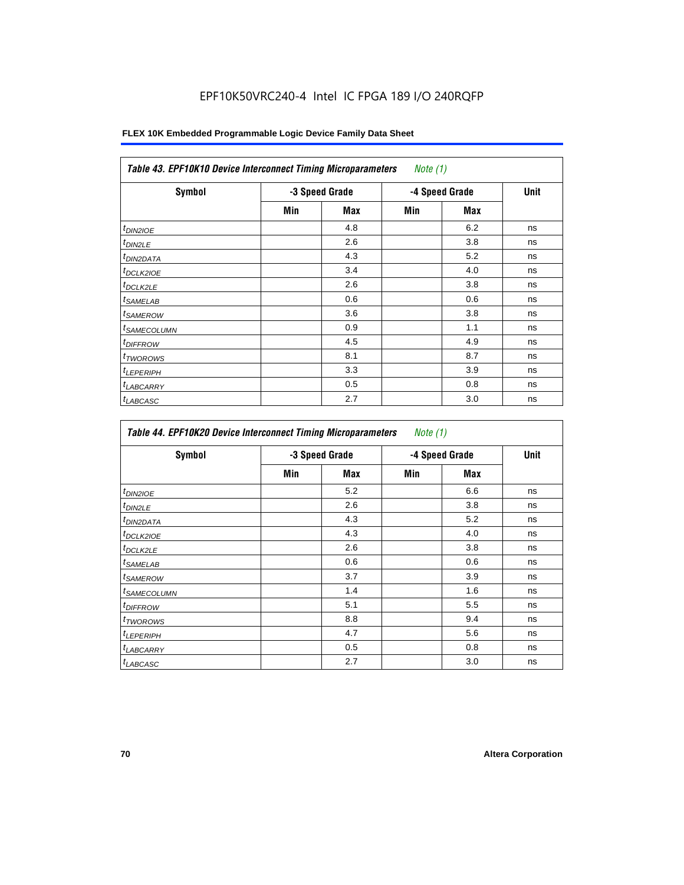| *Table 43. EPF10K10 Device Interconnect Timing Microparameters* *Note (1)* | | | | | |
|---|---|---|---|---|---|
| **Symbol** | **-3 Speed Grade** | | **-4 Speed Grade** | | **Unit** |
| | **Min** | **Max** | **Min** | **Max** | |
| $t_{DIN2IOE}$ | | 4.8 | | 6.2 | ns |
| $t_{DIN2LE}$ | | 2.6 | | 3.8 | ns |
| $t_{DIN2DATA}$ | | 4.3 | | 5.2 | ns |
| $t_{DCLK2IOE}$ | | 3.4 | | 4.0 | ns |
| $t_{DCLK2LE}$ | | 2.6 | | 3.8 | ns |
| $t_{SAMELAB}$ | | 0.6 | | 0.6 | ns |
| $t_{SAMEROW}$ | | 3.6 | | 3.8 | ns |
| $t_{SAMECOLUMN}$ | | 0.9 | | 1.1 | ns |
| $t_{DIFFROW}$ | | 4.5 | | 4.9 | ns |
| $t_{TWOROWS}$ | | 8.1 | | 8.7 | ns |
| $t_{LEPERIPH}$ | | 3.3 | | 3.9 | ns |
| $t_{LABCARRY}$ | | 0.5 | | 0.8 | ns |
| $t_{LABCASC}$ | | 2.7 | | 3.0 | ns |

| *Table 44. EPF10K20 Device Interconnect Timing Microparameters* *Note (1)* | | | | | |
|---|---|---|---|---|---|
| **Symbol** | **-3 Speed Grade** | | **-4 Speed Grade** | | **Unit** |
| | **Min** | **Max** | **Min** | **Max** | |
| $t_{DIN2IOE}$ | | 5.2 | | 6.6 | ns |
| $t_{DIN2LE}$ | | 2.6 | | 3.8 | ns |
| $t_{DIN2DATA}$ | | 4.3 | | 5.2 | ns |
| $t_{DCLK2IOE}$ | | 4.3 | | 4.0 | ns |
| $t_{DCLK2LE}$ | | 2.6 | | 3.8 | ns |
| $t_{SAMELAB}$ | | 0.6 | | 0.6 | ns |
| $t_{SAMEROW}$ | | 3.7 | | 3.9 | ns |
| $t_{SAMECOLUMN}$ | | 1.4 | | 1.6 | ns |
| $t_{DIFFROW}$ | | 5.1 | | 5.5 | ns |
| $t_{TWOROWS}$ | | 8.8 | | 9.4 | ns |
| $t_{LEPERIPH}$ | | 4.7 | | 5.6 | ns |
| $t_{LABCARRY}$ | | 0.5 | | 0.8 | ns |
| $t_{LABCASC}$ | | 2.7 | | 3.0 | ns |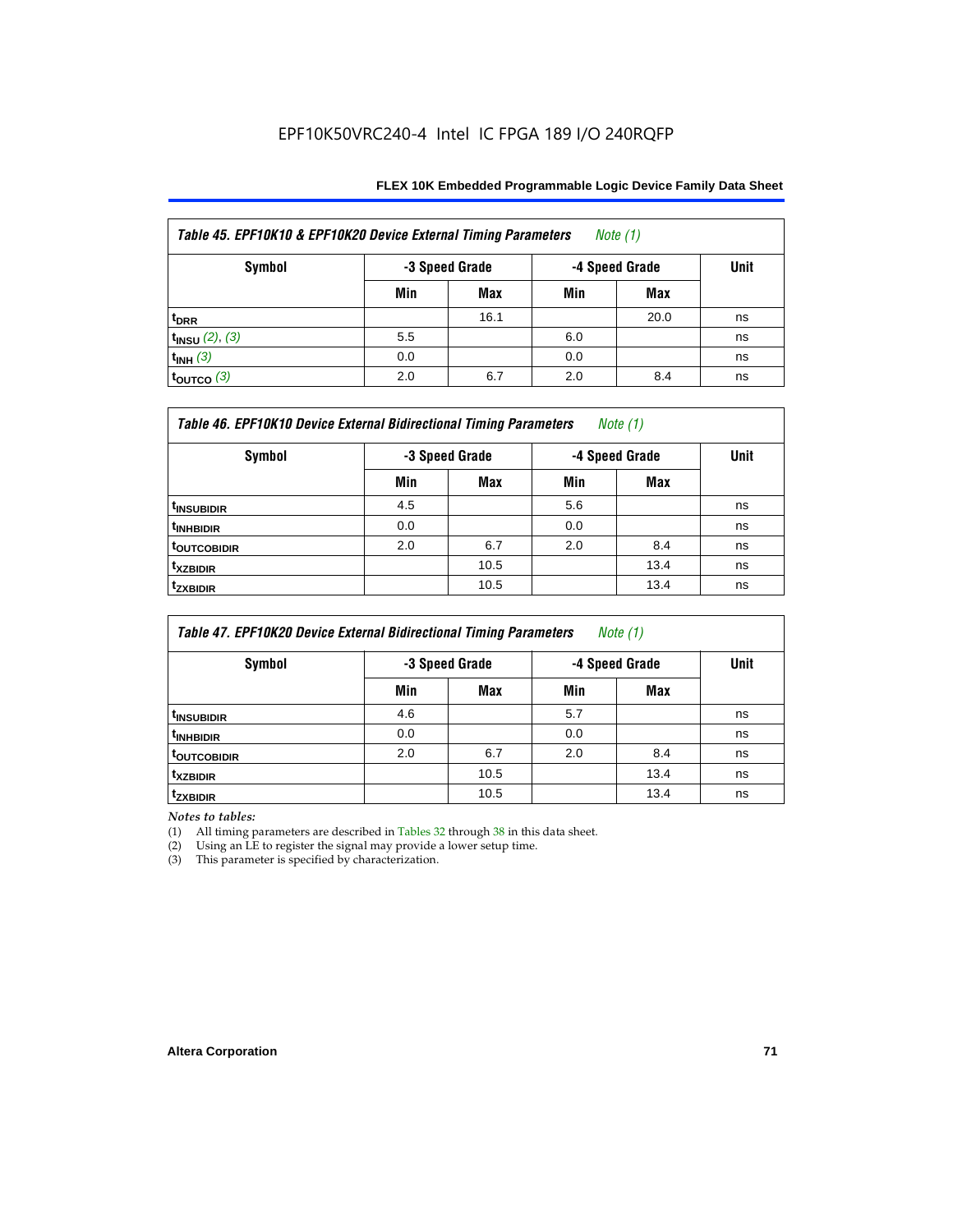**Table 45. EPF10K10 & EPF10K20 Device External Timing Parameters** *Note (1)*

| Symbol | -3 Speed Grade | | -4 Speed Grade | | Unit |
|---|---|---|---|---|---|
| | Min | Max | Min | Max | |
| $t_{DRR}$ | | 16.1 | | 20.0 | ns |
| $t_{INSU}$ *(2), (3)* | 5.5 | | 6.0 | | ns |
| $t_{INH}$ *(3)* | 0.0 | | 0.0 | | ns |
| $t_{OUTCO}$ *(3)* | 2.0 | 6.7 | 2.0 | 8.4 | ns |

**Table 46. EPF10K10 Device External Bidirectional Timing Parameters** *Note (1)*

| Symbol | -3 Speed Grade | | -4 Speed Grade | | Unit |
|---|---|---|---|---|---|
| | Min | Max | Min | Max | |
| $t_{INSUBIDIR}$ | 4.5 | | 5.6 | | ns |
| $t_{INHBIDIR}$ | 0.0 | | 0.0 | | ns |
| $t_{OUTCOBIDIR}$ | 2.0 | 6.7 | 2.0 | 8.4 | ns |
| $t_{XZBIDIR}$ | | 10.5 | | 13.4 | ns |
| $t_{ZXBIDIR}$ | | 10.5 | | 13.4 | ns |

**Table 47. EPF10K20 Device External Bidirectional Timing Parameters** *Note (1)*

| Symbol | -3 Speed Grade | | -4 Speed Grade | | Unit |
|---|---|---|---|---|---|
| | Min | Max | Min | Max | |
| $t_{INSUBIDIR}$ | 4.6 | | 5.7 | | ns |
| $t_{INHBIDIR}$ | 0.0 | | 0.0 | | ns |
| $t_{OUTCOBIDIR}$ | 2.0 | 6.7 | 2.0 | 8.4 | ns |
| $t_{XZBIDIR}$ | | 10.5 | | 13.4 | ns |
| $t_{ZXBIDIR}$ | | 10.5 | | 13.4 | ns |

*Notes to tables:*

(1) All timing parameters are described in Tables 32 through 38 in this data sheet.
(2) Using an LE to register the signal may provide a lower setup time.
(3) This parameter is specified by characterization.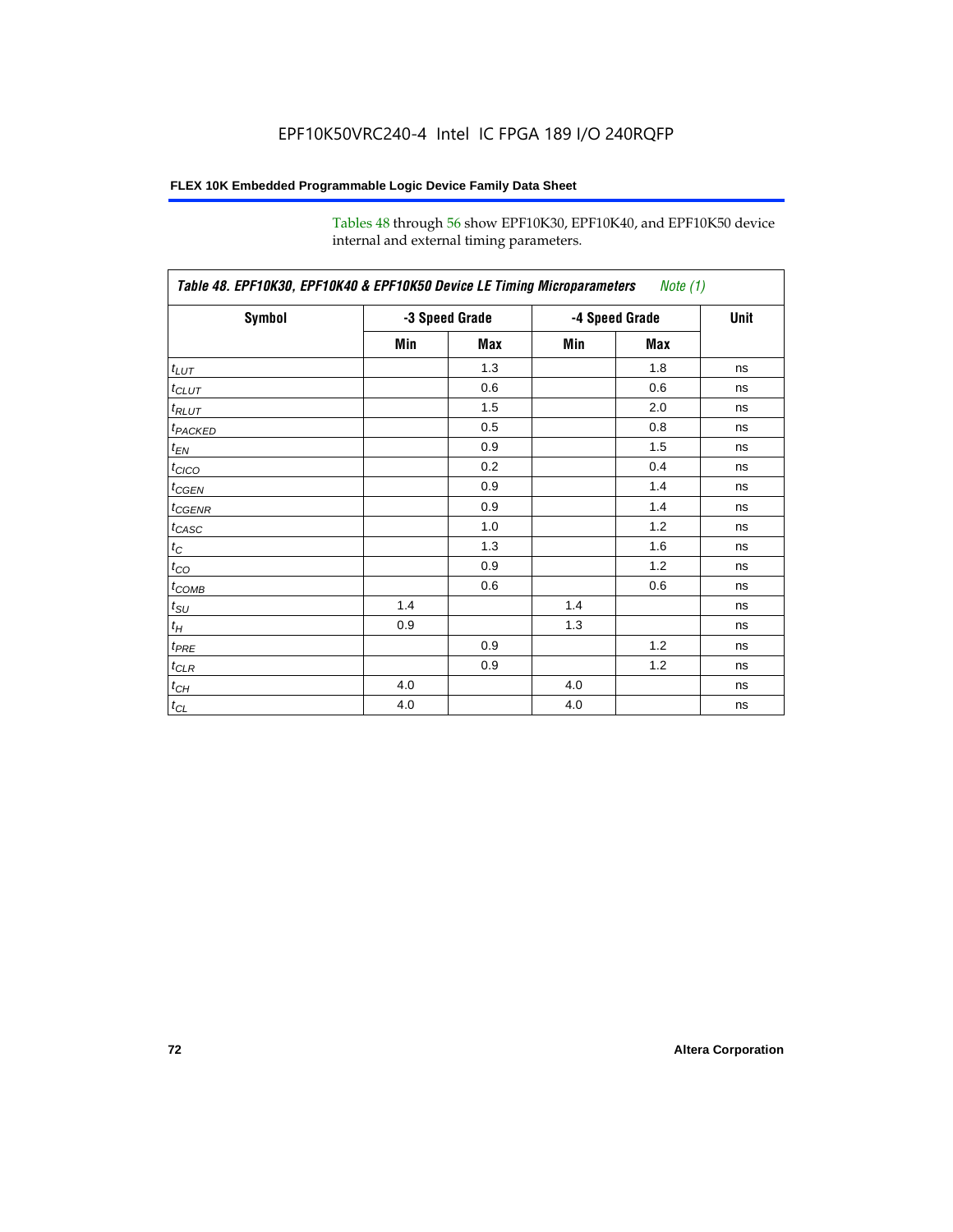EPF10K50VRC240-4 Intel IC FPGA 189 I/O 240RQFP

Tables 48 through 56 show EPF10K30, EPF10K40, and EPF10K50 device internal and external timing parameters.

**Table 48. EPF10K30, EPF10K40 & EPF10K50 Device LE Timing Microparameters** *Note (1)*

| Symbol | -3 Speed Grade | | -4 Speed Grade | | Unit |
|---|---|---|---|---|---|
| | Min | Max | Min | Max | |
| $t_{LUT}$ | | 1.3 | | 1.8 | ns |
| $t_{CLUT}$ | | 0.6 | | 0.6 | ns |
| $t_{RLUT}$ | | 1.5 | | 2.0 | ns |
| $t_{PACKED}$ | | 0.5 | | 0.8 | ns |
| $t_{EN}$ | | 0.9 | | 1.5 | ns |
| $t_{CICO}$ | | 0.2 | | 0.4 | ns |
| $t_{CGEN}$ | | 0.9 | | 1.4 | ns |
| $t_{CGENR}$ | | 0.9 | | 1.4 | ns |
| $t_{CASC}$ | | 1.0 | | 1.2 | ns |
| $t_C$ | | 1.3 | | 1.6 | ns |
| $t_{CO}$ | | 0.9 | | 1.2 | ns |
| $t_{COMB}$ | | 0.6 | | 0.6 | ns |
| $t_{SU}$ | 1.4 | | 1.4 | | ns |
| $t_H$ | 0.9 | | 1.3 | | ns |
| $t_{PRE}$ | | 0.9 | | 1.2 | ns |
| $t_{CLR}$ | | 0.9 | | 1.2 | ns |
| $t_{CH}$ | 4.0 | | 4.0 | | ns |
| $t_{CL}$ | 4.0 | | 4.0 | | ns |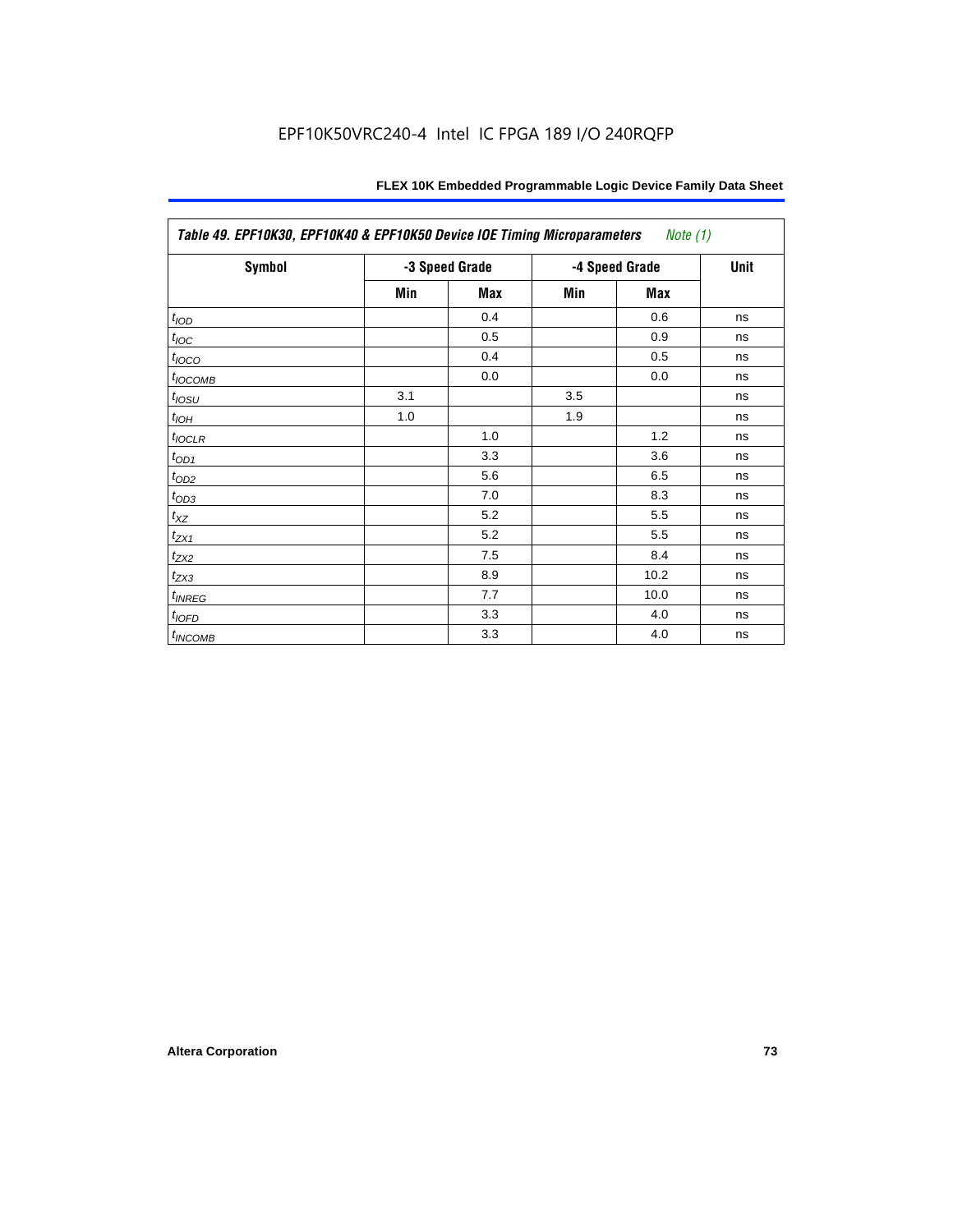EPF10K50VRC240-4 Intel IC FPGA 189 I/O 240RQFP

| *Table 49. EPF10K30, EPF10K40 & EPF10K50 Device IOE Timing Microparameters* *Note (1)* | | | | | |
|---|---|---|---|---|---|
| **Symbol** | **-3 Speed Grade** | | **-4 Speed Grade** | | **Unit** |
| | **Min** | **Max** | **Min** | **Max** | |
| $t_{IOD}$ | | 0.4 | | 0.6 | ns |
| $t_{IOC}$ | | 0.5 | | 0.9 | ns |
| $t_{IOCO}$ | | 0.4 | | 0.5 | ns |
| $t_{IOCOMB}$ | | 0.0 | | 0.0 | ns |
| $t_{IOSU}$ | 3.1 | | 3.5 | | ns |
| $t_{IOH}$ | 1.0 | | 1.9 | | ns |
| $t_{IOCLR}$ | | 1.0 | | 1.2 | ns |
| $t_{OD1}$ | | 3.3 | | 3.6 | ns |
| $t_{OD2}$ | | 5.6 | | 6.5 | ns |
| $t_{OD3}$ | | 7.0 | | 8.3 | ns |
| $t_{XZ}$ | | 5.2 | | 5.5 | ns |
| $t_{ZX1}$ | | 5.2 | | 5.5 | ns |
| $t_{ZX2}$ | | 7.5 | | 8.4 | ns |
| $t_{ZX3}$ | | 8.9 | | 10.2 | ns |
| $t_{INREG}$ | | 7.7 | | 10.0 | ns |
| $t_{IOFD}$ | | 3.3 | | 4.0 | ns |
| $t_{INCOMB}$ | | 3.3 | | 4.0 | ns |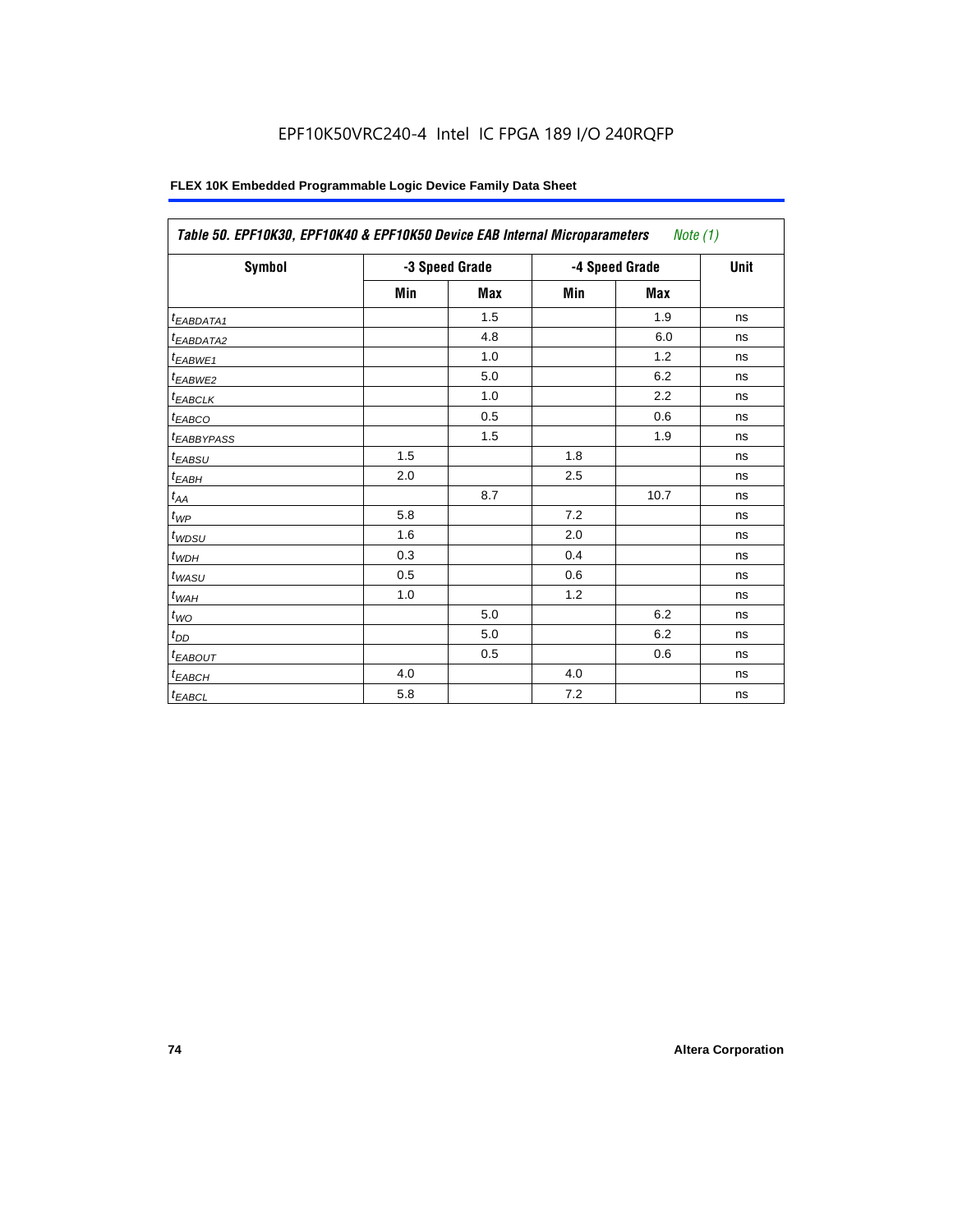EPF10K50VRC240-4 Intel IC FPGA 189 I/O 240RQFP

| Table 50. EPF10K30, EPF10K40 & EPF10K50 Device EAB Internal Microparameters *Note (1)* | | | | | |
|---|---|---|---|---|---|
| Symbol | -3 Speed Grade | | -4 Speed Grade | | Unit |
| | Min | Max | Min | Max | |
| $t_{EABDATA1}$ | | 1.5 | | 1.9 | ns |
| $t_{EABDATA2}$ | | 4.8 | | 6.0 | ns |
| $t_{EABWE1}$ | | 1.0 | | 1.2 | ns |
| $t_{EABWE2}$ | | 5.0 | | 6.2 | ns |
| $t_{EABCLK}$ | | 1.0 | | 2.2 | ns |
| $t_{EABCO}$ | | 0.5 | | 0.6 | ns |
| $t_{EABBYPASS}$ | | 1.5 | | 1.9 | ns |
| $t_{EABSU}$ | 1.5 | | 1.8 | | ns |
| $t_{EABH}$ | 2.0 | | 2.5 | | ns |
| $t_{AA}$ | | 8.7 | | 10.7 | ns |
| $t_{WP}$ | 5.8 | | 7.2 | | ns |
| $t_{WDSU}$ | 1.6 | | 2.0 | | ns |
| $t_{WDH}$ | 0.3 | | 0.4 | | ns |
| $t_{WASU}$ | 0.5 | | 0.6 | | ns |
| $t_{WAH}$ | 1.0 | | 1.2 | | ns |
| $t_{WO}$ | | 5.0 | | 6.2 | ns |
| $t_{DD}$ | | 5.0 | | 6.2 | ns |
| $t_{EABOUT}$ | | 0.5 | | 0.6 | ns |
| $t_{EABCH}$ | 4.0 | | 4.0 | | ns |
| $t_{EABCL}$ | 5.8 | | 7.2 | | ns |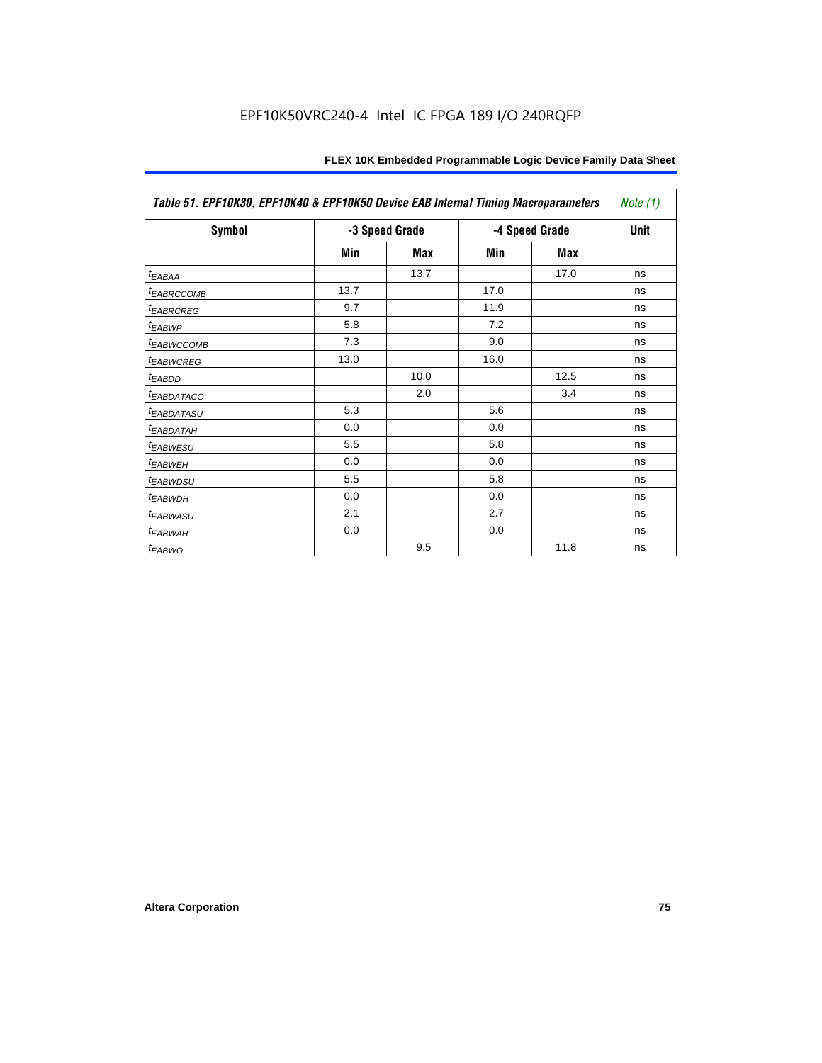EPF10K50VRC240-4 Intel IC FPGA 189 I/O 240RQFP

| Table 51. EPF10K30, EPF10K40 & EPF10K50 Device EAB Internal Timing Macroparameters *Note (1)* | | | | | |
|---|---|---|---|---|---|
| **Symbol** | **-3 Speed Grade** | | **-4 Speed Grade** | | **Unit** |
| | **Min** | **Max** | **Min** | **Max** | |
| $t_{EABAA}$ | | 13.7 | | 17.0 | ns |
| $t_{EABRCCOMB}$ | 13.7 | | 17.0 | | ns |
| $t_{EABRCREG}$ | 9.7 | | 11.9 | | ns |
| $t_{EABWP}$ | 5.8 | | 7.2 | | ns |
| $t_{EABWCCOMB}$ | 7.3 | | 9.0 | | ns |
| $t_{EABWCREG}$ | 13.0 | | 16.0 | | ns |
| $t_{EABDD}$ | | 10.0 | | 12.5 | ns |
| $t_{EABDATACO}$ | | 2.0 | | 3.4 | ns |
| $t_{EABDATASU}$ | 5.3 | | 5.6 | | ns |
| $t_{EABDATAH}$ | 0.0 | | 0.0 | | ns |
| $t_{EABWESU}$ | 5.5 | | 5.8 | | ns |
| $t_{EABWEH}$ | 0.0 | | 0.0 | | ns |
| $t_{EABWDSU}$ | 5.5 | | 5.8 | | ns |
| $t_{EABWDH}$ | 0.0 | | 0.0 | | ns |
| $t_{EABWASU}$ | 2.1 | | 2.7 | | ns |
| $t_{EABWAH}$ | 0.0 | | 0.0 | | ns |
| $t_{EABWO}$ | | 9.5 | | 11.8 | ns |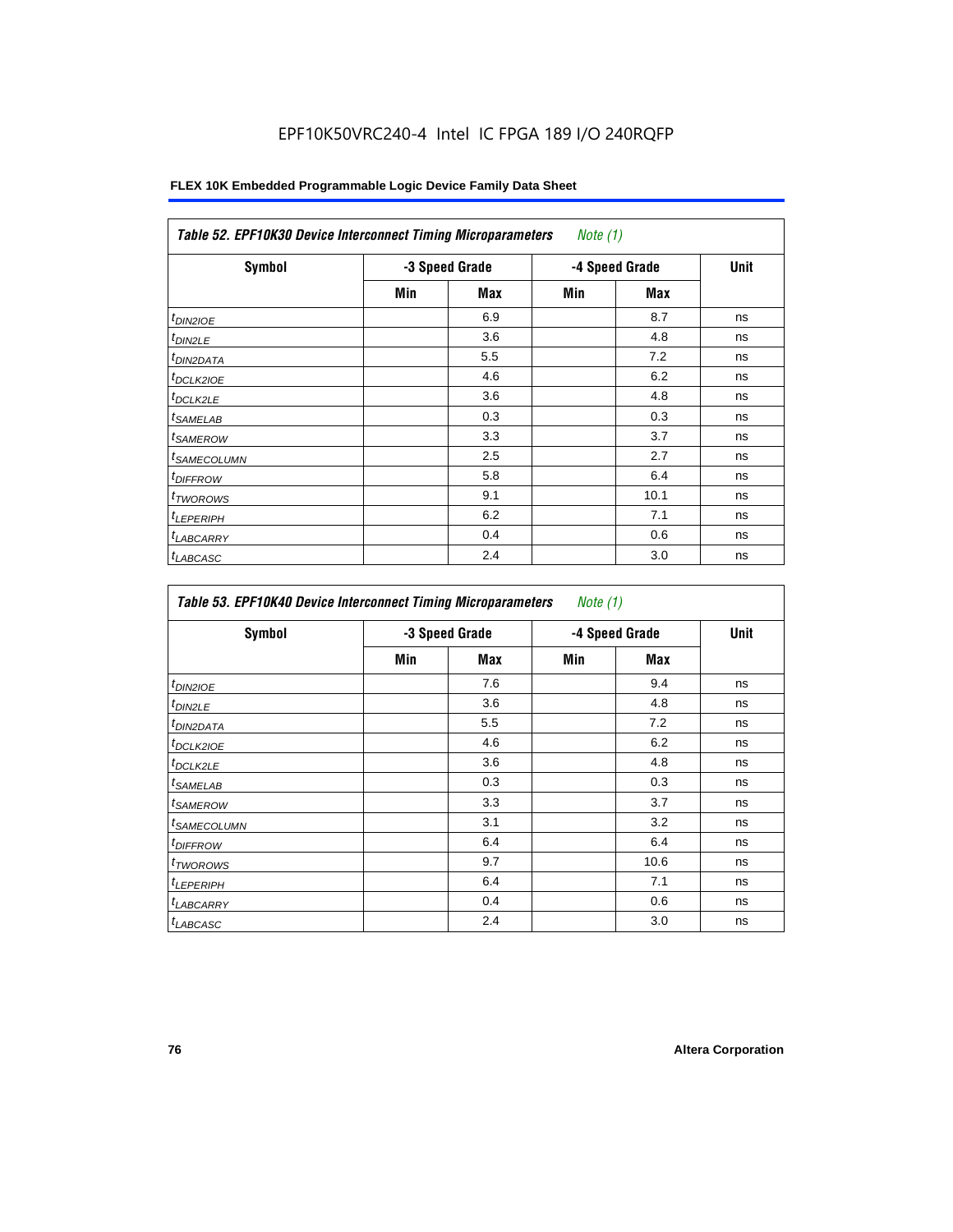| Table 52. EPF10K30 Device Interconnect Timing Microparameters *Note (1)* | | | | | |
|---|---|---|---|---|---|
| Symbol | -3 Speed Grade | | -4 Speed Grade | | Unit |
| | Min | Max | Min | Max | |
| $t_{DIN2IOE}$ | | 6.9 | | 8.7 | ns |
| $t_{DIN2LE}$ | | 3.6 | | 4.8 | ns |
| $t_{DIN2DATA}$ | | 5.5 | | 7.2 | ns |
| $t_{DCLK2IOE}$ | | 4.6 | | 6.2 | ns |
| $t_{DCLK2LE}$ | | 3.6 | | 4.8 | ns |
| $t_{SAMELAB}$ | | 0.3 | | 0.3 | ns |
| $t_{SAMEROW}$ | | 3.3 | | 3.7 | ns |
| $t_{SAMECOLUMN}$ | | 2.5 | | 2.7 | ns |
| $t_{DIFFROW}$ | | 5.8 | | 6.4 | ns |
| $t_{TWOROWS}$ | | 9.1 | | 10.1 | ns |
| $t_{LEPERIPH}$ | | 6.2 | | 7.1 | ns |
| $t_{LABCARRY}$ | | 0.4 | | 0.6 | ns |
| $t_{LABCASC}$ | | 2.4 | | 3.0 | ns |

| Table 53. EPF10K40 Device Interconnect Timing Microparameters *Note (1)* | | | | | |
|---|---|---|---|---|---|
| Symbol | -3 Speed Grade | | -4 Speed Grade | | Unit |
| | Min | Max | Min | Max | |
| $t_{DIN2IOE}$ | | 7.6 | | 9.4 | ns |
| $t_{DIN2LE}$ | | 3.6 | | 4.8 | ns |
| $t_{DIN2DATA}$ | | 5.5 | | 7.2 | ns |
| $t_{DCLK2IOE}$ | | 4.6 | | 6.2 | ns |
| $t_{DCLK2LE}$ | | 3.6 | | 4.8 | ns |
| $t_{SAMELAB}$ | | 0.3 | | 0.3 | ns |
| $t_{SAMEROW}$ | | 3.3 | | 3.7 | ns |
| $t_{SAMECOLUMN}$ | | 3.1 | | 3.2 | ns |
| $t_{DIFFROW}$ | | 6.4 | | 6.4 | ns |
| $t_{TWOROWS}$ | | 9.7 | | 10.6 | ns |
| $t_{LEPERIPH}$ | | 6.4 | | 7.1 | ns |
| $t_{LABCARRY}$ | | 0.4 | | 0.6 | ns |
| $t_{LABCASC}$ | | 2.4 | | 3.0 | ns |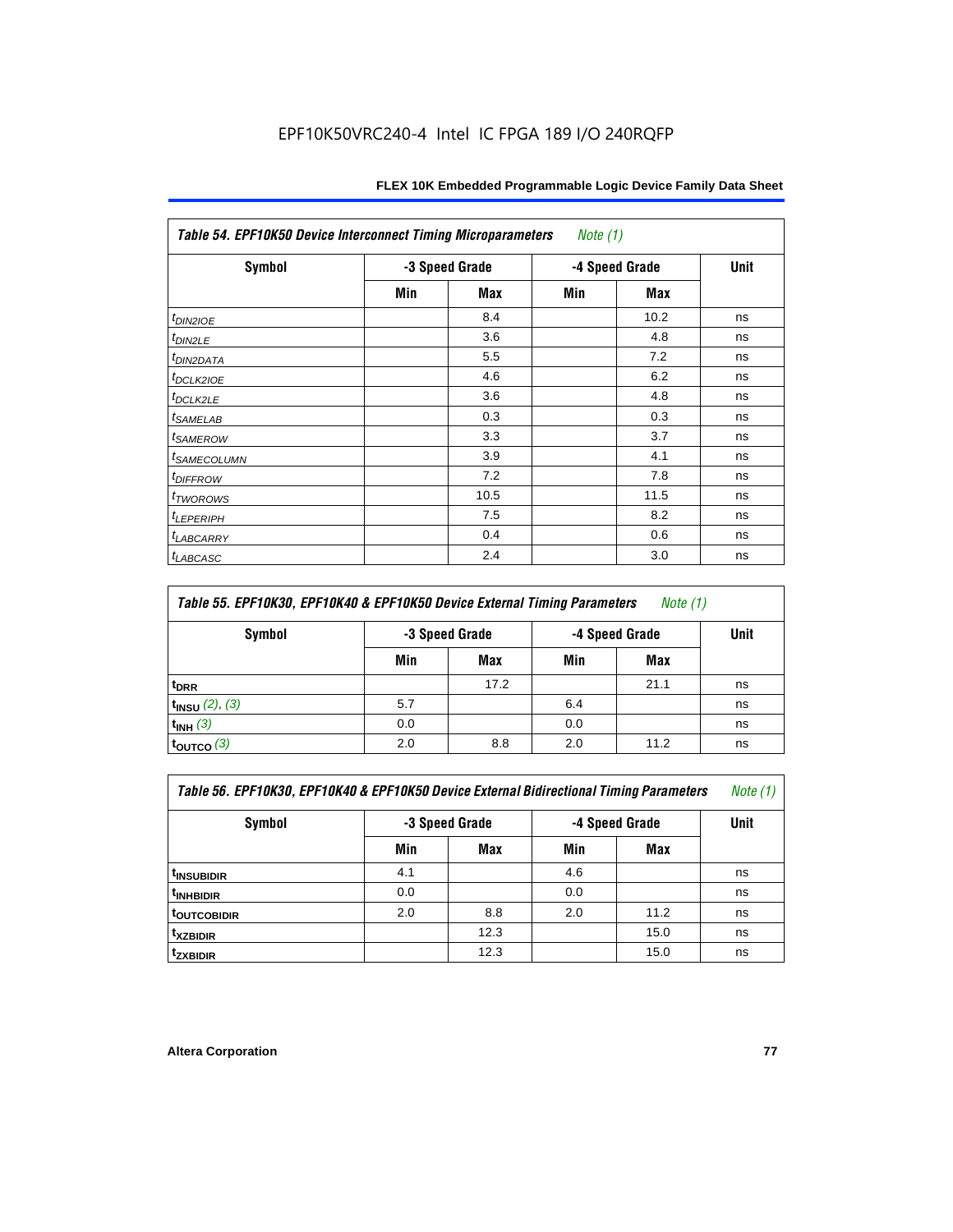| Table 54. EPF10K50 Device Interconnect Timing Microparameters *Note (1)* | | | | | |
|---|---|---|---|---|---|
| Symbol | -3 Speed Grade | | -4 Speed Grade | | Unit |
| | Min | Max | Min | Max | |
| $t_{DIN2IOE}$ | | 8.4 | | 10.2 | ns |
| $t_{DIN2LE}$ | | 3.6 | | 4.8 | ns |
| $t_{DIN2DATA}$ | | 5.5 | | 7.2 | ns |
| $t_{DCLK2IOE}$ | | 4.6 | | 6.2 | ns |
| $t_{DCLK2LE}$ | | 3.6 | | 4.8 | ns |
| $t_{SAMELAB}$ | | 0.3 | | 0.3 | ns |
| $t_{SAMEROW}$ | | 3.3 | | 3.7 | ns |
| $t_{SAMECOLUMN}$ | | 3.9 | | 4.1 | ns |
| $t_{DIFFROW}$ | | 7.2 | | 7.8 | ns |
| $t_{TWOROWS}$ | | 10.5 | | 11.5 | ns |
| $t_{LEPERIPH}$ | | 7.5 | | 8.2 | ns |
| $t_{LABCARRY}$ | | 0.4 | | 0.6 | ns |
| $t_{LABCASC}$ | | 2.4 | | 3.0 | ns |

| Table 55. EPF10K30, EPF10K40 & EPF10K50 Device External Timing Parameters *Note (1)* | | | | | |
|---|---|---|---|---|---|
| Symbol | -3 Speed Grade | | -4 Speed Grade | | Unit |
| | Min | Max | Min | Max | |
| $t_{DRR}$ | | 17.2 | | 21.1 | ns |
| $t_{INSU}$ *(2), (3)* | 5.7 | | 6.4 | | ns |
| $t_{INH}$ *(3)* | 0.0 | | 0.0 | | ns |
| $t_{OUTCO}$ *(3)* | 2.0 | 8.8 | 2.0 | 11.2 | ns |

| Table 56. EPF10K30, EPF10K40 & EPF10K50 Device External Bidirectional Timing Parameters *Note (1)* | | | | | |
|---|---|---|---|---|---|
| Symbol | -3 Speed Grade | | -4 Speed Grade | | Unit |
| | Min | Max | Min | Max | |
| $t_{INSUBIDIR}$ | 4.1 | | 4.6 | | ns |
| $t_{INHBIDIR}$ | 0.0 | | 0.0 | | ns |
| $t_{OUTCOBIDIR}$ | 2.0 | 8.8 | 2.0 | 11.2 | ns |
| $t_{XZBIDIR}$ | | 12.3 | | 15.0 | ns |
| $t_{ZXBIDIR}$ | | 12.3 | | 15.0 | ns |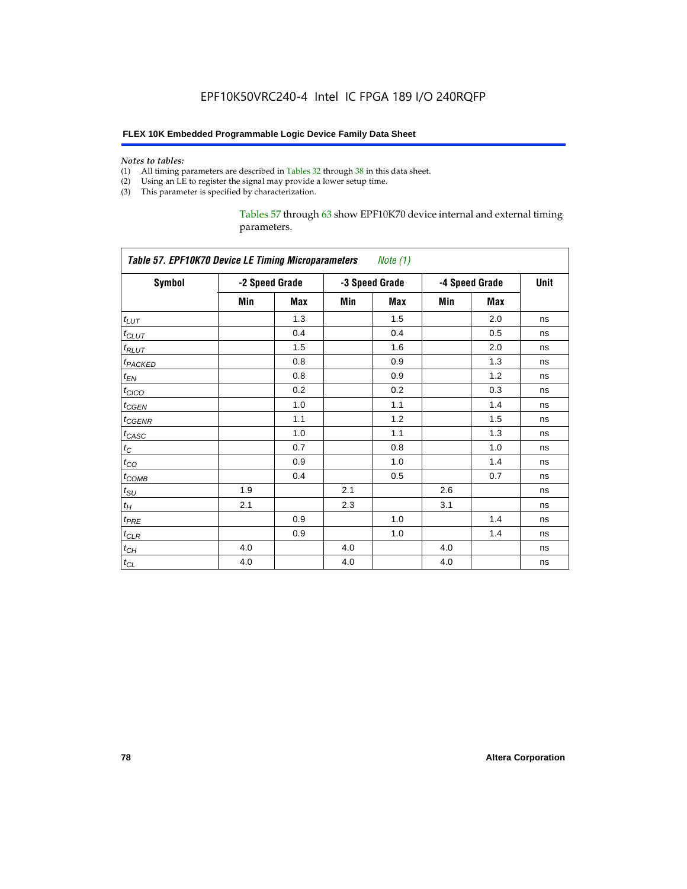*Notes to tables:*

(1) All timing parameters are described in Tables 32 through 38 in this data sheet.
(2) Using an LE to register the signal may provide a lower setup time.
(3) This parameter is specified by characterization.

Tables 57 through 63 show EPF10K70 device internal and external timing parameters.

*Table 57. EPF10K70 Device LE Timing Microparameters Note (1)*

| Symbol | -2 Speed Grade | | -3 Speed Grade | | -4 Speed Grade | | Unit |
|---|---|---|---|---|---|---|---|
| | Min | Max | Min | Max | Min | Max | |
| $t_{LUT}$ | | 1.3 | | 1.5 | | 2.0 | ns |
| $t_{CLUT}$ | | 0.4 | | 0.4 | | 0.5 | ns |
| $t_{RLUT}$ | | 1.5 | | 1.6 | | 2.0 | ns |
| $t_{PACKED}$ | | 0.8 | | 0.9 | | 1.3 | ns |
| $t_{EN}$ | | 0.8 | | 0.9 | | 1.2 | ns |
| $t_{CICO}$ | | 0.2 | | 0.2 | | 0.3 | ns |
| $t_{CGEN}$ | | 1.0 | | 1.1 | | 1.4 | ns |
| $t_{CGENR}$ | | 1.1 | | 1.2 | | 1.5 | ns |
| $t_{CASC}$ | | 1.0 | | 1.1 | | 1.3 | ns |
| $t_{C}$ | | 0.7 | | 0.8 | | 1.0 | ns |
| $t_{CO}$ | | 0.9 | | 1.0 | | 1.4 | ns |
| $t_{COMB}$ | | 0.4 | | 0.5 | | 0.7 | ns |
| $t_{SU}$ | 1.9 | | 2.1 | | 2.6 | | ns |
| $t_{H}$ | 2.1 | | 2.3 | | 3.1 | | ns |
| $t_{PRE}$ | | 0.9 | | 1.0 | | 1.4 | ns |
| $t_{CLR}$ | | 0.9 | | 1.0 | | 1.4 | ns |
| $t_{CH}$ | 4.0 | | 4.0 | | 4.0 | | ns |
| $t_{CL}$ | 4.0 | | 4.0 | | 4.0 | | ns |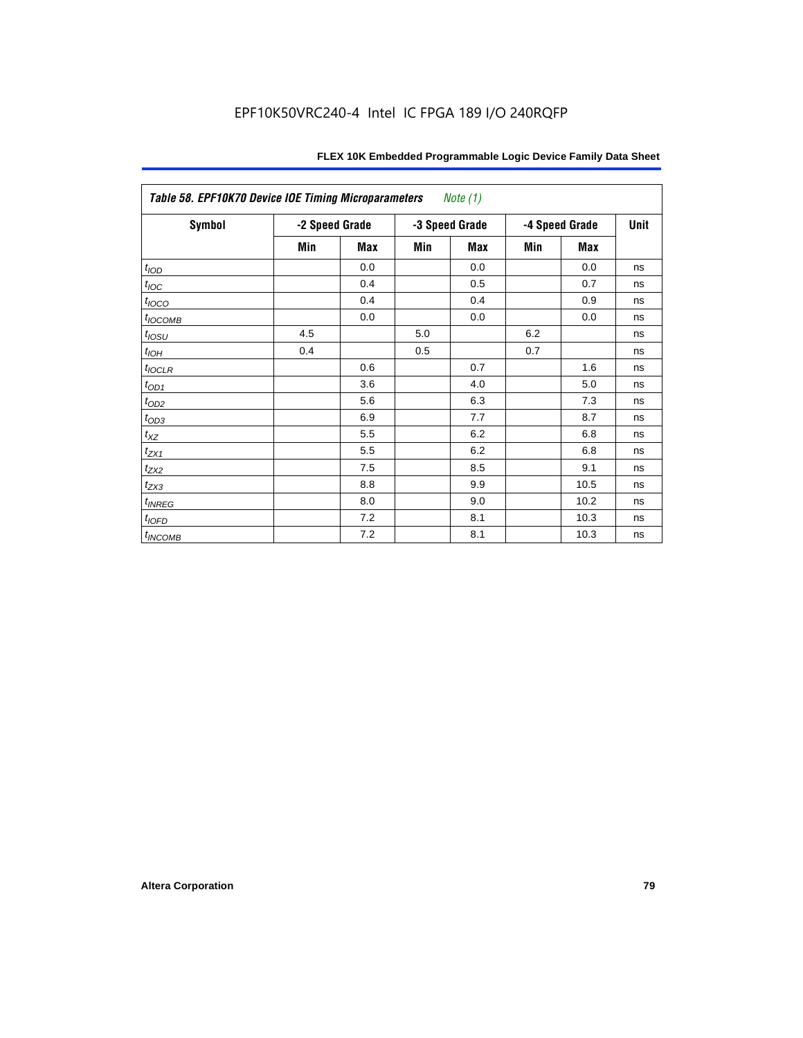| *Table 58. EPF10K70 Device IOE Timing Microparameters Note (1)* | | | | | | | |
|---|---|---|---|---|---|---|---|
| **Symbol** | **-2 Speed Grade** | | **-3 Speed Grade** | | **-4 Speed Grade** | | **Unit** |
| | **Min** | **Max** | **Min** | **Max** | **Min** | **Max** | |
| $t_{IOD}$ | | 0.0 | | 0.0 | | 0.0 | ns |
| $t_{IOC}$ | | 0.4 | | 0.5 | | 0.7 | ns |
| $t_{IOCO}$ | | 0.4 | | 0.4 | | 0.9 | ns |
| $t_{IOCOMB}$ | | 0.0 | | 0.0 | | 0.0 | ns |
| $t_{IOSU}$ | 4.5 | | 5.0 | | 6.2 | | ns |
| $t_{IOH}$ | 0.4 | | 0.5 | | 0.7 | | ns |
| $t_{IOCLR}$ | | 0.6 | | 0.7 | | 1.6 | ns |
| $t_{OD1}$ | | 3.6 | | 4.0 | | 5.0 | ns |
| $t_{OD2}$ | | 5.6 | | 6.3 | | 7.3 | ns |
| $t_{OD3}$ | | 6.9 | | 7.7 | | 8.7 | ns |
| $t_{XZ}$ | | 5.5 | | 6.2 | | 6.8 | ns |
| $t_{ZX1}$ | | 5.5 | | 6.2 | | 6.8 | ns |
| $t_{ZX2}$ | | 7.5 | | 8.5 | | 9.1 | ns |
| $t_{ZX3}$ | | 8.8 | | 9.9 | | 10.5 | ns |
| $t_{INREG}$ | | 8.0 | | 9.0 | | 10.2 | ns |
| $t_{IOFD}$ | | 7.2 | | 8.1 | | 10.3 | ns |
| $t_{INCOMB}$ | | 7.2 | | 8.1 | | 10.3 | ns |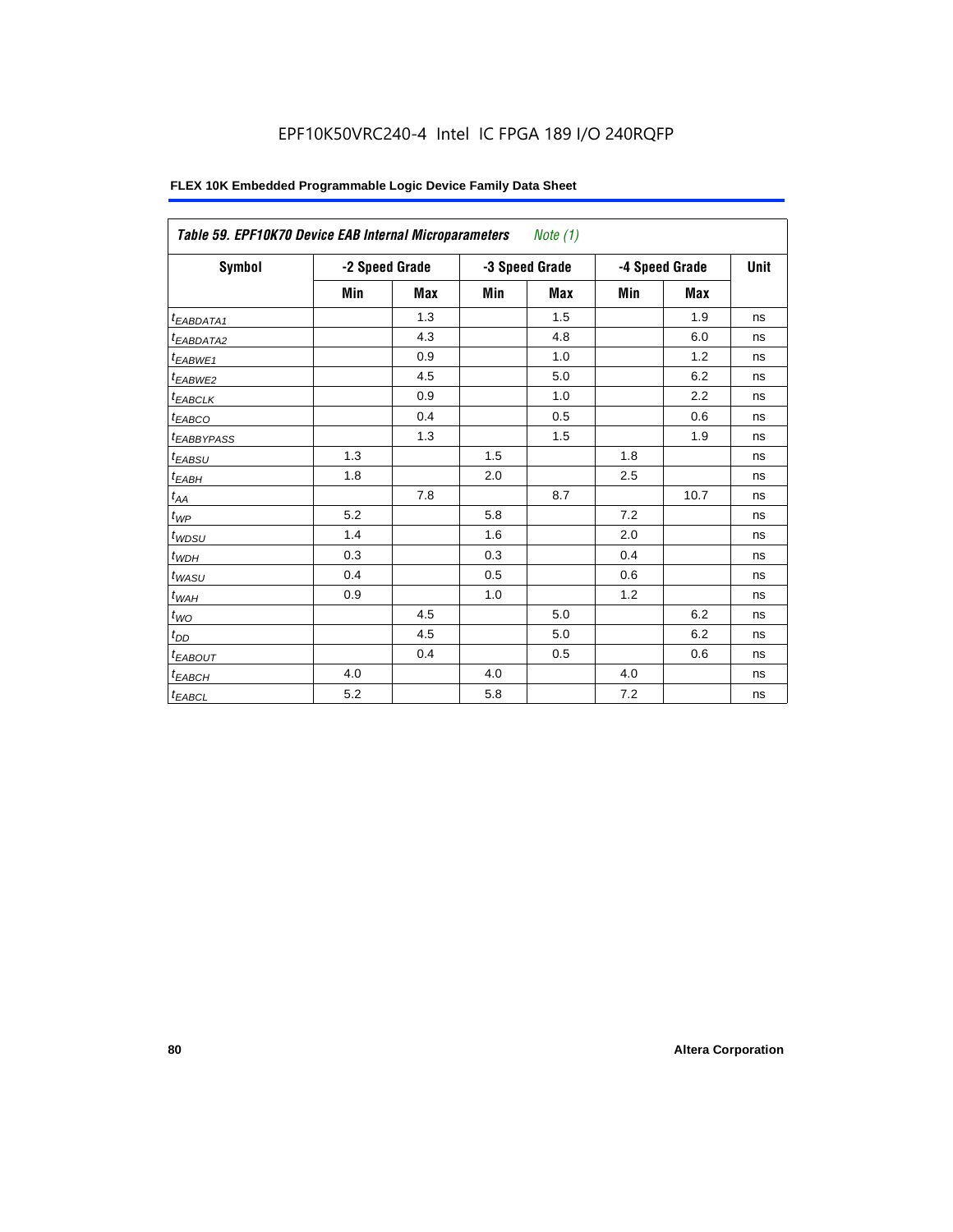**Table 59. EPF10K70 Device EAB Internal Microparameters** *Note (1)*

| Symbol | -2 Speed Grade | | -3 Speed Grade | | -4 Speed Grade | | Unit |
|---|---|---|---|---|---|---|---|
| | Min | Max | Min | Max | Min | Max | |
| $t_{EABDATA1}$ | | 1.3 | | 1.5 | | 1.9 | ns |
| $t_{EABDATA2}$ | | 4.3 | | 4.8 | | 6.0 | ns |
| $t_{EABWE1}$ | | 0.9 | | 1.0 | | 1.2 | ns |
| $t_{EABWE2}$ | | 4.5 | | 5.0 | | 6.2 | ns |
| $t_{EABCLK}$ | | 0.9 | | 1.0 | | 2.2 | ns |
| $t_{EABCO}$ | | 0.4 | | 0.5 | | 0.6 | ns |
| $t_{EABBYPASS}$ | | 1.3 | | 1.5 | | 1.9 | ns |
| $t_{EABSU}$ | 1.3 | | 1.5 | | 1.8 | | ns |
| $t_{EABH}$ | 1.8 | | 2.0 | | 2.5 | | ns |
| $t_{AA}$ | | 7.8 | | 8.7 | | 10.7 | ns |
| $t_{WP}$ | 5.2 | | 5.8 | | 7.2 | | ns |
| $t_{WDSU}$ | 1.4 | | 1.6 | | 2.0 | | ns |
| $t_{WDH}$ | 0.3 | | 0.3 | | 0.4 | | ns |
| $t_{WASU}$ | 0.4 | | 0.5 | | 0.6 | | ns |
| $t_{WAH}$ | 0.9 | | 1.0 | | 1.2 | | ns |
| $t_{WO}$ | | 4.5 | | 5.0 | | 6.2 | ns |
| $t_{DD}$ | | 4.5 | | 5.0 | | 6.2 | ns |
| $t_{EABOUT}$ | | 0.4 | | 0.5 | | 0.6 | ns |
| $t_{EABCH}$ | 4.0 | | 4.0 | | 4.0 | | ns |
| $t_{EABCL}$ | 5.2 | | 5.8 | | 7.2 | | ns |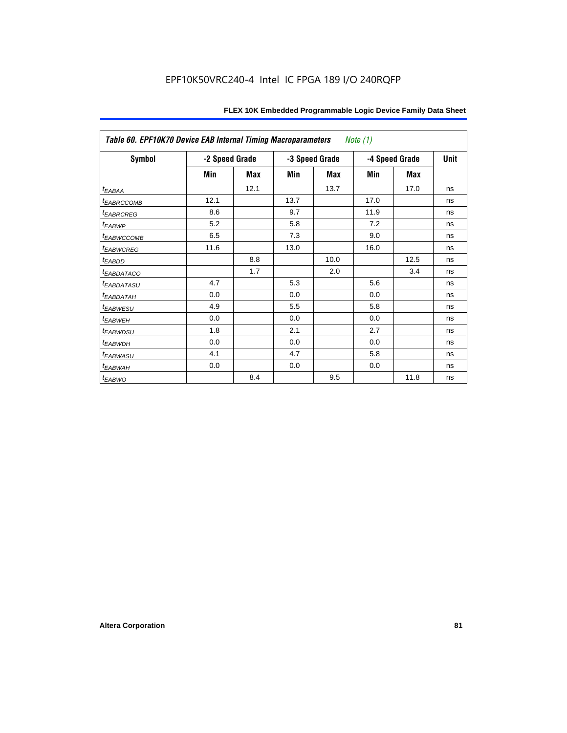EPF10K50VRC240-4 Intel IC FPGA 189 I/O 240RQFP

| *Table 60. EPF10K70 Device EAB Internal Timing Macroparameters Note (1)* | | | | | | | |
|---|---|---|---|---|---|---|---|
| **Symbol** | **-2 Speed Grade** | | **-3 Speed Grade** | | **-4 Speed Grade** | | **Unit** |
| | **Min** | **Max** | **Min** | **Max** | **Min** | **Max** | |
| $t_{EABAA}$ | | 12.1 | | 13.7 | | 17.0 | ns |
| $t_{EABRCCOMB}$ | 12.1 | | 13.7 | | 17.0 | | ns |
| $t_{EABRCREG}$ | 8.6 | | 9.7 | | 11.9 | | ns |
| $t_{EABWP}$ | 5.2 | | 5.8 | | 7.2 | | ns |
| $t_{EABWCCOMB}$ | 6.5 | | 7.3 | | 9.0 | | ns |
| $t_{EABWCREG}$ | 11.6 | | 13.0 | | 16.0 | | ns |
| $t_{EABDD}$ | | 8.8 | | 10.0 | | 12.5 | ns |
| $t_{EABDATACO}$ | | 1.7 | | 2.0 | | 3.4 | ns |
| $t_{EABDATASU}$ | 4.7 | | 5.3 | | 5.6 | | ns |
| $t_{EABDATAH}$ | 0.0 | | 0.0 | | 0.0 | | ns |
| $t_{EABWESU}$ | 4.9 | | 5.5 | | 5.8 | | ns |
| $t_{EABWEH}$ | 0.0 | | 0.0 | | 0.0 | | ns |
| $t_{EABWDSU}$ | 1.8 | | 2.1 | | 2.7 | | ns |
| $t_{EABWDH}$ | 0.0 | | 0.0 | | 0.0 | | ns |
| $t_{EABWASU}$ | 4.1 | | 4.7 | | 5.8 | | ns |
| $t_{EABWAH}$ | 0.0 | | 0.0 | | 0.0 | | ns |
| $t_{EABWO}$ | | 8.4 | | 9.5 | | 11.8 | ns |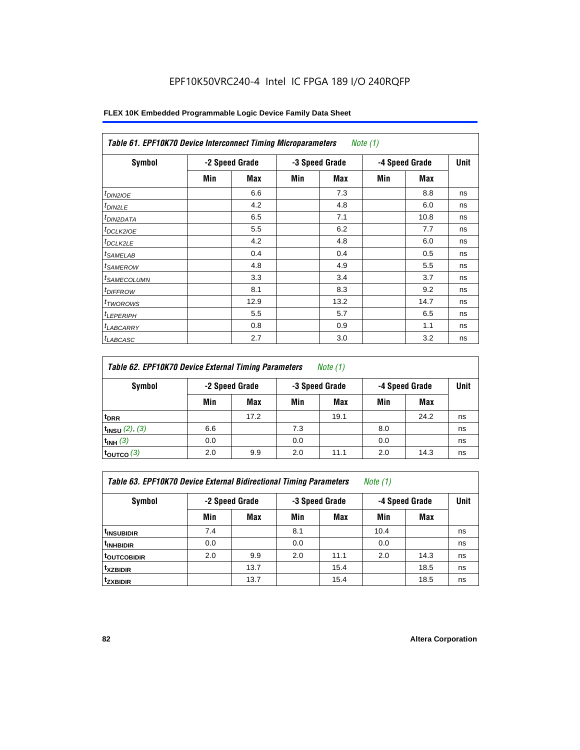EPF10K50VRC240-4 Intel IC FPGA 189 I/O 240RQFP

**FLEX 10K Embedded Programmable Logic Device Family Data Sheet**

| *Table 61. EPF10K70 Device Interconnect Timing Microparameters* *Note (1)* | | | | | | | |
|---|---|---|---|---|---|---|---|
| **Symbol** | **-2 Speed Grade** | | **-3 Speed Grade** | | **-4 Speed Grade** | | **Unit** |
| | **Min** | **Max** | **Min** | **Max** | **Min** | **Max** | |
| $t_{DIN2IOE}$ | | 6.6 | | 7.3 | | 8.8 | ns |
| $t_{DIN2LE}$ | | 4.2 | | 4.8 | | 6.0 | ns |
| $t_{DIN2DATA}$ | | 6.5 | | 7.1 | | 10.8 | ns |
| $t_{DCLK2IOE}$ | | 5.5 | | 6.2 | | 7.7 | ns |
| $t_{DCLK2LE}$ | | 4.2 | | 4.8 | | 6.0 | ns |
| $t_{SAMELAB}$ | | 0.4 | | 0.4 | | 0.5 | ns |
| $t_{SAMEROW}$ | | 4.8 | | 4.9 | | 5.5 | ns |
| $t_{SAMECOLUMN}$ | | 3.3 | | 3.4 | | 3.7 | ns |
| $t_{DIFFROW}$ | | 8.1 | | 8.3 | | 9.2 | ns |
| $t_{TWOROWS}$ | | 12.9 | | 13.2 | | 14.7 | ns |
| $t_{LEPERIPH}$ | | 5.5 | | 5.7 | | 6.5 | ns |
| $t_{LABCARRY}$ | | 0.8 | | 0.9 | | 1.1 | ns |
| $t_{LABCASC}$ | | 2.7 | | 3.0 | | 3.2 | ns |

| *Table 62. EPF10K70 Device External Timing Parameters* *Note (1)* | | | | | | | |
|---|---|---|---|---|---|---|---|
| **Symbol** | **-2 Speed Grade** | | **-3 Speed Grade** | | **-4 Speed Grade** | | **Unit** |
| | **Min** | **Max** | **Min** | **Max** | **Min** | **Max** | |
| $t_{DRR}$ | | 17.2 | | 19.1 | | 24.2 | ns |
| $t_{INSU}$ *(2), (3)* | 6.6 | | 7.3 | | 8.0 | | ns |
| $t_{INH}$ *(3)* | 0.0 | | 0.0 | | 0.0 | | ns |
| $t_{OUTCO}$ *(3)* | 2.0 | 9.9 | 2.0 | 11.1 | 2.0 | 14.3 | ns |

| *Table 63. EPF10K70 Device External Bidirectional Timing Parameters* *Note (1)* | | | | | | | |
|---|---|---|---|---|---|---|---|
| **Symbol** | **-2 Speed Grade** | | **-3 Speed Grade** | | **-4 Speed Grade** | | **Unit** |
| | **Min** | **Max** | **Min** | **Max** | **Min** | **Max** | |
| $t_{INSUBIDIR}$ | 7.4 | | 8.1 | | 10.4 | | ns |
| $t_{INHBIDIR}$ | 0.0 | | 0.0 | | 0.0 | | ns |
| $t_{OUTCOBIDIR}$ | 2.0 | 9.9 | 2.0 | 11.1 | 2.0 | 14.3 | ns |
| $t_{XZBIDIR}$ | | 13.7 | | 15.4 | | 18.5 | ns |
| $t_{ZXBIDIR}$ | | 13.7 | | 15.4 | | 18.5 | ns |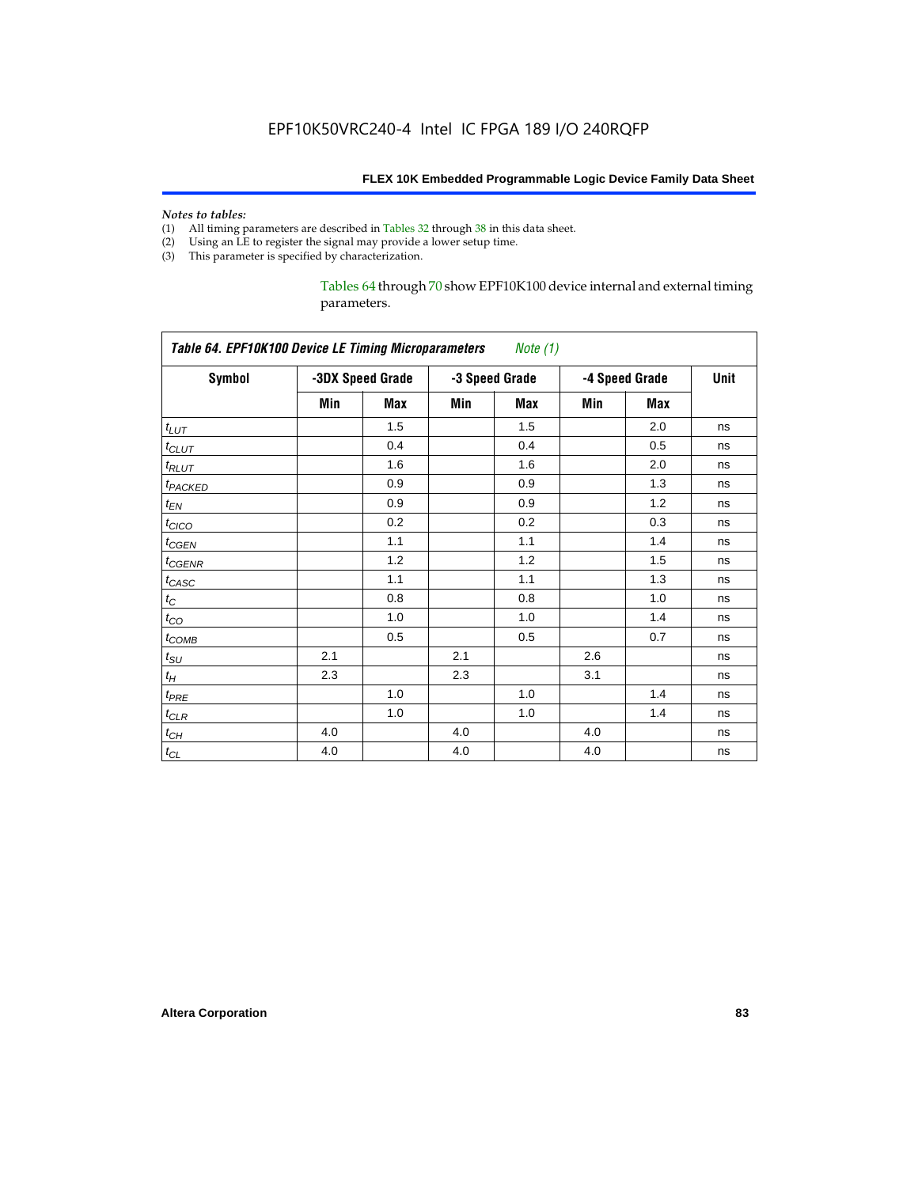*Notes to tables:*

(1) All timing parameters are described in Tables 32 through 38 in this data sheet.
(2) Using an LE to register the signal may provide a lower setup time.
(3) This parameter is specified by characterization.

Tables 64 through 70 show EPF10K100 device internal and external timing parameters.

**Table 64. EPF10K100 Device LE Timing Microparameters** *Note (1)*

| Symbol | -3DX Speed Grade | | -3 Speed Grade | | -4 Speed Grade | | Unit |
|---|---|---|---|---|---|---|---|
| | Min | Max | Min | Max | Min | Max | |
| $t_{LUT}$ | | 1.5 | | 1.5 | | 2.0 | ns |
| $t_{CLUT}$ | | 0.4 | | 0.4 | | 0.5 | ns |
| $t_{RLUT}$ | | 1.6 | | 1.6 | | 2.0 | ns |
| $t_{PACKED}$ | | 0.9 | | 0.9 | | 1.3 | ns |
| $t_{EN}$ | | 0.9 | | 0.9 | | 1.2 | ns |
| $t_{CICO}$ | | 0.2 | | 0.2 | | 0.3 | ns |
| $t_{CGEN}$ | | 1.1 | | 1.1 | | 1.4 | ns |
| $t_{CGENR}$ | | 1.2 | | 1.2 | | 1.5 | ns |
| $t_{CASC}$ | | 1.1 | | 1.1 | | 1.3 | ns |
| $t_C$ | | 0.8 | | 0.8 | | 1.0 | ns |
| $t_{CO}$ | | 1.0 | | 1.0 | | 1.4 | ns |
| $t_{COMB}$ | | 0.5 | | 0.5 | | 0.7 | ns |
| $t_{SU}$ | 2.1 | | 2.1 | | 2.6 | | ns |
| $t_H$ | 2.3 | | 2.3 | | 3.1 | | ns |
| $t_{PRE}$ | | 1.0 | | 1.0 | | 1.4 | ns |
| $t_{CLR}$ | | 1.0 | | 1.0 | | 1.4 | ns |
| $t_{CH}$ | 4.0 | | 4.0 | | 4.0 | | ns |
| $t_{CL}$ | 4.0 | | 4.0 | | 4.0 | | ns |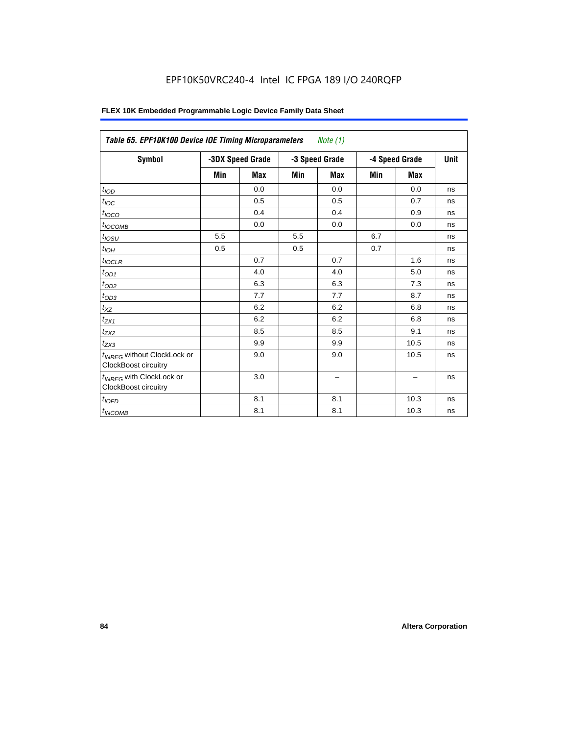EPF10K50VRC240-4 Intel IC FPGA 189 I/O 240RQFP

| *Table 65. EPF10K100 Device IOE Timing Microparameters* *Note (1)* | | | | | | | |
|---|---|---|---|---|---|---|---|
| **Symbol** | **-3DX Speed Grade** | | **-3 Speed Grade** | | **-4 Speed Grade** | | **Unit** |
| | **Min** | **Max** | **Min** | **Max** | **Min** | **Max** | |
| $t_{IOD}$ | | 0.0 | | 0.0 | | 0.0 | ns |
| $t_{IOC}$ | | 0.5 | | 0.5 | | 0.7 | ns |
| $t_{IOCO}$ | | 0.4 | | 0.4 | | 0.9 | ns |
| $t_{IOCOMB}$ | | 0.0 | | 0.0 | | 0.0 | ns |
| $t_{IOSU}$ | 5.5 | | 5.5 | | 6.7 | | ns |
| $t_{IOH}$ | 0.5 | | 0.5 | | 0.7 | | ns |
| $t_{IOCLR}$ | | 0.7 | | 0.7 | | 1.6 | ns |
| $t_{OD1}$ | | 4.0 | | 4.0 | | 5.0 | ns |
| $t_{OD2}$ | | 6.3 | | 6.3 | | 7.3 | ns |
| $t_{OD3}$ | | 7.7 | | 7.7 | | 8.7 | ns |
| $t_{XZ}$ | | 6.2 | | 6.2 | | 6.8 | ns |
| $t_{ZX1}$ | | 6.2 | | 6.2 | | 6.8 | ns |
| $t_{ZX2}$ | | 8.5 | | 8.5 | | 9.1 | ns |
| $t_{ZX3}$ | | 9.9 | | 9.9 | | 10.5 | ns |
| $t_{INREG}$ without ClockLock or ClockBoost circuitry | | 9.0 | | 9.0 | | 10.5 | ns |
| $t_{INREG}$ with ClockLock or ClockBoost circuitry | | 3.0 | | – | | – | ns |
| $t_{IOFD}$ | | 8.1 | | 8.1 | | 10.3 | ns |
| $t_{INCOMB}$ | | 8.1 | | 8.1 | | 10.3 | ns |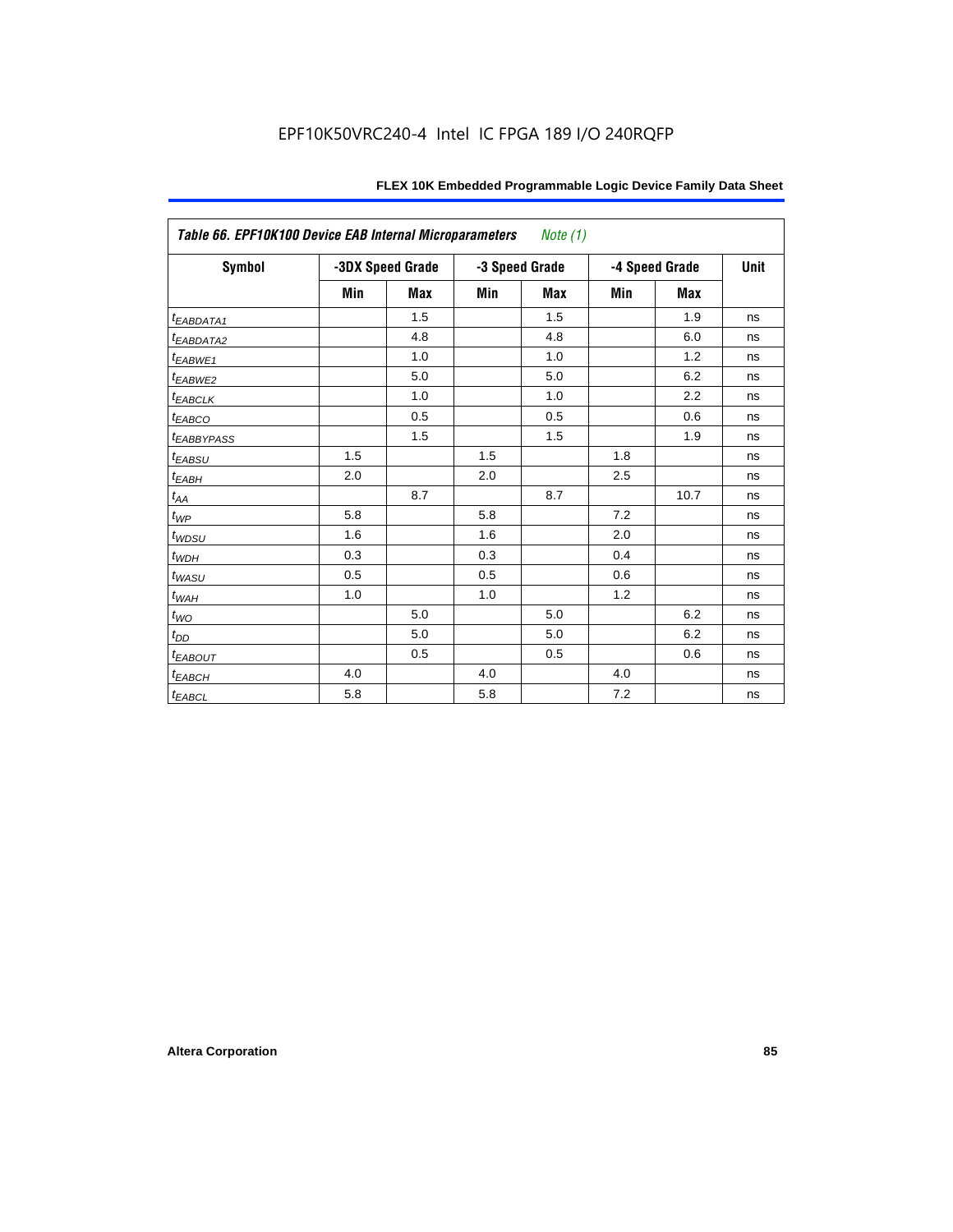EPF10K50VRC240-4 Intel IC FPGA 189 I/O 240RQFP

| Table 66. EPF10K100 Device EAB Internal Microparameters *Note (1)* | | | | | | | |
|---|---|---|---|---|---|---|---|
| Symbol | -3DX Speed Grade | | -3 Speed Grade | | -4 Speed Grade | | Unit |
| | Min | Max | Min | Max | Min | Max | |
| $t_{EABDATA1}$ | | 1.5 | | 1.5 | | 1.9 | ns |
| $t_{EABDATA2}$ | | 4.8 | | 4.8 | | 6.0 | ns |
| $t_{EABWE1}$ | | 1.0 | | 1.0 | | 1.2 | ns |
| $t_{EABWE2}$ | | 5.0 | | 5.0 | | 6.2 | ns |
| $t_{EABCLK}$ | | 1.0 | | 1.0 | | 2.2 | ns |
| $t_{EABCO}$ | | 0.5 | | 0.5 | | 0.6 | ns |
| $t_{EABBYPASS}$ | | 1.5 | | 1.5 | | 1.9 | ns |
| $t_{EABSU}$ | 1.5 | | 1.5 | | 1.8 | | ns |
| $t_{EABH}$ | 2.0 | | 2.0 | | 2.5 | | ns |
| $t_{AA}$ | | 8.7 | | 8.7 | | 10.7 | ns |
| $t_{WP}$ | 5.8 | | 5.8 | | 7.2 | | ns |
| $t_{WDSU}$ | 1.6 | | 1.6 | | 2.0 | | ns |
| $t_{WDH}$ | 0.3 | | 0.3 | | 0.4 | | ns |
| $t_{WASU}$ | 0.5 | | 0.5 | | 0.6 | | ns |
| $t_{WAH}$ | 1.0 | | 1.0 | | 1.2 | | ns |
| $t_{WO}$ | | 5.0 | | 5.0 | | 6.2 | ns |
| $t_{DD}$ | | 5.0 | | 5.0 | | 6.2 | ns |
| $t_{EABOUT}$ | | 0.5 | | 0.5 | | 0.6 | ns |
| $t_{EABCH}$ | 4.0 | | 4.0 | | 4.0 | | ns |
| $t_{EABCL}$ | 5.8 | | 5.8 | | 7.2 | | ns |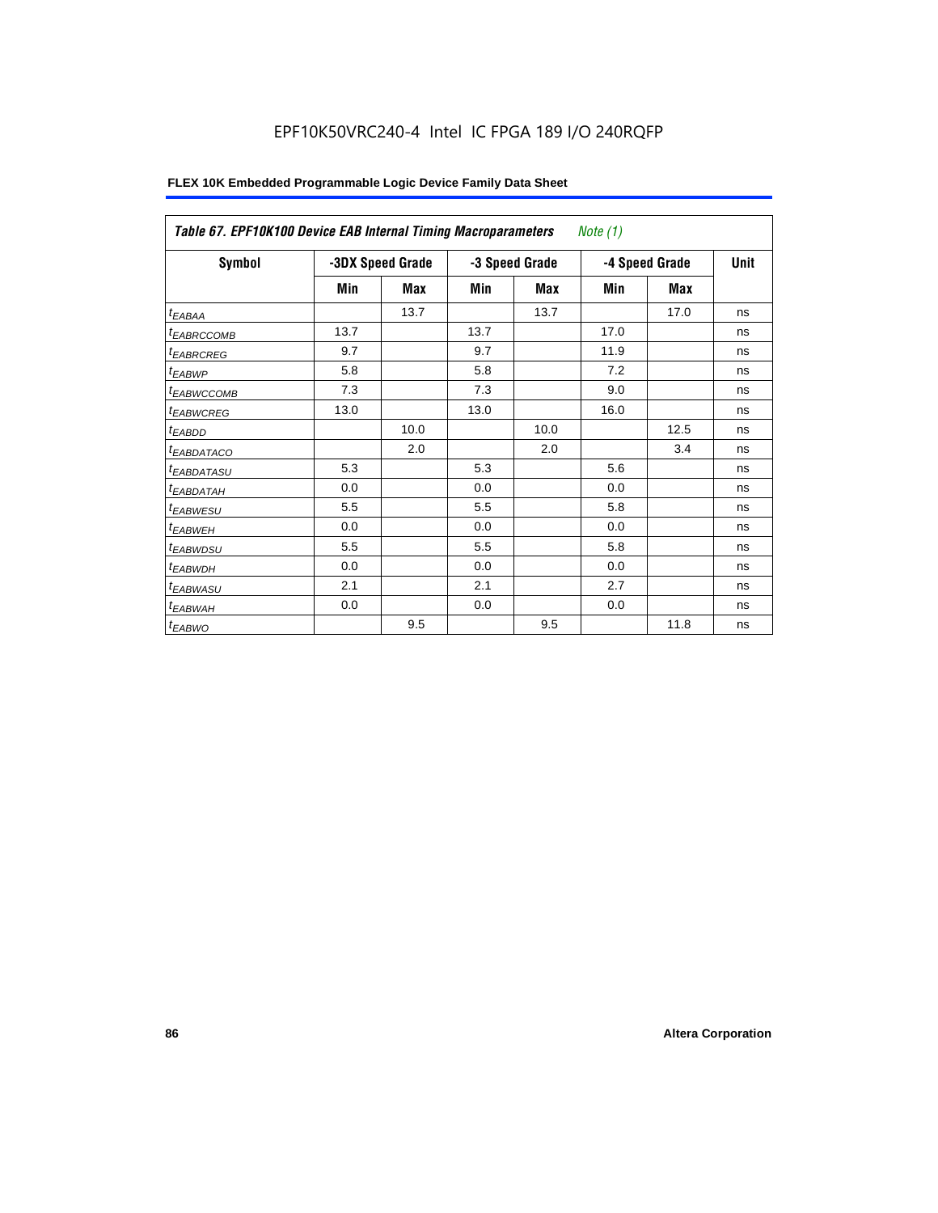EPF10K50VRC240-4 Intel IC FPGA 189 I/O 240RQFP

| *Table 67. EPF10K100 Device EAB Internal Timing Macroparameters* *Note (1)* | | | | | | | |
|---|---|---|---|---|---|---|---|
| **Symbol** | **-3DX Speed Grade** | | **-3 Speed Grade** | | **-4 Speed Grade** | | **Unit** |
| | **Min** | **Max** | **Min** | **Max** | **Min** | **Max** | |
| $t_{EABAA}$ | | 13.7 | | 13.7 | | 17.0 | ns |
| $t_{EABRCCOMB}$ | 13.7 | | 13.7 | | 17.0 | | ns |
| $t_{EABRCREG}$ | 9.7 | | 9.7 | | 11.9 | | ns |
| $t_{EABWP}$ | 5.8 | | 5.8 | | 7.2 | | ns |
| $t_{EABWCCOMB}$ | 7.3 | | 7.3 | | 9.0 | | ns |
| $t_{EABWCREG}$ | 13.0 | | 13.0 | | 16.0 | | ns |
| $t_{EABDD}$ | | 10.0 | | 10.0 | | 12.5 | ns |
| $t_{EABDATACO}$ | | 2.0 | | 2.0 | | 3.4 | ns |
| $t_{EABDATASU}$ | 5.3 | | 5.3 | | 5.6 | | ns |
| $t_{EABDATAH}$ | 0.0 | | 0.0 | | 0.0 | | ns |
| $t_{EABWESU}$ | 5.5 | | 5.5 | | 5.8 | | ns |
| $t_{EABWEH}$ | 0.0 | | 0.0 | | 0.0 | | ns |
| $t_{EABWDSU}$ | 5.5 | | 5.5 | | 5.8 | | ns |
| $t_{EABWDH}$ | 0.0 | | 0.0 | | 0.0 | | ns |
| $t_{EABWASU}$ | 2.1 | | 2.1 | | 2.7 | | ns |
| $t_{EABWAH}$ | 0.0 | | 0.0 | | 0.0 | | ns |
| $t_{EABWO}$ | | 9.5 | | 9.5 | | 11.8 | ns |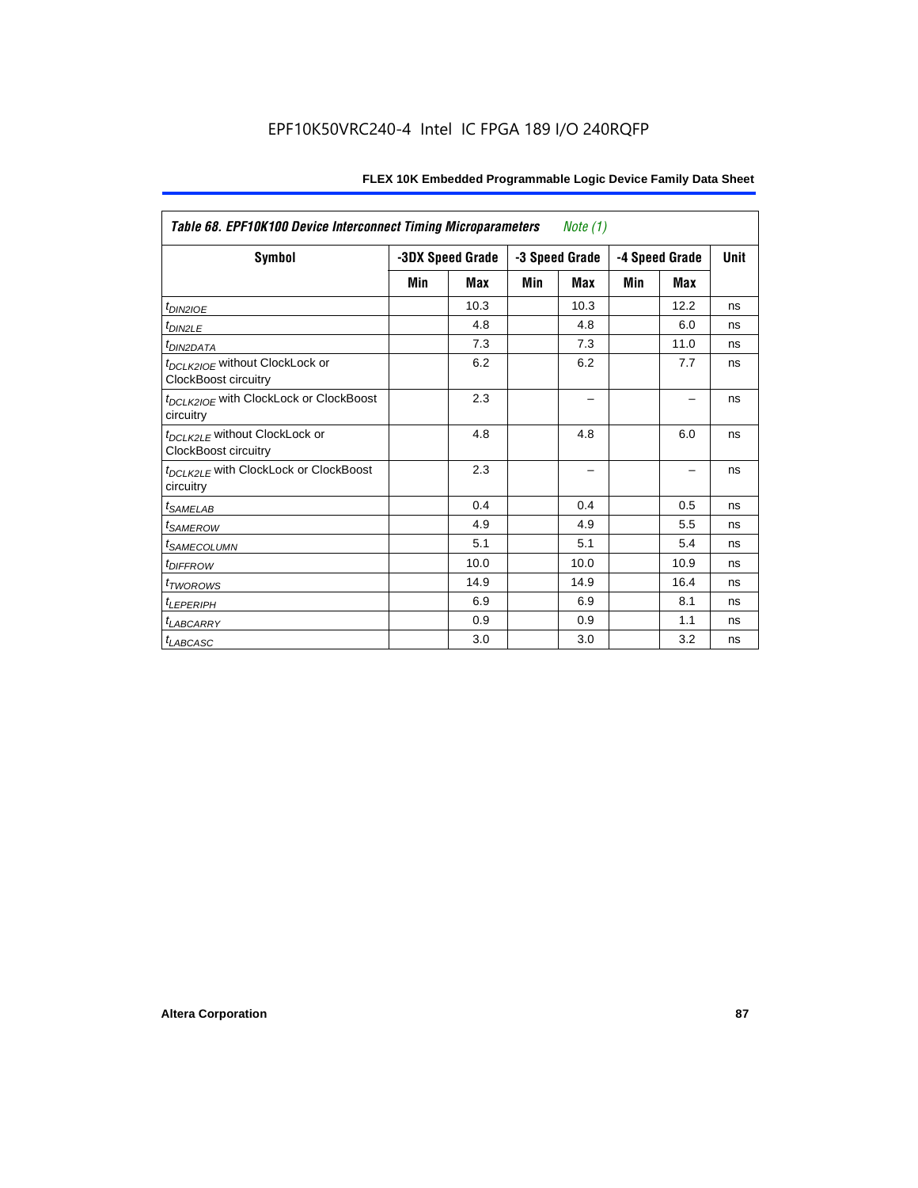*Table 68. EPF10K100 Device Interconnect Timing Microparameters* *Note (1)*

| Symbol | -3DX Speed Grade | | -3 Speed Grade | | -4 Speed Grade | | Unit |
|---|---|---|---|---|---|---|---|
| | Min | Max | Min | Max | Min | Max | |
| $t_{DIN2IOE}$ | | 10.3 | | 10.3 | | 12.2 | ns |
| $t_{DIN2LE}$ | | 4.8 | | 4.8 | | 6.0 | ns |
| $t_{DIN2DATA}$ | | 7.3 | | 7.3 | | 11.0 | ns |
| $t_{DCLK2IOE}$ without ClockLock or ClockBoost circuitry | | 6.2 | | 6.2 | | 7.7 | ns |
| $t_{DCLK2IOE}$ with ClockLock or ClockBoost circuitry | | 2.3 | | – | | – | ns |
| $t_{DCLK2LE}$ without ClockLock or ClockBoost circuitry | | 4.8 | | 4.8 | | 6.0 | ns |
| $t_{DCLK2LE}$ with ClockLock or ClockBoost circuitry | | 2.3 | | – | | – | ns |
| $t_{SAMELAB}$ | | 0.4 | | 0.4 | | 0.5 | ns |
| $t_{SAMEROW}$ | | 4.9 | | 4.9 | | 5.5 | ns |
| $t_{SAMECOLUMN}$ | | 5.1 | | 5.1 | | 5.4 | ns |
| $t_{DIFFROW}$ | | 10.0 | | 10.0 | | 10.9 | ns |
| $t_{TWOROWS}$ | | 14.9 | | 14.9 | | 16.4 | ns |
| $t_{LEPERIPH}$ | | 6.9 | | 6.9 | | 8.1 | ns |
| $t_{LABCARRY}$ | | 0.9 | | 0.9 | | 1.1 | ns |
| $t_{LABCASC}$ | | 3.0 | | 3.0 | | 3.2 | ns |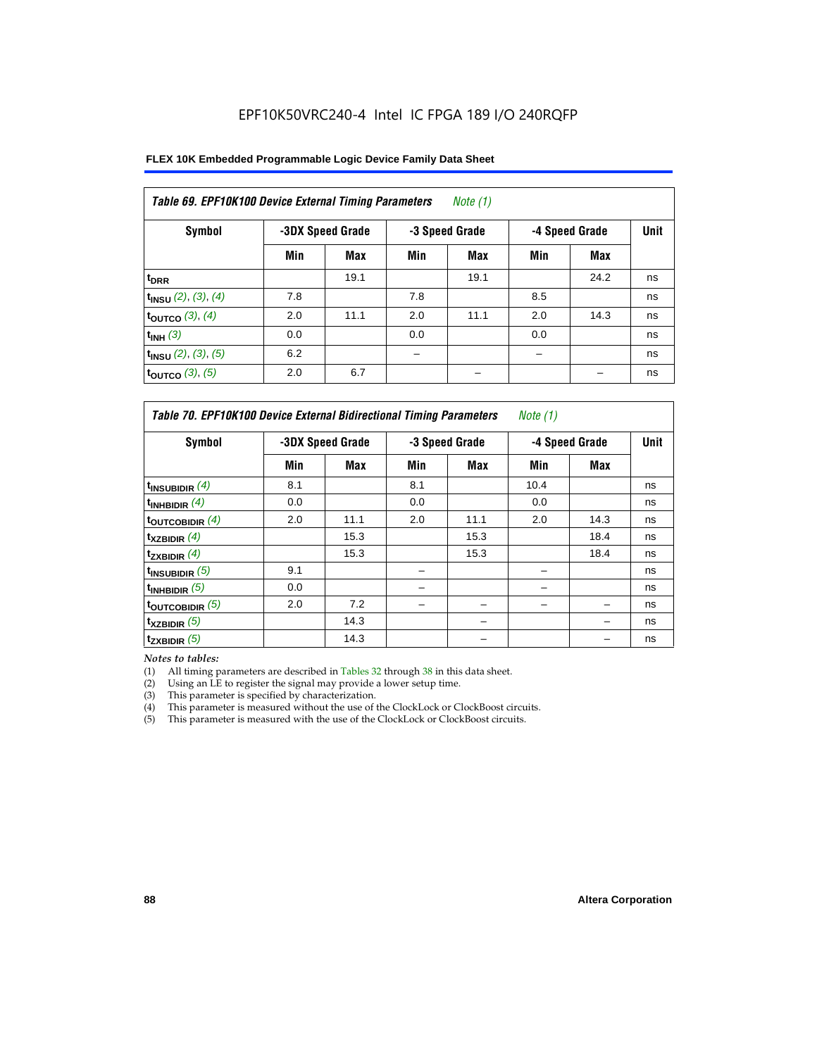EPF10K50VRC240-4 Intel IC FPGA 189 I/O 240RQFP

**FLEX 10K Embedded Programmable Logic Device Family Data Sheet**

| *Table 69. EPF10K100 Device External Timing Parameters* *Note (1)* | | | | | | | |
|---|---|---|---|---|---|---|---|
| **Symbol** | **-3DX Speed Grade** | | **-3 Speed Grade** | | **-4 Speed Grade** | | **Unit** |
| | **Min** | **Max** | **Min** | **Max** | **Min** | **Max** | |
| $t_{DRR}$ | | 19.1 | | 19.1 | | 24.2 | ns |
| $t_{INSU}$ *(2), (3), (4)* | 7.8 | | 7.8 | | 8.5 | | ns |
| $t_{OUTCO}$ *(3), (4)* | 2.0 | 11.1 | 2.0 | 11.1 | 2.0 | 14.3 | ns |
| $t_{INH}$ *(3)* | 0.0 | | 0.0 | | 0.0 | | ns |
| $t_{INSU}$ *(2), (3), (5)* | 6.2 | | – | | – | | ns |
| $t_{OUTCO}$ *(3), (5)* | 2.0 | 6.7 | | – | | – | ns |

| *Table 70. EPF10K100 Device External Bidirectional Timing Parameters* *Note (1)* | | | | | | | |
|---|---|---|---|---|---|---|---|
| **Symbol** | **-3DX Speed Grade** | | **-3 Speed Grade** | | **-4 Speed Grade** | | **Unit** |
| | **Min** | **Max** | **Min** | **Max** | **Min** | **Max** | |
| $t_{INSUBIDIR}$ *(4)* | 8.1 | | 8.1 | | 10.4 | | ns |
| $t_{INHBIDIR}$ *(4)* | 0.0 | | 0.0 | | 0.0 | | ns |
| $t_{OUTCOBIDIR}$ *(4)* | 2.0 | 11.1 | 2.0 | 11.1 | 2.0 | 14.3 | ns |
| $t_{XZBIDIR}$ *(4)* | | 15.3 | | 15.3 | | 18.4 | ns |
| $t_{ZXBIDIR}$ *(4)* | | 15.3 | | 15.3 | | 18.4 | ns |
| $t_{INSUBIDIR}$ *(5)* | 9.1 | | – | | – | | ns |
| $t_{INHBIDIR}$ *(5)* | 0.0 | | – | | – | | ns |
| $t_{OUTCOBIDIR}$ *(5)* | 2.0 | 7.2 | – | – | – | – | ns |
| $t_{XZBIDIR}$ *(5)* | | 14.3 | | – | | – | ns |
| $t_{ZXBIDIR}$ *(5)* | | 14.3 | | – | | – | ns |

*Notes to tables:*

(1) All timing parameters are described in Tables 32 through 38 in this data sheet.
(2) Using an LE to register the signal may provide a lower setup time.
(3) This parameter is specified by characterization.
(4) This parameter is measured without the use of the ClockLock or ClockBoost circuits.
(5) This parameter is measured with the use of the ClockLock or ClockBoost circuits.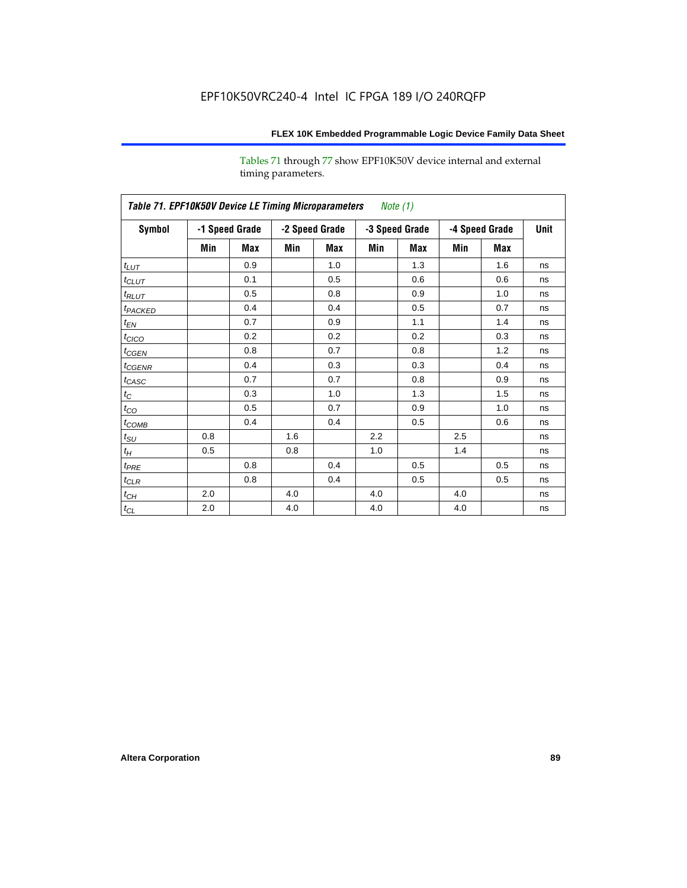Tables 71 through 77 show EPF10K50V device internal and external timing parameters.

| *Table 71. EPF10K50V Device LE Timing Microparameters* *Note (1)* | | | | | | | | | |
|---|---|---|---|---|---|---|---|---|---|
| **Symbol** | **-1 Speed Grade** | | **-2 Speed Grade** | | **-3 Speed Grade** | | **-4 Speed Grade** | | **Unit** |
| | **Min** | **Max** | **Min** | **Max** | **Min** | **Max** | **Min** | **Max** | |
| $t_{LUT}$ | | 0.9 | | 1.0 | | 1.3 | | 1.6 | ns |
| $t_{CLUT}$ | | 0.1 | | 0.5 | | 0.6 | | 0.6 | ns |
| $t_{RLUT}$ | | 0.5 | | 0.8 | | 0.9 | | 1.0 | ns |
| $t_{PACKED}$ | | 0.4 | | 0.4 | | 0.5 | | 0.7 | ns |
| $t_{EN}$ | | 0.7 | | 0.9 | | 1.1 | | 1.4 | ns |
| $t_{CICO}$ | | 0.2 | | 0.2 | | 0.2 | | 0.3 | ns |
| $t_{CGEN}$ | | 0.8 | | 0.7 | | 0.8 | | 1.2 | ns |
| $t_{CGENR}$ | | 0.4 | | 0.3 | | 0.3 | | 0.4 | ns |
| $t_{CASC}$ | | 0.7 | | 0.7 | | 0.8 | | 0.9 | ns |
| $t_{C}$ | | 0.3 | | 1.0 | | 1.3 | | 1.5 | ns |
| $t_{CO}$ | | 0.5 | | 0.7 | | 0.9 | | 1.0 | ns |
| $t_{COMB}$ | | 0.4 | | 0.4 | | 0.5 | | 0.6 | ns |
| $t_{SU}$ | 0.8 | | 1.6 | | 2.2 | | 2.5 | | ns |
| $t_{H}$ | 0.5 | | 0.8 | | 1.0 | | 1.4 | | ns |
| $t_{PRE}$ | | 0.8 | | 0.4 | | 0.5 | | 0.5 | ns |
| $t_{CLR}$ | | 0.8 | | 0.4 | | 0.5 | | 0.5 | ns |
| $t_{CH}$ | 2.0 | | 4.0 | | 4.0 | | 4.0 | | ns |
| $t_{CL}$ | 2.0 | | 4.0 | | 4.0 | | 4.0 | | ns |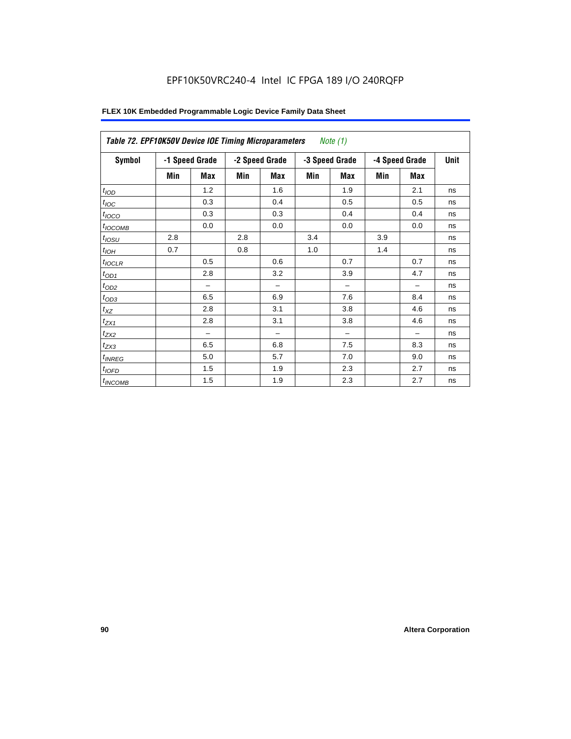EPF10K50VRC240-4 Intel IC FPGA 189 I/O 240RQFP

**FLEX 10K Embedded Programmable Logic Device Family Data Sheet**

| *Table 72. EPF10K50V Device IOE Timing Microparameters* *Note (1)* | | | | | | | | | |
|---|---|---|---|---|---|---|---|---|---|
| **Symbol** | **-1 Speed Grade** | | **-2 Speed Grade** | | **-3 Speed Grade** | | **-4 Speed Grade** | | **Unit** |
| | **Min** | **Max** | **Min** | **Max** | **Min** | **Max** | **Min** | **Max** | |
| $t_{IOD}$ | | 1.2 | | 1.6 | | 1.9 | | 2.1 | ns |
| $t_{IOC}$ | | 0.3 | | 0.4 | | 0.5 | | 0.5 | ns |
| $t_{IOCO}$ | | 0.3 | | 0.3 | | 0.4 | | 0.4 | ns |
| $t_{IOCOMB}$ | | 0.0 | | 0.0 | | 0.0 | | 0.0 | ns |
| $t_{IOSU}$ | 2.8 | | 2.8 | | 3.4 | | 3.9 | | ns |
| $t_{IOH}$ | 0.7 | | 0.8 | | 1.0 | | 1.4 | | ns |
| $t_{IOCLR}$ | | 0.5 | | 0.6 | | 0.7 | | 0.7 | ns |
| $t_{OD1}$ | | 2.8 | | 3.2 | | 3.9 | | 4.7 | ns |
| $t_{OD2}$ | | – | | – | | – | | – | ns |
| $t_{OD3}$ | | 6.5 | | 6.9 | | 7.6 | | 8.4 | ns |
| $t_{XZ}$ | | 2.8 | | 3.1 | | 3.8 | | 4.6 | ns |
| $t_{ZX1}$ | | 2.8 | | 3.1 | | 3.8 | | 4.6 | ns |
| $t_{ZX2}$ | | – | | – | | – | | – | ns |
| $t_{ZX3}$ | | 6.5 | | 6.8 | | 7.5 | | 8.3 | ns |
| $t_{INREG}$ | | 5.0 | | 5.7 | | 7.0 | | 9.0 | ns |
| $t_{IOFD}$ | | 1.5 | | 1.9 | | 2.3 | | 2.7 | ns |
| $t_{INCOMB}$ | | 1.5 | | 1.9 | | 2.3 | | 2.7 | ns |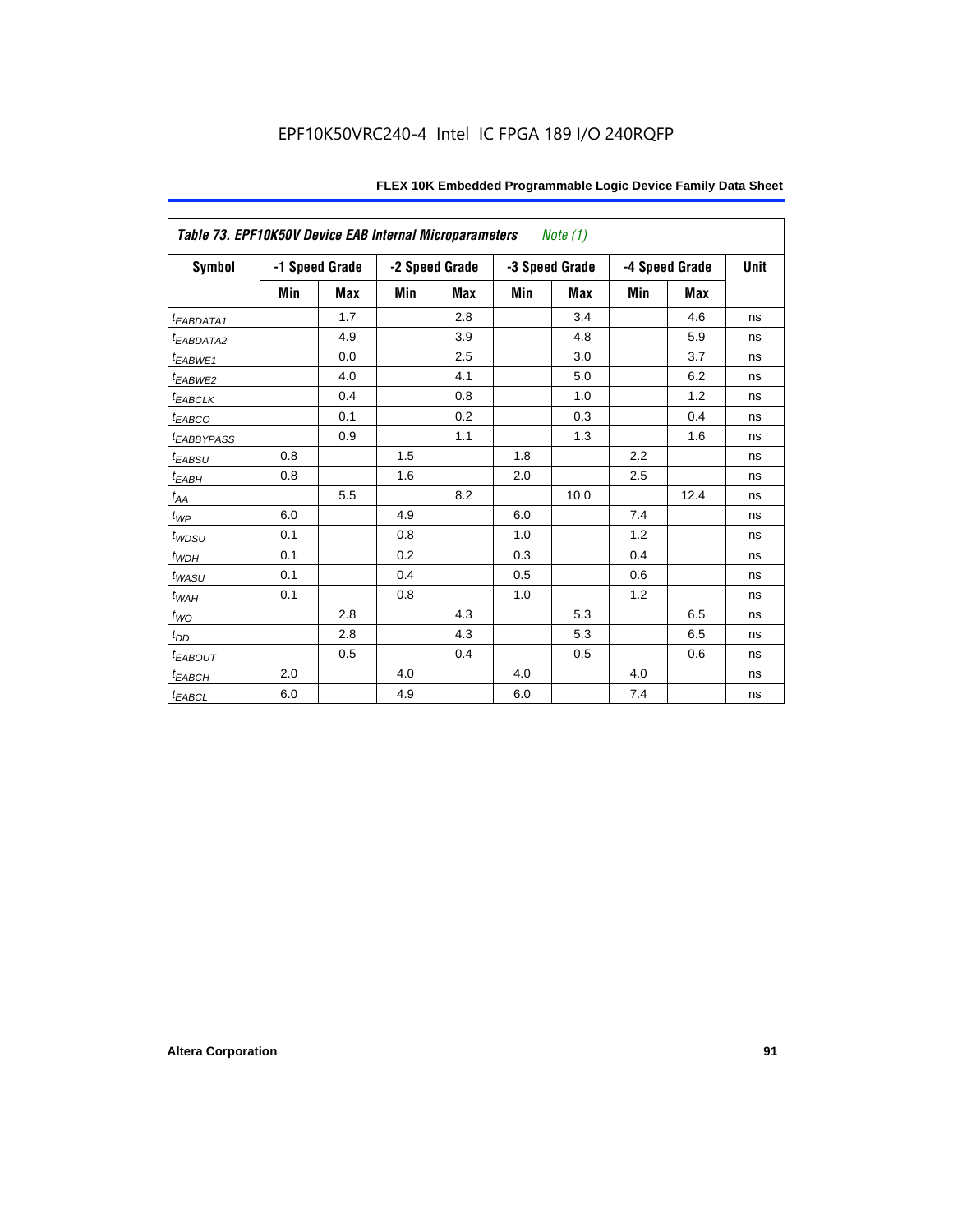Table 73. EPF10K50V Device EAB Internal Microparameters *Note (1)*

| Symbol | -1 Speed Grade | | -2 Speed Grade | | -3 Speed Grade | | -4 Speed Grade | | Unit |
|---|---|---|---|---|---|---|---|---|---|
| | Min | Max | Min | Max | Min | Max | Min | Max | |
| $t_{EABDATA1}$ | | 1.7 | | 2.8 | | 3.4 | | 4.6 | ns |
| $t_{EABDATA2}$ | | 4.9 | | 3.9 | | 4.8 | | 5.9 | ns |
| $t_{EABWE1}$ | | 0.0 | | 2.5 | | 3.0 | | 3.7 | ns |
| $t_{EABWE2}$ | | 4.0 | | 4.1 | | 5.0 | | 6.2 | ns |
| $t_{EABCLK}$ | | 0.4 | | 0.8 | | 1.0 | | 1.2 | ns |
| $t_{EABCO}$ | | 0.1 | | 0.2 | | 0.3 | | 0.4 | ns |
| $t_{EABBYPASS}$ | | 0.9 | | 1.1 | | 1.3 | | 1.6 | ns |
| $t_{EABSU}$ | 0.8 | | 1.5 | | 1.8 | | 2.2 | | ns |
| $t_{EABH}$ | 0.8 | | 1.6 | | 2.0 | | 2.5 | | ns |
| $t_{AA}$ | | 5.5 | | 8.2 | | 10.0 | | 12.4 | ns |
| $t_{WP}$ | 6.0 | | 4.9 | | 6.0 | | 7.4 | | ns |
| $t_{WDSU}$ | 0.1 | | 0.8 | | 1.0 | | 1.2 | | ns |
| $t_{WDH}$ | 0.1 | | 0.2 | | 0.3 | | 0.4 | | ns |
| $t_{WASU}$ | 0.1 | | 0.4 | | 0.5 | | 0.6 | | ns |
| $t_{WAH}$ | 0.1 | | 0.8 | | 1.0 | | 1.2 | | ns |
| $t_{WO}$ | | 2.8 | | 4.3 | | 5.3 | | 6.5 | ns |
| $t_{DD}$ | | 2.8 | | 4.3 | | 5.3 | | 6.5 | ns |
| $t_{EABOUT}$ | | 0.5 | | 0.4 | | 0.5 | | 0.6 | ns |
| $t_{EABCH}$ | 2.0 | | 4.0 | | 4.0 | | 4.0 | | ns |
| $t_{EABCL}$ | 6.0 | | 4.9 | | 6.0 | | 7.4 | | ns |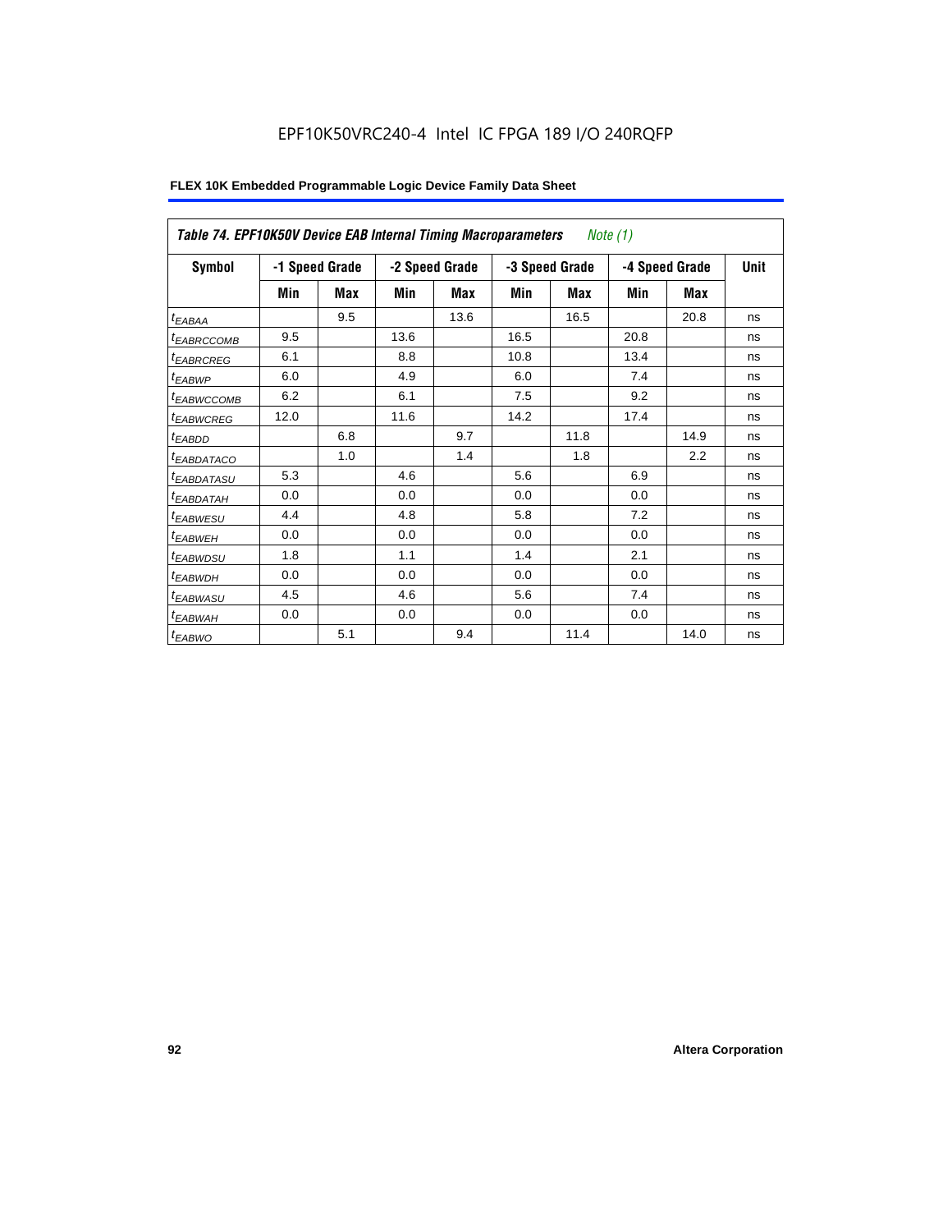EPF10K50VRC240-4 Intel IC FPGA 189 I/O 240RQFP

**FLEX 10K Embedded Programmable Logic Device Family Data Sheet**

| *Table 74. EPF10K50V Device EAB Internal Timing Macroparameters* *Note (1)* | | | | | | | | | |
|---|---|---|---|---|---|---|---|---|---|
| **Symbol** | **-1 Speed Grade** | | **-2 Speed Grade** | | **-3 Speed Grade** | | **-4 Speed Grade** | | **Unit** |
| | **Min** | **Max** | **Min** | **Max** | **Min** | **Max** | **Min** | **Max** | |
| $t_{EABAA}$ | | 9.5 | | 13.6 | | 16.5 | | 20.8 | ns |
| $t_{EABRCCOMB}$ | 9.5 | | 13.6 | | 16.5 | | 20.8 | | ns |
| $t_{EABRCREG}$ | 6.1 | | 8.8 | | 10.8 | | 13.4 | | ns |
| $t_{EABWP}$ | 6.0 | | 4.9 | | 6.0 | | 7.4 | | ns |
| $t_{EABWCCOMB}$ | 6.2 | | 6.1 | | 7.5 | | 9.2 | | ns |
| $t_{EABWCREG}$ | 12.0 | | 11.6 | | 14.2 | | 17.4 | | ns |
| $t_{EABDD}$ | | 6.8 | | 9.7 | | 11.8 | | 14.9 | ns |
| $t_{EABDATACO}$ | | 1.0 | | 1.4 | | 1.8 | | 2.2 | ns |
| $t_{EABDATASU}$ | 5.3 | | 4.6 | | 5.6 | | 6.9 | | ns |
| $t_{EABDATAH}$ | 0.0 | | 0.0 | | 0.0 | | 0.0 | | ns |
| $t_{EABWESU}$ | 4.4 | | 4.8 | | 5.8 | | 7.2 | | ns |
| $t_{EABWEH}$ | 0.0 | | 0.0 | | 0.0 | | 0.0 | | ns |
| $t_{EABWDSU}$ | 1.8 | | 1.1 | | 1.4 | | 2.1 | | ns |
| $t_{EABWDH}$ | 0.0 | | 0.0 | | 0.0 | | 0.0 | | ns |
| $t_{EABWASU}$ | 4.5 | | 4.6 | | 5.6 | | 7.4 | | ns |
| $t_{EABWAH}$ | 0.0 | | 0.0 | | 0.0 | | 0.0 | | ns |
| $t_{EABWO}$ | | 5.1 | | 9.4 | | 11.4 | | 14.0 | ns |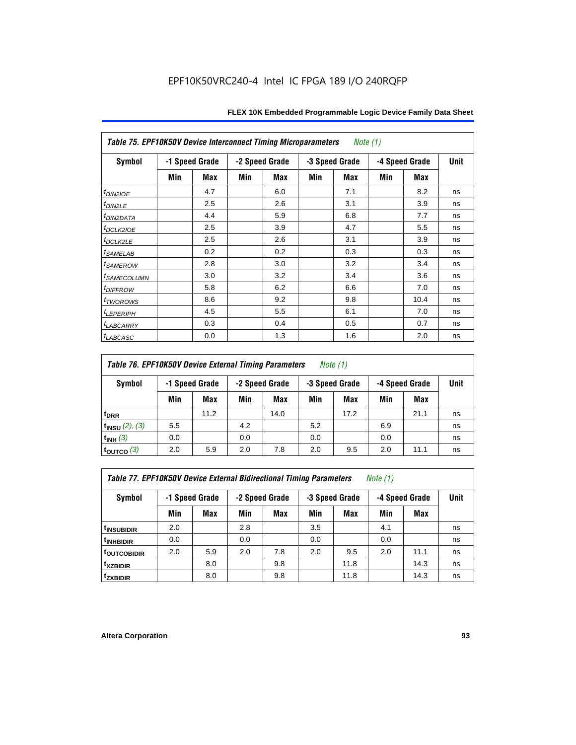EPF10K50VRC240-4 Intel IC FPGA 189 I/O 240RQFP

| *Table 75. EPF10K50V Device Interconnect Timing Microparameters* *Note (1)* | | | | | | | | | |
|---|---|---|---|---|---|---|---|---|---|
| **Symbol** | **-1 Speed Grade** | | **-2 Speed Grade** | | **-3 Speed Grade** | | **-4 Speed Grade** | | **Unit** |
| | **Min** | **Max** | **Min** | **Max** | **Min** | **Max** | **Min** | **Max** | |
| $t_{DIN2IOE}$ | | 4.7 | | 6.0 | | 7.1 | | 8.2 | ns |
| $t_{DIN2LE}$ | | 2.5 | | 2.6 | | 3.1 | | 3.9 | ns |
| $t_{DIN2DATA}$ | | 4.4 | | 5.9 | | 6.8 | | 7.7 | ns |
| $t_{DCLK2IOE}$ | | 2.5 | | 3.9 | | 4.7 | | 5.5 | ns |
| $t_{DCLK2LE}$ | | 2.5 | | 2.6 | | 3.1 | | 3.9 | ns |
| $t_{SAMELAB}$ | | 0.2 | | 0.2 | | 0.3 | | 0.3 | ns |
| $t_{SAMEROW}$ | | 2.8 | | 3.0 | | 3.2 | | 3.4 | ns |
| $t_{SAMECOLUMN}$ | | 3.0 | | 3.2 | | 3.4 | | 3.6 | ns |
| $t_{DIFFROW}$ | | 5.8 | | 6.2 | | 6.6 | | 7.0 | ns |
| $t_{TWOROWS}$ | | 8.6 | | 9.2 | | 9.8 | | 10.4 | ns |
| $t_{LEPERIPH}$ | | 4.5 | | 5.5 | | 6.1 | | 7.0 | ns |
| $t_{LABCARRY}$ | | 0.3 | | 0.4 | | 0.5 | | 0.7 | ns |
| $t_{LABCASC}$ | | 0.0 | | 1.3 | | 1.6 | | 2.0 | ns |

| *Table 76. EPF10K50V Device External Timing Parameters* *Note (1)* | | | | | | | | | |
|---|---|---|---|---|---|---|---|---|---|
| **Symbol** | **-1 Speed Grade** | | **-2 Speed Grade** | | **-3 Speed Grade** | | **-4 Speed Grade** | | **Unit** |
| | **Min** | **Max** | **Min** | **Max** | **Min** | **Max** | **Min** | **Max** | |
| $t_{DRR}$ | | 11.2 | | 14.0 | | 17.2 | | 21.1 | ns |
| $t_{INSU}$ *(2), (3)* | 5.5 | | 4.2 | | 5.2 | | 6.9 | | ns |
| $t_{INH}$ *(3)* | 0.0 | | 0.0 | | 0.0 | | 0.0 | | ns |
| $t_{OUTCO}$ *(3)* | 2.0 | 5.9 | 2.0 | 7.8 | 2.0 | 9.5 | 2.0 | 11.1 | ns |

| *Table 77. EPF10K50V Device External Bidirectional Timing Parameters* *Note (1)* | | | | | | | | | |
|---|---|---|---|---|---|---|---|---|---|
| **Symbol** | **-1 Speed Grade** | | **-2 Speed Grade** | | **-3 Speed Grade** | | **-4 Speed Grade** | | **Unit** |
| | **Min** | **Max** | **Min** | **Max** | **Min** | **Max** | **Min** | **Max** | |
| $t_{INSUBIDIR}$ | 2.0 | | 2.8 | | 3.5 | | 4.1 | | ns |
| $t_{INHBIDIR}$ | 0.0 | | 0.0 | | 0.0 | | 0.0 | | ns |
| $t_{OUTCOBIDIR}$ | 2.0 | 5.9 | 2.0 | 7.8 | 2.0 | 9.5 | 2.0 | 11.1 | ns |
| $t_{XZBIDIR}$ | | 8.0 | | 9.8 | | 11.8 | | 14.3 | ns |
| $t_{ZXBIDIR}$ | | 8.0 | | 9.8 | | 11.8 | | 14.3 | ns |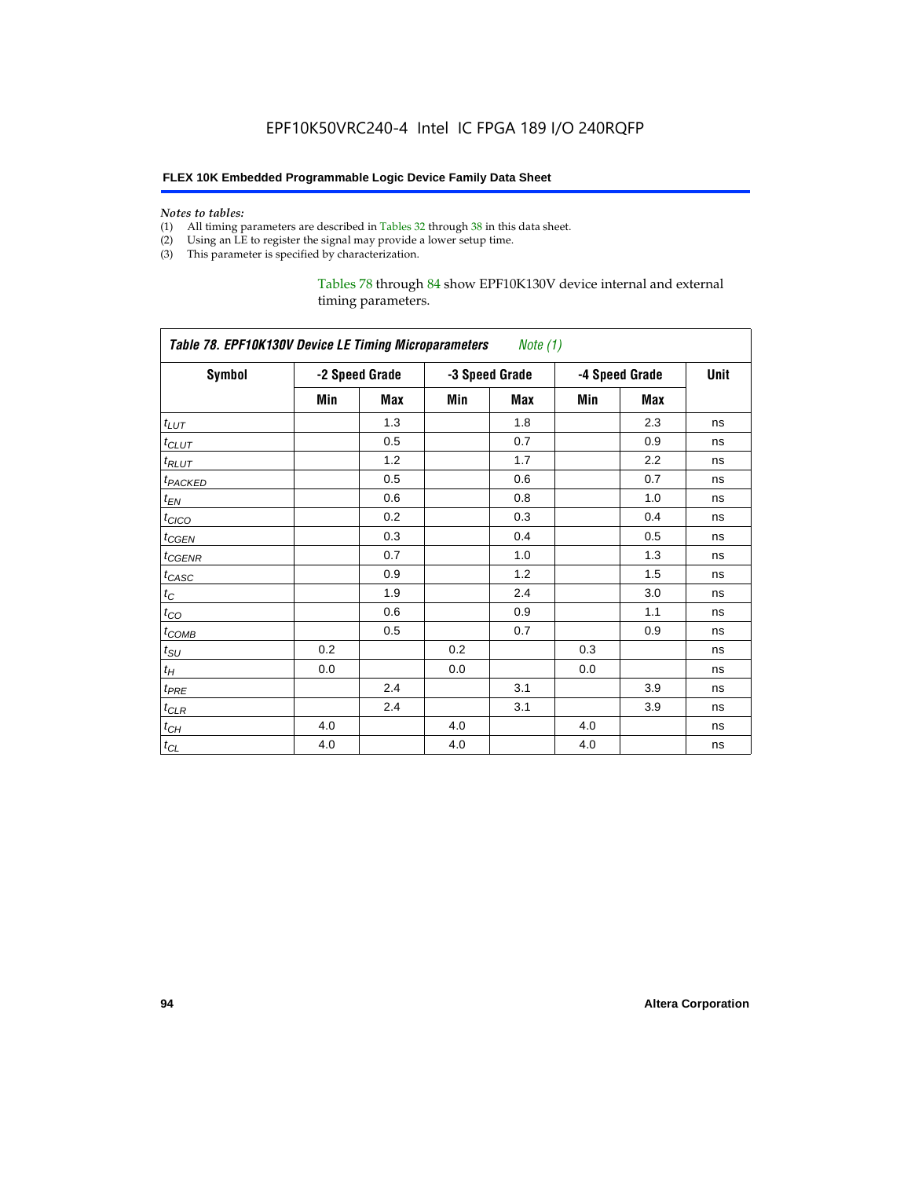*Notes to tables:*

(1) All timing parameters are described in Tables 32 through 38 in this data sheet.
(2) Using an LE to register the signal may provide a lower setup time.
(3) This parameter is specified by characterization.

Tables 78 through 84 show EPF10K130V device internal and external timing parameters.

| *Table 78. EPF10K130V Device LE Timing Microparameters* *Note (1)* | | | | | | | |
|---|---|---|---|---|---|---|---|
| **Symbol** | **-2 Speed Grade** | | **-3 Speed Grade** | | **-4 Speed Grade** | | **Unit** |
| | **Min** | **Max** | **Min** | **Max** | **Min** | **Max** | |
| $t_{LUT}$ | | 1.3 | | 1.8 | | 2.3 | ns |
| $t_{CLUT}$ | | 0.5 | | 0.7 | | 0.9 | ns |
| $t_{RLUT}$ | | 1.2 | | 1.7 | | 2.2 | ns |
| $t_{PACKED}$ | | 0.5 | | 0.6 | | 0.7 | ns |
| $t_{EN}$ | | 0.6 | | 0.8 | | 1.0 | ns |
| $t_{CICO}$ | | 0.2 | | 0.3 | | 0.4 | ns |
| $t_{CGEN}$ | | 0.3 | | 0.4 | | 0.5 | ns |
| $t_{CGENR}$ | | 0.7 | | 1.0 | | 1.3 | ns |
| $t_{CASC}$ | | 0.9 | | 1.2 | | 1.5 | ns |
| $t_{C}$ | | 1.9 | | 2.4 | | 3.0 | ns |
| $t_{CO}$ | | 0.6 | | 0.9 | | 1.1 | ns |
| $t_{COMB}$ | | 0.5 | | 0.7 | | 0.9 | ns |
| $t_{SU}$ | 0.2 | | 0.2 | | 0.3 | | ns |
| $t_{H}$ | 0.0 | | 0.0 | | 0.0 | | ns |
| $t_{PRE}$ | | 2.4 | | 3.1 | | 3.9 | ns |
| $t_{CLR}$ | | 2.4 | | 3.1 | | 3.9 | ns |
| $t_{CH}$ | 4.0 | | 4.0 | | 4.0 | | ns |
| $t_{CL}$ | 4.0 | | 4.0 | | 4.0 | | ns |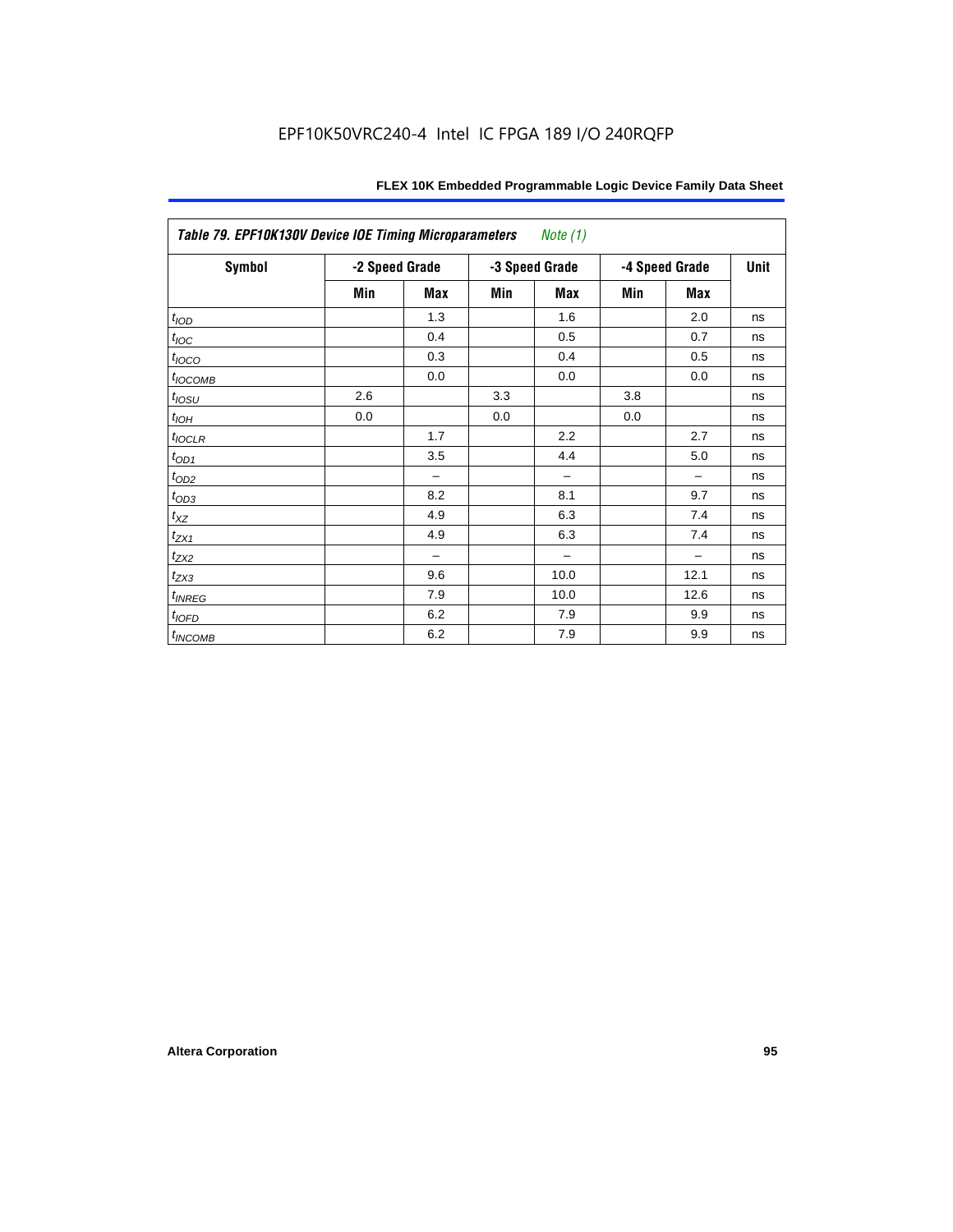**Table 79. EPF10K130V Device IOE Timing Microparameters** *Note (1)*

| Symbol | -2 Speed Grade | | -3 Speed Grade | | -4 Speed Grade | | Unit |
|---|---|---|---|---|---|---|---|
| | Min | Max | Min | Max | Min | Max | |
| $t_{IOD}$ | | 1.3 | | 1.6 | | 2.0 | ns |
| $t_{IOC}$ | | 0.4 | | 0.5 | | 0.7 | ns |
| $t_{IOCO}$ | | 0.3 | | 0.4 | | 0.5 | ns |
| $t_{IOCOMB}$ | | 0.0 | | 0.0 | | 0.0 | ns |
| $t_{IOSU}$ | 2.6 | | 3.3 | | 3.8 | | ns |
| $t_{IOH}$ | 0.0 | | 0.0 | | 0.0 | | ns |
| $t_{IOCLR}$ | | 1.7 | | 2.2 | | 2.7 | ns |
| $t_{OD1}$ | | 3.5 | | 4.4 | | 5.0 | ns |
| $t_{OD2}$ | | – | | – | | – | ns |
| $t_{OD3}$ | | 8.2 | | 8.1 | | 9.7 | ns |
| $t_{XZ}$ | | 4.9 | | 6.3 | | 7.4 | ns |
| $t_{ZX1}$ | | 4.9 | | 6.3 | | 7.4 | ns |
| $t_{ZX2}$ | | – | | – | | – | ns |
| $t_{ZX3}$ | | 9.6 | | 10.0 | | 12.1 | ns |
| $t_{INREG}$ | | 7.9 | | 10.0 | | 12.6 | ns |
| $t_{IOFD}$ | | 6.2 | | 7.9 | | 9.9 | ns |
| $t_{INCOMB}$ | | 6.2 | | 7.9 | | 9.9 | ns |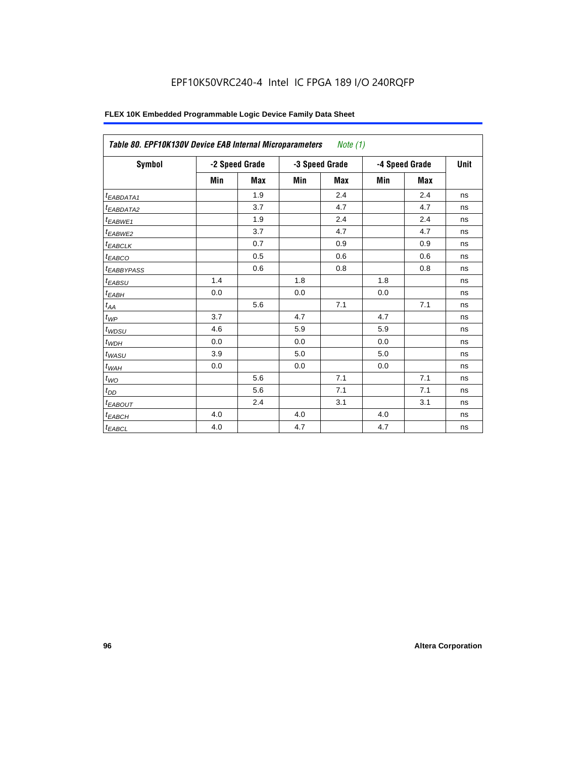EPF10K50VRC240-4 Intel IC FPGA 189 I/O 240RQFP

**FLEX 10K Embedded Programmable Logic Device Family Data Sheet**

| *Table 80. EPF10K130V Device EAB Internal Microparameters* *Note (1)* | | | | | | | |
|---|---|---|---|---|---|---|---|
| **Symbol** | **-2 Speed Grade** | | **-3 Speed Grade** | | **-4 Speed Grade** | | **Unit** |
| | **Min** | **Max** | **Min** | **Max** | **Min** | **Max** | |
| $t_{EABDATA1}$ | | 1.9 | | 2.4 | | 2.4 | ns |
| $t_{EABDATA2}$ | | 3.7 | | 4.7 | | 4.7 | ns |
| $t_{EABWE1}$ | | 1.9 | | 2.4 | | 2.4 | ns |
| $t_{EABWE2}$ | | 3.7 | | 4.7 | | 4.7 | ns |
| $t_{EABCLK}$ | | 0.7 | | 0.9 | | 0.9 | ns |
| $t_{EABCO}$ | | 0.5 | | 0.6 | | 0.6 | ns |
| $t_{EABBYPASS}$ | | 0.6 | | 0.8 | | 0.8 | ns |
| $t_{EABSU}$ | 1.4 | | 1.8 | | 1.8 | | ns |
| $t_{EABH}$ | 0.0 | | 0.0 | | 0.0 | | ns |
| $t_{AA}$ | | 5.6 | | 7.1 | | 7.1 | ns |
| $t_{WP}$ | 3.7 | | 4.7 | | 4.7 | | ns |
| $t_{WDSU}$ | 4.6 | | 5.9 | | 5.9 | | ns |
| $t_{WDH}$ | 0.0 | | 0.0 | | 0.0 | | ns |
| $t_{WASU}$ | 3.9 | | 5.0 | | 5.0 | | ns |
| $t_{WAH}$ | 0.0 | | 0.0 | | 0.0 | | ns |
| $t_{WO}$ | | 5.6 | | 7.1 | | 7.1 | ns |
| $t_{DD}$ | | 5.6 | | 7.1 | | 7.1 | ns |
| $t_{EABOUT}$ | | 2.4 | | 3.1 | | 3.1 | ns |
| $t_{EABCH}$ | 4.0 | | 4.0 | | 4.0 | | ns |
| $t_{EABCL}$ | 4.0 | | 4.7 | | 4.7 | | ns |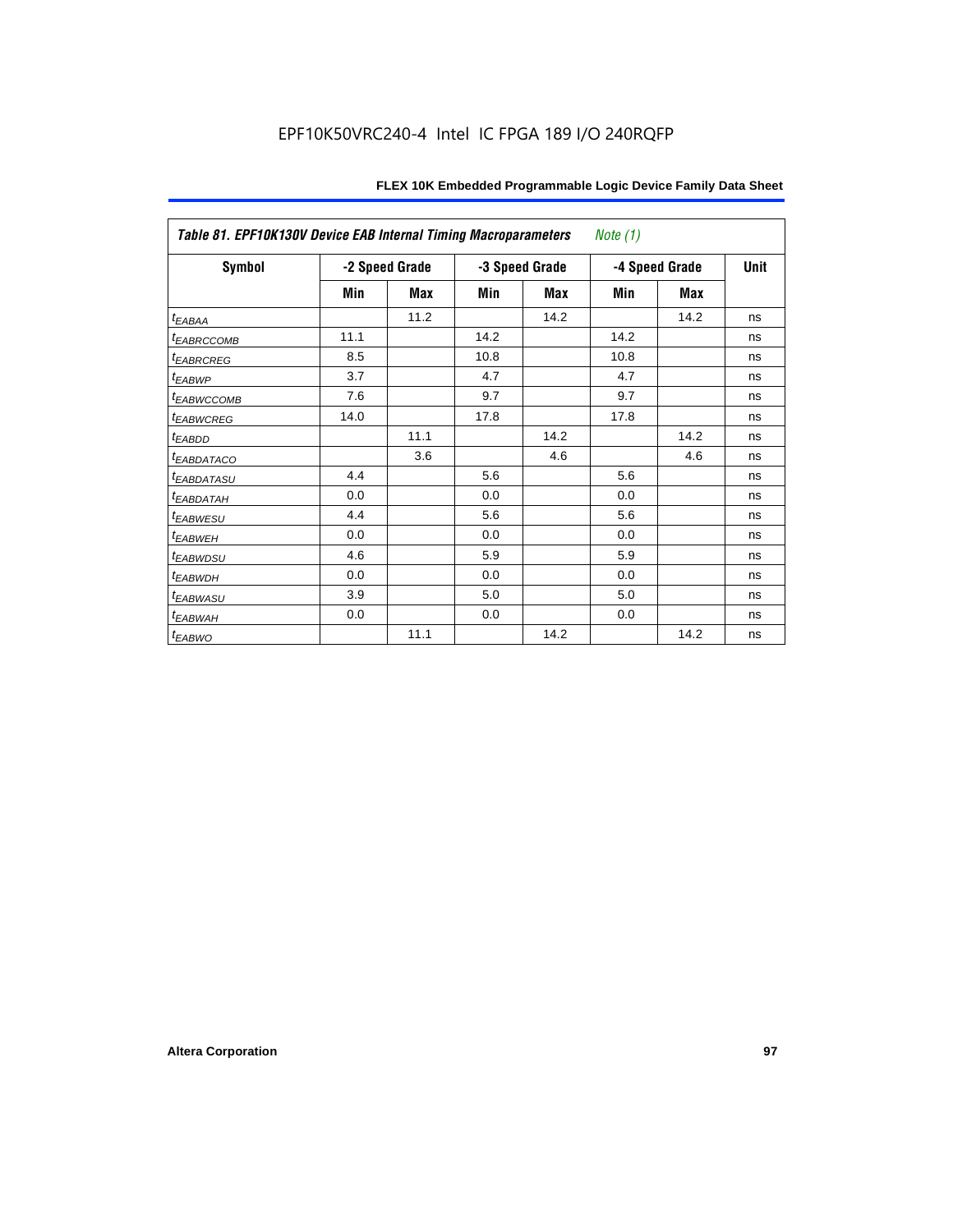| Table 81. EPF10K130V Device EAB Internal Timing Macroparameters *Note (1)* | | | | | | | |
|---|---|---|---|---|---|---|---|
| Symbol | -2 Speed Grade | | -3 Speed Grade | | -4 Speed Grade | | Unit |
| | Min | Max | Min | Max | Min | Max | |
| $t_{EABAA}$ | | 11.2 | | 14.2 | | 14.2 | ns |
| $t_{EABRCCOMB}$ | 11.1 | | 14.2 | | 14.2 | | ns |
| $t_{EABRCREG}$ | 8.5 | | 10.8 | | 10.8 | | ns |
| $t_{EABWP}$ | 3.7 | | 4.7 | | 4.7 | | ns |
| $t_{EABWCCOMB}$ | 7.6 | | 9.7 | | 9.7 | | ns |
| $t_{EABWCREG}$ | 14.0 | | 17.8 | | 17.8 | | ns |
| $t_{EABDD}$ | | 11.1 | | 14.2 | | 14.2 | ns |
| $t_{EABDATACO}$ | | 3.6 | | 4.6 | | 4.6 | ns |
| $t_{EABDATASU}$ | 4.4 | | 5.6 | | 5.6 | | ns |
| $t_{EABDATAH}$ | 0.0 | | 0.0 | | 0.0 | | ns |
| $t_{EABWESU}$ | 4.4 | | 5.6 | | 5.6 | | ns |
| $t_{EABWEH}$ | 0.0 | | 0.0 | | 0.0 | | ns |
| $t_{EABWDSU}$ | 4.6 | | 5.9 | | 5.9 | | ns |
| $t_{EABWDH}$ | 0.0 | | 0.0 | | 0.0 | | ns |
| $t_{EABWASU}$ | 3.9 | | 5.0 | | 5.0 | | ns |
| $t_{EABWAH}$ | 0.0 | | 0.0 | | 0.0 | | ns |
| $t_{EABWO}$ | | 11.1 | | 14.2 | | 14.2 | ns |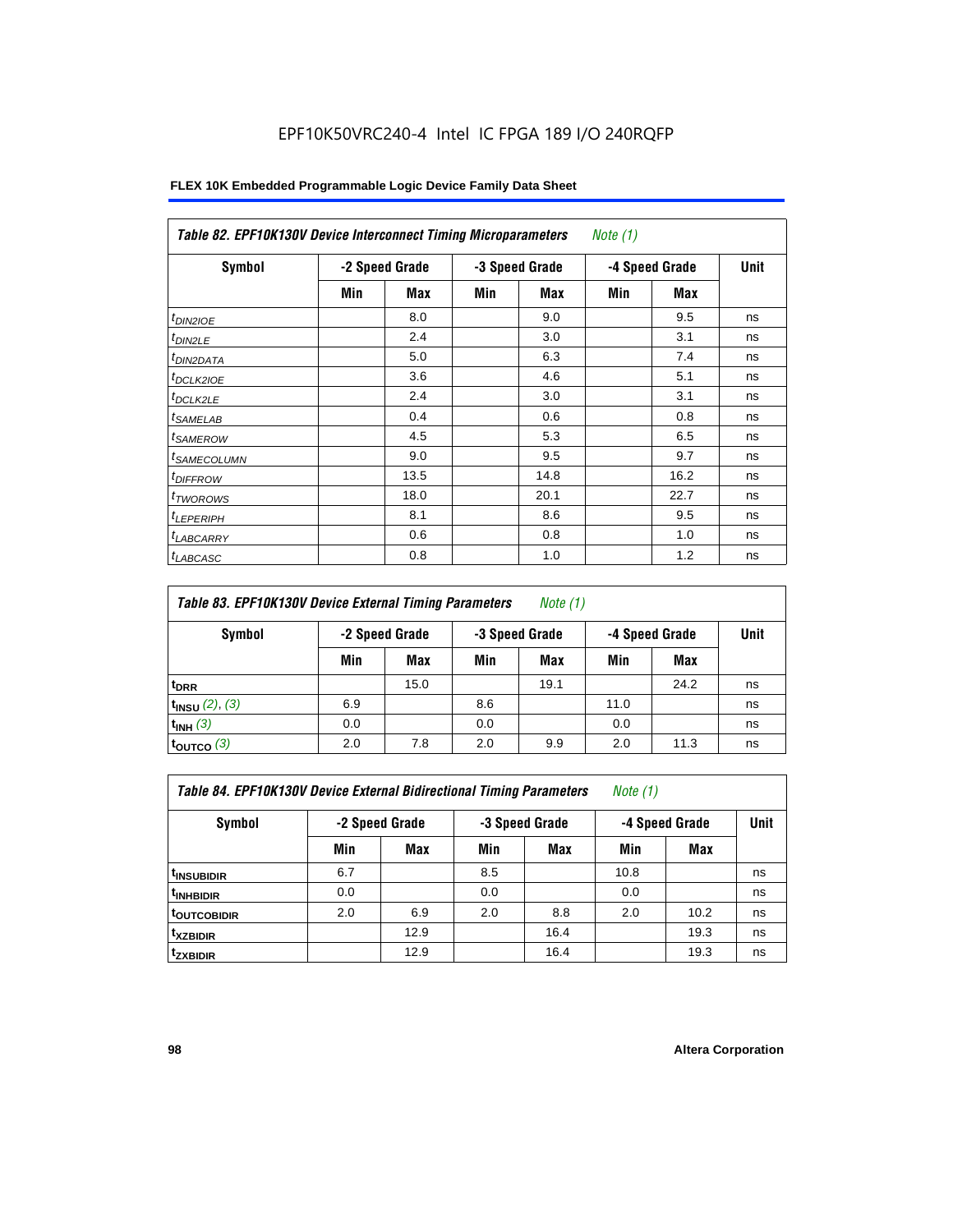EPF10K50VRC240-4 Intel IC FPGA 189 I/O 240RQFP

| Table 82. EPF10K130V Device Interconnect Timing Microparameters *Note (1)* | | | | | | | |
|---|---|---|---|---|---|---|---|
| Symbol | -2 Speed Grade | | -3 Speed Grade | | -4 Speed Grade | | Unit |
| | Min | Max | Min | Max | Min | Max | |
| $t_{DIN2IOE}$ | | 8.0 | | 9.0 | | 9.5 | ns |
| $t_{DIN2LE}$ | | 2.4 | | 3.0 | | 3.1 | ns |
| $t_{DIN2DATA}$ | | 5.0 | | 6.3 | | 7.4 | ns |
| $t_{DCLK2IOE}$ | | 3.6 | | 4.6 | | 5.1 | ns |
| $t_{DCLK2LE}$ | | 2.4 | | 3.0 | | 3.1 | ns |
| $t_{SAMELAB}$ | | 0.4 | | 0.6 | | 0.8 | ns |
| $t_{SAMEROW}$ | | 4.5 | | 5.3 | | 6.5 | ns |
| $t_{SAMECOLUMN}$ | | 9.0 | | 9.5 | | 9.7 | ns |
| $t_{DIFFROW}$ | | 13.5 | | 14.8 | | 16.2 | ns |
| $t_{TWOROWS}$ | | 18.0 | | 20.1 | | 22.7 | ns |
| $t_{LEPERIPH}$ | | 8.1 | | 8.6 | | 9.5 | ns |
| $t_{LABCARRY}$ | | 0.6 | | 0.8 | | 1.0 | ns |
| $t_{LABCASC}$ | | 0.8 | | 1.0 | | 1.2 | ns |

| Table 83. EPF10K130V Device External Timing Parameters *Note (1)* | | | | | | | |
|---|---|---|---|---|---|---|---|
| Symbol | -2 Speed Grade | | -3 Speed Grade | | -4 Speed Grade | | Unit |
| | Min | Max | Min | Max | Min | Max | |
| $t_{DRR}$ | | 15.0 | | 19.1 | | 24.2 | ns |
| $t_{INSU}$ *(2), (3)* | 6.9 | | 8.6 | | 11.0 | | ns |
| $t_{INH}$ *(3)* | 0.0 | | 0.0 | | 0.0 | | ns |
| $t_{OUTCO}$ *(3)* | 2.0 | 7.8 | 2.0 | 9.9 | 2.0 | 11.3 | ns |

| Table 84. EPF10K130V Device External Bidirectional Timing Parameters *Note (1)* | | | | | | | |
|---|---|---|---|---|---|---|---|
| Symbol | -2 Speed Grade | | -3 Speed Grade | | -4 Speed Grade | | Unit |
| | Min | Max | Min | Max | Min | Max | |
| $t_{INSUBIDIR}$ | 6.7 | | 8.5 | | 10.8 | | ns |
| $t_{INHBIDIR}$ | 0.0 | | 0.0 | | 0.0 | | ns |
| $t_{OUTCOBIDIR}$ | 2.0 | 6.9 | 2.0 | 8.8 | 2.0 | 10.2 | ns |
| $t_{XZBIDIR}$ | | 12.9 | | 16.4 | | 19.3 | ns |
| $t_{ZXBIDIR}$ | | 12.9 | | 16.4 | | 19.3 | ns |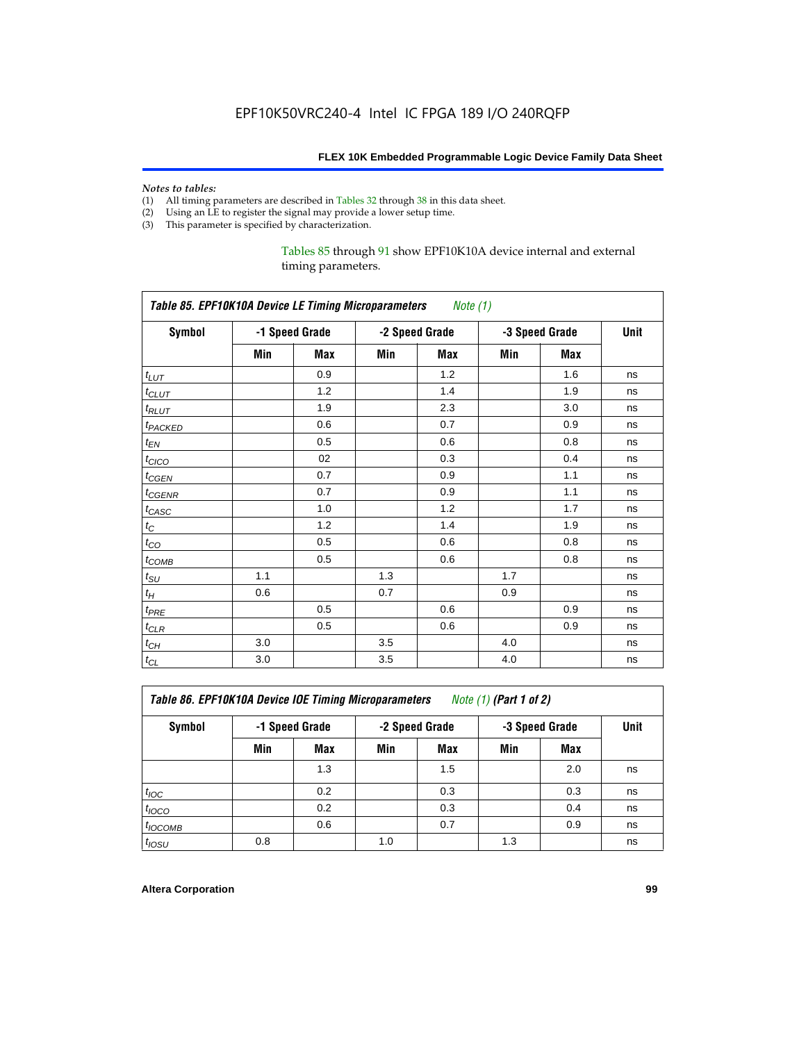*Notes to tables:*
(1) All timing parameters are described in Tables 32 through 38 in this data sheet.
(2) Using an LE to register the signal may provide a lower setup time.
(3) This parameter is specified by characterization.

Tables 85 through 91 show EPF10K10A device internal and external timing parameters.

**Table 85. EPF10K10A Device LE Timing Microparameters** *Note (1)*

| Symbol | -1 Speed Grade | | -2 Speed Grade | | -3 Speed Grade | | Unit |
|---|---|---|---|---|---|---|---|
| | Min | Max | Min | Max | Min | Max | |
| $t_{LUT}$ | | 0.9 | | 1.2 | | 1.6 | ns |
| $t_{CLUT}$ | | 1.2 | | 1.4 | | 1.9 | ns |
| $t_{RLUT}$ | | 1.9 | | 2.3 | | 3.0 | ns |
| $t_{PACKED}$ | | 0.6 | | 0.7 | | 0.9 | ns |
| $t_{EN}$ | | 0.5 | | 0.6 | | 0.8 | ns |
| $t_{CICO}$ | | 02 | | 0.3 | | 0.4 | ns |
| $t_{CGEN}$ | | 0.7 | | 0.9 | | 1.1 | ns |
| $t_{CGENR}$ | | 0.7 | | 0.9 | | 1.1 | ns |
| $t_{CASC}$ | | 1.0 | | 1.2 | | 1.7 | ns |
| $t_{C}$ | | 1.2 | | 1.4 | | 1.9 | ns |
| $t_{CO}$ | | 0.5 | | 0.6 | | 0.8 | ns |
| $t_{COMB}$ | | 0.5 | | 0.6 | | 0.8 | ns |
| $t_{SU}$ | 1.1 | | 1.3 | | 1.7 | | ns |
| $t_{H}$ | 0.6 | | 0.7 | | 0.9 | | ns |
| $t_{PRE}$ | | 0.5 | | 0.6 | | 0.9 | ns |
| $t_{CLR}$ | | 0.5 | | 0.6 | | 0.9 | ns |
| $t_{CH}$ | 3.0 | | 3.5 | | 4.0 | | ns |
| $t_{CL}$ | 3.0 | | 3.5 | | 4.0 | | ns |

**Table 86. EPF10K10A Device IOE Timing Microparameters** *Note (1)* **(Part 1 of 2)**

| Symbol | -1 Speed Grade | | -2 Speed Grade | | -3 Speed Grade | | Unit |
|---|---|---|---|---|---|---|---|
| | Min | Max | Min | Max | Min | Max | |
| | | 1.3 | | 1.5 | | 2.0 | ns |
| $t_{IOC}$ | | 0.2 | | 0.3 | | 0.3 | ns |
| $t_{IOCO}$ | | 0.2 | | 0.3 | | 0.4 | ns |
| $t_{IOCOMB}$ | | 0.6 | | 0.7 | | 0.9 | ns |
| $t_{IOSU}$ | 0.8 | | 1.0 | | 1.3 | | ns |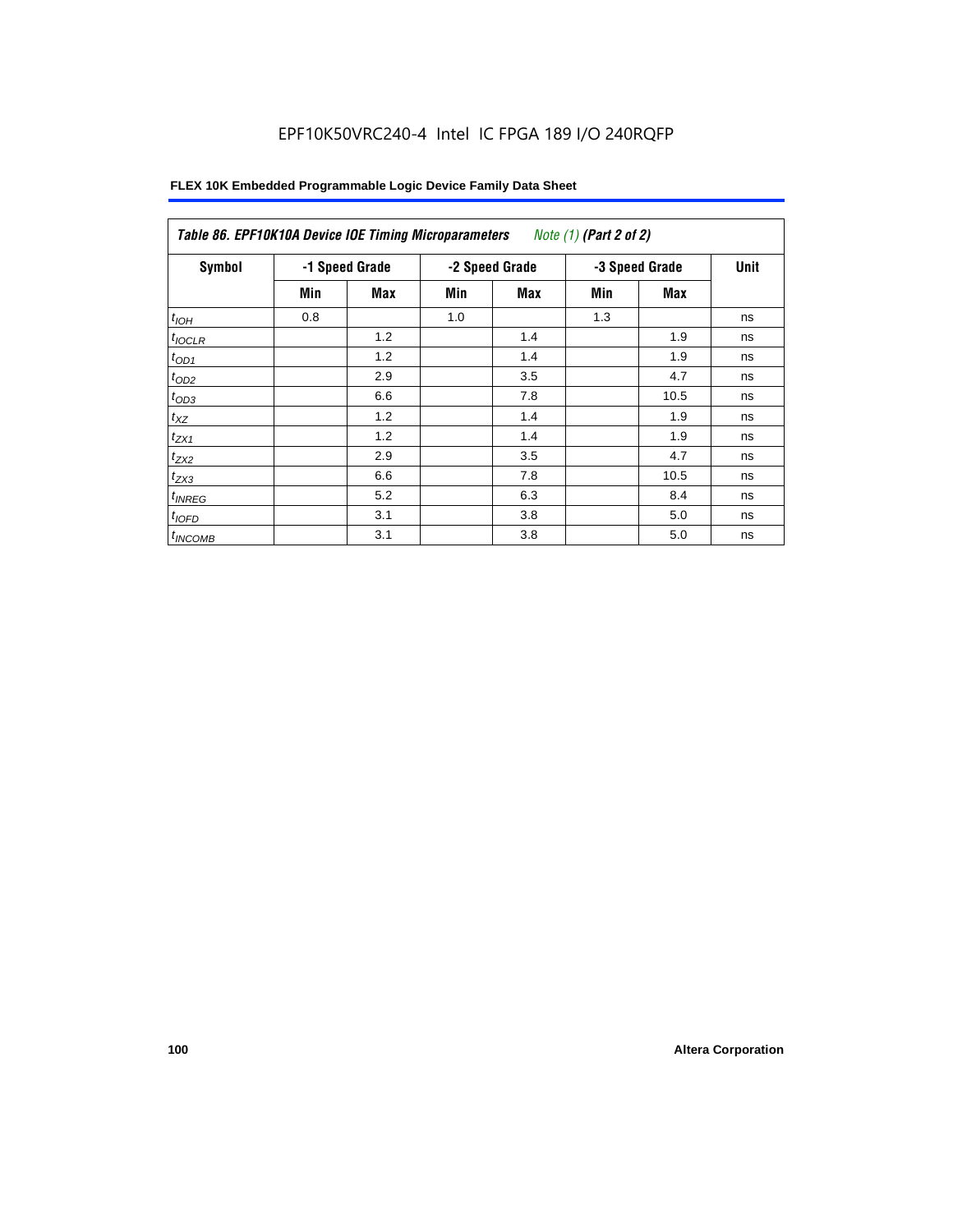EPF10K50VRC240-4 Intel IC FPGA 189 I/O 240RQFP

| *Table 86. EPF10K10A Device IOE Timing Microparameters* *Note (1)* ***(Part 2 of 2)*** | | | | | | | |
|---|---|---|---|---|---|---|---|
| **Symbol** | **-1 Speed Grade** | | **-2 Speed Grade** | | **-3 Speed Grade** | | **Unit** |
| | **Min** | **Max** | **Min** | **Max** | **Min** | **Max** | |
| $t_{IOH}$ | 0.8 | | 1.0 | | 1.3 | | ns |
| $t_{IOCLR}$ | | 1.2 | | 1.4 | | 1.9 | ns |
| $t_{OD1}$ | | 1.2 | | 1.4 | | 1.9 | ns |
| $t_{OD2}$ | | 2.9 | | 3.5 | | 4.7 | ns |
| $t_{OD3}$ | | 6.6 | | 7.8 | | 10.5 | ns |
| $t_{XZ}$ | | 1.2 | | 1.4 | | 1.9 | ns |
| $t_{ZX1}$ | | 1.2 | | 1.4 | | 1.9 | ns |
| $t_{ZX2}$ | | 2.9 | | 3.5 | | 4.7 | ns |
| $t_{ZX3}$ | | 6.6 | | 7.8 | | 10.5 | ns |
| $t_{INREG}$ | | 5.2 | | 6.3 | | 8.4 | ns |
| $t_{IOFD}$ | | 3.1 | | 3.8 | | 5.0 | ns |
| $t_{INCOMB}$ | | 3.1 | | 3.8 | | 5.0 | ns |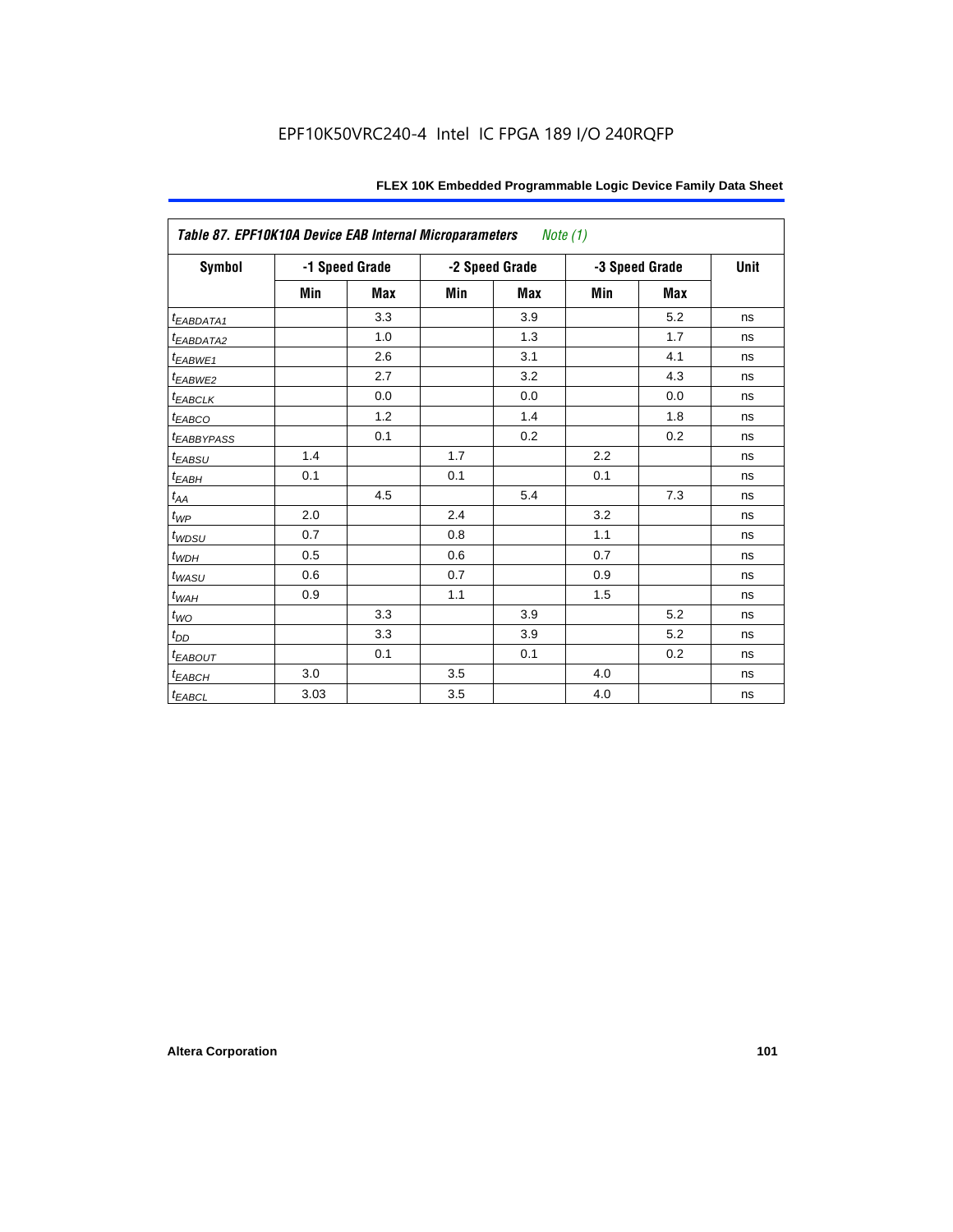EPF10K50VRC240-4 Intel IC FPGA 189 I/O 240RQFP

| *Table 87. EPF10K10A Device EAB Internal Microparameters Note (1)* | | | | | | | |
|---|---|---|---|---|---|---|---|
| **Symbol** | **-1 Speed Grade** | | **-2 Speed Grade** | | **-3 Speed Grade** | | **Unit** |
| | **Min** | **Max** | **Min** | **Max** | **Min** | **Max** | |
| $t_{EABDATA1}$ | | 3.3 | | 3.9 | | 5.2 | ns |
| $t_{EABDATA2}$ | | 1.0 | | 1.3 | | 1.7 | ns |
| $t_{EABWE1}$ | | 2.6 | | 3.1 | | 4.1 | ns |
| $t_{EABWE2}$ | | 2.7 | | 3.2 | | 4.3 | ns |
| $t_{EABCLK}$ | | 0.0 | | 0.0 | | 0.0 | ns |
| $t_{EABCO}$ | | 1.2 | | 1.4 | | 1.8 | ns |
| $t_{EABBYPASS}$ | | 0.1 | | 0.2 | | 0.2 | ns |
| $t_{EABSU}$ | 1.4 | | 1.7 | | 2.2 | | ns |
| $t_{EABH}$ | 0.1 | | 0.1 | | 0.1 | | ns |
| $t_{AA}$ | | 4.5 | | 5.4 | | 7.3 | ns |
| $t_{WP}$ | 2.0 | | 2.4 | | 3.2 | | ns |
| $t_{WDSU}$ | 0.7 | | 0.8 | | 1.1 | | ns |
| $t_{WDH}$ | 0.5 | | 0.6 | | 0.7 | | ns |
| $t_{WASU}$ | 0.6 | | 0.7 | | 0.9 | | ns |
| $t_{WAH}$ | 0.9 | | 1.1 | | 1.5 | | ns |
| $t_{WO}$ | | 3.3 | | 3.9 | | 5.2 | ns |
| $t_{DD}$ | | 3.3 | | 3.9 | | 5.2 | ns |
| $t_{EABOUT}$ | | 0.1 | | 0.1 | | 0.2 | ns |
| $t_{EABCH}$ | 3.0 | | 3.5 | | 4.0 | | ns |
| $t_{EABCL}$ | 3.03 | | 3.5 | | 4.0 | | ns |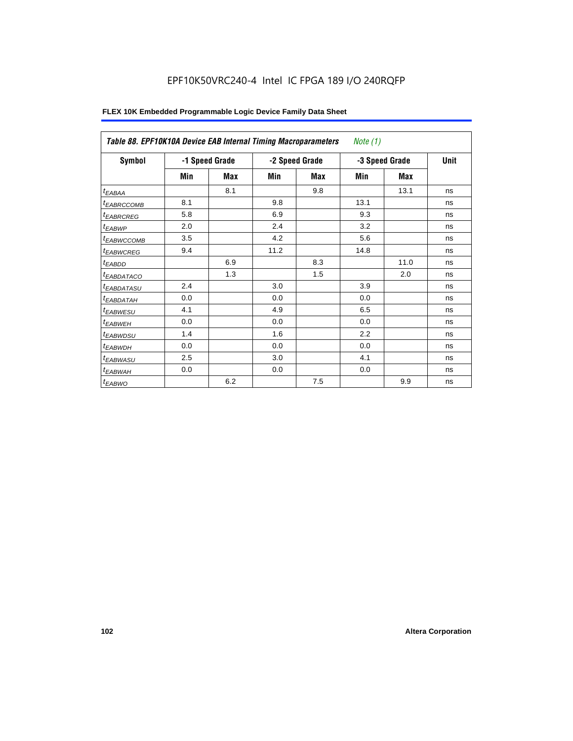EPF10K50VRC240-4 Intel IC FPGA 189 I/O 240RQFP

| Table 88. EPF10K10A Device EAB Internal Timing Macroparameters *Note (1)* | | | | | | | |
|---|---|---|---|---|---|---|---|
| Symbol | -1 Speed Grade | | -2 Speed Grade | | -3 Speed Grade | | Unit |
| | Min | Max | Min | Max | Min | Max | |
| $t_{EABAA}$ | | 8.1 | | 9.8 | | 13.1 | ns |
| $t_{EABRCCOMB}$ | 8.1 | | 9.8 | | 13.1 | | ns |
| $t_{EABRCREG}$ | 5.8 | | 6.9 | | 9.3 | | ns |
| $t_{EABWP}$ | 2.0 | | 2.4 | | 3.2 | | ns |
| $t_{EABWCCOMB}$ | 3.5 | | 4.2 | | 5.6 | | ns |
| $t_{EABWCREG}$ | 9.4 | | 11.2 | | 14.8 | | ns |
| $t_{EABDD}$ | | 6.9 | | 8.3 | | 11.0 | ns |
| $t_{EABDATACO}$ | | 1.3 | | 1.5 | | 2.0 | ns |
| $t_{EABDATASU}$ | 2.4 | | 3.0 | | 3.9 | | ns |
| $t_{EABDATAH}$ | 0.0 | | 0.0 | | 0.0 | | ns |
| $t_{EABWESU}$ | 4.1 | | 4.9 | | 6.5 | | ns |
| $t_{EABWEH}$ | 0.0 | | 0.0 | | 0.0 | | ns |
| $t_{EABWDSU}$ | 1.4 | | 1.6 | | 2.2 | | ns |
| $t_{EABWDH}$ | 0.0 | | 0.0 | | 0.0 | | ns |
| $t_{EABWASU}$ | 2.5 | | 3.0 | | 4.1 | | ns |
| $t_{EABWAH}$ | 0.0 | | 0.0 | | 0.0 | | ns |
| $t_{EABWO}$ | | 6.2 | | 7.5 | | 9.9 | ns |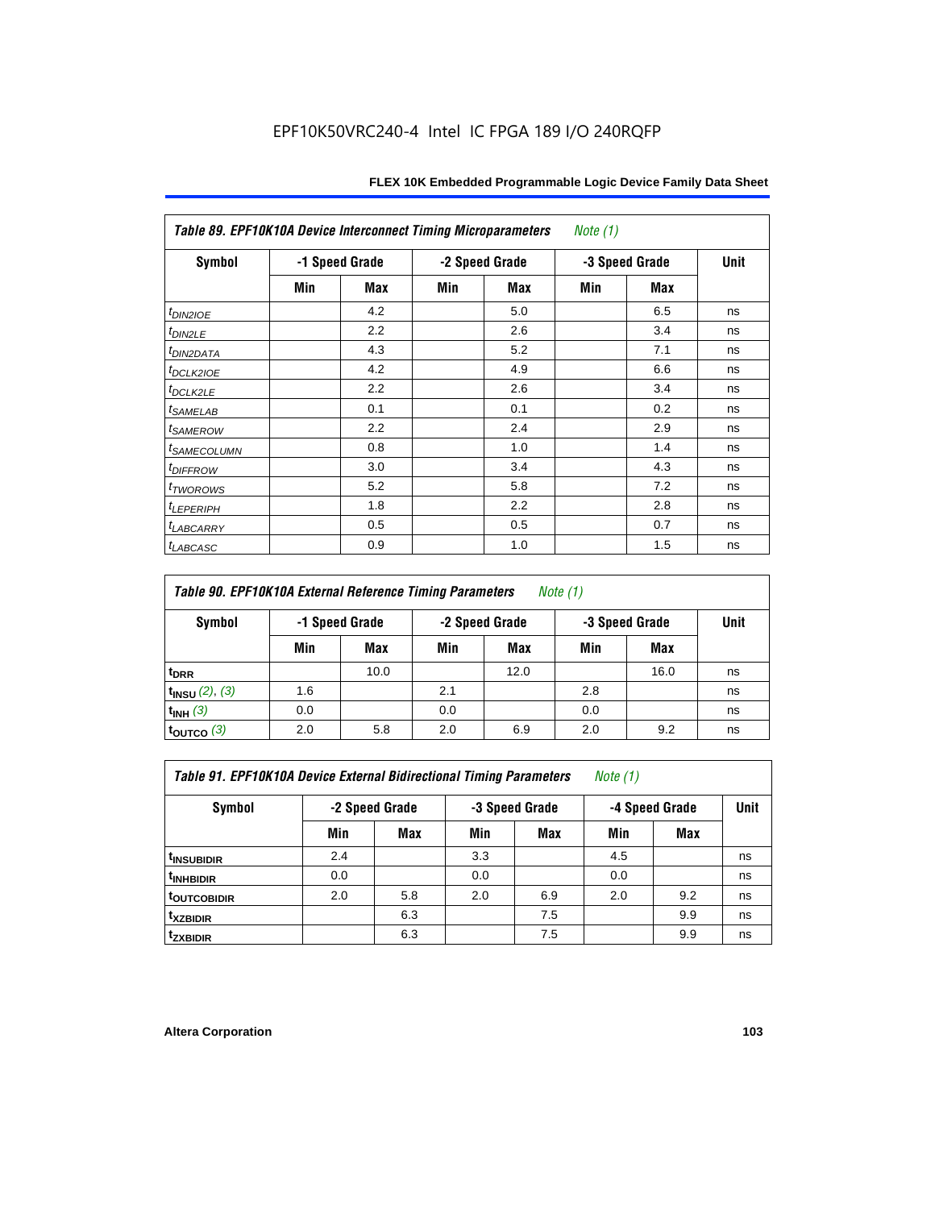EPF10K50VRC240-4 Intel IC FPGA 189 I/O 240RQFP

| Table 89. EPF10K10A Device Interconnect Timing Microparameters *Note (1)* | | | | | | | |
|---|---|---|---|---|---|---|---|
| Symbol | -1 Speed Grade | | -2 Speed Grade | | -3 Speed Grade | | Unit |
| | Min | Max | Min | Max | Min | Max | |
| $t_{DIN2IOE}$ | | 4.2 | | 5.0 | | 6.5 | ns |
| $t_{DIN2LE}$ | | 2.2 | | 2.6 | | 3.4 | ns |
| $t_{DIN2DATA}$ | | 4.3 | | 5.2 | | 7.1 | ns |
| $t_{DCLK2IOE}$ | | 4.2 | | 4.9 | | 6.6 | ns |
| $t_{DCLK2LE}$ | | 2.2 | | 2.6 | | 3.4 | ns |
| $t_{SAMELAB}$ | | 0.1 | | 0.1 | | 0.2 | ns |
| $t_{SAMEROW}$ | | 2.2 | | 2.4 | | 2.9 | ns |
| $t_{SAMECOLUMN}$ | | 0.8 | | 1.0 | | 1.4 | ns |
| $t_{DIFFROW}$ | | 3.0 | | 3.4 | | 4.3 | ns |
| $t_{TWOROWS}$ | | 5.2 | | 5.8 | | 7.2 | ns |
| $t_{LEPERIPH}$ | | 1.8 | | 2.2 | | 2.8 | ns |
| $t_{LABCARRY}$ | | 0.5 | | 0.5 | | 0.7 | ns |
| $t_{LABCASC}$ | | 0.9 | | 1.0 | | 1.5 | ns |

| Table 90. EPF10K10A External Reference Timing Parameters *Note (1)* | | | | | | | |
|---|---|---|---|---|---|---|---|
| Symbol | -1 Speed Grade | | -2 Speed Grade | | -3 Speed Grade | | Unit |
| | Min | Max | Min | Max | Min | Max | |
| $t_{DRR}$ | | 10.0 | | 12.0 | | 16.0 | ns |
| $t_{INSU}$ *(2), (3)* | 1.6 | | 2.1 | | 2.8 | | ns |
| $t_{INH}$ *(3)* | 0.0 | | 0.0 | | 0.0 | | ns |
| $t_{OUTCO}$ *(3)* | 2.0 | 5.8 | 2.0 | 6.9 | 2.0 | 9.2 | ns |

| Table 91. EPF10K10A Device External Bidirectional Timing Parameters *Note (1)* | | | | | | | |
|---|---|---|---|---|---|---|---|
| Symbol | -2 Speed Grade | | -3 Speed Grade | | -4 Speed Grade | | Unit |
| | Min | Max | Min | Max | Min | Max | |
| $t_{INSUBIDIR}$ | 2.4 | | 3.3 | | 4.5 | | ns |
| $t_{INHBIDIR}$ | 0.0 | | 0.0 | | 0.0 | | ns |
| $t_{OUTCOBIDIR}$ | 2.0 | 5.8 | 2.0 | 6.9 | 2.0 | 9.2 | ns |
| $t_{XZBIDIR}$ | | 6.3 | | 7.5 | | 9.9 | ns |
| $t_{ZXBIDIR}$ | | 6.3 | | 7.5 | | 9.9 | ns |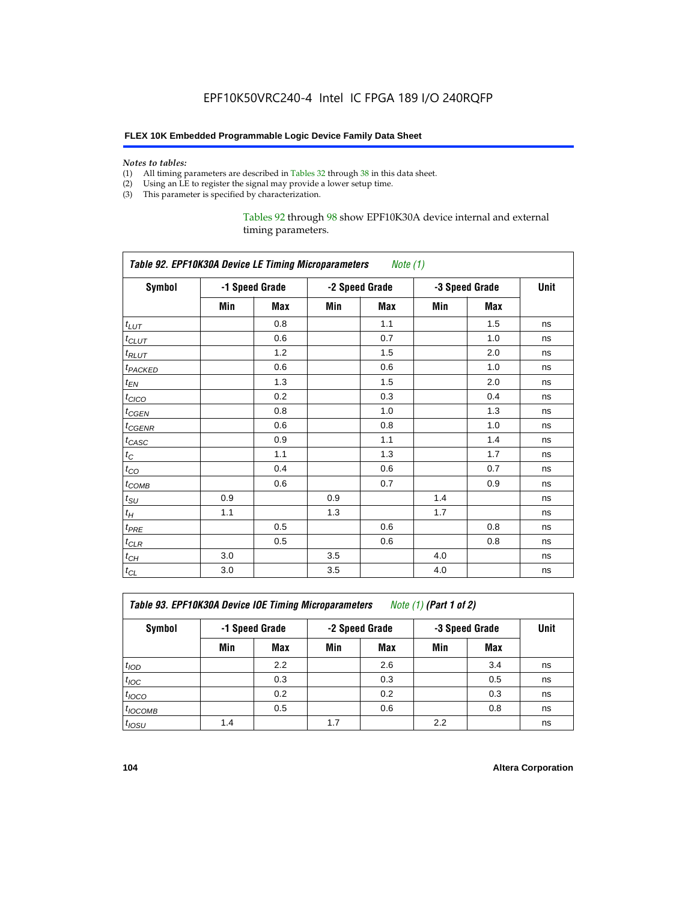*Notes to tables:*

(1) All timing parameters are described in Tables 32 through 38 in this data sheet.
(2) Using an LE to register the signal may provide a lower setup time.
(3) This parameter is specified by characterization.

Tables 92 through 98 show EPF10K30A device internal and external timing parameters.

| *Table 92. EPF10K30A Device LE Timing Microparameters Note (1)* | | | | | | | |
|---|---|---|---|---|---|---|---|
| **Symbol** | **-1 Speed Grade** | | **-2 Speed Grade** | | **-3 Speed Grade** | | **Unit** |
| | **Min** | **Max** | **Min** | **Max** | **Min** | **Max** | |
| $t_{LUT}$ | | 0.8 | | 1.1 | | 1.5 | ns |
| $t_{CLUT}$ | | 0.6 | | 0.7 | | 1.0 | ns |
| $t_{RLUT}$ | | 1.2 | | 1.5 | | 2.0 | ns |
| $t_{PACKED}$ | | 0.6 | | 0.6 | | 1.0 | ns |
| $t_{EN}$ | | 1.3 | | 1.5 | | 2.0 | ns |
| $t_{CICO}$ | | 0.2 | | 0.3 | | 0.4 | ns |
| $t_{CGEN}$ | | 0.8 | | 1.0 | | 1.3 | ns |
| $t_{CGENR}$ | | 0.6 | | 0.8 | | 1.0 | ns |
| $t_{CASC}$ | | 0.9 | | 1.1 | | 1.4 | ns |
| $t_{C}$ | | 1.1 | | 1.3 | | 1.7 | ns |
| $t_{CO}$ | | 0.4 | | 0.6 | | 0.7 | ns |
| $t_{COMB}$ | | 0.6 | | 0.7 | | 0.9 | ns |
| $t_{SU}$ | 0.9 | | 0.9 | | 1.4 | | ns |
| $t_{H}$ | 1.1 | | 1.3 | | 1.7 | | ns |
| $t_{PRE}$ | | 0.5 | | 0.6 | | 0.8 | ns |
| $t_{CLR}$ | | 0.5 | | 0.6 | | 0.8 | ns |
| $t_{CH}$ | 3.0 | | 3.5 | | 4.0 | | ns |
| $t_{CL}$ | 3.0 | | 3.5 | | 4.0 | | ns |

| *Table 93. EPF10K30A Device IOE Timing Microparameters Note (1)* ***(Part 1 of 2)*** | | | | | | | |
|---|---|---|---|---|---|---|---|
| **Symbol** | **-1 Speed Grade** | | **-2 Speed Grade** | | **-3 Speed Grade** | | **Unit** |
| | **Min** | **Max** | **Min** | **Max** | **Min** | **Max** | |
| $t_{IOD}$ | | 2.2 | | 2.6 | | 3.4 | ns |
| $t_{IOC}$ | | 0.3 | | 0.3 | | 0.5 | ns |
| $t_{IOCO}$ | | 0.2 | | 0.2 | | 0.3 | ns |
| $t_{IOCOMB}$ | | 0.5 | | 0.6 | | 0.8 | ns |
| $t_{IOSU}$ | 1.4 | | 1.7 | | 2.2 | | ns |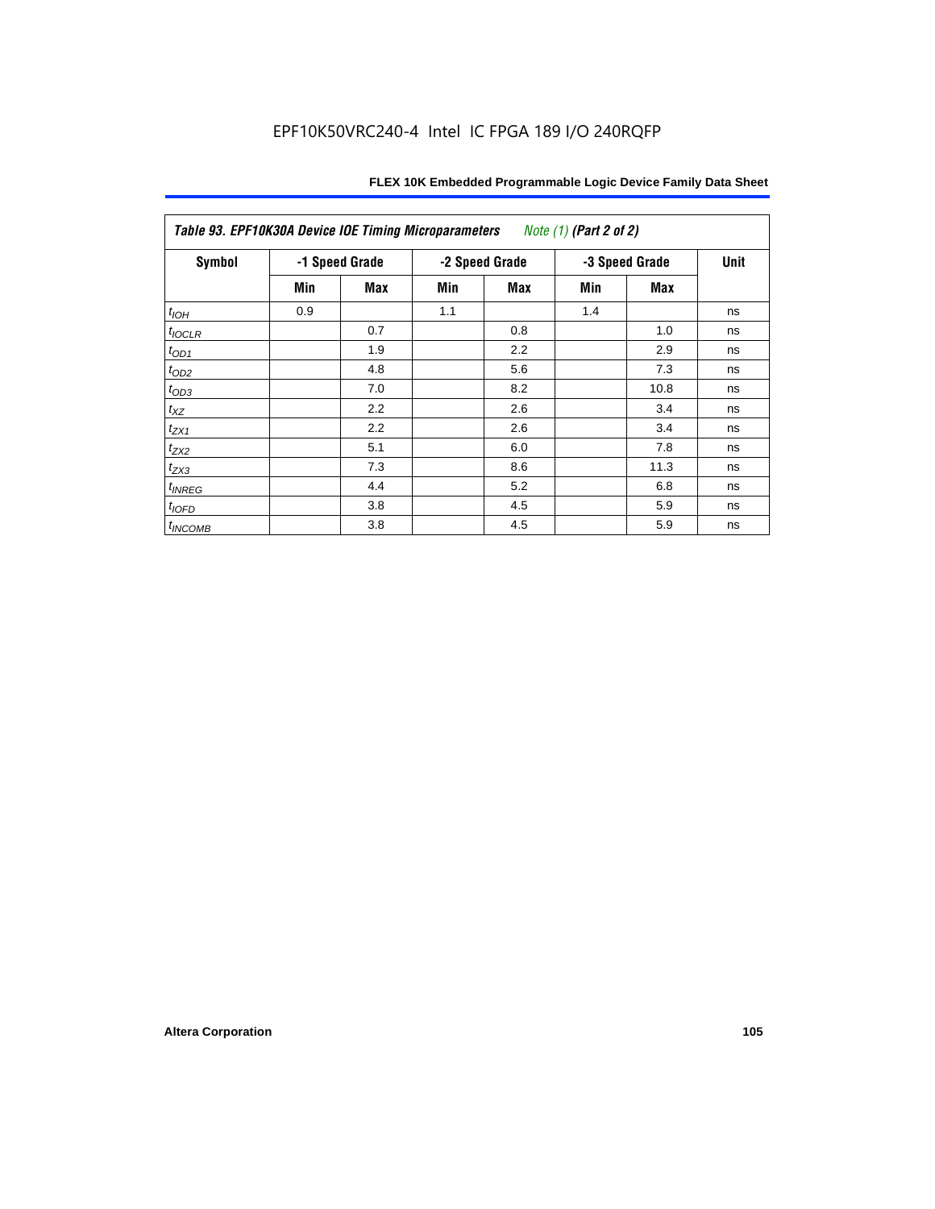EPF10K50VRC240-4 Intel IC FPGA 189 I/O 240RQFP

| *Table 93. EPF10K30A Device IOE Timing Microparameters* *Note (1) (Part 2 of 2)* | | | | | | | |
|---|---|---|---|---|---|---|---|
| Symbol | -1 Speed Grade | | -2 Speed Grade | | -3 Speed Grade | | Unit |
| | Min | Max | Min | Max | Min | Max | |
| $t_{IOH}$ | 0.9 | | 1.1 | | 1.4 | | ns |
| $t_{IOCLR}$ | | 0.7 | | 0.8 | | 1.0 | ns |
| $t_{OD1}$ | | 1.9 | | 2.2 | | 2.9 | ns |
| $t_{OD2}$ | | 4.8 | | 5.6 | | 7.3 | ns |
| $t_{OD3}$ | | 7.0 | | 8.2 | | 10.8 | ns |
| $t_{XZ}$ | | 2.2 | | 2.6 | | 3.4 | ns |
| $t_{ZX1}$ | | 2.2 | | 2.6 | | 3.4 | ns |
| $t_{ZX2}$ | | 5.1 | | 6.0 | | 7.8 | ns |
| $t_{ZX3}$ | | 7.3 | | 8.6 | | 11.3 | ns |
| $t_{INREG}$ | | 4.4 | | 5.2 | | 6.8 | ns |
| $t_{IOFD}$ | | 3.8 | | 4.5 | | 5.9 | ns |
| $t_{INCOMB}$ | | 3.8 | | 4.5 | | 5.9 | ns |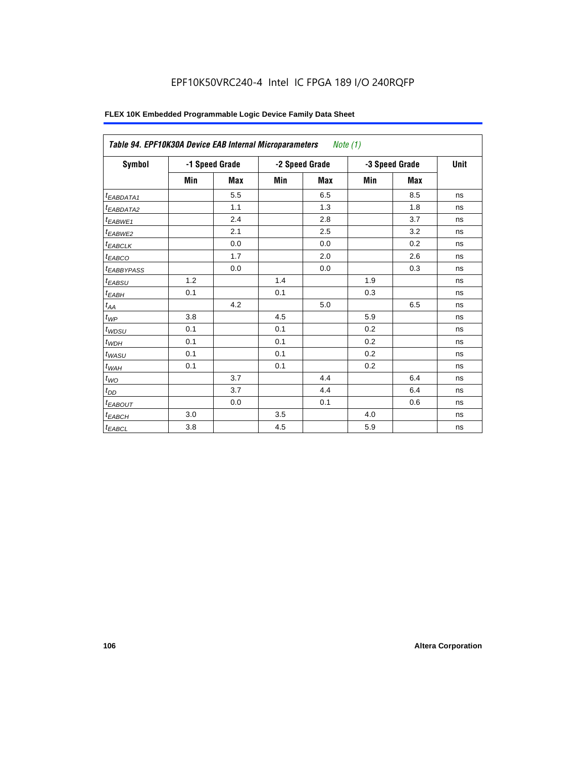EPF10K50VRC240-4 Intel IC FPGA 189 I/O 240RQFP

| *Table 94. EPF10K30A Device EAB Internal Microparameters Note (1)* | | | | | | | |
|---|---|---|---|---|---|---|---|
| **Symbol** | **-1 Speed Grade** | | **-2 Speed Grade** | | **-3 Speed Grade** | | **Unit** |
| | **Min** | **Max** | **Min** | **Max** | **Min** | **Max** | |
| $t_{EABDATA1}$ | | 5.5 | | 6.5 | | 8.5 | ns |
| $t_{EABDATA2}$ | | 1.1 | | 1.3 | | 1.8 | ns |
| $t_{EABWE1}$ | | 2.4 | | 2.8 | | 3.7 | ns |
| $t_{EABWE2}$ | | 2.1 | | 2.5 | | 3.2 | ns |
| $t_{EABCLK}$ | | 0.0 | | 0.0 | | 0.2 | ns |
| $t_{EABCO}$ | | 1.7 | | 2.0 | | 2.6 | ns |
| $t_{EABBYPASS}$ | | 0.0 | | 0.0 | | 0.3 | ns |
| $t_{EABSU}$ | 1.2 | | 1.4 | | 1.9 | | ns |
| $t_{EABH}$ | 0.1 | | 0.1 | | 0.3 | | ns |
| $t_{AA}$ | | 4.2 | | 5.0 | | 6.5 | ns |
| $t_{WP}$ | 3.8 | | 4.5 | | 5.9 | | ns |
| $t_{WDSU}$ | 0.1 | | 0.1 | | 0.2 | | ns |
| $t_{WDH}$ | 0.1 | | 0.1 | | 0.2 | | ns |
| $t_{WASU}$ | 0.1 | | 0.1 | | 0.2 | | ns |
| $t_{WAH}$ | 0.1 | | 0.1 | | 0.2 | | ns |
| $t_{WO}$ | | 3.7 | | 4.4 | | 6.4 | ns |
| $t_{DD}$ | | 3.7 | | 4.4 | | 6.4 | ns |
| $t_{EABOUT}$ | | 0.0 | | 0.1 | | 0.6 | ns |
| $t_{EABCH}$ | 3.0 | | 3.5 | | 4.0 | | ns |
| $t_{EABCL}$ | 3.8 | | 4.5 | | 5.9 | | ns |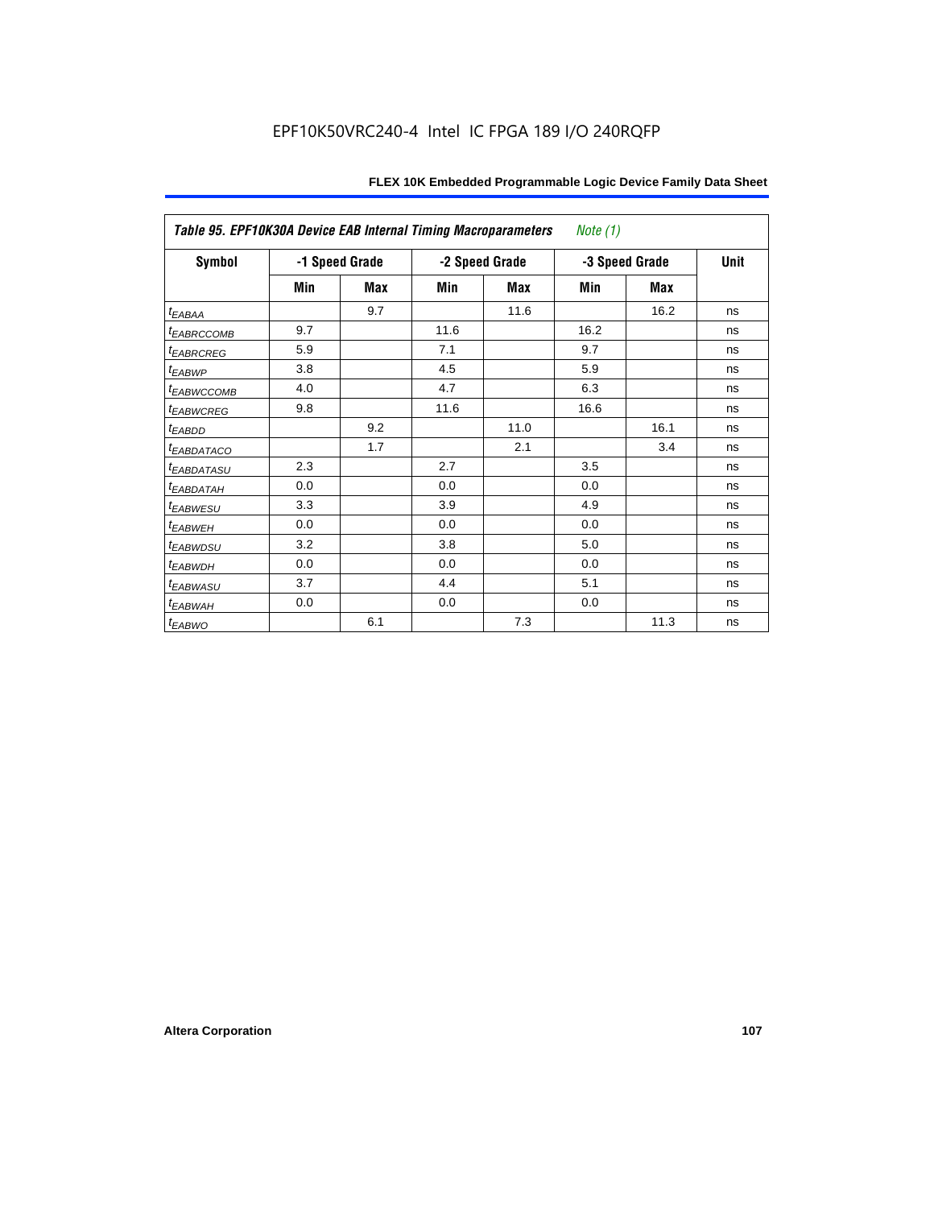Table 95. EPF10K30A Device EAB Internal Timing Macroparameters *Note (1)*

| Symbol | -1 Speed Grade | | -2 Speed Grade | | -3 Speed Grade | | Unit |
|---|---|---|---|---|---|---|---|
| | Min | Max | Min | Max | Min | Max | |
| $t_{EABAA}$ | | 9.7 | | 11.6 | | 16.2 | ns |
| $t_{EABRCCOMB}$ | 9.7 | | 11.6 | | 16.2 | | ns |
| $t_{EABRCREG}$ | 5.9 | | 7.1 | | 9.7 | | ns |
| $t_{EABWP}$ | 3.8 | | 4.5 | | 5.9 | | ns |
| $t_{EABWCCOMB}$ | 4.0 | | 4.7 | | 6.3 | | ns |
| $t_{EABWCREG}$ | 9.8 | | 11.6 | | 16.6 | | ns |
| $t_{EABDD}$ | | 9.2 | | 11.0 | | 16.1 | ns |
| $t_{EABDATACO}$ | | 1.7 | | 2.1 | | 3.4 | ns |
| $t_{EABDATASU}$ | 2.3 | | 2.7 | | 3.5 | | ns |
| $t_{EABDATAH}$ | 0.0 | | 0.0 | | 0.0 | | ns |
| $t_{EABWESU}$ | 3.3 | | 3.9 | | 4.9 | | ns |
| $t_{EABWEH}$ | 0.0 | | 0.0 | | 0.0 | | ns |
| $t_{EABWDSU}$ | 3.2 | | 3.8 | | 5.0 | | ns |
| $t_{EABWDH}$ | 0.0 | | 0.0 | | 0.0 | | ns |
| $t_{EABWASU}$ | 3.7 | | 4.4 | | 5.1 | | ns |
| $t_{EABWAH}$ | 0.0 | | 0.0 | | 0.0 | | ns |
| $t_{EABWO}$ | | 6.1 | | 7.3 | | 11.3 | ns |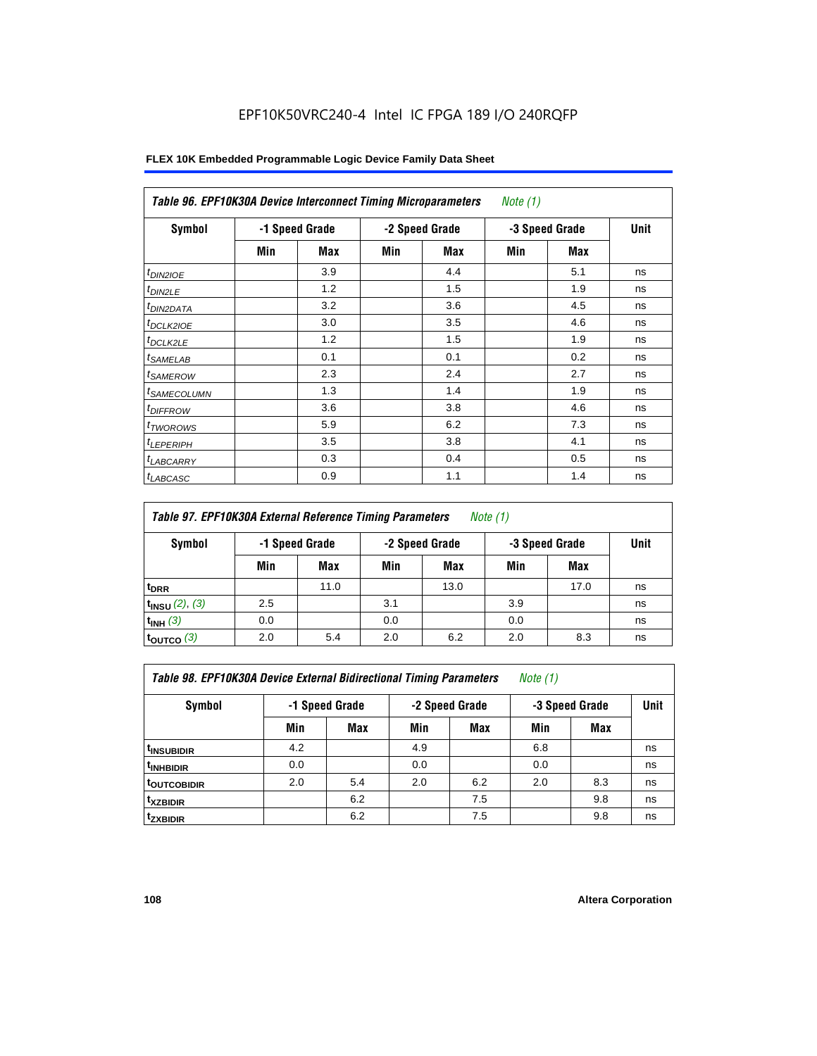# EPF10K50VRC240-4 Intel IC FPGA 189 I/O 240RQFP

**FLEX 10K Embedded Programmable Logic Device Family Data Sheet**

| *Table 96. EPF10K30A Device Interconnect Timing Microparameters* *Note (1)* | | | | | | | |
|---|---|---|---|---|---|---|---|
| **Symbol** | **-1 Speed Grade** | | **-2 Speed Grade** | | **-3 Speed Grade** | | **Unit** |
| | **Min** | **Max** | **Min** | **Max** | **Min** | **Max** | |
| $t_{DIN2IOE}$ | | 3.9 | | 4.4 | | 5.1 | ns |
| $t_{DIN2LE}$ | | 1.2 | | 1.5 | | 1.9 | ns |
| $t_{DIN2DATA}$ | | 3.2 | | 3.6 | | 4.5 | ns |
| $t_{DCLK2IOE}$ | | 3.0 | | 3.5 | | 4.6 | ns |
| $t_{DCLK2LE}$ | | 1.2 | | 1.5 | | 1.9 | ns |
| $t_{SAMELAB}$ | | 0.1 | | 0.1 | | 0.2 | ns |
| $t_{SAMEROW}$ | | 2.3 | | 2.4 | | 2.7 | ns |
| $t_{SAMECOLUMN}$ | | 1.3 | | 1.4 | | 1.9 | ns |
| $t_{DIFFROW}$ | | 3.6 | | 3.8 | | 4.6 | ns |
| $t_{TWOROWS}$ | | 5.9 | | 6.2 | | 7.3 | ns |
| $t_{LEPERIPH}$ | | 3.5 | | 3.8 | | 4.1 | ns |
| $t_{LABCARRY}$ | | 0.3 | | 0.4 | | 0.5 | ns |
| $t_{LABCASC}$ | | 0.9 | | 1.1 | | 1.4 | ns |

| *Table 97. EPF10K30A External Reference Timing Parameters* *Note (1)* | | | | | | | |
|---|---|---|---|---|---|---|---|
| **Symbol** | **-1 Speed Grade** | | **-2 Speed Grade** | | **-3 Speed Grade** | | **Unit** |
| | **Min** | **Max** | **Min** | **Max** | **Min** | **Max** | |
| $t_{DRR}$ | | 11.0 | | 13.0 | | 17.0 | ns |
| $t_{INSU}$ *(2), (3)* | 2.5 | | 3.1 | | 3.9 | | ns |
| $t_{INH}$ *(3)* | 0.0 | | 0.0 | | 0.0 | | ns |
| $t_{OUTCO}$ *(3)* | 2.0 | 5.4 | 2.0 | 6.2 | 2.0 | 8.3 | ns |

| *Table 98. EPF10K30A Device External Bidirectional Timing Parameters* *Note (1)* | | | | | | | |
|---|---|---|---|---|---|---|---|
| **Symbol** | **-1 Speed Grade** | | **-2 Speed Grade** | | **-3 Speed Grade** | | **Unit** |
| | **Min** | **Max** | **Min** | **Max** | **Min** | **Max** | |
| $t_{INSUBIDIR}$ | 4.2 | | 4.9 | | 6.8 | | ns |
| $t_{INHBIDIR}$ | 0.0 | | 0.0 | | 0.0 | | ns |
| $t_{OUTCOBIDIR}$ | 2.0 | 5.4 | 2.0 | 6.2 | 2.0 | 8.3 | ns |
| $t_{XZBIDIR}$ | | 6.2 | | 7.5 | | 9.8 | ns |
| $t_{ZXBIDIR}$ | | 6.2 | | 7.5 | | 9.8 | ns |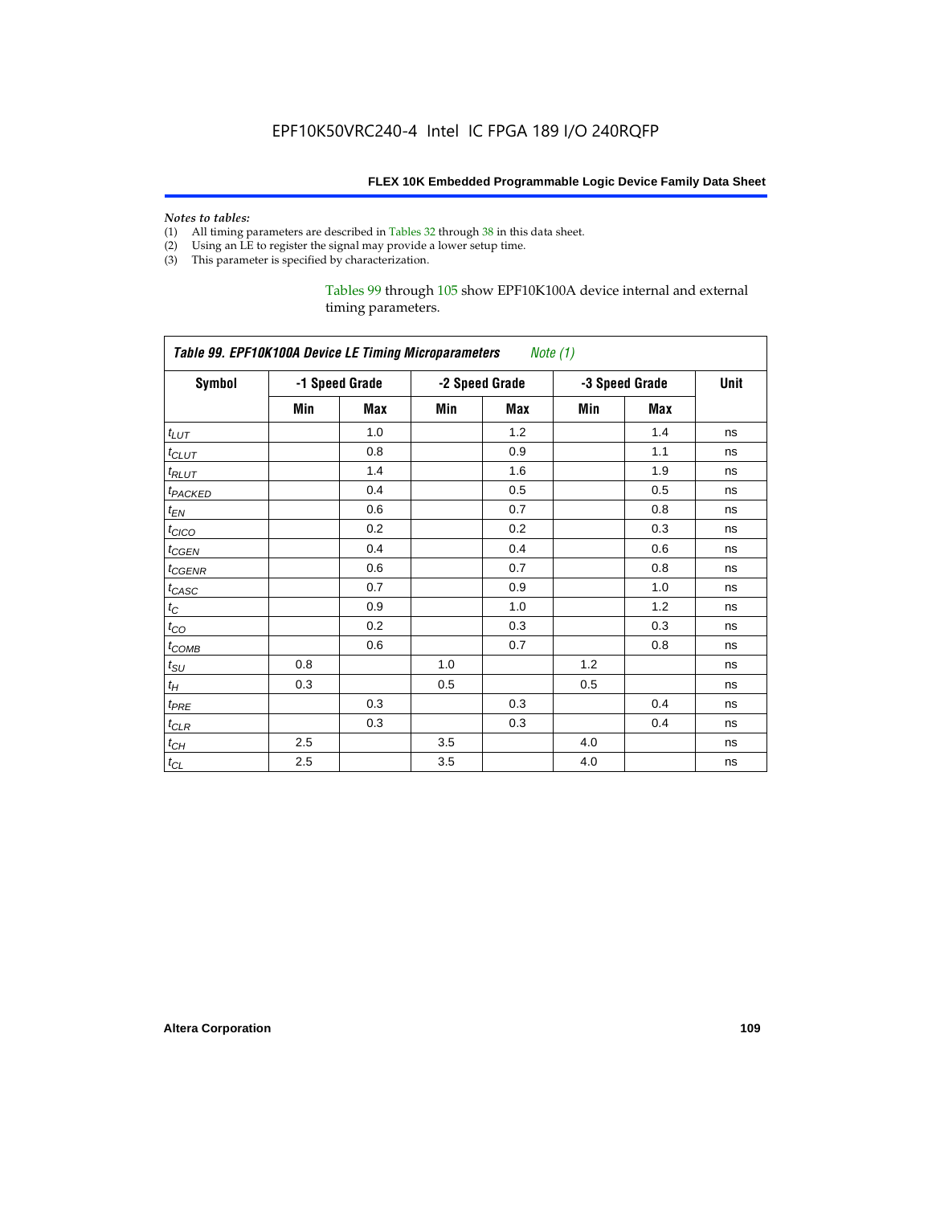*Notes to tables:*

(1) All timing parameters are described in Tables 32 through 38 in this data sheet.
(2) Using an LE to register the signal may provide a lower setup time.
(3) This parameter is specified by characterization.

Tables 99 through 105 show EPF10K100A device internal and external timing parameters.

| *Table 99. EPF10K100A Device LE Timing Microparameters* *Note (1)* | | | | | | | |
|---|---|---|---|---|---|---|---|
| **Symbol** | **-1 Speed Grade** | | **-2 Speed Grade** | | **-3 Speed Grade** | | **Unit** |
| | **Min** | **Max** | **Min** | **Max** | **Min** | **Max** | |
| $t_{LUT}$ | | 1.0 | | 1.2 | | 1.4 | ns |
| $t_{CLUT}$ | | 0.8 | | 0.9 | | 1.1 | ns |
| $t_{RLUT}$ | | 1.4 | | 1.6 | | 1.9 | ns |
| $t_{PACKED}$ | | 0.4 | | 0.5 | | 0.5 | ns |
| $t_{EN}$ | | 0.6 | | 0.7 | | 0.8 | ns |
| $t_{CICO}$ | | 0.2 | | 0.2 | | 0.3 | ns |
| $t_{CGEN}$ | | 0.4 | | 0.4 | | 0.6 | ns |
| $t_{CGENR}$ | | 0.6 | | 0.7 | | 0.8 | ns |
| $t_{CASC}$ | | 0.7 | | 0.9 | | 1.0 | ns |
| $t_{C}$ | | 0.9 | | 1.0 | | 1.2 | ns |
| $t_{CO}$ | | 0.2 | | 0.3 | | 0.3 | ns |
| $t_{COMB}$ | | 0.6 | | 0.7 | | 0.8 | ns |
| $t_{SU}$ | 0.8 | | 1.0 | | 1.2 | | ns |
| $t_{H}$ | 0.3 | | 0.5 | | 0.5 | | ns |
| $t_{PRE}$ | | 0.3 | | 0.3 | | 0.4 | ns |
| $t_{CLR}$ | | 0.3 | | 0.3 | | 0.4 | ns |
| $t_{CH}$ | 2.5 | | 3.5 | | 4.0 | | ns |
| $t_{CL}$ | 2.5 | | 3.5 | | 4.0 | | ns |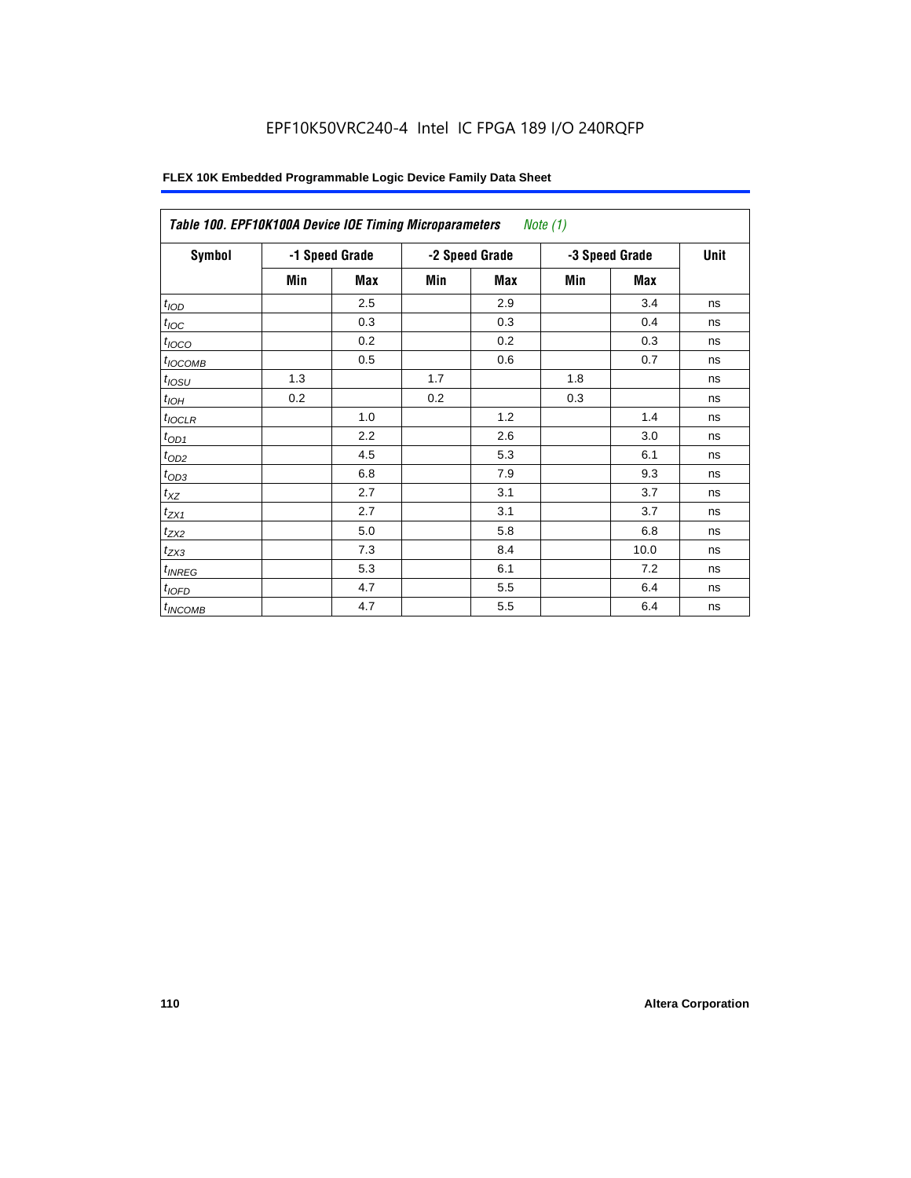Table 100. EPF10K100A Device IOE Timing Microparameters *Note (1)*

| Symbol | -1 Speed Grade | | -2 Speed Grade | | -3 Speed Grade | | Unit |
|---|---|---|---|---|---|---|---|
| | Min | Max | Min | Max | Min | Max | |
| $t_{IOD}$ | | 2.5 | | 2.9 | | 3.4 | ns |
| $t_{IOC}$ | | 0.3 | | 0.3 | | 0.4 | ns |
| $t_{IOCO}$ | | 0.2 | | 0.2 | | 0.3 | ns |
| $t_{IOCOMB}$ | | 0.5 | | 0.6 | | 0.7 | ns |
| $t_{IOSU}$ | 1.3 | | 1.7 | | 1.8 | | ns |
| $t_{IOH}$ | 0.2 | | 0.2 | | 0.3 | | ns |
| $t_{IOCLR}$ | | 1.0 | | 1.2 | | 1.4 | ns |
| $t_{OD1}$ | | 2.2 | | 2.6 | | 3.0 | ns |
| $t_{OD2}$ | | 4.5 | | 5.3 | | 6.1 | ns |
| $t_{OD3}$ | | 6.8 | | 7.9 | | 9.3 | ns |
| $t_{XZ}$ | | 2.7 | | 3.1 | | 3.7 | ns |
| $t_{ZX1}$ | | 2.7 | | 3.1 | | 3.7 | ns |
| $t_{ZX2}$ | | 5.0 | | 5.8 | | 6.8 | ns |
| $t_{ZX3}$ | | 7.3 | | 8.4 | | 10.0 | ns |
| $t_{INREG}$ | | 5.3 | | 6.1 | | 7.2 | ns |
| $t_{IOFD}$ | | 4.7 | | 5.5 | | 6.4 | ns |
| $t_{INCOMB}$ | | 4.7 | | 5.5 | | 6.4 | ns |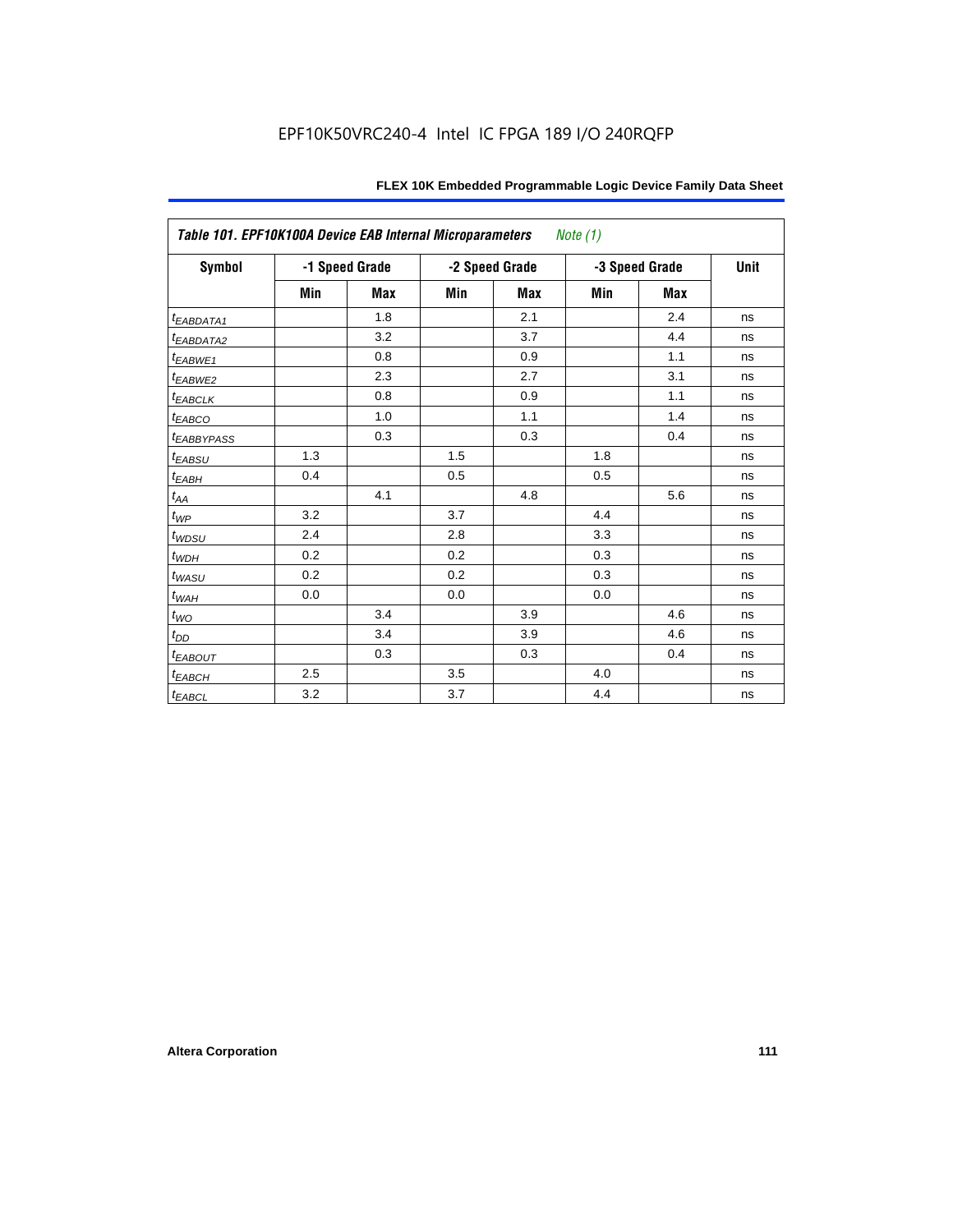EPF10K50VRC240-4 Intel IC FPGA 189 I/O 240RQFP

**Table 101. EPF10K100A Device EAB Internal Microparameters** *Note (1)*

| Symbol | -1 Speed Grade | | -2 Speed Grade | | -3 Speed Grade | | Unit |
|---|---|---|---|---|---|---|---|
| | Min | Max | Min | Max | Min | Max | |
| $t_{EABDATA1}$ | | 1.8 | | 2.1 | | 2.4 | ns |
| $t_{EABDATA2}$ | | 3.2 | | 3.7 | | 4.4 | ns |
| $t_{EABWE1}$ | | 0.8 | | 0.9 | | 1.1 | ns |
| $t_{EABWE2}$ | | 2.3 | | 2.7 | | 3.1 | ns |
| $t_{EABCLK}$ | | 0.8 | | 0.9 | | 1.1 | ns |
| $t_{EABCO}$ | | 1.0 | | 1.1 | | 1.4 | ns |
| $t_{EABBYPASS}$ | | 0.3 | | 0.3 | | 0.4 | ns |
| $t_{EABSU}$ | 1.3 | | 1.5 | | 1.8 | | ns |
| $t_{EABH}$ | 0.4 | | 0.5 | | 0.5 | | ns |
| $t_{AA}$ | | 4.1 | | 4.8 | | 5.6 | ns |
| $t_{WP}$ | 3.2 | | 3.7 | | 4.4 | | ns |
| $t_{WDSU}$ | 2.4 | | 2.8 | | 3.3 | | ns |
| $t_{WDH}$ | 0.2 | | 0.2 | | 0.3 | | ns |
| $t_{WASU}$ | 0.2 | | 0.2 | | 0.3 | | ns |
| $t_{WAH}$ | 0.0 | | 0.0 | | 0.0 | | ns |
| $t_{WO}$ | | 3.4 | | 3.9 | | 4.6 | ns |
| $t_{DD}$ | | 3.4 | | 3.9 | | 4.6 | ns |
| $t_{EABOUT}$ | | 0.3 | | 0.3 | | 0.4 | ns |
| $t_{EABCH}$ | 2.5 | | 3.5 | | 4.0 | | ns |
| $t_{EABCL}$ | 3.2 | | 3.7 | | 4.4 | | ns |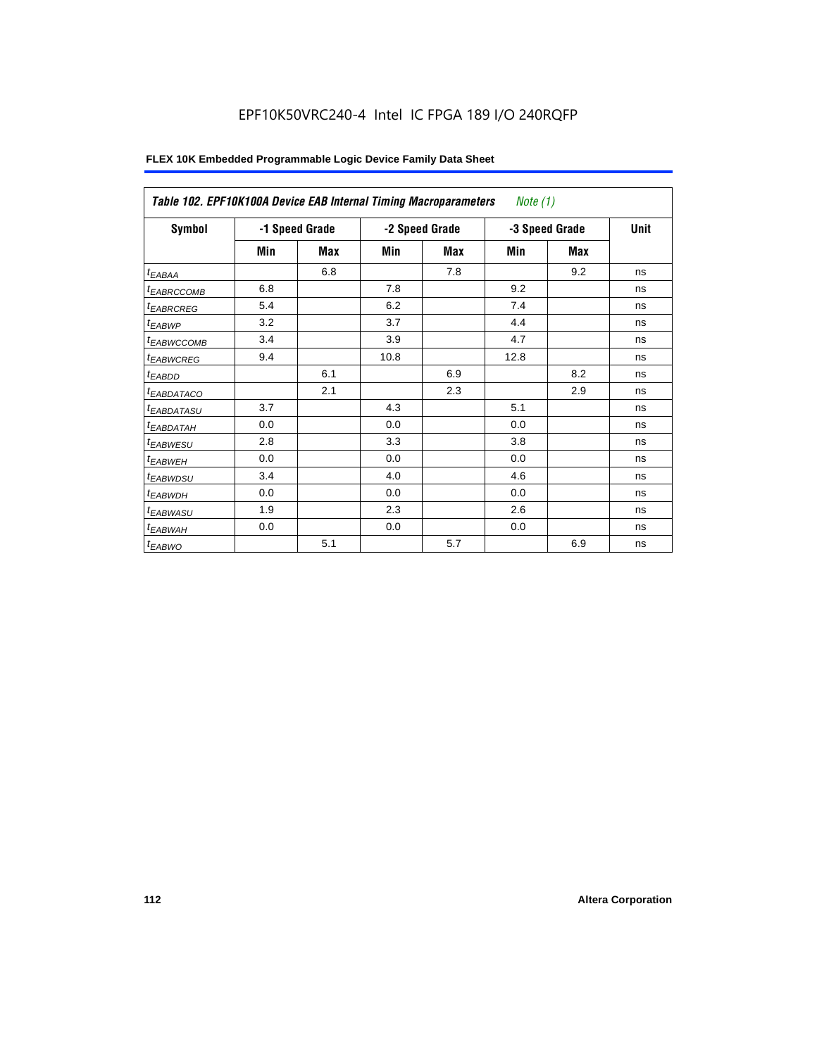# Table 102. EPF10K100A Device EAB Internal Timing Macroparameters *Note (1)*

| Symbol | -1 Speed Grade | | -2 Speed Grade | | -3 Speed Grade | | Unit |
|---|---|---|---|---|---|---|---|
| | Min | Max | Min | Max | Min | Max | |
| $t_{EABAA}$ | | 6.8 | | 7.8 | | 9.2 | ns |
| $t_{EABRCCOMB}$ | 6.8 | | 7.8 | | 9.2 | | ns |
| $t_{EABRCREG}$ | 5.4 | | 6.2 | | 7.4 | | ns |
| $t_{EABWP}$ | 3.2 | | 3.7 | | 4.4 | | ns |
| $t_{EABWCCOMB}$ | 3.4 | | 3.9 | | 4.7 | | ns |
| $t_{EABWCREG}$ | 9.4 | | 10.8 | | 12.8 | | ns |
| $t_{EABDD}$ | | 6.1 | | 6.9 | | 8.2 | ns |
| $t_{EABDATACO}$ | | 2.1 | | 2.3 | | 2.9 | ns |
| $t_{EABDATASU}$ | 3.7 | | 4.3 | | 5.1 | | ns |
| $t_{EABDATAH}$ | 0.0 | | 0.0 | | 0.0 | | ns |
| $t_{EABWESU}$ | 2.8 | | 3.3 | | 3.8 | | ns |
| $t_{EABWEH}$ | 0.0 | | 0.0 | | 0.0 | | ns |
| $t_{EABWDSU}$ | 3.4 | | 4.0 | | 4.6 | | ns |
| $t_{EABWDH}$ | 0.0 | | 0.0 | | 0.0 | | ns |
| $t_{EABWASU}$ | 1.9 | | 2.3 | | 2.6 | | ns |
| $t_{EABWAH}$ | 0.0 | | 0.0 | | 0.0 | | ns |
| $t_{EABWO}$ | | 5.1 | | 5.7 | | 6.9 | ns |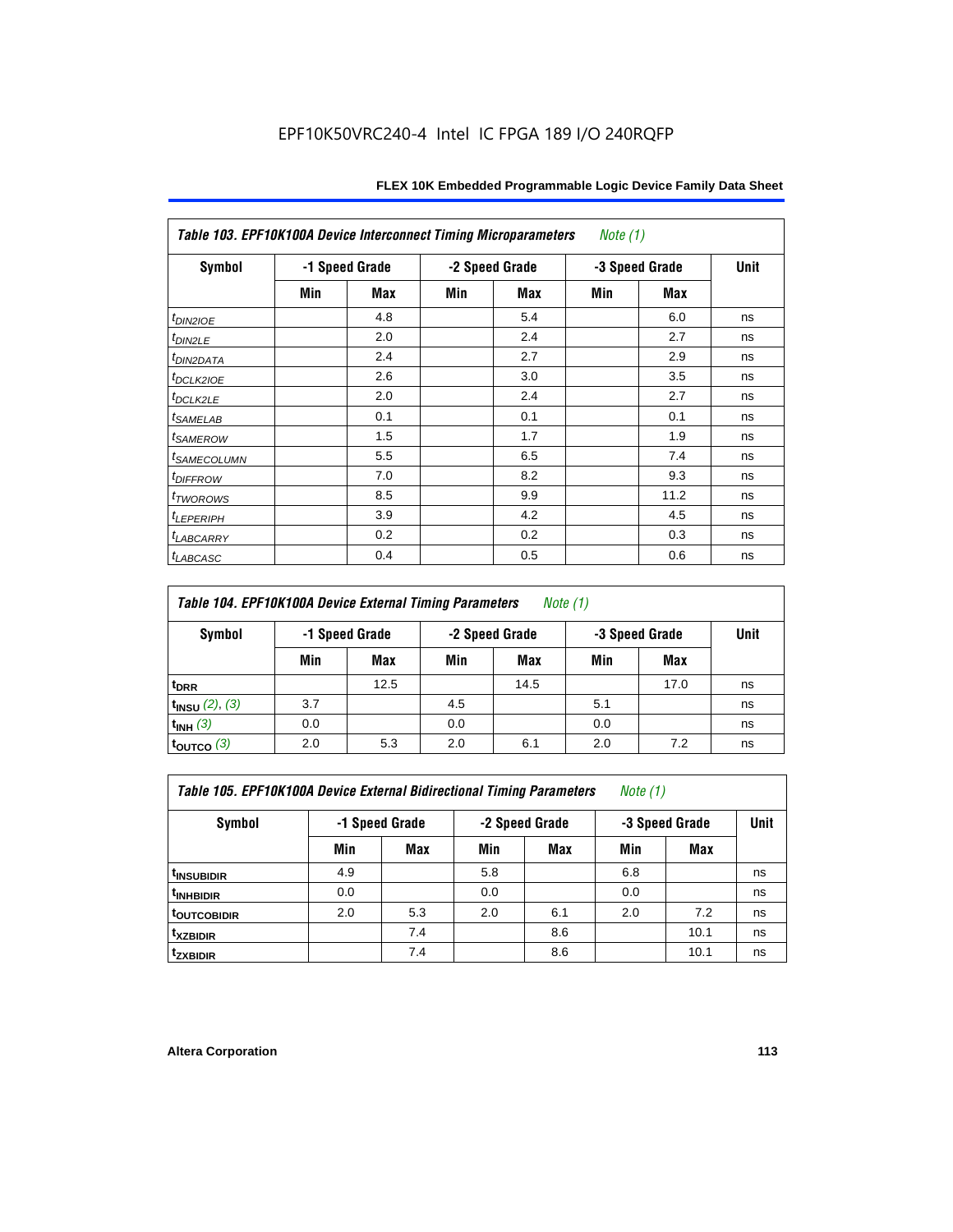EPF10K50VRC240-4 Intel IC FPGA 189 I/O 240RQFP

| *Table 103. EPF10K100A Device Interconnect Timing Microparameters Note (1)* | | | | | | | |
|---|---|---|---|---|---|---|---|
| **Symbol** | **-1 Speed Grade** | | **-2 Speed Grade** | | **-3 Speed Grade** | | **Unit** |
| | **Min** | **Max** | **Min** | **Max** | **Min** | **Max** | |
| $t_{DIN2IOE}$ | | 4.8 | | 5.4 | | 6.0 | ns |
| $t_{DIN2LE}$ | | 2.0 | | 2.4 | | 2.7 | ns |
| $t_{DIN2DATA}$ | | 2.4 | | 2.7 | | 2.9 | ns |
| $t_{DCLK2IOE}$ | | 2.6 | | 3.0 | | 3.5 | ns |
| $t_{DCLK2LE}$ | | 2.0 | | 2.4 | | 2.7 | ns |
| $t_{SAMELAB}$ | | 0.1 | | 0.1 | | 0.1 | ns |
| $t_{SAMEROW}$ | | 1.5 | | 1.7 | | 1.9 | ns |
| $t_{SAMECOLUMN}$ | | 5.5 | | 6.5 | | 7.4 | ns |
| $t_{DIFFROW}$ | | 7.0 | | 8.2 | | 9.3 | ns |
| $t_{TWOROWS}$ | | 8.5 | | 9.9 | | 11.2 | ns |
| $t_{LEPERIPH}$ | | 3.9 | | 4.2 | | 4.5 | ns |
| $t_{LABCARRY}$ | | 0.2 | | 0.2 | | 0.3 | ns |
| $t_{LABCASC}$ | | 0.4 | | 0.5 | | 0.6 | ns |

| *Table 104. EPF10K100A Device External Timing Parameters Note (1)* | | | | | | | |
|---|---|---|---|---|---|---|---|
| **Symbol** | **-1 Speed Grade** | | **-2 Speed Grade** | | **-3 Speed Grade** | | **Unit** |
| | **Min** | **Max** | **Min** | **Max** | **Min** | **Max** | |
| $t_{DRR}$ | | 12.5 | | 14.5 | | 17.0 | ns |
| $t_{INSU}$ (2), (3) | 3.7 | | 4.5 | | 5.1 | | ns |
| $t_{INH}$ (3) | 0.0 | | 0.0 | | 0.0 | | ns |
| $t_{OUTCO}$ (3) | 2.0 | 5.3 | 2.0 | 6.1 | 2.0 | 7.2 | ns |

| *Table 105. EPF10K100A Device External Bidirectional Timing Parameters Note (1)* | | | | | | | |
|---|---|---|---|---|---|---|---|
| **Symbol** | **-1 Speed Grade** | | **-2 Speed Grade** | | **-3 Speed Grade** | | **Unit** |
| | **Min** | **Max** | **Min** | **Max** | **Min** | **Max** | |
| $t_{INSUBIDIR}$ | 4.9 | | 5.8 | | 6.8 | | ns |
| $t_{INHBIDIR}$ | 0.0 | | 0.0 | | 0.0 | | ns |
| $t_{OUTCOBIDIR}$ | 2.0 | 5.3 | 2.0 | 6.1 | 2.0 | 7.2 | ns |
| $t_{XZBIDIR}$ | | 7.4 | | 8.6 | | 10.1 | ns |
| $t_{ZXBIDIR}$ | | 7.4 | | 8.6 | | 10.1 | ns |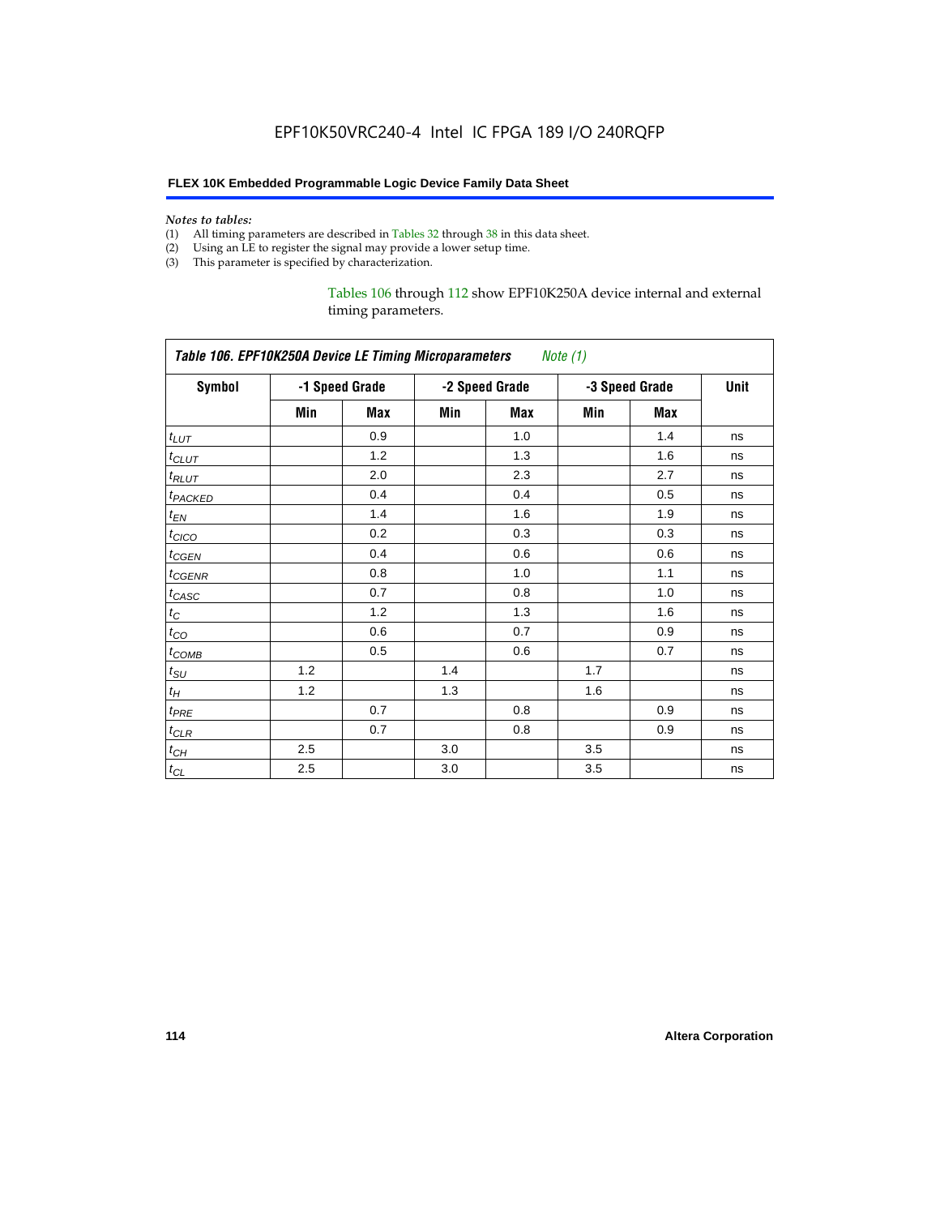*Notes to tables:*

(1) All timing parameters are described in Tables 32 through 38 in this data sheet.
(2) Using an LE to register the signal may provide a lower setup time.
(3) This parameter is specified by characterization.

Tables 106 through 112 show EPF10K250A device internal and external timing parameters.

**Table 106. EPF10K250A Device LE Timing Microparameters** *Note (1)*

| Symbol | -1 Speed Grade | | -2 Speed Grade | | -3 Speed Grade | | Unit |
|---|---|---|---|---|---|---|---|
| | Min | Max | Min | Max | Min | Max | |
| $t_{LUT}$ | | 0.9 | | 1.0 | | 1.4 | ns |
| $t_{CLUT}$ | | 1.2 | | 1.3 | | 1.6 | ns |
| $t_{RLUT}$ | | 2.0 | | 2.3 | | 2.7 | ns |
| $t_{PACKED}$ | | 0.4 | | 0.4 | | 0.5 | ns |
| $t_{EN}$ | | 1.4 | | 1.6 | | 1.9 | ns |
| $t_{CICO}$ | | 0.2 | | 0.3 | | 0.3 | ns |
| $t_{CGEN}$ | | 0.4 | | 0.6 | | 0.6 | ns |
| $t_{CGENR}$ | | 0.8 | | 1.0 | | 1.1 | ns |
| $t_{CASC}$ | | 0.7 | | 0.8 | | 1.0 | ns |
| $t_{C}$ | | 1.2 | | 1.3 | | 1.6 | ns |
| $t_{CO}$ | | 0.6 | | 0.7 | | 0.9 | ns |
| $t_{COMB}$ | | 0.5 | | 0.6 | | 0.7 | ns |
| $t_{SU}$ | 1.2 | | 1.4 | | 1.7 | | ns |
| $t_{H}$ | 1.2 | | 1.3 | | 1.6 | | ns |
| $t_{PRE}$ | | 0.7 | | 0.8 | | 0.9 | ns |
| $t_{CLR}$ | | 0.7 | | 0.8 | | 0.9 | ns |
| $t_{CH}$ | 2.5 | | 3.0 | | 3.5 | | ns |
| $t_{CL}$ | 2.5 | | 3.0 | | 3.5 | | ns |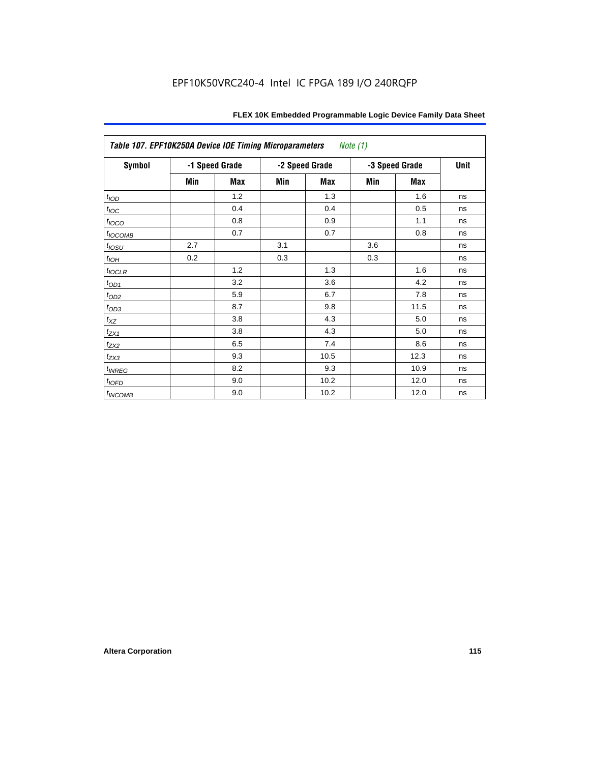EPF10K50VRC240-4 Intel IC FPGA 189 I/O 240RQFP

| Table 107. EPF10K250A Device IOE Timing Microparameters *Note (1)* | | | | | | | |
|---|---|---|---|---|---|---|---|
| **Symbol** | **-1 Speed Grade** | | **-2 Speed Grade** | | **-3 Speed Grade** | | **Unit** |
| | **Min** | **Max** | **Min** | **Max** | **Min** | **Max** | |
| $t_{IOD}$ | | 1.2 | | 1.3 | | 1.6 | ns |
| $t_{IOC}$ | | 0.4 | | 0.4 | | 0.5 | ns |
| $t_{IOCO}$ | | 0.8 | | 0.9 | | 1.1 | ns |
| $t_{IOCOMB}$ | | 0.7 | | 0.7 | | 0.8 | ns |
| $t_{IOSU}$ | 2.7 | | 3.1 | | 3.6 | | ns |
| $t_{IOH}$ | 0.2 | | 0.3 | | 0.3 | | ns |
| $t_{IOCLR}$ | | 1.2 | | 1.3 | | 1.6 | ns |
| $t_{OD1}$ | | 3.2 | | 3.6 | | 4.2 | ns |
| $t_{OD2}$ | | 5.9 | | 6.7 | | 7.8 | ns |
| $t_{OD3}$ | | 8.7 | | 9.8 | | 11.5 | ns |
| $t_{XZ}$ | | 3.8 | | 4.3 | | 5.0 | ns |
| $t_{ZX1}$ | | 3.8 | | 4.3 | | 5.0 | ns |
| $t_{ZX2}$ | | 6.5 | | 7.4 | | 8.6 | ns |
| $t_{ZX3}$ | | 9.3 | | 10.5 | | 12.3 | ns |
| $t_{INREG}$ | | 8.2 | | 9.3 | | 10.9 | ns |
| $t_{IOFD}$ | | 9.0 | | 10.2 | | 12.0 | ns |
| $t_{INCOMB}$ | | 9.0 | | 10.2 | | 12.0 | ns |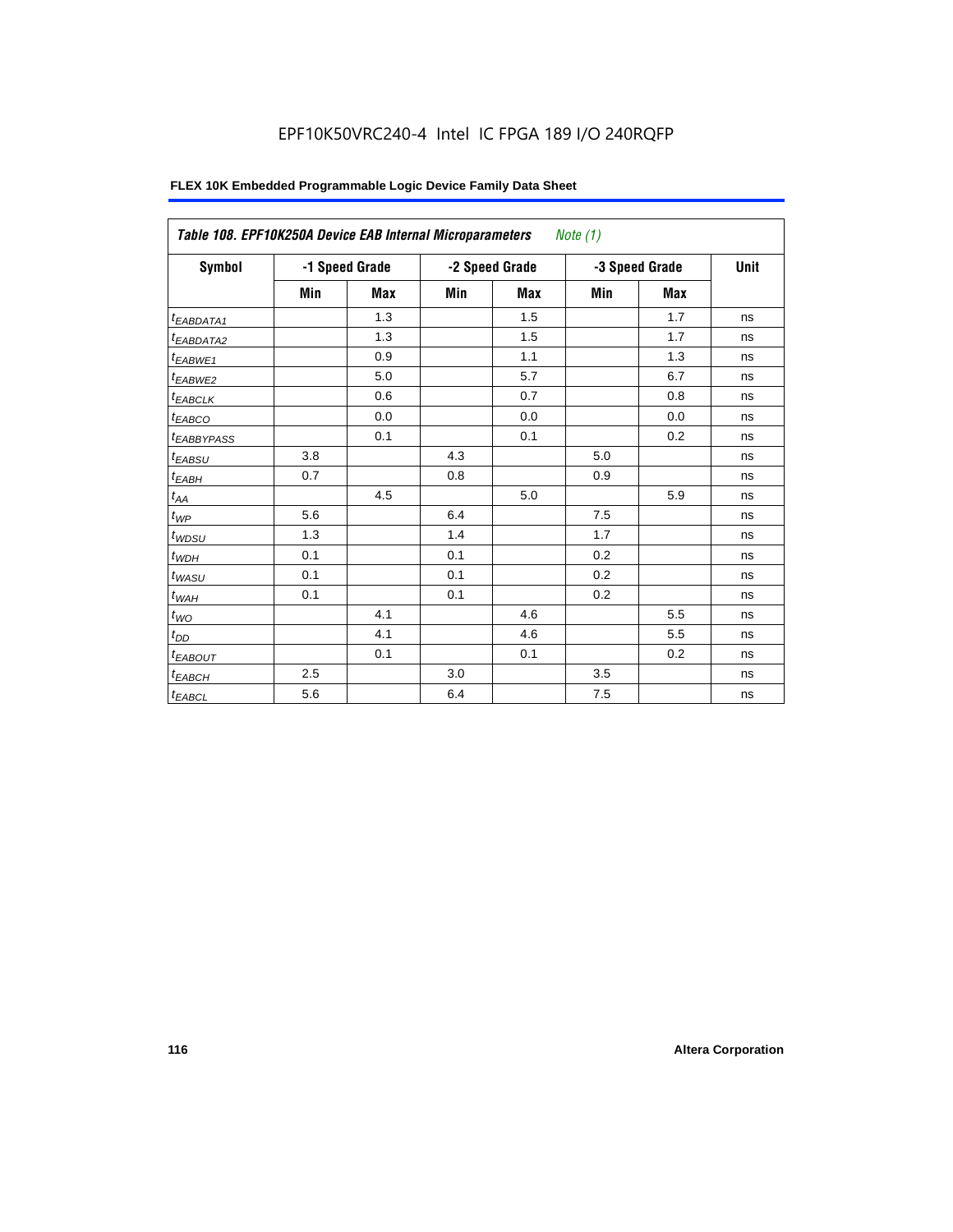Table 108. EPF10K250A Device EAB Internal Microparameters *Note (1)*

| Symbol | -1 Speed Grade | | -2 Speed Grade | | -3 Speed Grade | | Unit |
|---|---|---|---|---|---|---|---|
| | Min | Max | Min | Max | Min | Max | |
| $t_{EABDATA1}$ | | 1.3 | | 1.5 | | 1.7 | ns |
| $t_{EABDATA2}$ | | 1.3 | | 1.5 | | 1.7 | ns |
| $t_{EABWE1}$ | | 0.9 | | 1.1 | | 1.3 | ns |
| $t_{EABWE2}$ | | 5.0 | | 5.7 | | 6.7 | ns |
| $t_{EABCLK}$ | | 0.6 | | 0.7 | | 0.8 | ns |
| $t_{EABCO}$ | | 0.0 | | 0.0 | | 0.0 | ns |
| $t_{EABBYPASS}$ | | 0.1 | | 0.1 | | 0.2 | ns |
| $t_{EABSU}$ | 3.8 | | 4.3 | | 5.0 | | ns |
| $t_{EABH}$ | 0.7 | | 0.8 | | 0.9 | | ns |
| $t_{AA}$ | | 4.5 | | 5.0 | | 5.9 | ns |
| $t_{WP}$ | 5.6 | | 6.4 | | 7.5 | | ns |
| $t_{WDSU}$ | 1.3 | | 1.4 | | 1.7 | | ns |
| $t_{WDH}$ | 0.1 | | 0.1 | | 0.2 | | ns |
| $t_{WASU}$ | 0.1 | | 0.1 | | 0.2 | | ns |
| $t_{WAH}$ | 0.1 | | 0.1 | | 0.2 | | ns |
| $t_{WO}$ | | 4.1 | | 4.6 | | 5.5 | ns |
| $t_{DD}$ | | 4.1 | | 4.6 | | 5.5 | ns |
| $t_{EABOUT}$ | | 0.1 | | 0.1 | | 0.2 | ns |
| $t_{EABCH}$ | 2.5 | | 3.0 | | 3.5 | | ns |
| $t_{EABCL}$ | 5.6 | | 6.4 | | 7.5 | | ns |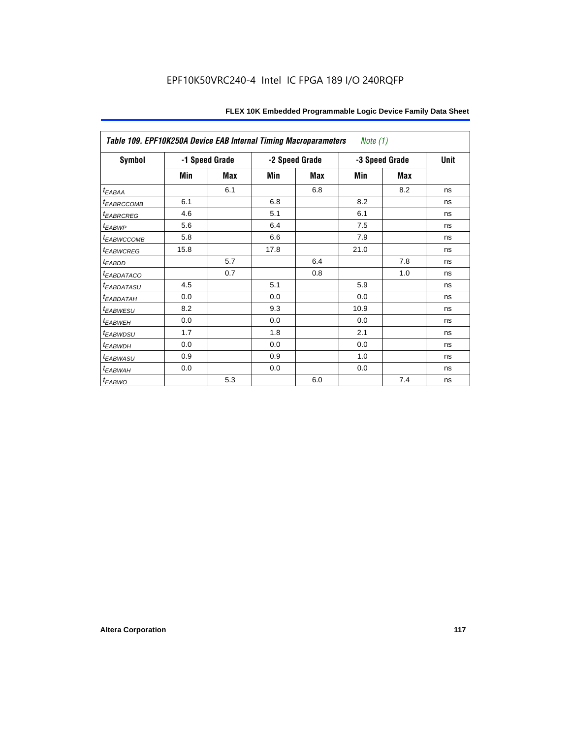| Table 109. EPF10K250A Device EAB Internal Timing Macroparameters *Note (1)* | | | | | | | |
|---|---|---|---|---|---|---|---|
| **Symbol** | **-1 Speed Grade** | | **-2 Speed Grade** | | **-3 Speed Grade** | | **Unit** |
| | **Min** | **Max** | **Min** | **Max** | **Min** | **Max** | |
| $t_{EABAA}$ | | 6.1 | | 6.8 | | 8.2 | ns |
| $t_{EABRCCOMB}$ | 6.1 | | 6.8 | | 8.2 | | ns |
| $t_{EABRCREG}$ | 4.6 | | 5.1 | | 6.1 | | ns |
| $t_{EABWP}$ | 5.6 | | 6.4 | | 7.5 | | ns |
| $t_{EABWCCOMB}$ | 5.8 | | 6.6 | | 7.9 | | ns |
| $t_{EABWCREG}$ | 15.8 | | 17.8 | | 21.0 | | ns |
| $t_{EABDD}$ | | 5.7 | | 6.4 | | 7.8 | ns |
| $t_{EABDATACO}$ | | 0.7 | | 0.8 | | 1.0 | ns |
| $t_{EABDATASU}$ | 4.5 | | 5.1 | | 5.9 | | ns |
| $t_{EABDATAH}$ | 0.0 | | 0.0 | | 0.0 | | ns |
| $t_{EABWESU}$ | 8.2 | | 9.3 | | 10.9 | | ns |
| $t_{EABWEH}$ | 0.0 | | 0.0 | | 0.0 | | ns |
| $t_{EABWDSU}$ | 1.7 | | 1.8 | | 2.1 | | ns |
| $t_{EABWDH}$ | 0.0 | | 0.0 | | 0.0 | | ns |
| $t_{EABWASU}$ | 0.9 | | 0.9 | | 1.0 | | ns |
| $t_{EABWAH}$ | 0.0 | | 0.0 | | 0.0 | | ns |
| $t_{EABWO}$ | | 5.3 | | 6.0 | | 7.4 | ns |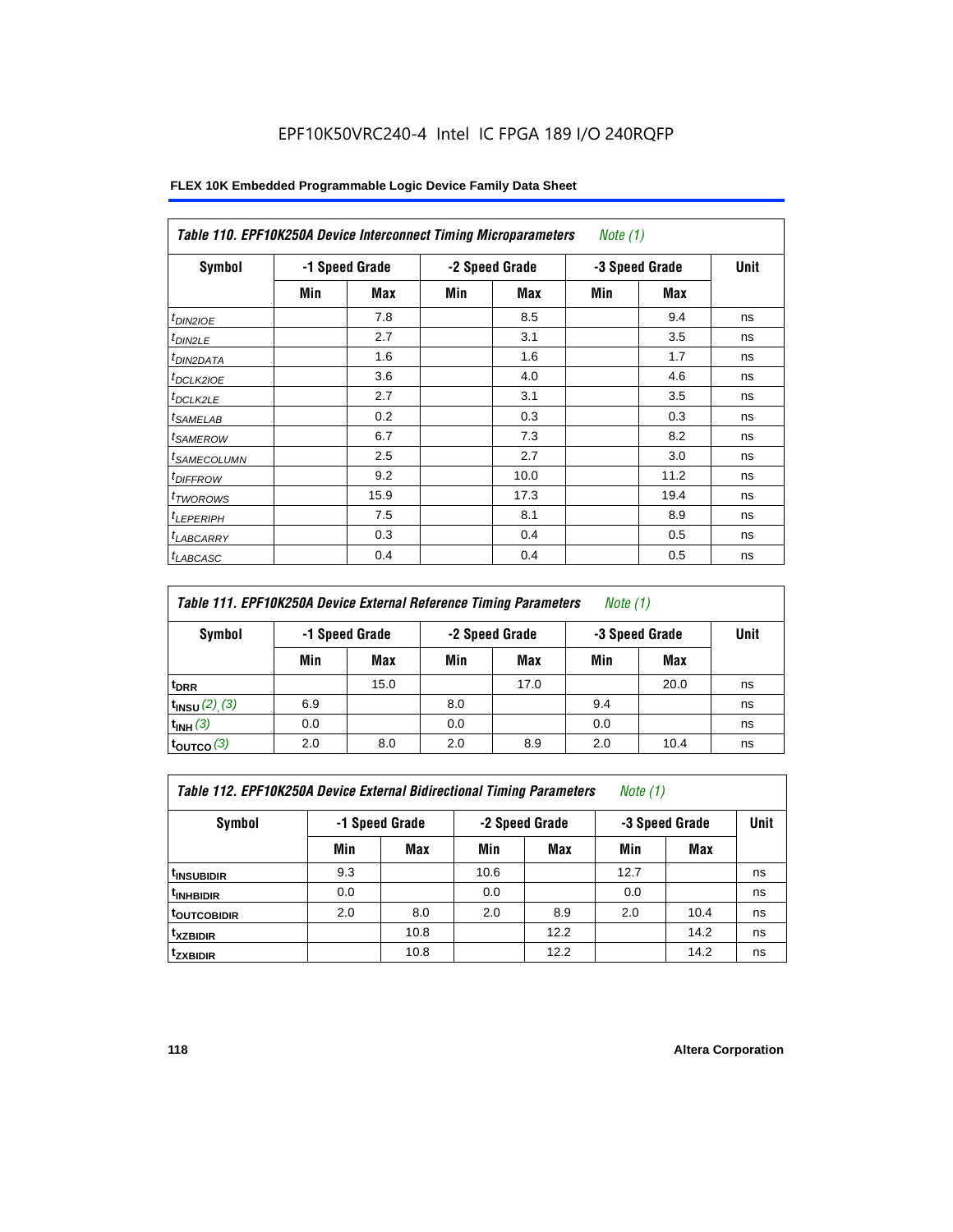EPF10K50VRC240-4 Intel IC FPGA 189 I/O 240RQFP

| Table 110. EPF10K250A Device Interconnect Timing Microparameters *Note (1)* | | | | | | | |
|---|---|---|---|---|---|---|---|
| Symbol | -1 Speed Grade | | -2 Speed Grade | | -3 Speed Grade | | Unit |
| | Min | Max | Min | Max | Min | Max | |
| $t_{DIN2IOE}$ | | 7.8 | | 8.5 | | 9.4 | ns |
| $t_{DIN2LE}$ | | 2.7 | | 3.1 | | 3.5 | ns |
| $t_{DIN2DATA}$ | | 1.6 | | 1.6 | | 1.7 | ns |
| $t_{DCLK2IOE}$ | | 3.6 | | 4.0 | | 4.6 | ns |
| $t_{DCLK2LE}$ | | 2.7 | | 3.1 | | 3.5 | ns |
| $t_{SAMELAB}$ | | 0.2 | | 0.3 | | 0.3 | ns |
| $t_{SAMEROW}$ | | 6.7 | | 7.3 | | 8.2 | ns |
| $t_{SAMECOLUMN}$ | | 2.5 | | 2.7 | | 3.0 | ns |
| $t_{DIFFROW}$ | | 9.2 | | 10.0 | | 11.2 | ns |
| $t_{TWOROWS}$ | | 15.9 | | 17.3 | | 19.4 | ns |
| $t_{LEPERIPH}$ | | 7.5 | | 8.1 | | 8.9 | ns |
| $t_{LABCARRY}$ | | 0.3 | | 0.4 | | 0.5 | ns |
| $t_{LABCASC}$ | | 0.4 | | 0.4 | | 0.5 | ns |

| Table 111. EPF10K250A Device External Reference Timing Parameters *Note (1)* | | | | | | | |
|---|---|---|---|---|---|---|---|
| Symbol | -1 Speed Grade | | -2 Speed Grade | | -3 Speed Grade | | Unit |
| | Min | Max | Min | Max | Min | Max | |
| $t_{DRR}$ | | 15.0 | | 17.0 | | 20.0 | ns |
| $t_{INSU}$ *(2), (3)* | 6.9 | | 8.0 | | 9.4 | | ns |
| $t_{INH}$ *(3)* | 0.0 | | 0.0 | | 0.0 | | ns |
| $t_{OUTCO}$ *(3)* | 2.0 | 8.0 | 2.0 | 8.9 | 2.0 | 10.4 | ns |

| Table 112. EPF10K250A Device External Bidirectional Timing Parameters *Note (1)* | | | | | | | |
|---|---|---|---|---|---|---|---|
| Symbol | -1 Speed Grade | | -2 Speed Grade | | -3 Speed Grade | | Unit |
| | Min | Max | Min | Max | Min | Max | |
| $t_{INSUBIDIR}$ | 9.3 | | 10.6 | | 12.7 | | ns |
| $t_{INHBIDIR}$ | 0.0 | | 0.0 | | 0.0 | | ns |
| $t_{OUTCOBIDIR}$ | 2.0 | 8.0 | 2.0 | 8.9 | 2.0 | 10.4 | ns |
| $t_{XZBIDIR}$ | | 10.8 | | 12.2 | | 14.2 | ns |
| $t_{ZXBIDIR}$ | | 10.8 | | 12.2 | | 14.2 | ns |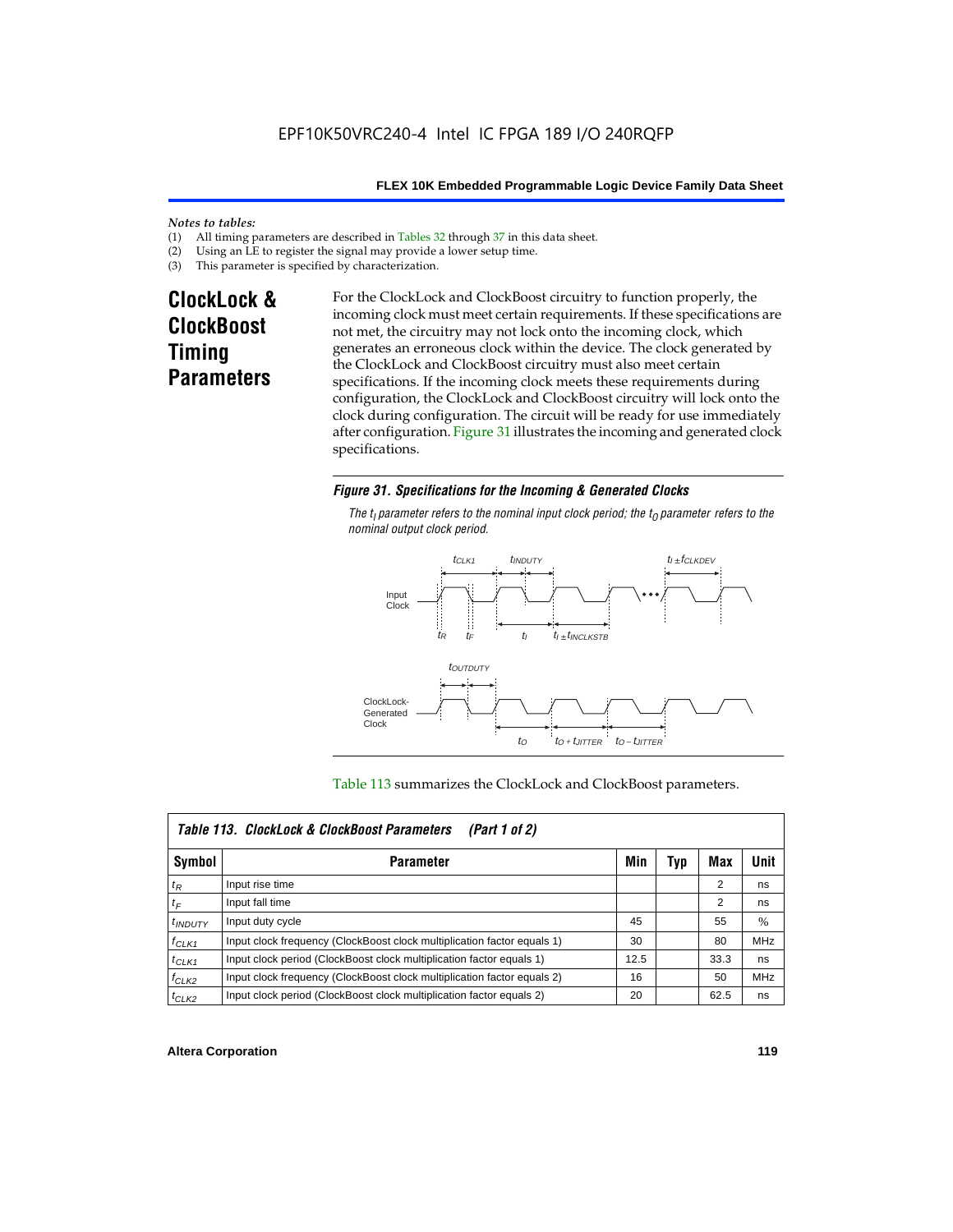*Notes to tables:*

(1) All timing parameters are described in Tables 32 through 37 in this data sheet.
(2) Using an LE to register the signal may provide a lower setup time.
(3) This parameter is specified by characterization.

## ClockLock & ClockBoost Timing Parameters

For the ClockLock and ClockBoost circuitry to function properly, the incoming clock must meet certain requirements. If these specifications are not met, the circuitry may not lock onto the incoming clock, which generates an erroneous clock within the device. The clock generated by the ClockLock and ClockBoost circuitry must also meet certain specifications. If the incoming clock meets these requirements during configuration, the ClockLock and ClockBoost circuitry will lock onto the clock during configuration. The circuit will be ready for use immediately after configuration. Figure 31 illustrates the incoming and generated clock specifications.

***Figure 31. Specifications for the Incoming & Generated Clocks***

*The $t_I$ parameter refers to the nominal input clock period; the $t_O$ parameter refers to the nominal output clock period.*

Table 113 summarizes the ClockLock and ClockBoost parameters.

**Table 113. ClockLock & ClockBoost Parameters (Part 1 of 2)**

| Symbol | Parameter | Min | Typ | Max | Unit |
|---|---|---|---|---|---|
| $t_R$ | Input rise time | | | 2 | ns |
| $t_F$ | Input fall time | | | 2 | ns |
| $t_{INDUTY}$ | Input duty cycle | 45 | | 55 | % |
| $f_{CLK1}$ | Input clock frequency (ClockBoost clock multiplication factor equals 1) | 30 | | 80 | MHz |
| $t_{CLK1}$ | Input clock period (ClockBoost clock multiplication factor equals 1) | 12.5 | | 33.3 | ns |
| $f_{CLK2}$ | Input clock frequency (ClockBoost clock multiplication factor equals 2) | 16 | | 50 | MHz |
| $t_{CLK2}$ | Input clock period (ClockBoost clock multiplication factor equals 2) | 20 | | 62.5 | ns |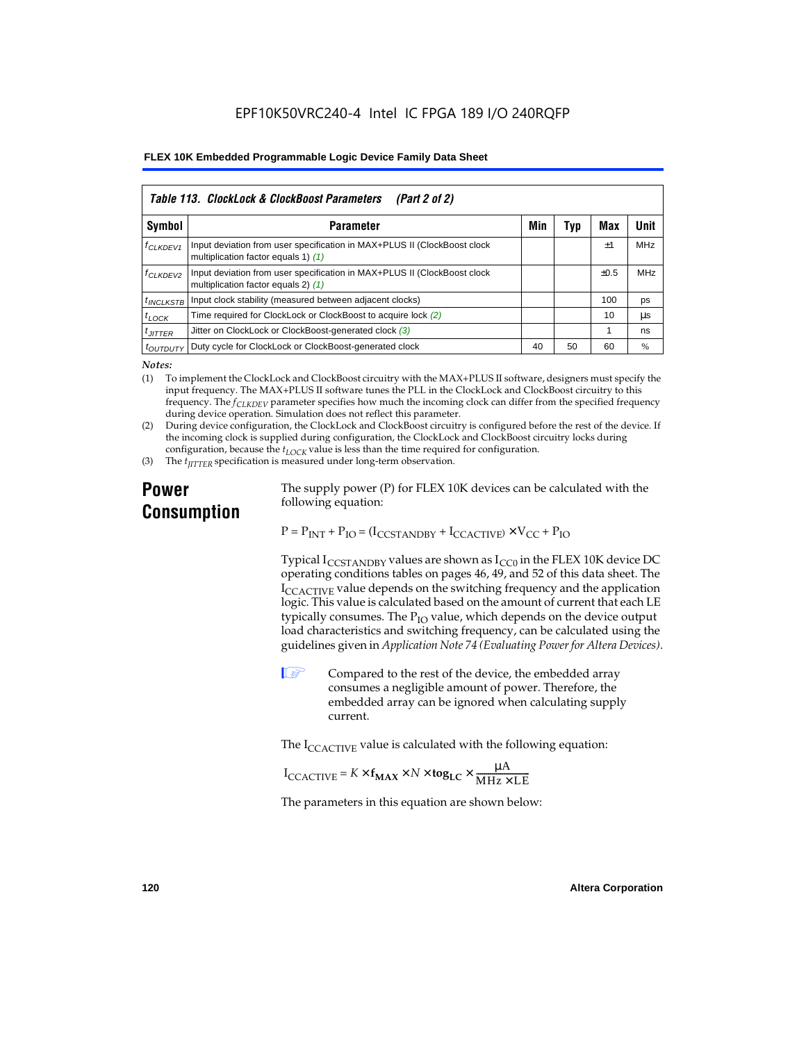**Table 113. ClockLock & ClockBoost Parameters (Part 2 of 2)**

| Symbol | Parameter | Min | Typ | Max | Unit |
|---|---|---|---|---|---|
| $f_{CLKDEV1}$ | Input deviation from user specification in MAX+PLUS II (ClockBoost clock multiplication factor equals 1) *(1)* | | | ±1 | MHz |
| $f_{CLKDEV2}$ | Input deviation from user specification in MAX+PLUS II (ClockBoost clock multiplication factor equals 2) *(1)* | | | ±0.5 | MHz |
| $t_{INCLKSTB}$ | Input clock stability (measured between adjacent clocks) | | | 100 | ps |
| $t_{LOCK}$ | Time required for ClockLock or ClockBoost to acquire lock *(2)* | | | 10 | µs |
| $t_{JITTER}$ | Jitter on ClockLock or ClockBoost-generated clock *(3)* | | | 1 | ns |
| $t_{OUTDUTY}$ | Duty cycle for ClockLock or ClockBoost-generated clock | 40 | 50 | 60 | % |

*Notes:*

(1) To implement the ClockLock and ClockBoost circuitry with the MAX+PLUS II software, designers must specify the input frequency. The MAX+PLUS II software tunes the PLL in the ClockLock and ClockBoost circuitry to this frequency. The $f_{CLKDEV}$ parameter specifies how much the incoming clock can differ from the specified frequency during device operation. Simulation does not reflect this parameter.

(2) During device configuration, the ClockLock and ClockBoost circuitry is configured before the rest of the device. If the incoming clock is supplied during configuration, the ClockLock and ClockBoost circuitry locks during configuration, because the $t_{LOCK}$ value is less than the time required for configuration.

(3) The $t_{JITTER}$ specification is measured under long-term observation.

## Power Consumption

The supply power (P) for FLEX 10K devices can be calculated with the following equation:

$$P = P_{INT} + P_{IO} = (I_{CCSTANDBY} + I_{CCACTIVE}) \times V_{CC} + P_{IO}$$

Typical $I_{CCSTANDBY}$ values are shown as $I_{CC0}$ in the FLEX 10K device DC operating conditions tables on pages 46, 49, and 52 of this data sheet. The $I_{CCACTIVE}$ value depends on the switching frequency and the application logic. This value is calculated based on the amount of current that each LE typically consumes. The $P_{IO}$ value, which depends on the device output load characteristics and switching frequency, can be calculated using the guidelines given in *Application Note 74 (Evaluating Power for Altera Devices)*.

Compared to the rest of the device, the embedded array consumes a negligible amount of power. Therefore, the embedded array can be ignored when calculating supply current.

The $I_{CCACTIVE}$ value is calculated with the following equation:

$$I_{CCACTIVE} = K \times \mathbf{f_{MAX}} \times N \times \mathbf{tog_{LC}} \times \frac{\mu A}{MHz \times LE}$$

The parameters in this equation are shown below: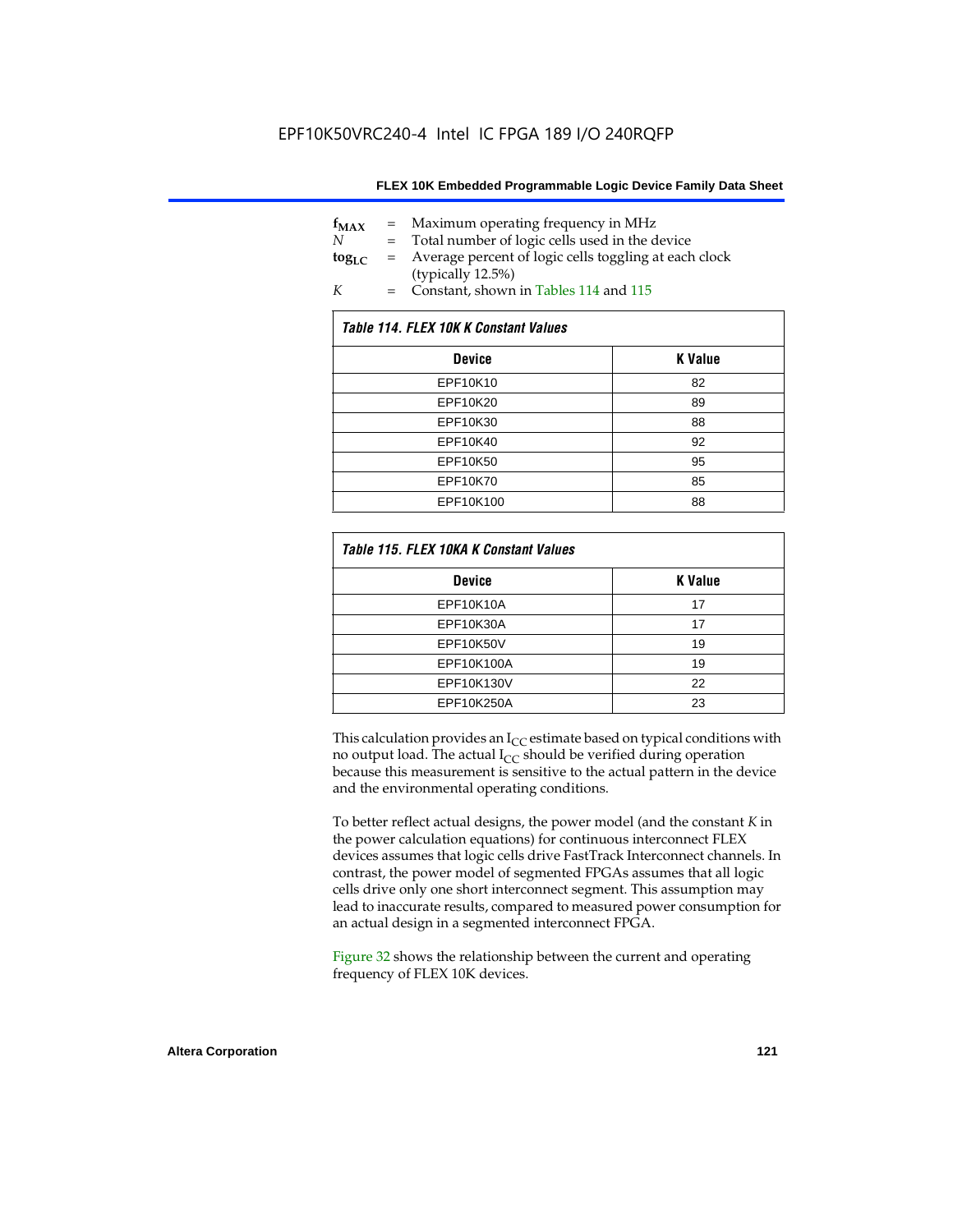$f_{MAX}$ = Maximum operating frequency in MHz
$N$ = Total number of logic cells used in the device
$tog_{LC}$ = Average percent of logic cells toggling at each clock (typically 12.5%)
$K$ = Constant, shown in Tables 114 and 115

*Table 114. FLEX 10K K Constant Values*

| Device | K Value |
|---|---|
| EPF10K10 | 82 |
| EPF10K20 | 89 |
| EPF10K30 | 88 |
| EPF10K40 | 92 |
| EPF10K50 | 95 |
| EPF10K70 | 85 |
| EPF10K100 | 88 |

*Table 115. FLEX 10KA K Constant Values*

| Device | K Value |
|---|---|
| EPF10K10A | 17 |
| EPF10K30A | 17 |
| EPF10K50V | 19 |
| EPF10K100A | 19 |
| EPF10K130V | 22 |
| EPF10K250A | 23 |

This calculation provides an $I_{CC}$ estimate based on typical conditions with no output load. The actual $I_{CC}$ should be verified during operation because this measurement is sensitive to the actual pattern in the device and the environmental operating conditions.

To better reflect actual designs, the power model (and the constant $K$ in the power calculation equations) for continuous interconnect FLEX devices assumes that logic cells drive FastTrack Interconnect channels. In contrast, the power model of segmented FPGAs assumes that all logic cells drive only one short interconnect segment. This assumption may lead to inaccurate results, compared to measured power consumption for an actual design in a segmented interconnect FPGA.

Figure 32 shows the relationship between the current and operating frequency of FLEX 10K devices.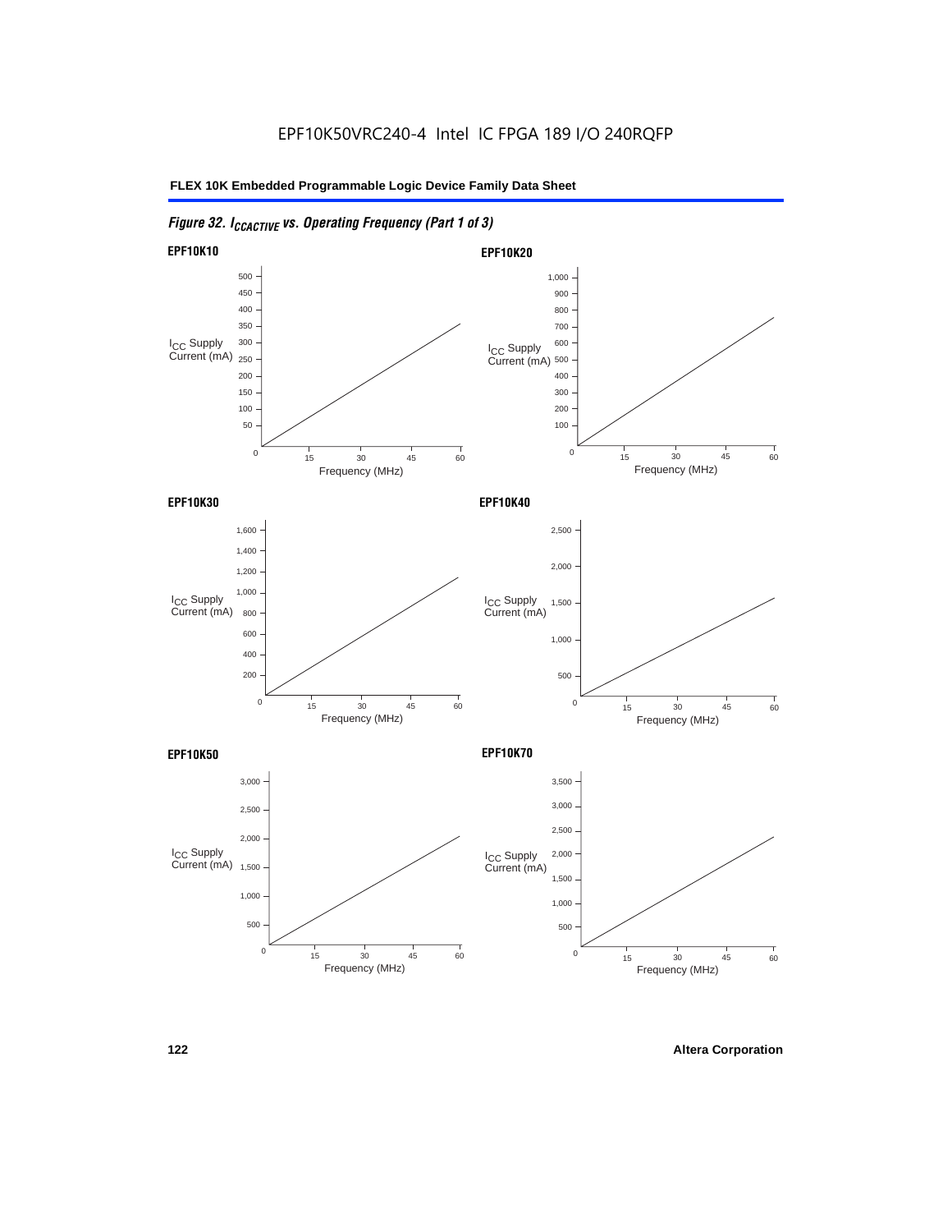EPF10K50VRC240-4 Intel IC FPGA 189 I/O 240RQFP

*Figure 32. $I_{CCACTIVE}$ vs. Operating Frequency (Part 1 of 3)*

**EPF10K10**

$I_{CC}$ Supply Current (mA)

Frequency (MHz)

**EPF10K20**

$I_{CC}$ Supply Current (mA)

Frequency (MHz)

**EPF10K30**

$I_{CC}$ Supply Current (mA)

Frequency (MHz)

**EPF10K40**

$I_{CC}$ Supply Current (mA)

Frequency (MHz)

**EPF10K50**

$I_{CC}$ Supply Current (mA)

Frequency (MHz)

**EPF10K70**

$I_{CC}$ Supply Current (mA)

Frequency (MHz)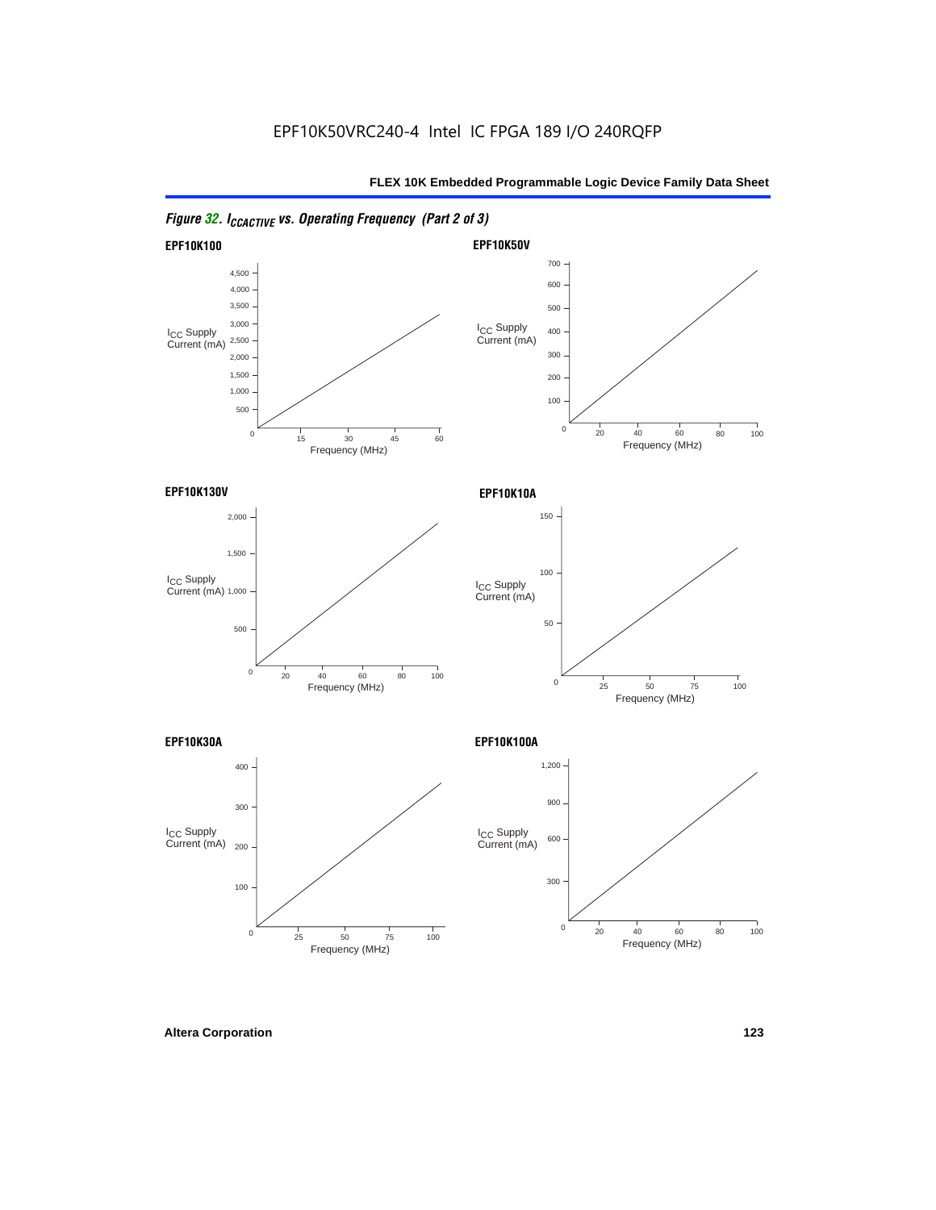*Figure 32. $I_{CCACTIVE}$ vs. Operating Frequency (Part 2 of 3)*

**EPF10K100**

$I_{CC}$ Supply Current (mA)

4,500
4,000
3,500
3,000
2,500
2,000
1,500
1,000
500
0

15 30 45 60

Frequency (MHz)

**EPF10K50V**

$I_{CC}$ Supply Current (mA)

700
600
500
400
300
200
100
0

20 40 60 80 100

Frequency (MHz)

**EPF10K130V**

$I_{CC}$ Supply Current (mA)

2,000
1,500
1,000
500
0

20 40 60 80 100

Frequency (MHz)

**EPF10K10A**

$I_{CC}$ Supply Current (mA)

150
100
50
0

25 50 75 100

Frequency (MHz)

**EPF10K30A**

$I_{CC}$ Supply Current (mA)

400
300
200
100
0

25 50 75 100

Frequency (MHz)

**EPF10K100A**

$I_{CC}$ Supply Current (mA)

1,200
900
600
300
0

20 40 60 80 100

Frequency (MHz)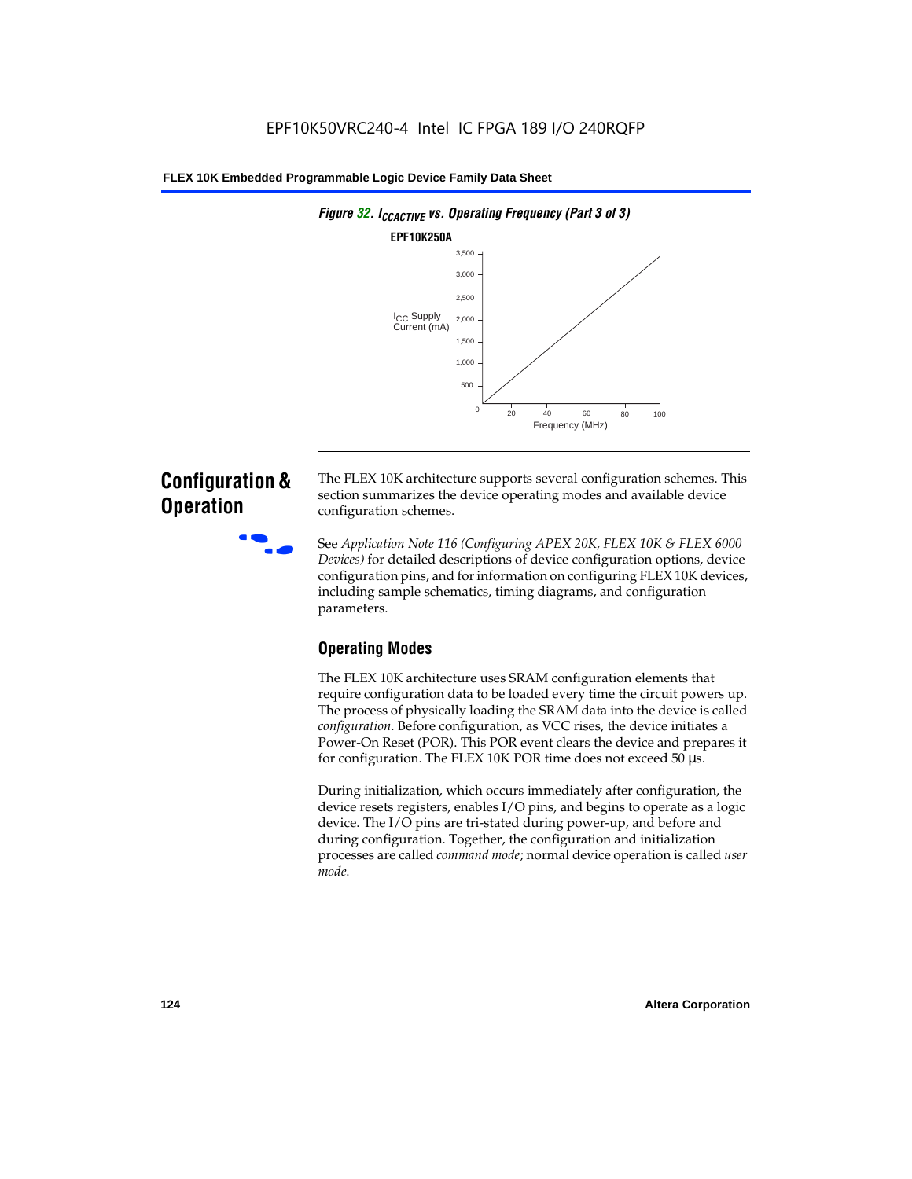*Figure 32. $I_{CCACTIVE}$ vs. Operating Frequency (Part 3 of 3)*

**EPF10K250A**

## Configuration & Operation

The FLEX 10K architecture supports several configuration schemes. This section summarizes the device operating modes and available device configuration schemes.

See *Application Note 116 (Configuring APEX 20K, FLEX 10K & FLEX 6000 Devices)* for detailed descriptions of device configuration options, device configuration pins, and for information on configuring FLEX 10K devices, including sample schematics, timing diagrams, and configuration parameters.

### Operating Modes

The FLEX 10K architecture uses SRAM configuration elements that require configuration data to be loaded every time the circuit powers up. The process of physically loading the SRAM data into the device is called *configuration*. Before configuration, as VCC rises, the device initiates a Power-On Reset (POR). This POR event clears the device and prepares it for configuration. The FLEX 10K POR time does not exceed 50 µs.

During initialization, which occurs immediately after configuration, the device resets registers, enables I/O pins, and begins to operate as a logic device. The I/O pins are tri-stated during power-up, and before and during configuration. Together, the configuration and initialization processes are called *command mode*; normal device operation is called *user mode*.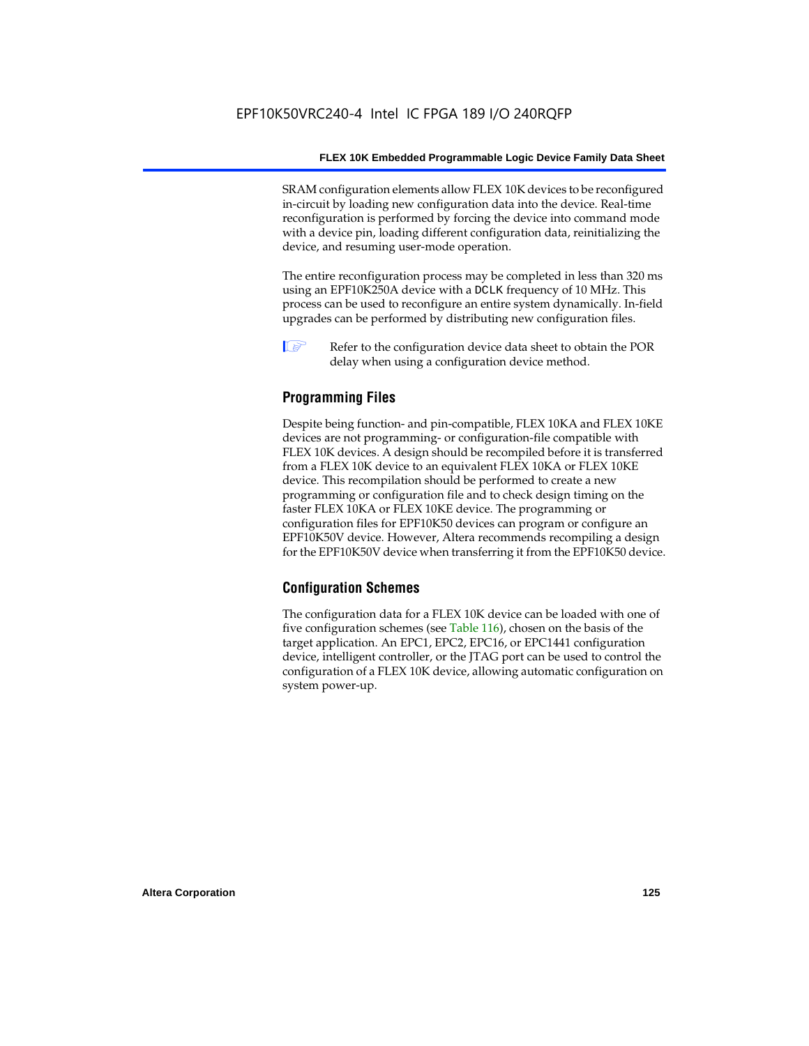SRAM configuration elements allow FLEX 10K devices to be reconfigured in-circuit by loading new configuration data into the device. Real-time reconfiguration is performed by forcing the device into command mode with a device pin, loading different configuration data, reinitializing the device, and resuming user-mode operation.

The entire reconfiguration process may be completed in less than 320 ms using an EPF10K250A device with a DCLK frequency of 10 MHz. This process can be used to reconfigure an entire system dynamically. In-field upgrades can be performed by distributing new configuration files.

Refer to the configuration device data sheet to obtain the POR delay when using a configuration device method.

## Programming Files

Despite being function- and pin-compatible, FLEX 10KA and FLEX 10KE devices are not programming- or configuration-file compatible with FLEX 10K devices. A design should be recompiled before it is transferred from a FLEX 10K device to an equivalent FLEX 10KA or FLEX 10KE device. This recompilation should be performed to create a new programming or configuration file and to check design timing on the faster FLEX 10KA or FLEX 10KE device. The programming or configuration files for EPF10K50 devices can program or configure an EPF10K50V device. However, Altera recommends recompiling a design for the EPF10K50V device when transferring it from the EPF10K50 device.

## Configuration Schemes

The configuration data for a FLEX 10K device can be loaded with one of five configuration schemes (see Table 116), chosen on the basis of the target application. An EPC1, EPC2, EPC16, or EPC1441 configuration device, intelligent controller, or the JTAG port can be used to control the configuration of a FLEX 10K device, allowing automatic configuration on system power-up.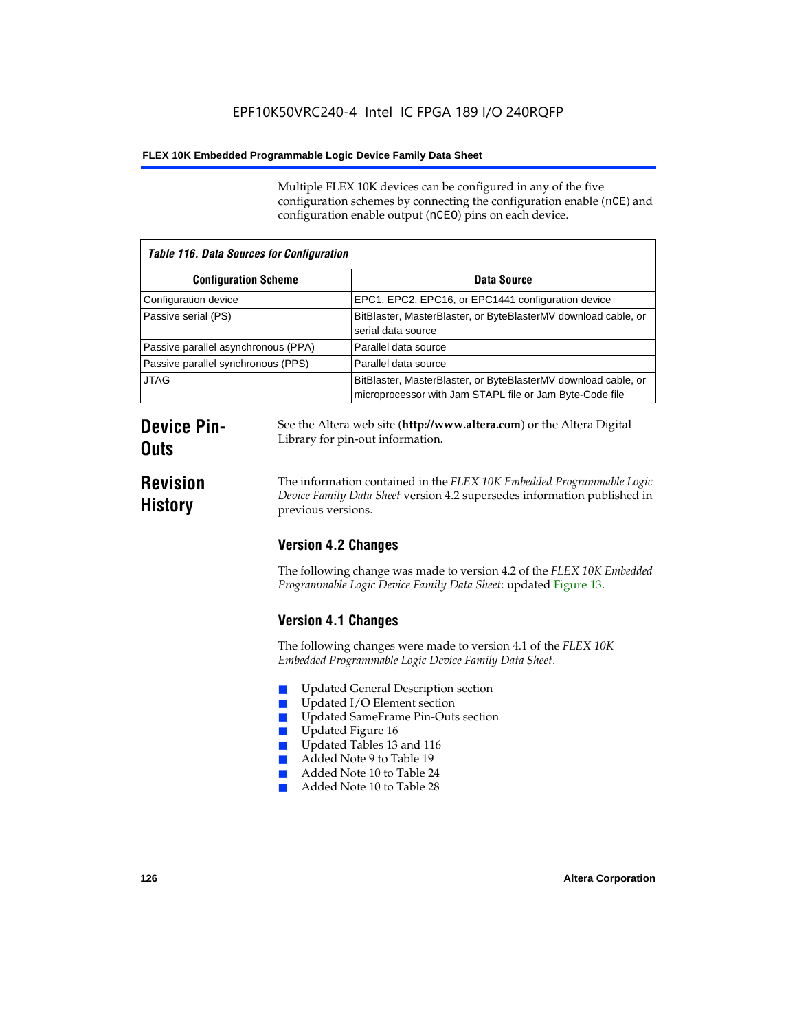Multiple FLEX 10K devices can be configured in any of the five configuration schemes by connecting the configuration enable (nCE) and configuration enable output (nCEO) pins on each device.

*Table 116. Data Sources for Configuration*

| Configuration Scheme | Data Source |
|---|---|
| Configuration device | EPC1, EPC2, EPC16, or EPC1441 configuration device |
| Passive serial (PS) | BitBlaster, MasterBlaster, or ByteBlasterMV download cable, or serial data source |
| Passive parallel asynchronous (PPA) | Parallel data source |
| Passive parallel synchronous (PPS) | Parallel data source |
| JTAG | BitBlaster, MasterBlaster, or ByteBlasterMV download cable, or microprocessor with Jam STAPL file or Jam Byte-Code file |

# Device Pin-Outs

See the Altera web site (**http://www.altera.com**) or the Altera Digital Library for pin-out information.

# Revision History

The information contained in the *FLEX 10K Embedded Programmable Logic Device Family Data Sheet* version 4.2 supersedes information published in previous versions.

## Version 4.2 Changes

The following change was made to version 4.2 of the *FLEX 10K Embedded Programmable Logic Device Family Data Sheet*: updated Figure 13.

## Version 4.1 Changes

The following changes were made to version 4.1 of the *FLEX 10K Embedded Programmable Logic Device Family Data Sheet*.

- Updated General Description section
- Updated I/O Element section
- Updated SameFrame Pin-Outs section
- Updated Figure 16
- Updated Tables 13 and 116
- Added Note 9 to Table 19
- Added Note 10 to Table 24
- Added Note 10 to Table 28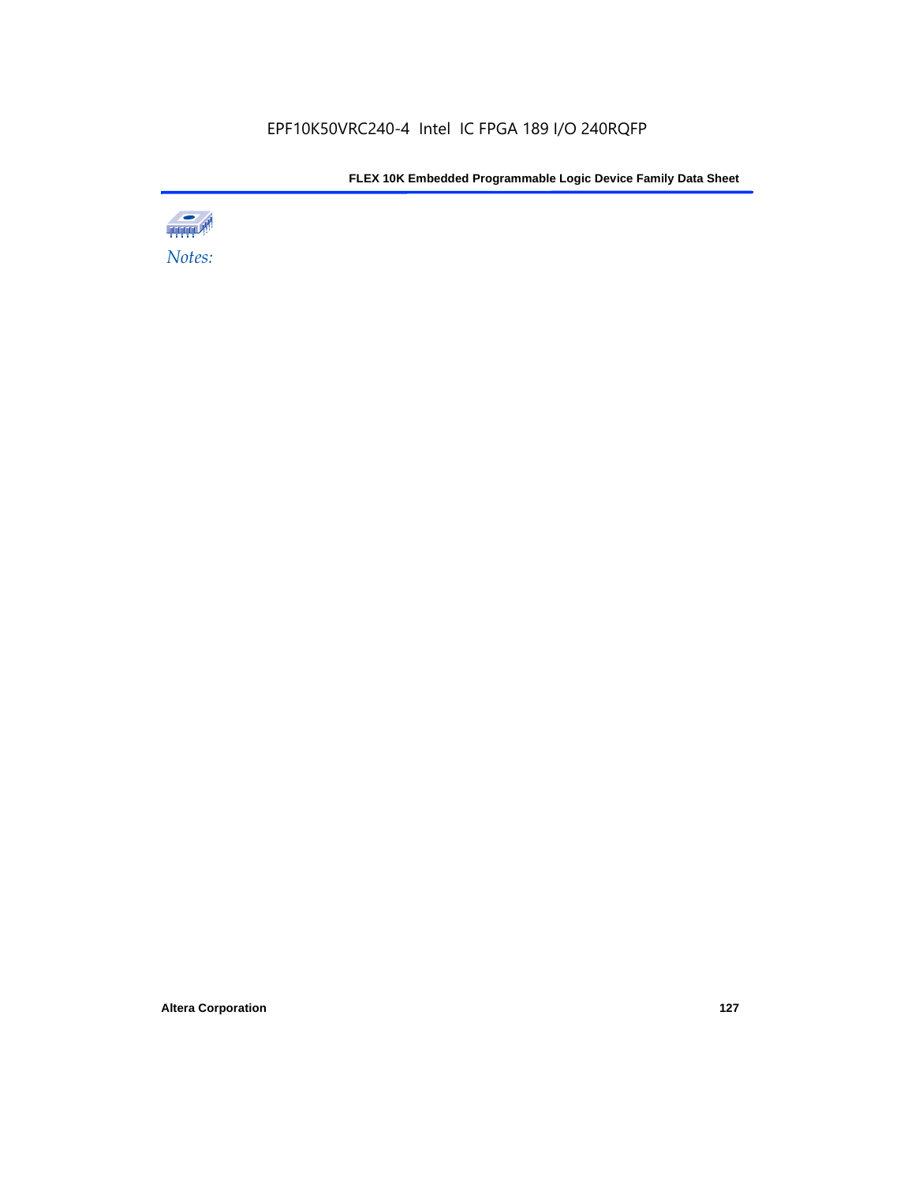*Notes:*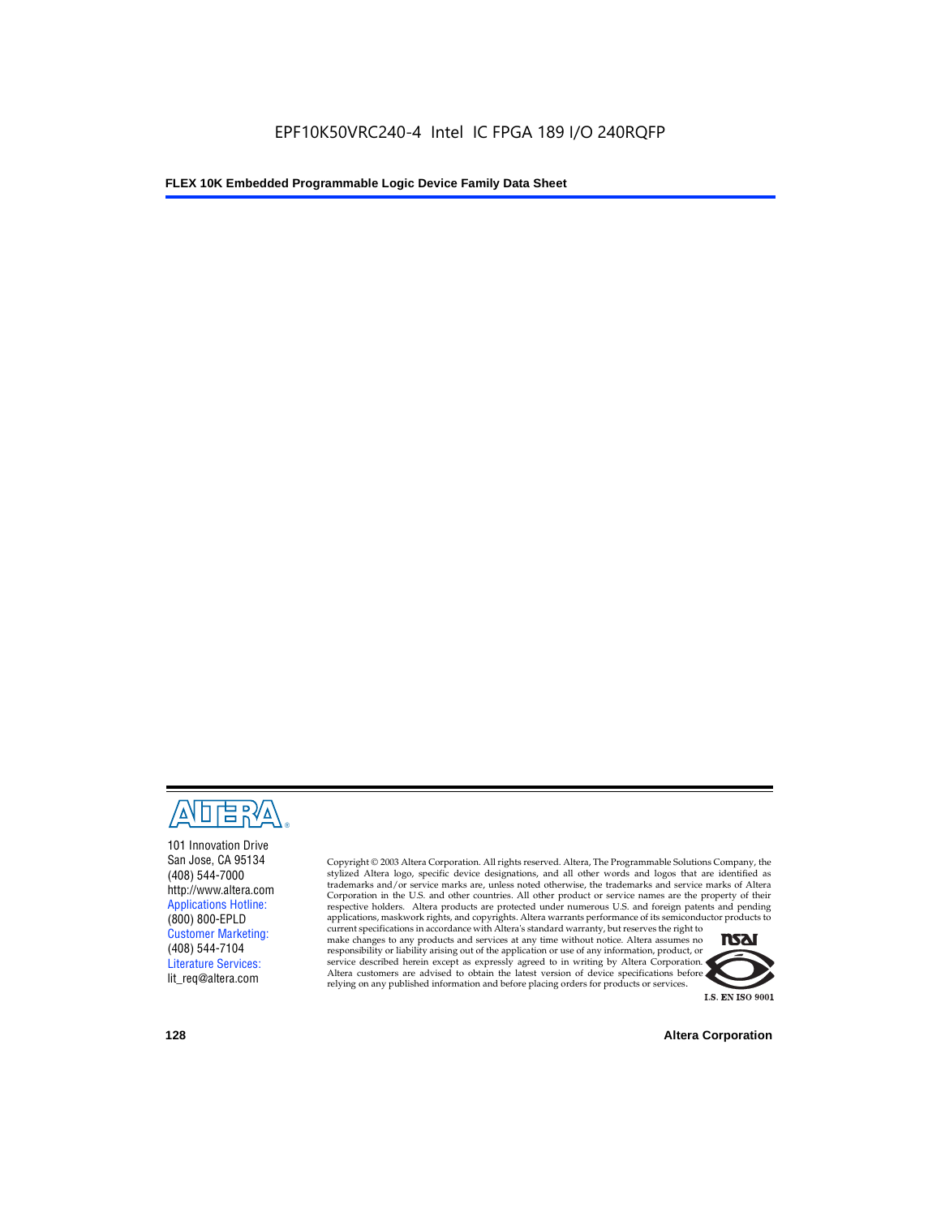101 Innovation Drive
San Jose, CA 95134
(408) 544-7000
http://www.altera.com
Applications Hotline:
(800) 800-EPLD
Customer Marketing:
(408) 544-7104
Literature Services:
lit_req@altera.com

Copyright © 2003 Altera Corporation. All rights reserved. Altera, The Programmable Solutions Company, the stylized Altera logo, specific device designations, and all other words and logos that are identified as trademarks and/or service marks are, unless noted otherwise, the trademarks and service marks of Altera Corporation in the U.S. and other countries. All other product or service names are the property of their respective holders. Altera products are protected under numerous U.S. and foreign patents and pending applications, maskwork rights, and copyrights. Altera warrants performance of its semiconductor products to current specifications in accordance with Altera's standard warranty, but reserves the right to make changes to any products and services at any time without notice. Altera assumes no responsibility or liability arising out of the application or use of any information, product, or service described herein except as expressly agreed to in writing by Altera Corporation. Altera customers are advised to obtain the latest version of device specifications before relying on any published information and before placing orders for products or services.

I.S. EN ISO 9001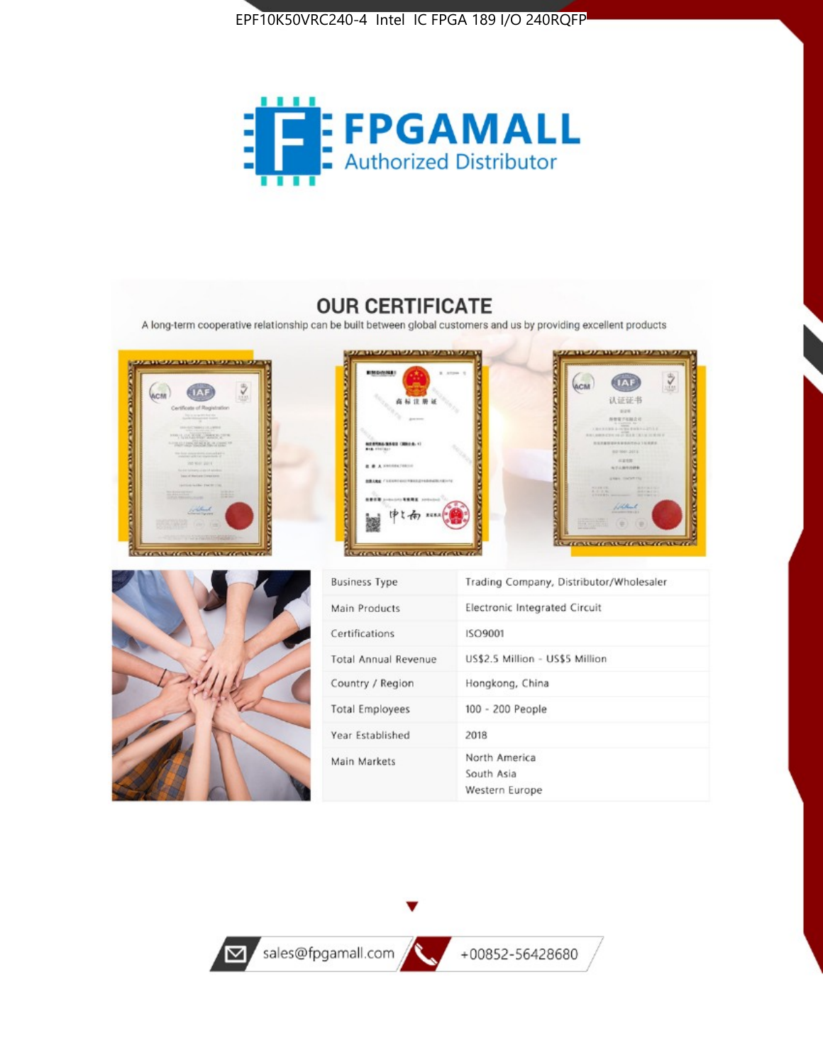FPGAMALL
Authorized Distributor

## OUR CERTIFICATE

A long-term cooperative relationship can be built between global customers and us by providing excellent products

| | |
|---|---|
| Business Type | Trading Company, Distributor/Wholesaler |
| Main Products | Electronic Integrated Circuit |
| Certifications | ISO9001 |
| Total Annual Revenue | US$2.5 Million - US$5 Million |
| Country / Region | Hongkong, China |
| Total Employees | 100 - 200 People |
| Year Established | 2018 |
| Main Markets | North America<br>South Asia<br>Western Europe |

sales@fpgamall.com +00852-56428680